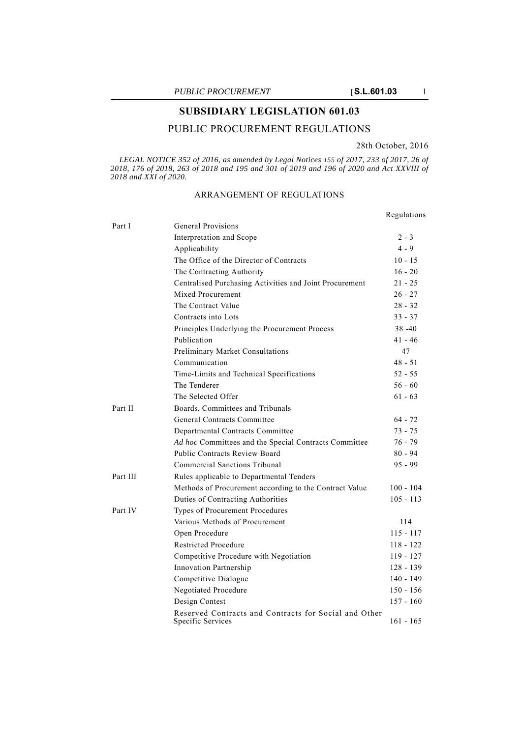# SUBSIDIARY LEGISLATION 601.03

## PUBLIC PROCUREMENT REGULATIONS

28th October, 2016

*LEGAL NOTICE 352 of 2016, as amended by Legal Notices 155 of 2017, 233 of 2017, 26 of 2018, 176 of 2018, 263 of 2018 and 195 and 301 of 2019 and 196 of 2020 and Act XXVIII of 2018 and XXI of 2020.*

### ARRANGEMENT OF REGULATIONS

| | | Regulations |
|---|---|---|
| Part I | General Provisions | |
| | Interpretation and Scope | 2 - 3 |
| | Applicability | 4 - 9 |
| | The Office of the Director of Contracts | 10 - 15 |
| | The Contracting Authority | 16 - 20 |
| | Centralised Purchasing Activities and Joint Procurement | 21 - 25 |
| | Mixed Procurement | 26 - 27 |
| | The Contract Value | 28 - 32 |
| | Contracts into Lots | 33 - 37 |
| | Principles Underlying the Procurement Process | 38 -40 |
| | Publication | 41 - 46 |
| | Preliminary Market Consultations | 47 |
| | Communication | 48 - 51 |
| | Time-Limits and Technical Specifications | 52 - 55 |
| | The Tenderer | 56 - 60 |
| | The Selected Offer | 61 - 63 |
| Part II | Boards, Committees and Tribunals | |
| | General Contracts Committee | 64 - 72 |
| | Departmental Contracts Committee | 73 - 75 |
| | *Ad hoc* Committees and the Special Contracts Committee | 76 - 79 |
| | Public Contracts Review Board | 80 - 94 |
| | Commercial Sanctions Tribunal | 95 - 99 |
| Part III | Rules applicable to Departmental Tenders | |
| | Methods of Procurement according to the Contract Value | 100 - 104 |
| | Duties of Contracting Authorities | 105 - 113 |
| Part IV | Types of Procurement Procedures | |
| | Various Methods of Procurement | 114 |
| | Open Procedure | 115 - 117 |
| | Restricted Procedure | 118 - 122 |
| | Competitive Procedure with Negotiation | 119 - 127 |
| | Innovation Partnership | 128 - 139 |
| | Competitive Dialogue | 140 - 149 |
| | Negotiated Procedure | 150 - 156 |
| | Design Contest | 157 - 160 |
| | Reserved Contracts and Contracts for Social and Other Specific Services | 161 - 165 |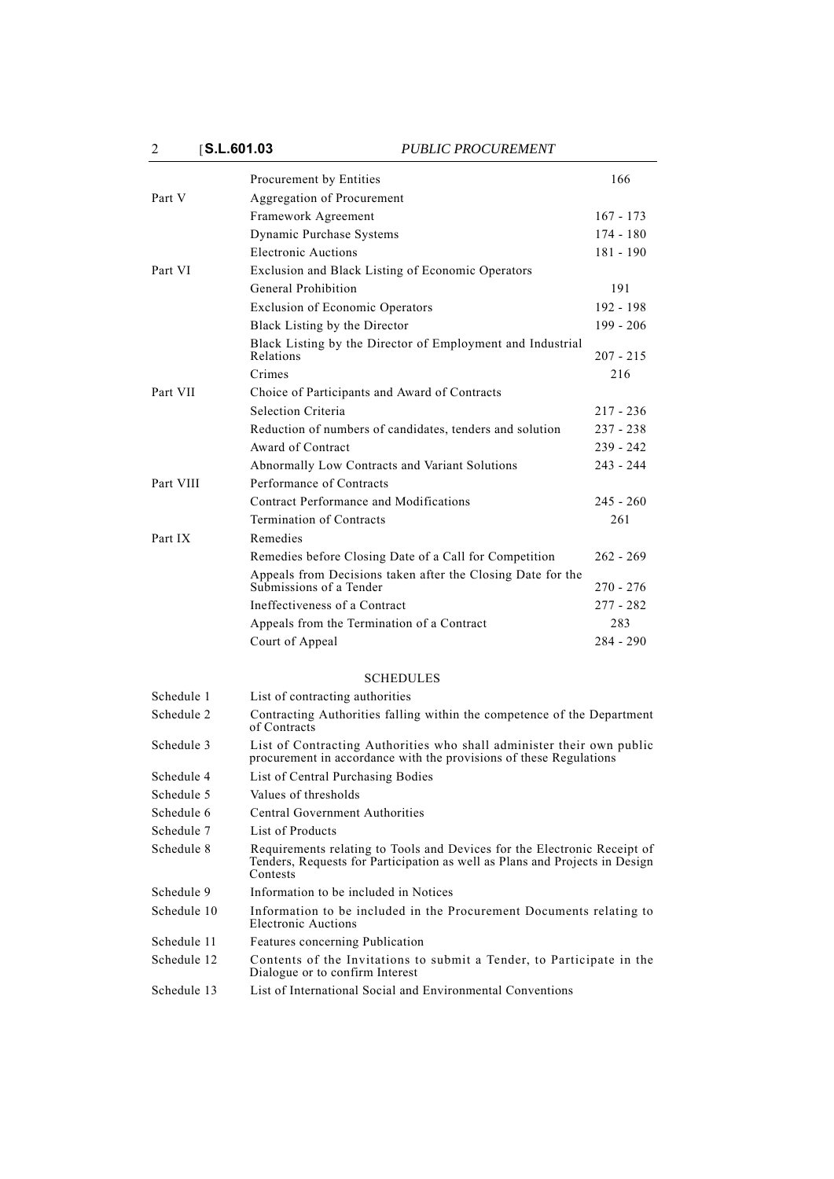| | | |
|---|---|---|
| | Procurement by Entities | 166 |
| Part V | Aggregation of Procurement | |
| | Framework Agreement | 167 - 173 |
| | Dynamic Purchase Systems | 174 - 180 |
| | Electronic Auctions | 181 - 190 |
| Part VI | Exclusion and Black Listing of Economic Operators | |
| | General Prohibition | 191 |
| | Exclusion of Economic Operators | 192 - 198 |
| | Black Listing by the Director | 199 - 206 |
| | Black Listing by the Director of Employment and Industrial Relations | 207 - 215 |
| | Crimes | 216 |
| Part VII | Choice of Participants and Award of Contracts | |
| | Selection Criteria | 217 - 236 |
| | Reduction of numbers of candidates, tenders and solution | 237 - 238 |
| | Award of Contract | 239 - 242 |
| | Abnormally Low Contracts and Variant Solutions | 243 - 244 |
| Part VIII | Performance of Contracts | |
| | Contract Performance and Modifications | 245 - 260 |
| | Termination of Contracts | 261 |
| Part IX | Remedies | |
| | Remedies before Closing Date of a Call for Competition | 262 - 269 |
| | Appeals from Decisions taken after the Closing Date for the Submissions of a Tender | 270 - 276 |
| | Ineffectiveness of a Contract | 277 - 282 |
| | Appeals from the Termination of a Contract | 283 |
| | Court of Appeal | 284 - 290 |

SCHEDULES

| | |
|---|---|
| Schedule 1 | List of contracting authorities |
| Schedule 2 | Contracting Authorities falling within the competence of the Department of Contracts |
| Schedule 3 | List of Contracting Authorities who shall administer their own public procurement in accordance with the provisions of these Regulations |
| Schedule 4 | List of Central Purchasing Bodies |
| Schedule 5 | Values of thresholds |
| Schedule 6 | Central Government Authorities |
| Schedule 7 | List of Products |
| Schedule 8 | Requirements relating to Tools and Devices for the Electronic Receipt of Tenders, Requests for Participation as well as Plans and Projects in Design Contests |
| Schedule 9 | Information to be included in Notices |
| Schedule 10 | Information to be included in the Procurement Documents relating to Electronic Auctions |
| Schedule 11 | Features concerning Publication |
| Schedule 12 | Contents of the Invitations to submit a Tender, to Participate in the Dialogue or to confirm Interest |
| Schedule 13 | List of International Social and Environmental Conventions |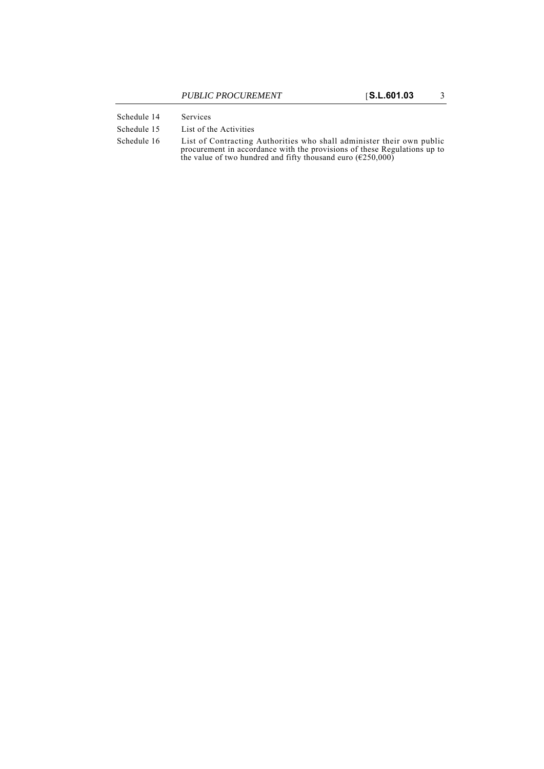| | |
|---|---|
| Schedule 14 | Services |
| Schedule 15 | List of the Activities |
| Schedule 16 | List of Contracting Authorities who shall administer their own public procurement in accordance with the provisions of these Regulations up to the value of two hundred and fifty thousand euro (€250,000) |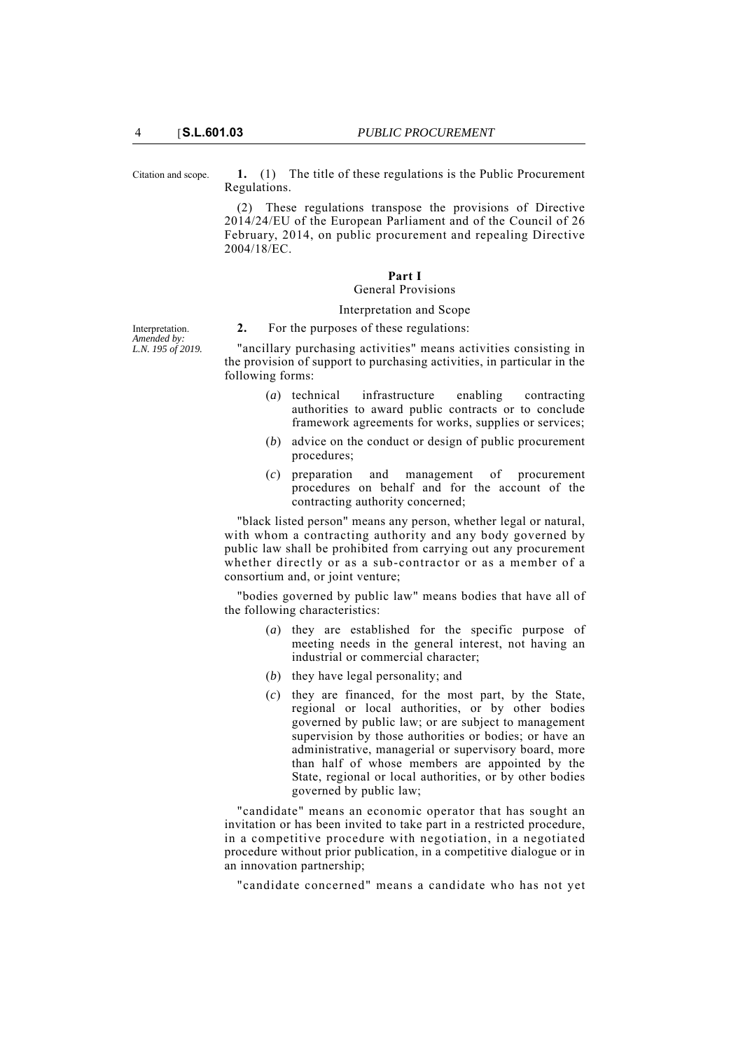Citation and scope.

**1.** (1) The title of these regulations is the Public Procurement Regulations.

(2) These regulations transpose the provisions of Directive 2014/24/EU of the European Parliament and of the Council of 26 February, 2014, on public procurement and repealing Directive 2004/18/EC.

## Part I
### General Provisions

#### Interpretation and Scope

Interpretation.
*Amended by: L.N. 195 of 2019.*

**2.** For the purposes of these regulations:

"ancillary purchasing activities" means activities consisting in the provision of support to purchasing activities, in particular in the following forms:

(*a*) technical infrastructure enabling contracting authorities to award public contracts or to conclude framework agreements for works, supplies or services;

(*b*) advice on the conduct or design of public procurement procedures;

(*c*) preparation and management of procurement procedures on behalf and for the account of the contracting authority concerned;

"black listed person" means any person, whether legal or natural, with whom a contracting authority and any body governed by public law shall be prohibited from carrying out any procurement whether directly or as a sub-contractor or as a member of a consortium and, or joint venture;

"bodies governed by public law" means bodies that have all of the following characteristics:

(*a*) they are established for the specific purpose of meeting needs in the general interest, not having an industrial or commercial character;

(*b*) they have legal personality; and

(*c*) they are financed, for the most part, by the State, regional or local authorities, or by other bodies governed by public law; or are subject to management supervision by those authorities or bodies; or have an administrative, managerial or supervisory board, more than half of whose members are appointed by the State, regional or local authorities, or by other bodies governed by public law;

"candidate" means an economic operator that has sought an invitation or has been invited to take part in a restricted procedure, in a competitive procedure with negotiation, in a negotiated procedure without prior publication, in a competitive dialogue or in an innovation partnership;

"candidate concerned" means a candidate who has not yet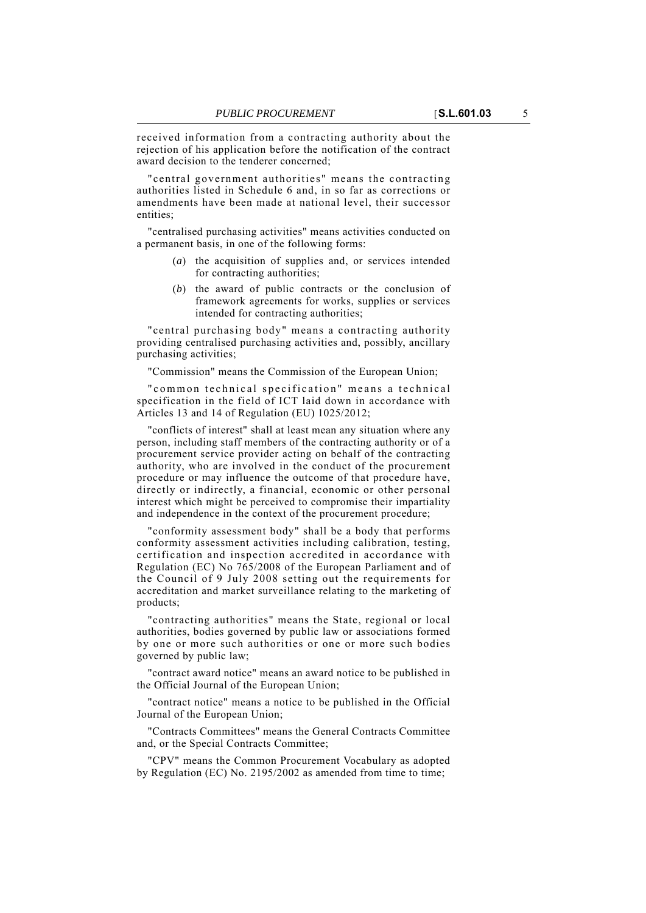received information from a contracting authority about the rejection of his application before the notification of the contract award decision to the tenderer concerned;

"central government authorities" means the contracting authorities listed in Schedule 6 and, in so far as corrections or amendments have been made at national level, their successor entities;

"centralised purchasing activities" means activities conducted on a permanent basis, in one of the following forms:

(*a*) the acquisition of supplies and, or services intended for contracting authorities;

(*b*) the award of public contracts or the conclusion of framework agreements for works, supplies or services intended for contracting authorities;

"central purchasing body" means a contracting authority providing centralised purchasing activities and, possibly, ancillary purchasing activities;

"Commission" means the Commission of the European Union;

"common technical specification" means a technical specification in the field of ICT laid down in accordance with Articles 13 and 14 of Regulation (EU) 1025/2012;

"conflicts of interest" shall at least mean any situation where any person, including staff members of the contracting authority or of a procurement service provider acting on behalf of the contracting authority, who are involved in the conduct of the procurement procedure or may influence the outcome of that procedure have, directly or indirectly, a financial, economic or other personal interest which might be perceived to compromise their impartiality and independence in the context of the procurement procedure;

"conformity assessment body" shall be a body that performs conformity assessment activities including calibration, testing, certification and inspection accredited in accordance with Regulation (EC) No 765/2008 of the European Parliament and of the Council of 9 July 2008 setting out the requirements for accreditation and market surveillance relating to the marketing of products;

"contracting authorities" means the State, regional or local authorities, bodies governed by public law or associations formed by one or more such authorities or one or more such bodies governed by public law;

"contract award notice" means an award notice to be published in the Official Journal of the European Union;

"contract notice" means a notice to be published in the Official Journal of the European Union;

"Contracts Committees" means the General Contracts Committee and, or the Special Contracts Committee;

"CPV" means the Common Procurement Vocabulary as adopted by Regulation (EC) No. 2195/2002 as amended from time to time;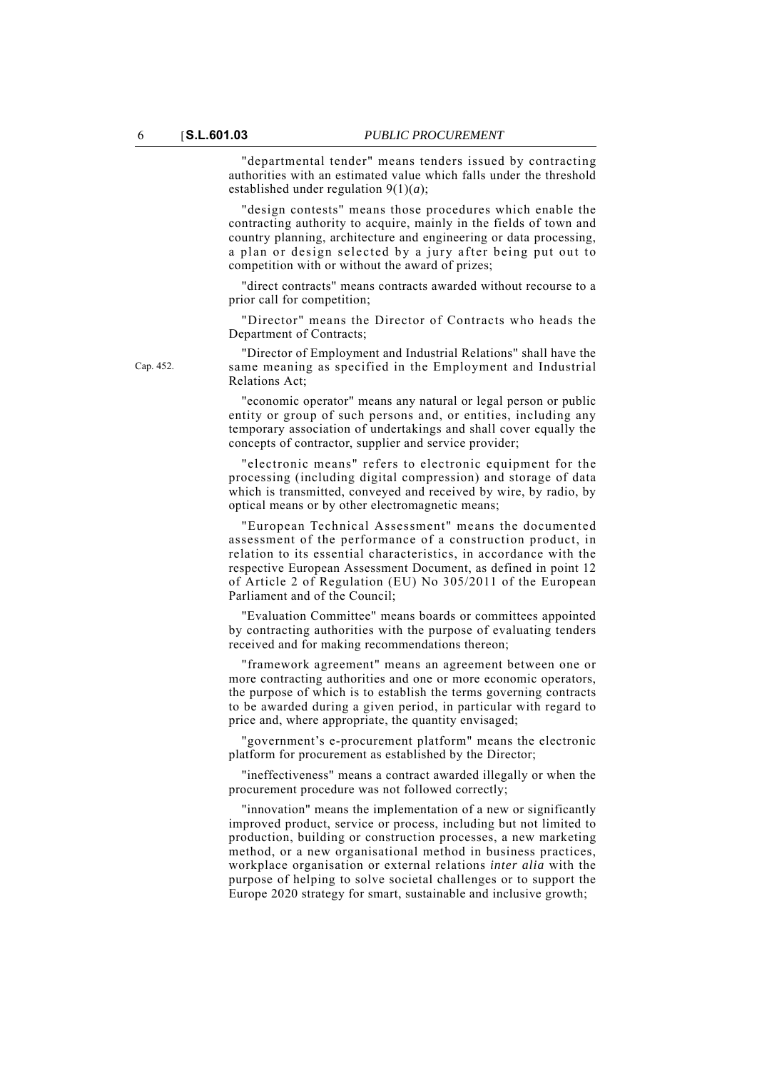"departmental tender" means tenders issued by contracting authorities with an estimated value which falls under the threshold established under regulation 9(1)(*a*);

"design contests" means those procedures which enable the contracting authority to acquire, mainly in the fields of town and country planning, architecture and engineering or data processing, a plan or design selected by a jury after being put out to competition with or without the award of prizes;

"direct contracts" means contracts awarded without recourse to a prior call for competition;

"Director" means the Director of Contracts who heads the Department of Contracts;

Cap. 452.

"Director of Employment and Industrial Relations" shall have the same meaning as specified in the Employment and Industrial Relations Act;

"economic operator" means any natural or legal person or public entity or group of such persons and, or entities, including any temporary association of undertakings and shall cover equally the concepts of contractor, supplier and service provider;

"electronic means" refers to electronic equipment for the processing (including digital compression) and storage of data which is transmitted, conveyed and received by wire, by radio, by optical means or by other electromagnetic means;

"European Technical Assessment" means the documented assessment of the performance of a construction product, in relation to its essential characteristics, in accordance with the respective European Assessment Document, as defined in point 12 of Article 2 of Regulation (EU) No 305/2011 of the European Parliament and of the Council;

"Evaluation Committee" means boards or committees appointed by contracting authorities with the purpose of evaluating tenders received and for making recommendations thereon;

"framework agreement" means an agreement between one or more contracting authorities and one or more economic operators, the purpose of which is to establish the terms governing contracts to be awarded during a given period, in particular with regard to price and, where appropriate, the quantity envisaged;

"government's e-procurement platform" means the electronic platform for procurement as established by the Director;

"ineffectiveness" means a contract awarded illegally or when the procurement procedure was not followed correctly;

"innovation" means the implementation of a new or significantly improved product, service or process, including but not limited to production, building or construction processes, a new marketing method, or a new organisational method in business practices, workplace organisation or external relations *inter alia* with the purpose of helping to solve societal challenges or to support the Europe 2020 strategy for smart, sustainable and inclusive growth;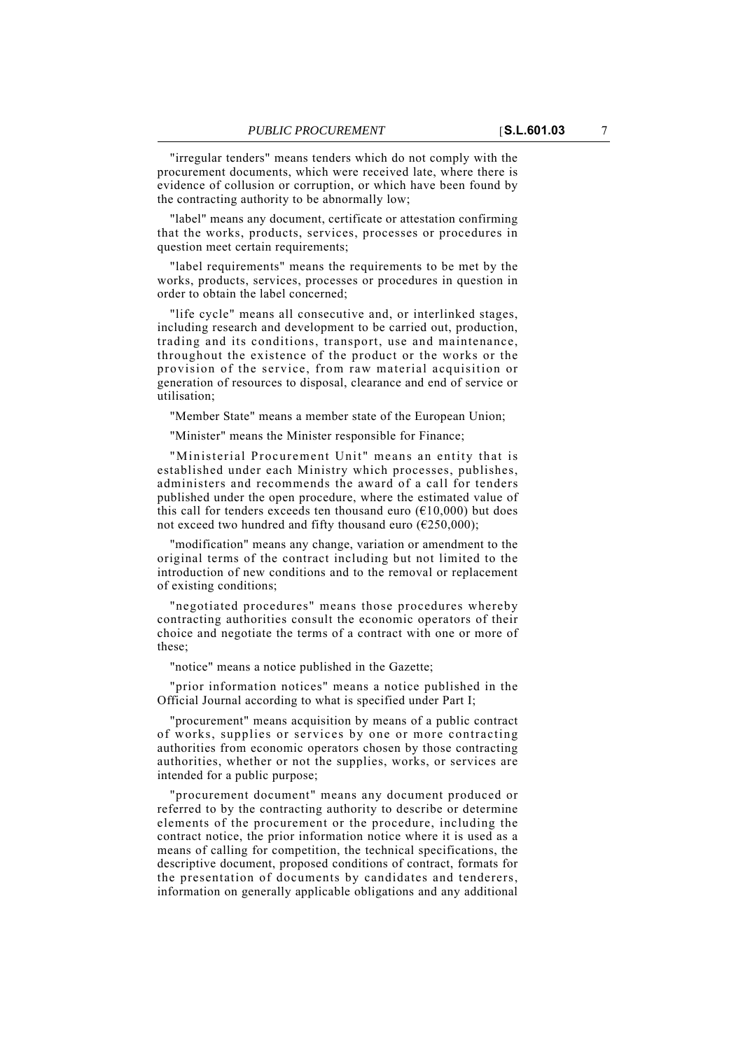"irregular tenders" means tenders which do not comply with the procurement documents, which were received late, where there is evidence of collusion or corruption, or which have been found by the contracting authority to be abnormally low;

"label" means any document, certificate or attestation confirming that the works, products, services, processes or procedures in question meet certain requirements;

"label requirements" means the requirements to be met by the works, products, services, processes or procedures in question in order to obtain the label concerned;

"life cycle" means all consecutive and, or interlinked stages, including research and development to be carried out, production, trading and its conditions, transport, use and maintenance, throughout the existence of the product or the works or the provision of the service, from raw material acquisition or generation of resources to disposal, clearance and end of service or utilisation;

"Member State" means a member state of the European Union;

"Minister" means the Minister responsible for Finance;

"Ministerial Procurement Unit" means an entity that is established under each Ministry which processes, publishes, administers and recommends the award of a call for tenders published under the open procedure, where the estimated value of this call for tenders exceeds ten thousand euro (€10,000) but does not exceed two hundred and fifty thousand euro (€250,000);

"modification" means any change, variation or amendment to the original terms of the contract including but not limited to the introduction of new conditions and to the removal or replacement of existing conditions;

"negotiated procedures" means those procedures whereby contracting authorities consult the economic operators of their choice and negotiate the terms of a contract with one or more of these;

"notice" means a notice published in the Gazette;

"prior information notices" means a notice published in the Official Journal according to what is specified under Part I;

"procurement" means acquisition by means of a public contract of works, supplies or services by one or more contracting authorities from economic operators chosen by those contracting authorities, whether or not the supplies, works, or services are intended for a public purpose;

"procurement document" means any document produced or referred to by the contracting authority to describe or determine elements of the procurement or the procedure, including the contract notice, the prior information notice where it is used as a means of calling for competition, the technical specifications, the descriptive document, proposed conditions of contract, formats for the presentation of documents by candidates and tenderers, information on generally applicable obligations and any additional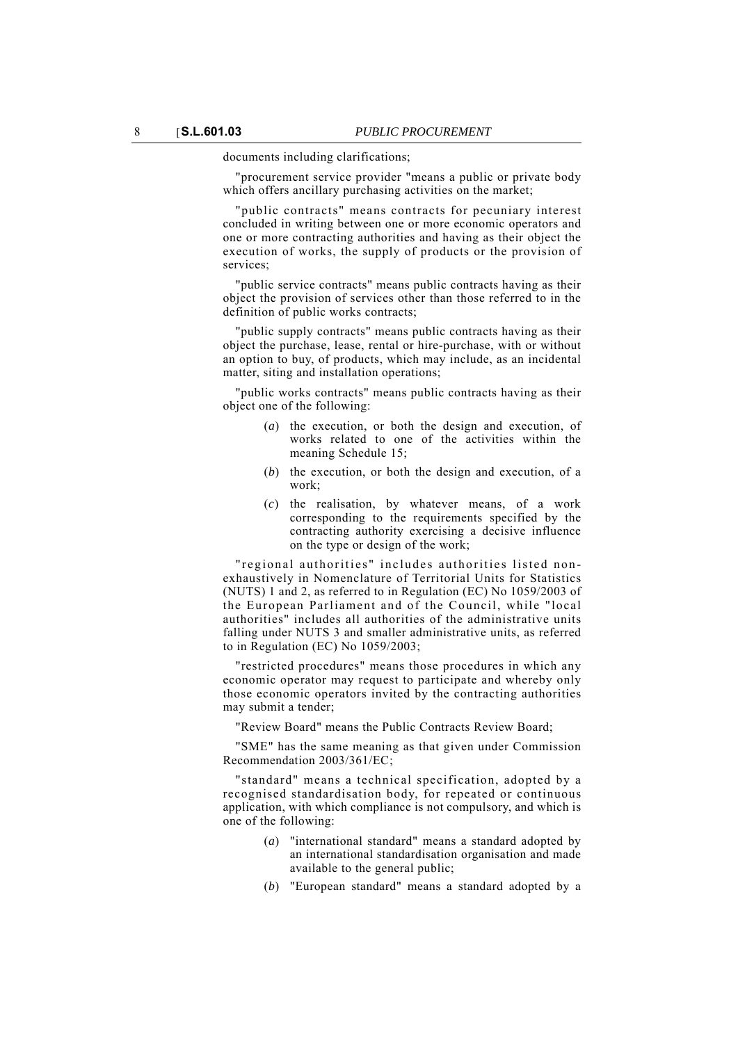documents including clarifications;

"procurement service provider "means a public or private body which offers ancillary purchasing activities on the market;

"public contracts" means contracts for pecuniary interest concluded in writing between one or more economic operators and one or more contracting authorities and having as their object the execution of works, the supply of products or the provision of services;

"public service contracts" means public contracts having as their object the provision of services other than those referred to in the definition of public works contracts;

"public supply contracts" means public contracts having as their object the purchase, lease, rental or hire-purchase, with or without an option to buy, of products, which may include, as an incidental matter, siting and installation operations;

"public works contracts" means public contracts having as their object one of the following:

(*a*) the execution, or both the design and execution, of works related to one of the activities within the meaning Schedule 15;

(*b*) the execution, or both the design and execution, of a work;

(*c*) the realisation, by whatever means, of a work corresponding to the requirements specified by the contracting authority exercising a decisive influence on the type or design of the work;

"regional authorities" includes authorities listed non-exhaustively in Nomenclature of Territorial Units for Statistics (NUTS) 1 and 2, as referred to in Regulation (EC) No 1059/2003 of the European Parliament and of the Council, while "local authorities" includes all authorities of the administrative units falling under NUTS 3 and smaller administrative units, as referred to in Regulation (EC) No 1059/2003;

"restricted procedures" means those procedures in which any economic operator may request to participate and whereby only those economic operators invited by the contracting authorities may submit a tender;

"Review Board" means the Public Contracts Review Board;

"SME" has the same meaning as that given under Commission Recommendation 2003/361/EC;

"standard" means a technical specification, adopted by a recognised standardisation body, for repeated or continuous application, with which compliance is not compulsory, and which is one of the following:

(*a*) "international standard" means a standard adopted by an international standardisation organisation and made available to the general public;

(*b*) "European standard" means a standard adopted by a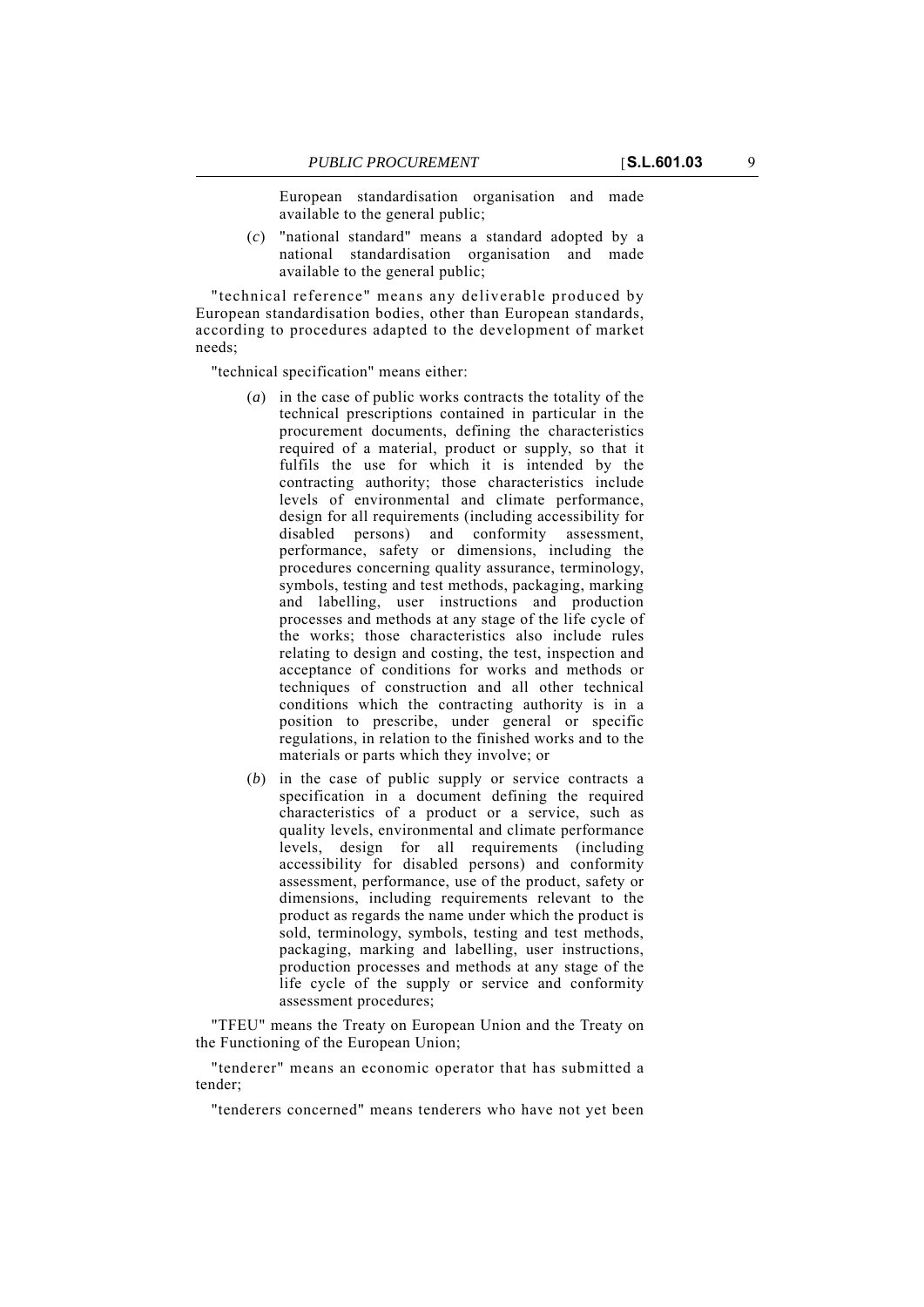European standardisation organisation and made available to the general public;

(*c*) "national standard" means a standard adopted by a national standardisation organisation and made available to the general public;

"technical reference" means any deliverable produced by European standardisation bodies, other than European standards, according to procedures adapted to the development of market needs;

"technical specification" means either:

(*a*) in the case of public works contracts the totality of the technical prescriptions contained in particular in the procurement documents, defining the characteristics required of a material, product or supply, so that it fulfils the use for which it is intended by the contracting authority; those characteristics include levels of environmental and climate performance, design for all requirements (including accessibility for disabled persons) and conformity assessment, performance, safety or dimensions, including the procedures concerning quality assurance, terminology, symbols, testing and test methods, packaging, marking and labelling, user instructions and production processes and methods at any stage of the life cycle of the works; those characteristics also include rules relating to design and costing, the test, inspection and acceptance of conditions for works and methods or techniques of construction and all other technical conditions which the contracting authority is in a position to prescribe, under general or specific regulations, in relation to the finished works and to the materials or parts which they involve; or

(*b*) in the case of public supply or service contracts a specification in a document defining the required characteristics of a product or a service, such as quality levels, environmental and climate performance levels, design for all requirements (including accessibility for disabled persons) and conformity assessment, performance, use of the product, safety or dimensions, including requirements relevant to the product as regards the name under which the product is sold, terminology, symbols, testing and test methods, packaging, marking and labelling, user instructions, production processes and methods at any stage of the life cycle of the supply or service and conformity assessment procedures;

"TFEU" means the Treaty on European Union and the Treaty on the Functioning of the European Union;

"tenderer" means an economic operator that has submitted a tender;

"tenderers concerned" means tenderers who have not yet been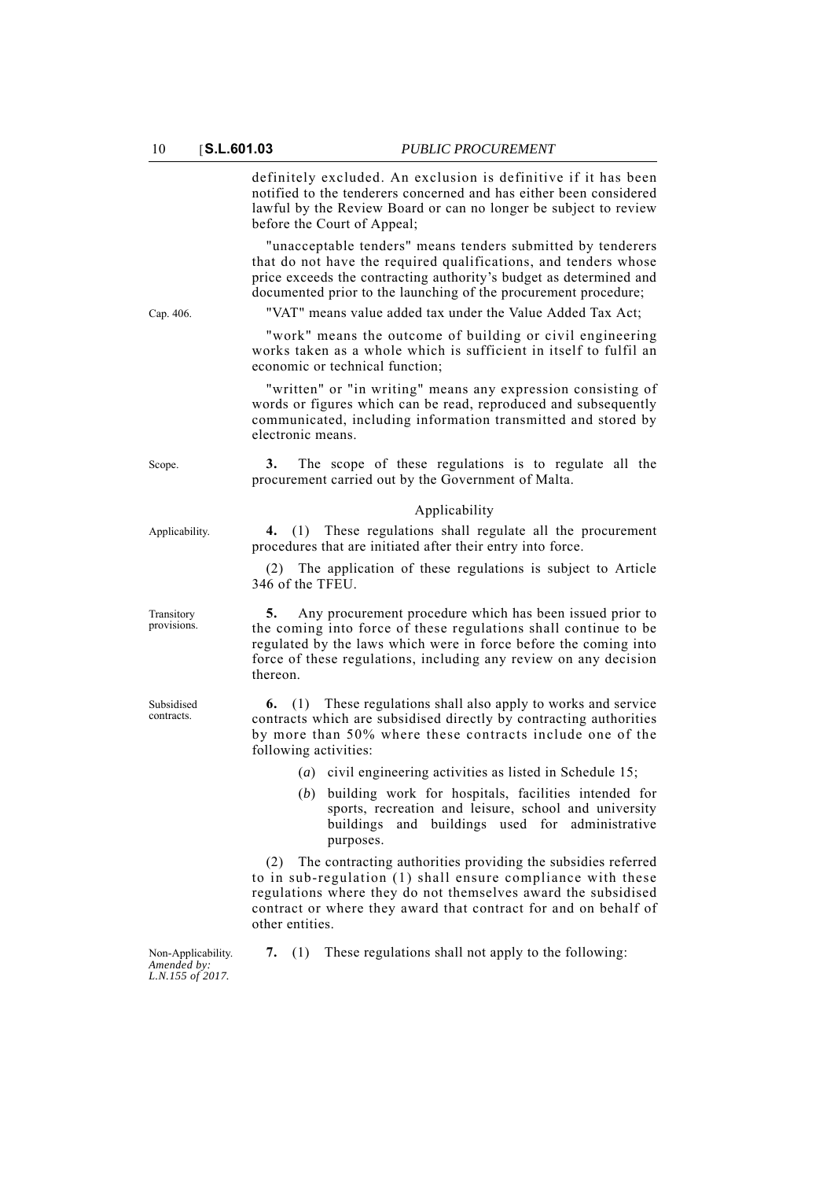definitely excluded. An exclusion is definitive if it has been notified to the tenderers concerned and has either been considered lawful by the Review Board or can no longer be subject to review before the Court of Appeal;

"unacceptable tenders" means tenders submitted by tenderers that do not have the required qualifications, and tenders whose price exceeds the contracting authority's budget as determined and documented prior to the launching of the procurement procedure;

Cap. 406.

"VAT" means value added tax under the Value Added Tax Act;

"work" means the outcome of building or civil engineering works taken as a whole which is sufficient in itself to fulfil an economic or technical function;

"written" or "in writing" means any expression consisting of words or figures which can be read, reproduced and subsequently communicated, including information transmitted and stored by electronic means.

Scope.

**3.** The scope of these regulations is to regulate all the procurement carried out by the Government of Malta.

## Applicability

Applicability.

**4.** (1) These regulations shall regulate all the procurement procedures that are initiated after their entry into force.

(2) The application of these regulations is subject to Article 346 of the TFEU.

Transitory provisions.

**5.** Any procurement procedure which has been issued prior to the coming into force of these regulations shall continue to be regulated by the laws which were in force before the coming into force of these regulations, including any review on any decision thereon.

Subsidised contracts.

**6.** (1) These regulations shall also apply to works and service contracts which are subsidised directly by contracting authorities by more than 50% where these contracts include one of the following activities:

(*a*) civil engineering activities as listed in Schedule 15;

(*b*) building work for hospitals, facilities intended for sports, recreation and leisure, school and university buildings and buildings used for administrative purposes.

(2) The contracting authorities providing the subsidies referred to in sub-regulation (1) shall ensure compliance with these regulations where they do not themselves award the subsidised contract or where they award that contract for and on behalf of other entities.

Non-Applicability.
*Amended by: L.N.155 of 2017.*

**7.** (1) These regulations shall not apply to the following: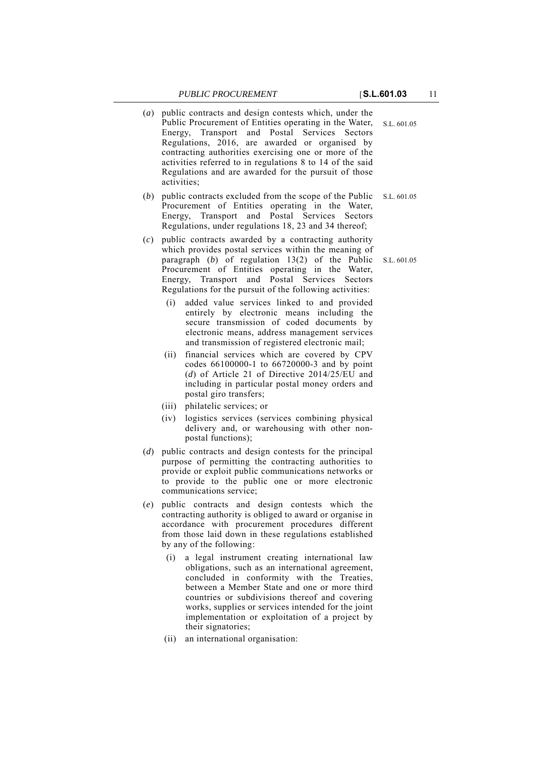(*a*) public contracts and design contests which, under the Public Procurement of Entities operating in the Water, Energy, Transport and Postal Services Sectors Regulations, 2016, are awarded or organised by contracting authorities exercising one or more of the activities referred to in regulations 8 to 14 of the said Regulations and are awarded for the pursuit of those activities; S.L. 601.05

(*b*) public contracts excluded from the scope of the Public Procurement of Entities operating in the Water, Energy, Transport and Postal Services Sectors Regulations, under regulations 18, 23 and 34 thereof; S.L. 601.05

(*c*) public contracts awarded by a contracting authority which provides postal services within the meaning of paragraph (*b*) of regulation 13(2) of the Public Procurement of Entities operating in the Water, Energy, Transport and Postal Services Sectors Regulations for the pursuit of the following activities: S.L. 601.05

- (i) added value services linked to and provided entirely by electronic means including the secure transmission of coded documents by electronic means, address management services and transmission of registered electronic mail;
- (ii) financial services which are covered by CPV codes 66100000-1 to 66720000-3 and by point (*d*) of Article 21 of Directive 2014/25/EU and including in particular postal money orders and postal giro transfers;
- (iii) philatelic services; or
- (iv) logistics services (services combining physical delivery and, or warehousing with other non-postal functions);

(*d*) public contracts and design contests for the principal purpose of permitting the contracting authorities to provide or exploit public communications networks or to provide to the public one or more electronic communications service;

(*e*) public contracts and design contests which the contracting authority is obliged to award or organise in accordance with procurement procedures different from those laid down in these regulations established by any of the following:

- (i) a legal instrument creating international law obligations, such as an international agreement, concluded in conformity with the Treaties, between a Member State and one or more third countries or subdivisions thereof and covering works, supplies or services intended for the joint implementation or exploitation of a project by their signatories;
- (ii) an international organisation: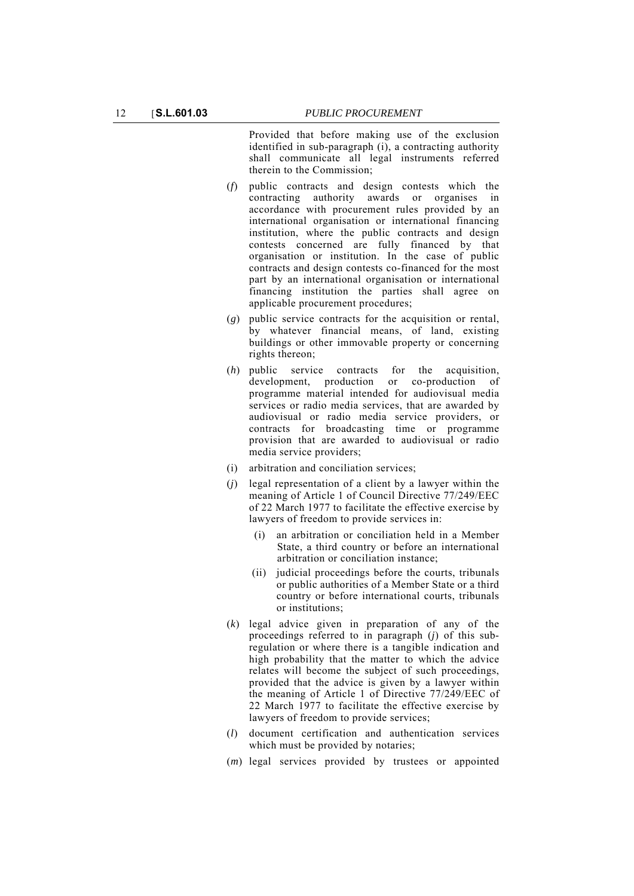Provided that before making use of the exclusion identified in sub-paragraph (i), a contracting authority shall communicate all legal instruments referred therein to the Commission;

(*f*) public contracts and design contests which the contracting authority awards or organises in accordance with procurement rules provided by an international organisation or international financing institution, where the public contracts and design contests concerned are fully financed by that organisation or institution. In the case of public contracts and design contests co-financed for the most part by an international organisation or international financing institution the parties shall agree on applicable procurement procedures;

(*g*) public service contracts for the acquisition or rental, by whatever financial means, of land, existing buildings or other immovable property or concerning rights thereon;

(*h*) public service contracts for the acquisition, development, production or co-production of programme material intended for audiovisual media services or radio media services, that are awarded by audiovisual or radio media service providers, or contracts for broadcasting time or programme provision that are awarded to audiovisual or radio media service providers;

(i) arbitration and conciliation services;

(*j*) legal representation of a client by a lawyer within the meaning of Article 1 of Council Directive 77/249/EEC of 22 March 1977 to facilitate the effective exercise by lawyers of freedom to provide services in:

  (i) an arbitration or conciliation held in a Member State, a third country or before an international arbitration or conciliation instance;

  (ii) judicial proceedings before the courts, tribunals or public authorities of a Member State or a third country or before international courts, tribunals or institutions;

(*k*) legal advice given in preparation of any of the proceedings referred to in paragraph (*j*) of this sub-regulation or where there is a tangible indication and high probability that the matter to which the advice relates will become the subject of such proceedings, provided that the advice is given by a lawyer within the meaning of Article 1 of Directive 77/249/EEC of 22 March 1977 to facilitate the effective exercise by lawyers of freedom to provide services;

(*l*) document certification and authentication services which must be provided by notaries;

(*m*) legal services provided by trustees or appointed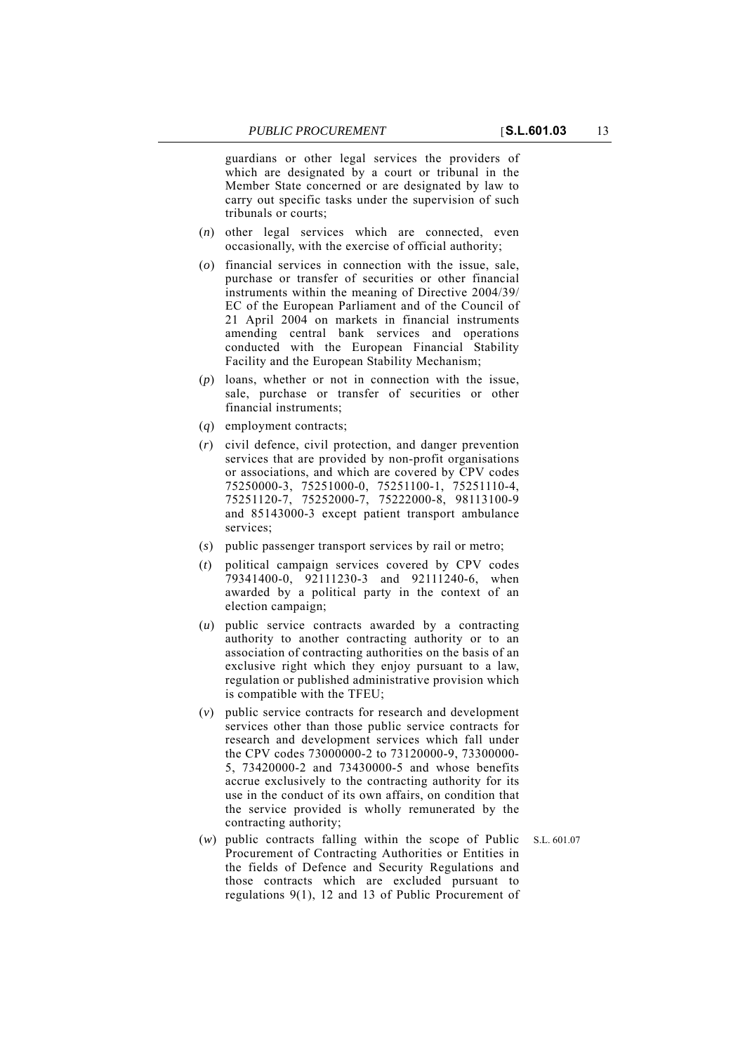guardians or other legal services the providers of which are designated by a court or tribunal in the Member State concerned or are designated by law to carry out specific tasks under the supervision of such tribunals or courts;

(*n*) other legal services which are connected, even occasionally, with the exercise of official authority;

(*o*) financial services in connection with the issue, sale, purchase or transfer of securities or other financial instruments within the meaning of Directive 2004/39/EC of the European Parliament and of the Council of 21 April 2004 on markets in financial instruments amending central bank services and operations conducted with the European Financial Stability Facility and the European Stability Mechanism;

(*p*) loans, whether or not in connection with the issue, sale, purchase or transfer of securities or other financial instruments;

(*q*) employment contracts;

(*r*) civil defence, civil protection, and danger prevention services that are provided by non-profit organisations or associations, and which are covered by CPV codes 75250000-3, 75251000-0, 75251100-1, 75251110-4, 75251120-7, 75252000-7, 75222000-8, 98113100-9 and 85143000-3 except patient transport ambulance services;

(*s*) public passenger transport services by rail or metro;

(*t*) political campaign services covered by CPV codes 79341400-0, 92111230-3 and 92111240-6, when awarded by a political party in the context of an election campaign;

(*u*) public service contracts awarded by a contracting authority to another contracting authority or to an association of contracting authorities on the basis of an exclusive right which they enjoy pursuant to a law, regulation or published administrative provision which is compatible with the TFEU;

(*v*) public service contracts for research and development services other than those public service contracts for research and development services which fall under the CPV codes 73000000-2 to 73120000-9, 73300000-5, 73420000-2 and 73430000-5 and whose benefits accrue exclusively to the contracting authority for its use in the conduct of its own affairs, on condition that the service provided is wholly remunerated by the contracting authority;

(*w*) public contracts falling within the scope of Public Procurement of Contracting Authorities or Entities in the fields of Defence and Security Regulations and those contracts which are excluded pursuant to regulations 9(1), 12 and 13 of Public Procurement of

S.L. 601.07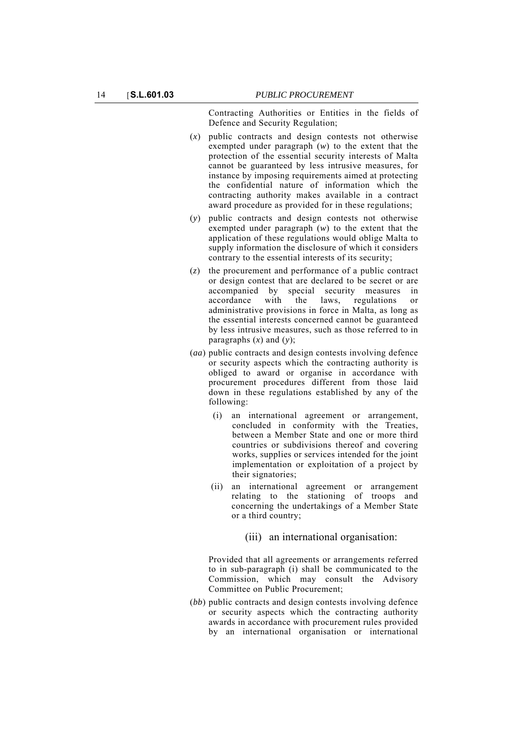Contracting Authorities or Entities in the fields of Defence and Security Regulation;

(*x*) public contracts and design contests not otherwise exempted under paragraph (*w*) to the extent that the protection of the essential security interests of Malta cannot be guaranteed by less intrusive measures, for instance by imposing requirements aimed at protecting the confidential nature of information which the contracting authority makes available in a contract award procedure as provided for in these regulations;

(*y*) public contracts and design contests not otherwise exempted under paragraph (*w*) to the extent that the application of these regulations would oblige Malta to supply information the disclosure of which it considers contrary to the essential interests of its security;

(*z*) the procurement and performance of a public contract or design contest that are declared to be secret or are accompanied by special security measures in accordance with the laws, regulations or administrative provisions in force in Malta, as long as the essential interests concerned cannot be guaranteed by less intrusive measures, such as those referred to in paragraphs (*x*) and (*y*);

(*aa*) public contracts and design contests involving defence or security aspects which the contracting authority is obliged to award or organise in accordance with procurement procedures different from those laid down in these regulations established by any of the following:

(i) an international agreement or arrangement, concluded in conformity with the Treaties, between a Member State and one or more third countries or subdivisions thereof and covering works, supplies or services intended for the joint implementation or exploitation of a project by their signatories;

(ii) an international agreement or arrangement relating to the stationing of troops and concerning the undertakings of a Member State or a third country;

(iii) an international organisation:

Provided that all agreements or arrangements referred to in sub-paragraph (i) shall be communicated to the Commission, which may consult the Advisory Committee on Public Procurement;

(*bb*) public contracts and design contests involving defence or security aspects which the contracting authority awards in accordance with procurement rules provided by an international organisation or international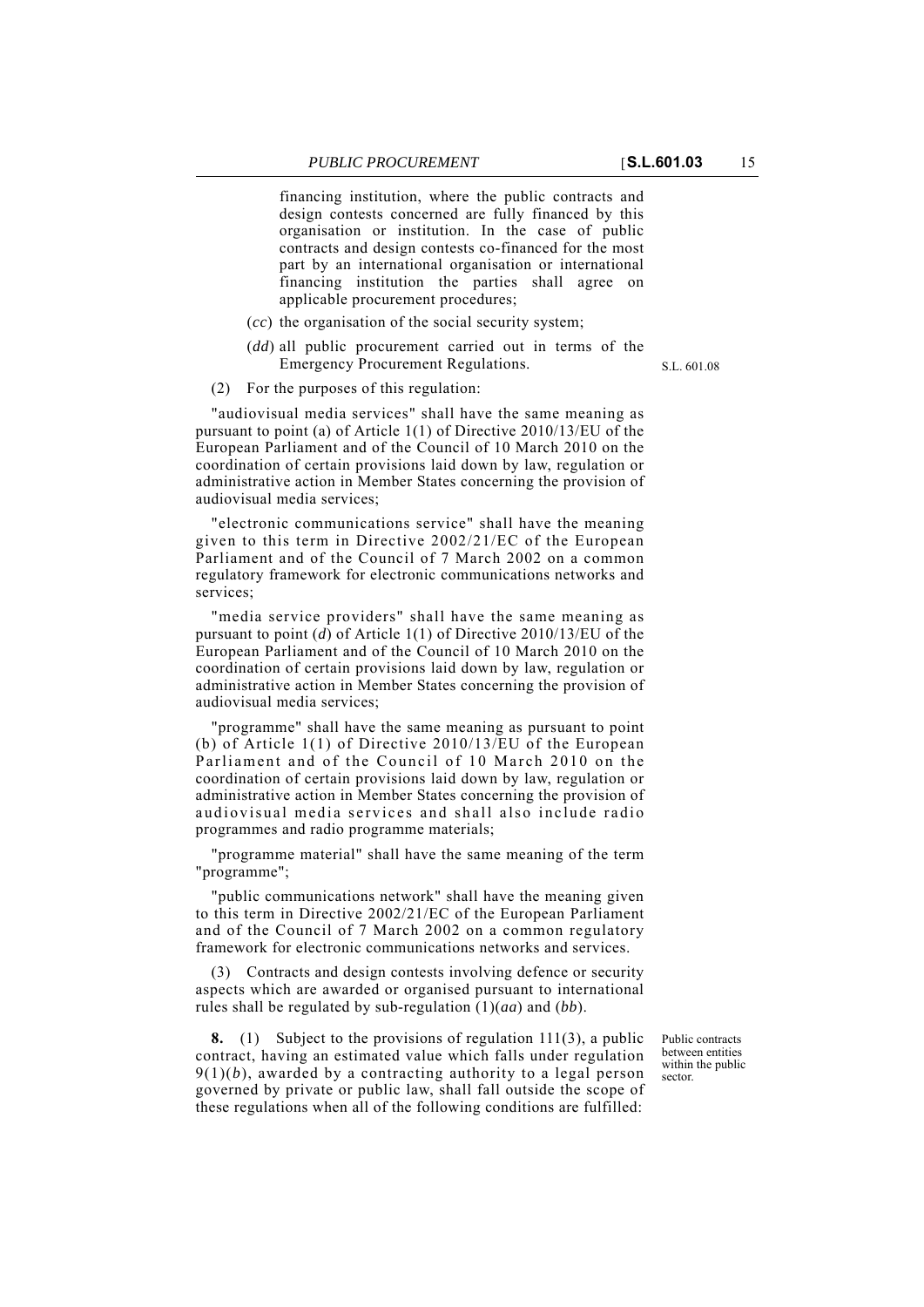financing institution, where the public contracts and design contests concerned are fully financed by this organisation or institution. In the case of public contracts and design contests co-financed for the most part by an international organisation or international financing institution the parties shall agree on applicable procurement procedures;

(*cc*) the organisation of the social security system;

(*dd*) all public procurement carried out in terms of the Emergency Procurement Regulations. S.L. 601.08

(2) For the purposes of this regulation:

"audiovisual media services" shall have the same meaning as pursuant to point (a) of Article 1(1) of Directive 2010/13/EU of the European Parliament and of the Council of 10 March 2010 on the coordination of certain provisions laid down by law, regulation or administrative action in Member States concerning the provision of audiovisual media services;

"electronic communications service" shall have the meaning given to this term in Directive 2002/21/EC of the European Parliament and of the Council of 7 March 2002 on a common regulatory framework for electronic communications networks and services;

"media service providers" shall have the same meaning as pursuant to point (*d*) of Article 1(1) of Directive 2010/13/EU of the European Parliament and of the Council of 10 March 2010 on the coordination of certain provisions laid down by law, regulation or administrative action in Member States concerning the provision of audiovisual media services;

"programme" shall have the same meaning as pursuant to point (b) of Article 1(1) of Directive 2010/13/EU of the European Parliament and of the Council of 10 March 2010 on the coordination of certain provisions laid down by law, regulation or administrative action in Member States concerning the provision of audiovisual media services and shall also include radio programmes and radio programme materials;

"programme material" shall have the same meaning of the term "programme";

"public communications network" shall have the meaning given to this term in Directive 2002/21/EC of the European Parliament and of the Council of 7 March 2002 on a common regulatory framework for electronic communications networks and services.

(3) Contracts and design contests involving defence or security aspects which are awarded or organised pursuant to international rules shall be regulated by sub-regulation (1)(*aa*) and (*bb*).

Public contracts between entities within the public sector.

**8.** (1) Subject to the provisions of regulation 111(3), a public contract, having an estimated value which falls under regulation 9(1)(*b*), awarded by a contracting authority to a legal person governed by private or public law, shall fall outside the scope of these regulations when all of the following conditions are fulfilled: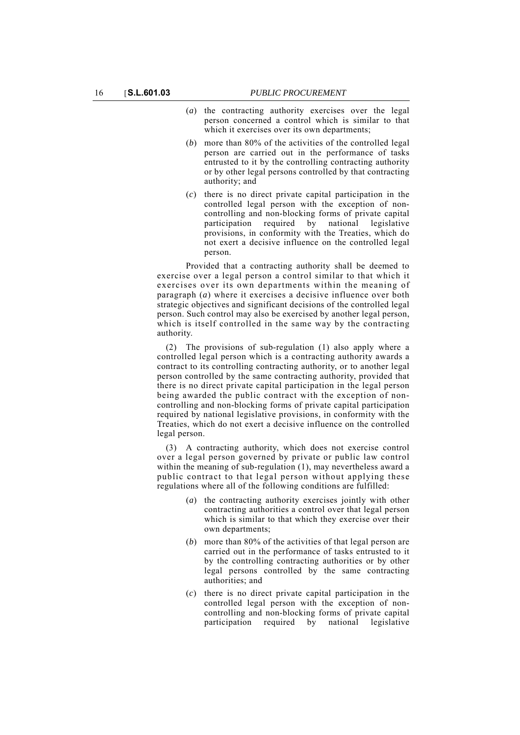(*a*) the contracting authority exercises over the legal person concerned a control which is similar to that which it exercises over its own departments;

(*b*) more than 80% of the activities of the controlled legal person are carried out in the performance of tasks entrusted to it by the controlling contracting authority or by other legal persons controlled by that contracting authority; and

(*c*) there is no direct private capital participation in the controlled legal person with the exception of non-controlling and non-blocking forms of private capital participation required by national legislative provisions, in conformity with the Treaties, which do not exert a decisive influence on the controlled legal person.

Provided that a contracting authority shall be deemed to exercise over a legal person a control similar to that which it exercises over its own departments within the meaning of paragraph (*a*) where it exercises a decisive influence over both strategic objectives and significant decisions of the controlled legal person. Such control may also be exercised by another legal person, which is itself controlled in the same way by the contracting authority.

(2) The provisions of sub-regulation (1) also apply where a controlled legal person which is a contracting authority awards a contract to its controlling contracting authority, or to another legal person controlled by the same contracting authority, provided that there is no direct private capital participation in the legal person being awarded the public contract with the exception of non-controlling and non-blocking forms of private capital participation required by national legislative provisions, in conformity with the Treaties, which do not exert a decisive influence on the controlled legal person.

(3) A contracting authority, which does not exercise control over a legal person governed by private or public law control within the meaning of sub-regulation (1), may nevertheless award a public contract to that legal person without applying these regulations where all of the following conditions are fulfilled:

(*a*) the contracting authority exercises jointly with other contracting authorities a control over that legal person which is similar to that which they exercise over their own departments;

(*b*) more than 80% of the activities of that legal person are carried out in the performance of tasks entrusted to it by the controlling contracting authorities or by other legal persons controlled by the same contracting authorities; and

(*c*) there is no direct private capital participation in the controlled legal person with the exception of non-controlling and non-blocking forms of private capital participation required by national legislative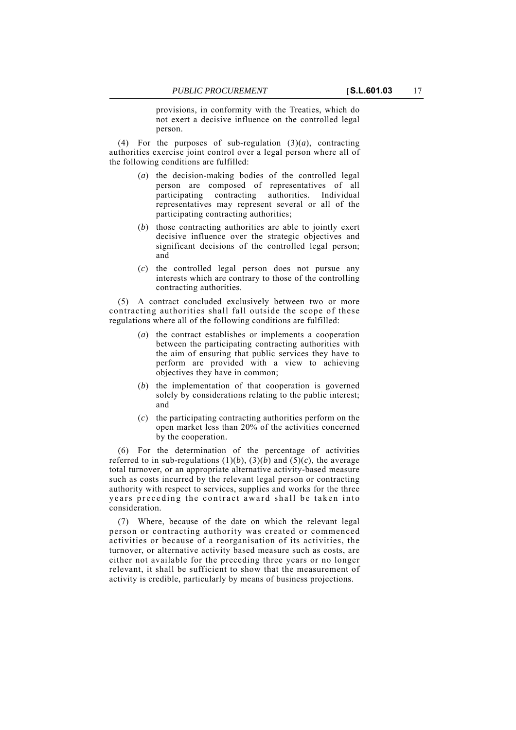provisions, in conformity with the Treaties, which do not exert a decisive influence on the controlled legal person.

(4) For the purposes of sub-regulation (3)(*a*), contracting authorities exercise joint control over a legal person where all of the following conditions are fulfilled:

- (*a*) the decision-making bodies of the controlled legal person are composed of representatives of all participating contracting authorities. Individual representatives may represent several or all of the participating contracting authorities;
- (*b*) those contracting authorities are able to jointly exert decisive influence over the strategic objectives and significant decisions of the controlled legal person; and
- (*c*) the controlled legal person does not pursue any interests which are contrary to those of the controlling contracting authorities.

(5) A contract concluded exclusively between two or more contracting authorities shall fall outside the scope of these regulations where all of the following conditions are fulfilled:

- (*a*) the contract establishes or implements a cooperation between the participating contracting authorities with the aim of ensuring that public services they have to perform are provided with a view to achieving objectives they have in common;
- (*b*) the implementation of that cooperation is governed solely by considerations relating to the public interest; and
- (*c*) the participating contracting authorities perform on the open market less than 20% of the activities concerned by the cooperation.

(6) For the determination of the percentage of activities referred to in sub-regulations (1)(*b*), (3)(*b*) and (5)(*c*), the average total turnover, or an appropriate alternative activity-based measure such as costs incurred by the relevant legal person or contracting authority with respect to services, supplies and works for the three years preceding the contract award shall be taken into consideration.

(7) Where, because of the date on which the relevant legal person or contracting authority was created or commenced activities or because of a reorganisation of its activities, the turnover, or alternative activity based measure such as costs, are either not available for the preceding three years or no longer relevant, it shall be sufficient to show that the measurement of activity is credible, particularly by means of business projections.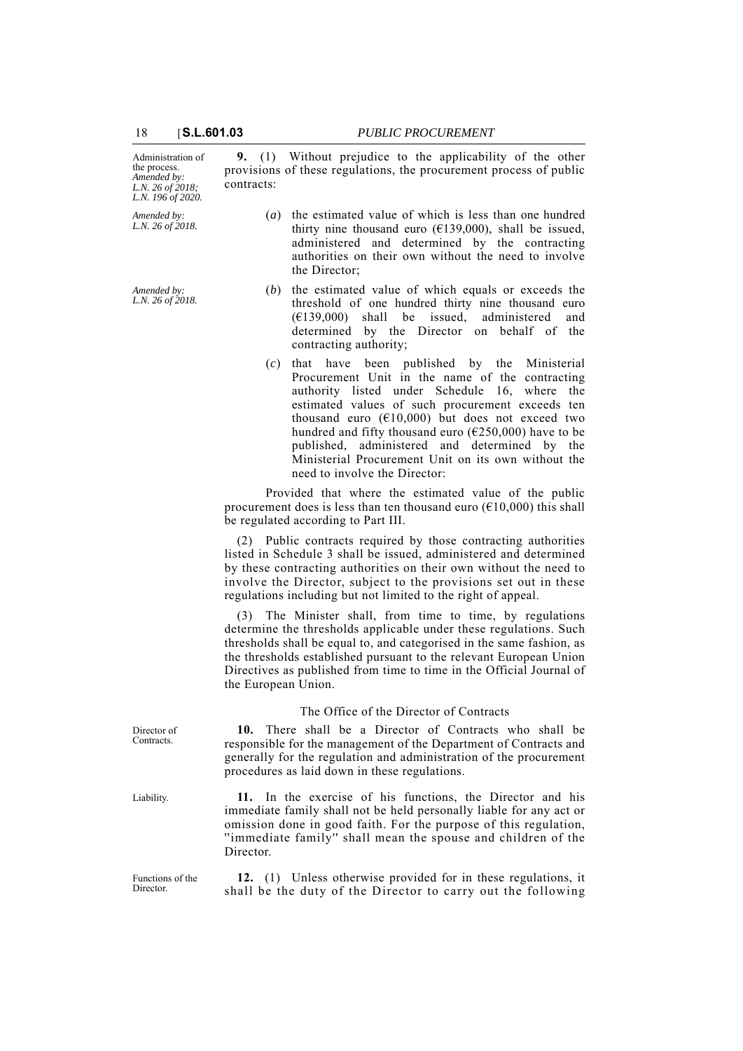*Administration of the process. Amended by: L.N. 26 of 2018; L.N. 196 of 2020.*

**9.** (1) Without prejudice to the applicability of the other provisions of these regulations, the procurement process of public contracts:

*Amended by: L.N. 26 of 2018.*

(*a*) the estimated value of which is less than one hundred thirty nine thousand euro (€139,000), shall be issued, administered and determined by the contracting authorities on their own without the need to involve the Director;

*Amended by: L.N. 26 of 2018.*

(*b*) the estimated value of which equals or exceeds the threshold of one hundred thirty nine thousand euro (€139,000) shall be issued, administered and determined by the Director on behalf of the contracting authority;

(*c*) that have been published by the Ministerial Procurement Unit in the name of the contracting authority listed under Schedule 16, where the estimated values of such procurement exceeds ten thousand euro (€10,000) but does not exceed two hundred and fifty thousand euro (€250,000) have to be published, administered and determined by the Ministerial Procurement Unit on its own without the need to involve the Director:

Provided that where the estimated value of the public procurement does is less than ten thousand euro (€10,000) this shall be regulated according to Part III.

(2) Public contracts required by those contracting authorities listed in Schedule 3 shall be issued, administered and determined by these contracting authorities on their own without the need to involve the Director, subject to the provisions set out in these regulations including but not limited to the right of appeal.

(3) The Minister shall, from time to time, by regulations determine the thresholds applicable under these regulations. Such thresholds shall be equal to, and categorised in the same fashion, as the thresholds established pursuant to the relevant European Union Directives as published from time to time in the Official Journal of the European Union.

## The Office of the Director of Contracts

*Director of Contracts.*

**10.** There shall be a Director of Contracts who shall be responsible for the management of the Department of Contracts and generally for the regulation and administration of the procurement procedures as laid down in these regulations.

*Liability.*

**11.** In the exercise of his functions, the Director and his immediate family shall not be held personally liable for any act or omission done in good faith. For the purpose of this regulation, "immediate family" shall mean the spouse and children of the Director.

*Functions of the Director.*

**12.** (1) Unless otherwise provided for in these regulations, it shall be the duty of the Director to carry out the following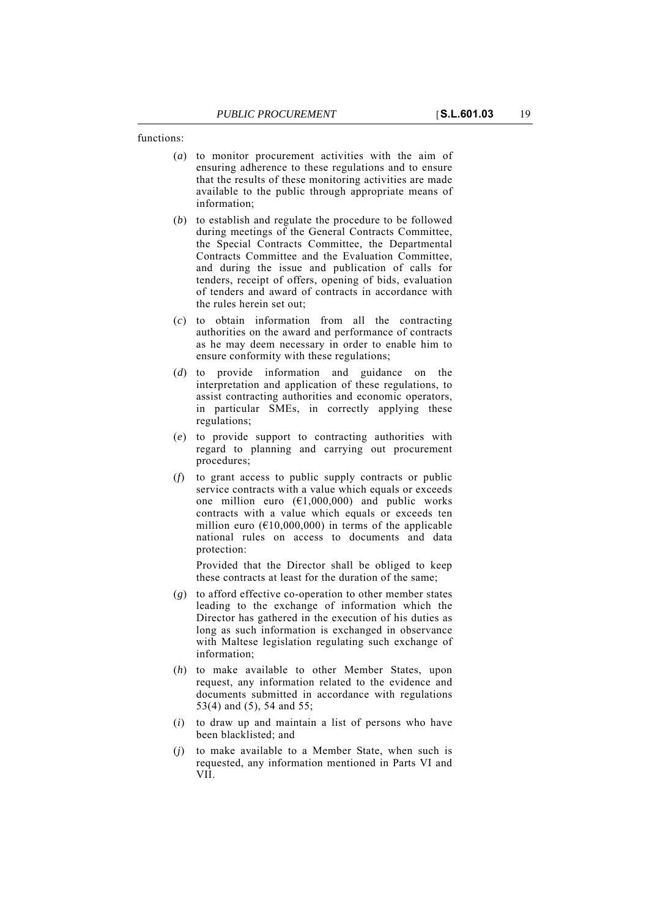functions:

(*a*) to monitor procurement activities with the aim of ensuring adherence to these regulations and to ensure that the results of these monitoring activities are made available to the public through appropriate means of information;

(*b*) to establish and regulate the procedure to be followed during meetings of the General Contracts Committee, the Special Contracts Committee, the Departmental Contracts Committee and the Evaluation Committee, and during the issue and publication of calls for tenders, receipt of offers, opening of bids, evaluation of tenders and award of contracts in accordance with the rules herein set out;

(*c*) to obtain information from all the contracting authorities on the award and performance of contracts as he may deem necessary in order to enable him to ensure conformity with these regulations;

(*d*) to provide information and guidance on the interpretation and application of these regulations, to assist contracting authorities and economic operators, in particular SMEs, in correctly applying these regulations;

(*e*) to provide support to contracting authorities with regard to planning and carrying out procurement procedures;

(*f*) to grant access to public supply contracts or public service contracts with a value which equals or exceeds one million euro (€1,000,000) and public works contracts with a value which equals or exceeds ten million euro (€10,000,000) in terms of the applicable national rules on access to documents and data protection:

Provided that the Director shall be obliged to keep these contracts at least for the duration of the same;

(*g*) to afford effective co-operation to other member states leading to the exchange of information which the Director has gathered in the execution of his duties as long as such information is exchanged in observance with Maltese legislation regulating such exchange of information;

(*h*) to make available to other Member States, upon request, any information related to the evidence and documents submitted in accordance with regulations 53(4) and (5), 54 and 55;

(*i*) to draw up and maintain a list of persons who have been blacklisted; and

(*j*) to make available to a Member State, when such is requested, any information mentioned in Parts VI and VII.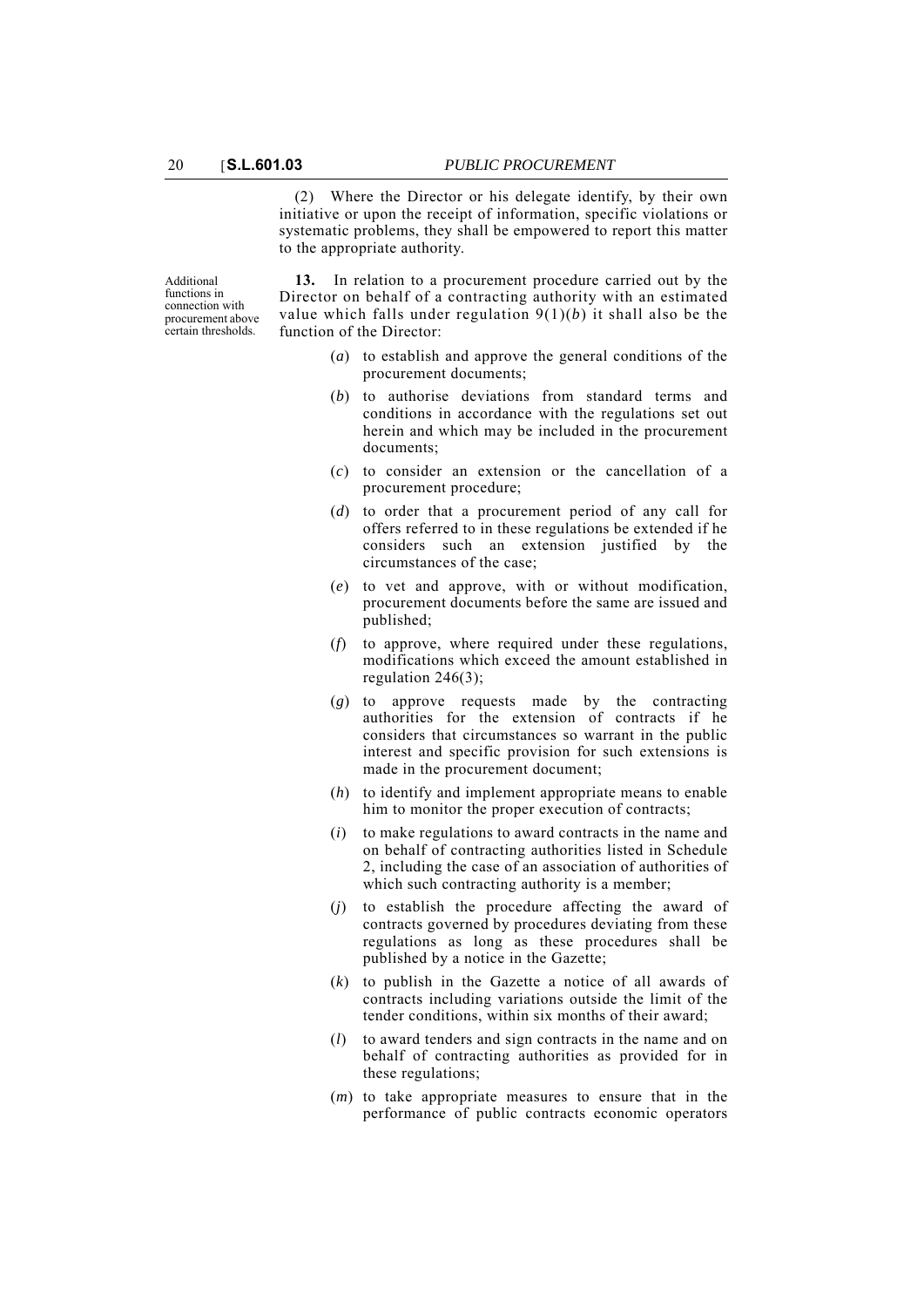(2) Where the Director or his delegate identify, by their own initiative or upon the receipt of information, specific violations or systematic problems, they shall be empowered to report this matter to the appropriate authority.

Additional functions in connection with procurement above certain thresholds.

**13.** In relation to a procurement procedure carried out by the Director on behalf of a contracting authority with an estimated value which falls under regulation 9(1)(*b*) it shall also be the function of the Director:

(*a*) to establish and approve the general conditions of the procurement documents;

(*b*) to authorise deviations from standard terms and conditions in accordance with the regulations set out herein and which may be included in the procurement documents;

(*c*) to consider an extension or the cancellation of a procurement procedure;

(*d*) to order that a procurement period of any call for offers referred to in these regulations be extended if he considers such an extension justified by the circumstances of the case;

(*e*) to vet and approve, with or without modification, procurement documents before the same are issued and published;

(*f*) to approve, where required under these regulations, modifications which exceed the amount established in regulation 246(3);

(*g*) to approve requests made by the contracting authorities for the extension of contracts if he considers that circumstances so warrant in the public interest and specific provision for such extensions is made in the procurement document;

(*h*) to identify and implement appropriate means to enable him to monitor the proper execution of contracts;

(*i*) to make regulations to award contracts in the name and on behalf of contracting authorities listed in Schedule 2, including the case of an association of authorities of which such contracting authority is a member;

(*j*) to establish the procedure affecting the award of contracts governed by procedures deviating from these regulations as long as these procedures shall be published by a notice in the Gazette;

(*k*) to publish in the Gazette a notice of all awards of contracts including variations outside the limit of the tender conditions, within six months of their award;

(*l*) to award tenders and sign contracts in the name and on behalf of contracting authorities as provided for in these regulations;

(*m*) to take appropriate measures to ensure that in the performance of public contracts economic operators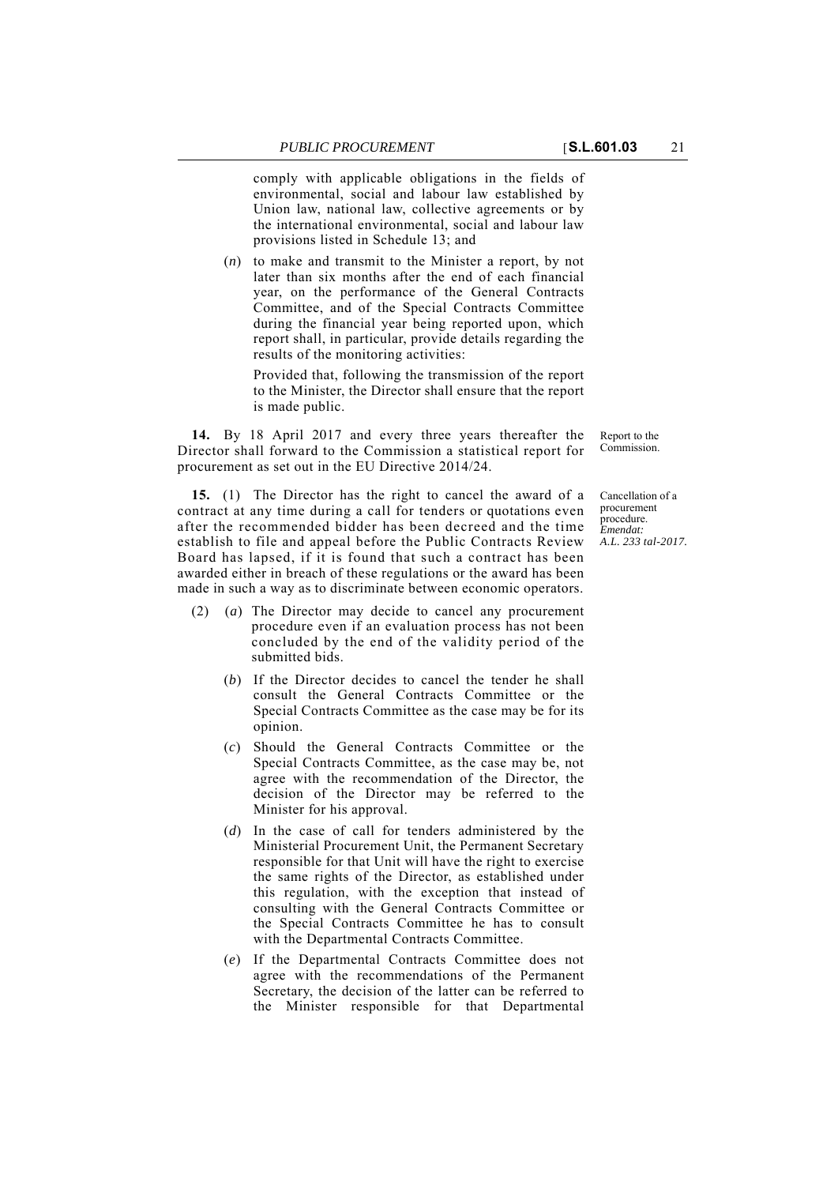comply with applicable obligations in the fields of environmental, social and labour law established by Union law, national law, collective agreements or by the international environmental, social and labour law provisions listed in Schedule 13; and

(*n*) to make and transmit to the Minister a report, by not later than six months after the end of each financial year, on the performance of the General Contracts Committee, and of the Special Contracts Committee during the financial year being reported upon, which report shall, in particular, provide details regarding the results of the monitoring activities:

Provided that, following the transmission of the report to the Minister, the Director shall ensure that the report is made public.

Report to the Commission.

**14.** By 18 April 2017 and every three years thereafter the Director shall forward to the Commission a statistical report for procurement as set out in the EU Directive 2014/24.

Cancellation of a procurement procedure.
*Emendat: A.L. 233 tal-2017.*

**15.** (1) The Director has the right to cancel the award of a contract at any time during a call for tenders or quotations even after the recommended bidder has been decreed and the time establish to file and appeal before the Public Contracts Review Board has lapsed, if it is found that such a contract has been awarded either in breach of these regulations or the award has been made in such a way as to discriminate between economic operators.

(2) (*a*) The Director may decide to cancel any procurement procedure even if an evaluation process has not been concluded by the end of the validity period of the submitted bids.

(*b*) If the Director decides to cancel the tender he shall consult the General Contracts Committee or the Special Contracts Committee as the case may be for its opinion.

(*c*) Should the General Contracts Committee or the Special Contracts Committee, as the case may be, not agree with the recommendation of the Director, the decision of the Director may be referred to the Minister for his approval.

(*d*) In the case of call for tenders administered by the Ministerial Procurement Unit, the Permanent Secretary responsible for that Unit will have the right to exercise the same rights of the Director, as established under this regulation, with the exception that instead of consulting with the General Contracts Committee or the Special Contracts Committee he has to consult with the Departmental Contracts Committee.

(*e*) If the Departmental Contracts Committee does not agree with the recommendations of the Permanent Secretary, the decision of the latter can be referred to the Minister responsible for that Departmental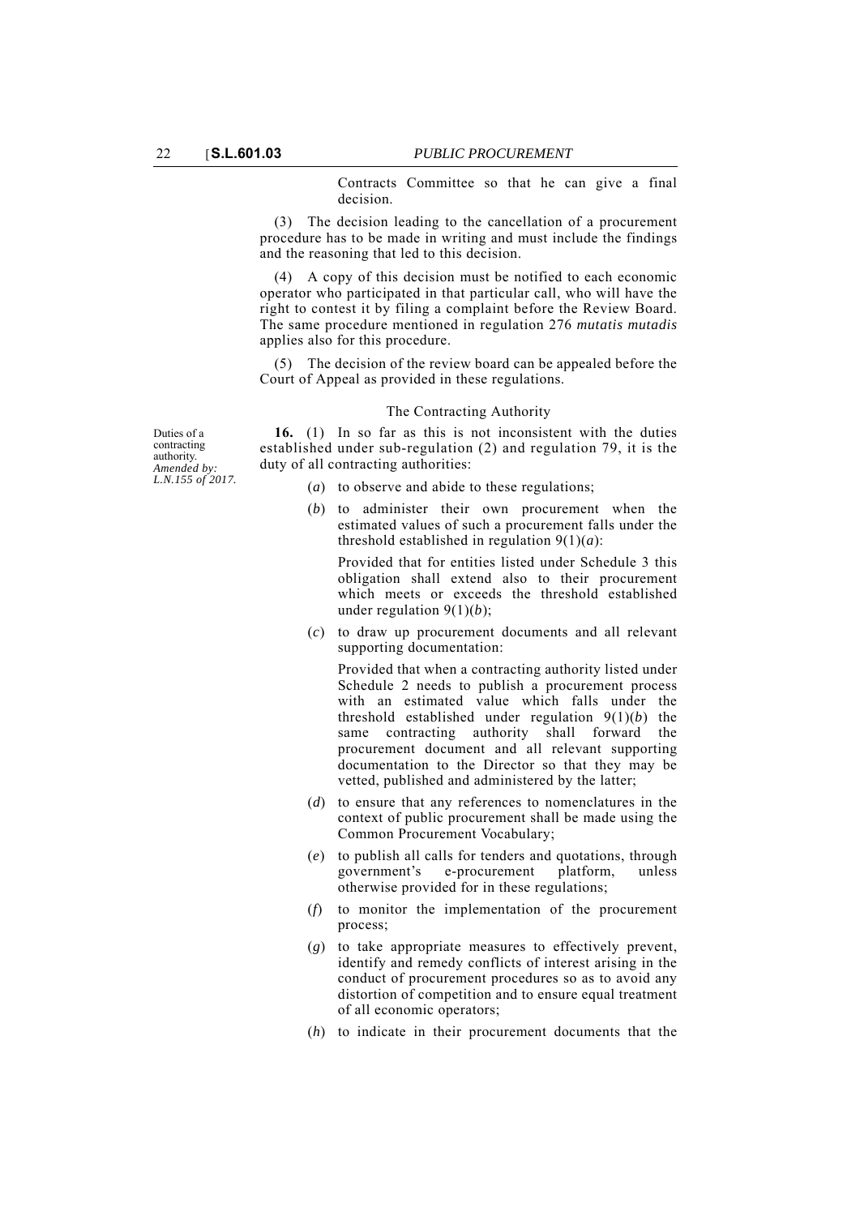Contracts Committee so that he can give a final decision.

(3) The decision leading to the cancellation of a procurement procedure has to be made in writing and must include the findings and the reasoning that led to this decision.

(4) A copy of this decision must be notified to each economic operator who participated in that particular call, who will have the right to contest it by filing a complaint before the Review Board. The same procedure mentioned in regulation 276 *mutatis mutadis* applies also for this procedure.

(5) The decision of the review board can be appealed before the Court of Appeal as provided in these regulations.

The Contracting Authority

Duties of a contracting authority. *Amended by: L.N.155 of 2017.*

**16.** (1) In so far as this is not inconsistent with the duties established under sub-regulation (2) and regulation 79, it is the duty of all contracting authorities:

(*a*) to observe and abide to these regulations;

(*b*) to administer their own procurement when the estimated values of such a procurement falls under the threshold established in regulation 9(1)(*a*):

Provided that for entities listed under Schedule 3 this obligation shall extend also to their procurement which meets or exceeds the threshold established under regulation 9(1)(*b*);

(*c*) to draw up procurement documents and all relevant supporting documentation:

Provided that when a contracting authority listed under Schedule 2 needs to publish a procurement process with an estimated value which falls under the threshold established under regulation 9(1)(*b*) the same contracting authority shall forward the procurement document and all relevant supporting documentation to the Director so that they may be vetted, published and administered by the latter;

(*d*) to ensure that any references to nomenclatures in the context of public procurement shall be made using the Common Procurement Vocabulary;

(*e*) to publish all calls for tenders and quotations, through government's e-procurement platform, unless otherwise provided for in these regulations;

(*f*) to monitor the implementation of the procurement process;

(*g*) to take appropriate measures to effectively prevent, identify and remedy conflicts of interest arising in the conduct of procurement procedures so as to avoid any distortion of competition and to ensure equal treatment of all economic operators;

(*h*) to indicate in their procurement documents that the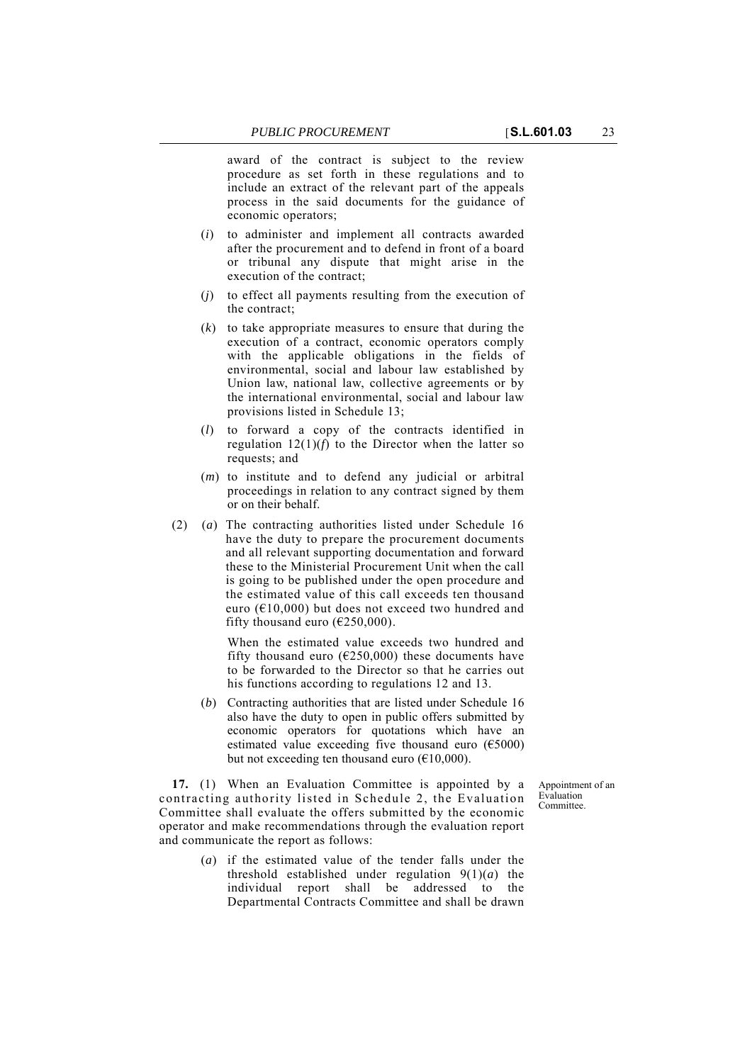award of the contract is subject to the review procedure as set forth in these regulations and to include an extract of the relevant part of the appeals process in the said documents for the guidance of economic operators;

(*i*) to administer and implement all contracts awarded after the procurement and to defend in front of a board or tribunal any dispute that might arise in the execution of the contract;

(*j*) to effect all payments resulting from the execution of the contract;

(*k*) to take appropriate measures to ensure that during the execution of a contract, economic operators comply with the applicable obligations in the fields of environmental, social and labour law established by Union law, national law, collective agreements or by the international environmental, social and labour law provisions listed in Schedule 13;

(*l*) to forward a copy of the contracts identified in regulation 12(1)(*f*) to the Director when the latter so requests; and

(*m*) to institute and to defend any judicial or arbitral proceedings in relation to any contract signed by them or on their behalf.

(2) (*a*) The contracting authorities listed under Schedule 16 have the duty to prepare the procurement documents and all relevant supporting documentation and forward these to the Ministerial Procurement Unit when the call is going to be published under the open procedure and the estimated value of this call exceeds ten thousand euro (€10,000) but does not exceed two hundred and fifty thousand euro (€250,000).

When the estimated value exceeds two hundred and fifty thousand euro (€250,000) these documents have to be forwarded to the Director so that he carries out his functions according to regulations 12 and 13.

(*b*) Contracting authorities that are listed under Schedule 16 also have the duty to open in public offers submitted by economic operators for quotations which have an estimated value exceeding five thousand euro (€5000) but not exceeding ten thousand euro (€10,000).

Appointment of an Evaluation Committee.

**17.** (1) When an Evaluation Committee is appointed by a contracting authority listed in Schedule 2, the Evaluation Committee shall evaluate the offers submitted by the economic operator and make recommendations through the evaluation report and communicate the report as follows:

(*a*) if the estimated value of the tender falls under the threshold established under regulation 9(1)(*a*) the individual report shall be addressed to the Departmental Contracts Committee and shall be drawn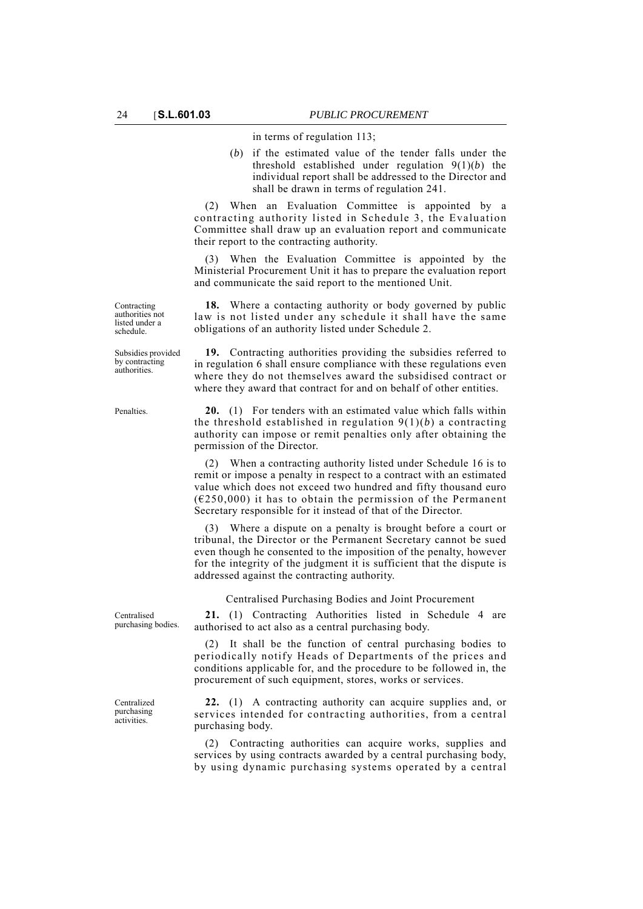in terms of regulation 113;

(*b*) if the estimated value of the tender falls under the threshold established under regulation 9(1)(*b*) the individual report shall be addressed to the Director and shall be drawn in terms of regulation 241.

(2) When an Evaluation Committee is appointed by a contracting authority listed in Schedule 3, the Evaluation Committee shall draw up an evaluation report and communicate their report to the contracting authority.

(3) When the Evaluation Committee is appointed by the Ministerial Procurement Unit it has to prepare the evaluation report and communicate the said report to the mentioned Unit.

Contracting authorities not listed under a schedule.

**18.** Where a contacting authority or body governed by public law is not listed under any schedule it shall have the same obligations of an authority listed under Schedule 2.

Subsidies provided by contracting authorities.

**19.** Contracting authorities providing the subsidies referred to in regulation 6 shall ensure compliance with these regulations even where they do not themselves award the subsidised contract or where they award that contract for and on behalf of other entities.

Penalties.

**20.** (1) For tenders with an estimated value which falls within the threshold established in regulation 9(1)(*b*) a contracting authority can impose or remit penalties only after obtaining the permission of the Director.

(2) When a contracting authority listed under Schedule 16 is to remit or impose a penalty in respect to a contract with an estimated value which does not exceed two hundred and fifty thousand euro (€250,000) it has to obtain the permission of the Permanent Secretary responsible for it instead of that of the Director.

(3) Where a dispute on a penalty is brought before a court or tribunal, the Director or the Permanent Secretary cannot be sued even though he consented to the imposition of the penalty, however for the integrity of the judgment it is sufficient that the dispute is addressed against the contracting authority.

### Centralised Purchasing Bodies and Joint Procurement

Centralised purchasing bodies.

**21.** (1) Contracting Authorities listed in Schedule 4 are authorised to act also as a central purchasing body.

(2) It shall be the function of central purchasing bodies to periodically notify Heads of Departments of the prices and conditions applicable for, and the procedure to be followed in, the procurement of such equipment, stores, works or services.

Centralized purchasing activities.

**22.** (1) A contracting authority can acquire supplies and, or services intended for contracting authorities, from a central purchasing body.

(2) Contracting authorities can acquire works, supplies and services by using contracts awarded by a central purchasing body, by using dynamic purchasing systems operated by a central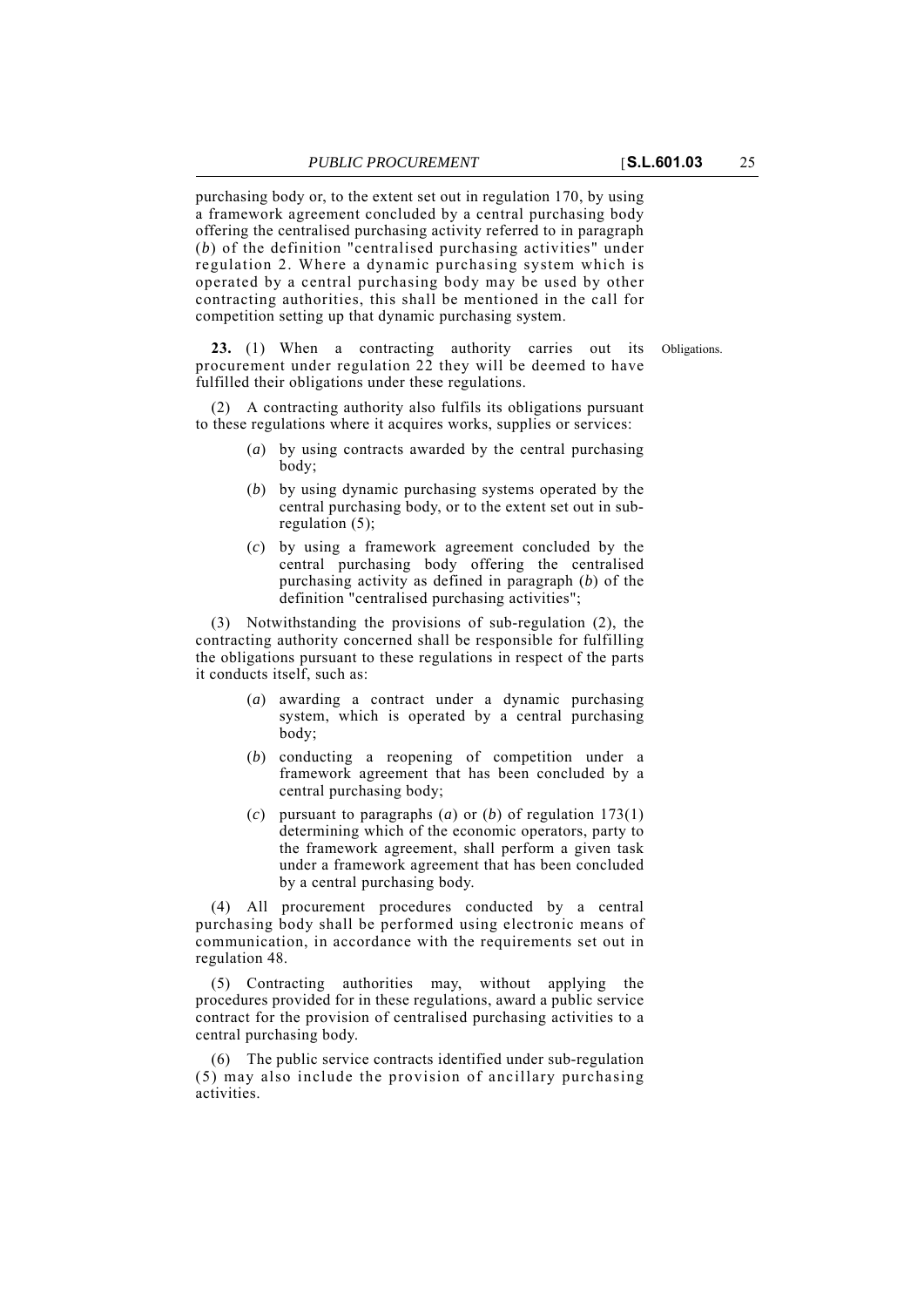purchasing body or, to the extent set out in regulation 170, by using a framework agreement concluded by a central purchasing body offering the centralised purchasing activity referred to in paragraph (*b*) of the definition "centralised purchasing activities" under regulation 2. Where a dynamic purchasing system which is operated by a central purchasing body may be used by other contracting authorities, this shall be mentioned in the call for competition setting up that dynamic purchasing system.

Obligations.

**23.** (1) When a contracting authority carries out its procurement under regulation 22 they will be deemed to have fulfilled their obligations under these regulations.

(2) A contracting authority also fulfils its obligations pursuant to these regulations where it acquires works, supplies or services:

(*a*) by using contracts awarded by the central purchasing body;

(*b*) by using dynamic purchasing systems operated by the central purchasing body, or to the extent set out in sub-regulation (5);

(*c*) by using a framework agreement concluded by the central purchasing body offering the centralised purchasing activity as defined in paragraph (*b*) of the definition "centralised purchasing activities";

(3) Notwithstanding the provisions of sub-regulation (2), the contracting authority concerned shall be responsible for fulfilling the obligations pursuant to these regulations in respect of the parts it conducts itself, such as:

(*a*) awarding a contract under a dynamic purchasing system, which is operated by a central purchasing body;

(*b*) conducting a reopening of competition under a framework agreement that has been concluded by a central purchasing body;

(*c*) pursuant to paragraphs (*a*) or (*b*) of regulation 173(1) determining which of the economic operators, party to the framework agreement, shall perform a given task under a framework agreement that has been concluded by a central purchasing body.

(4) All procurement procedures conducted by a central purchasing body shall be performed using electronic means of communication, in accordance with the requirements set out in regulation 48.

(5) Contracting authorities may, without applying the procedures provided for in these regulations, award a public service contract for the provision of centralised purchasing activities to a central purchasing body.

(6) The public service contracts identified under sub-regulation (5) may also include the provision of ancillary purchasing activities.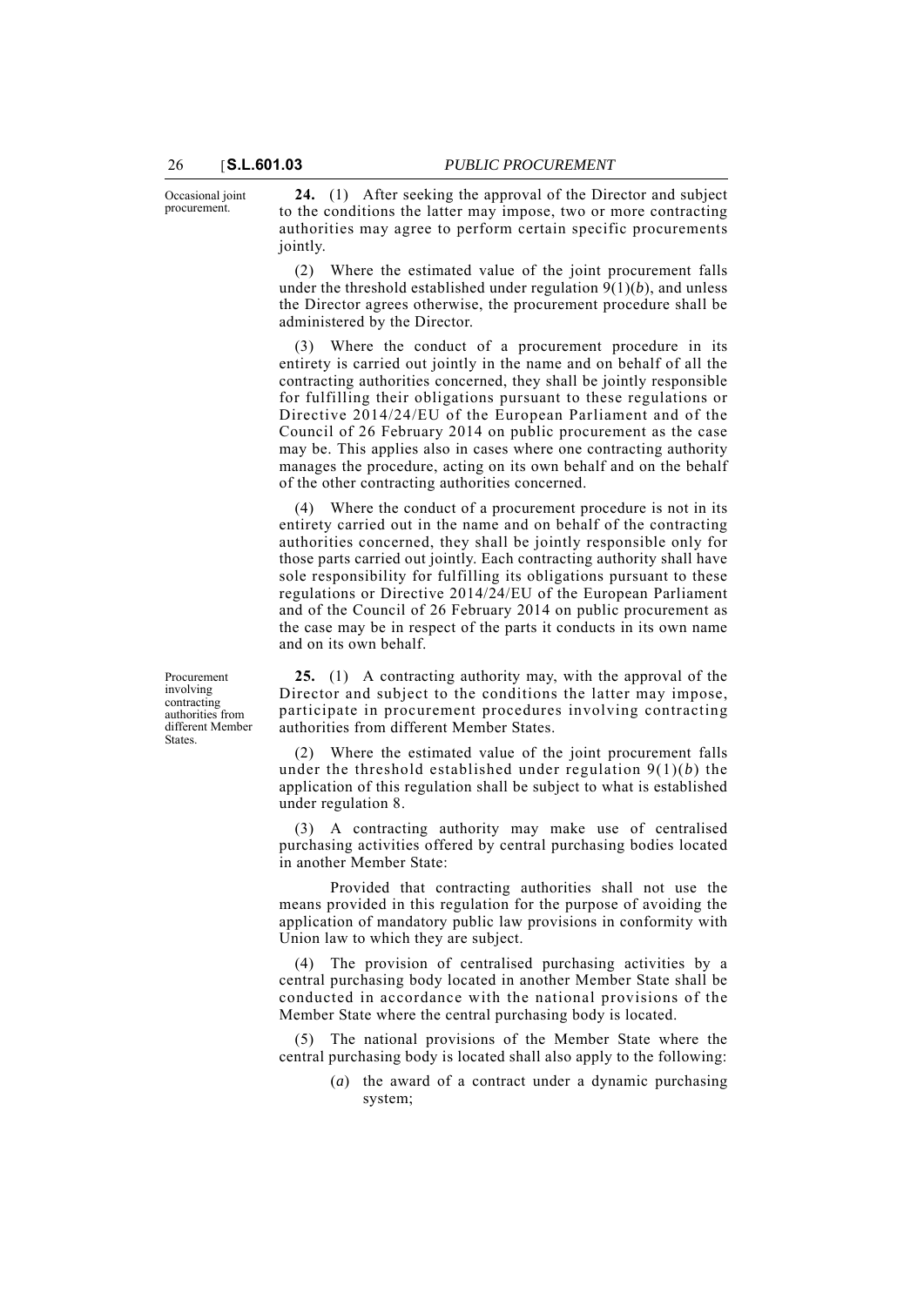Occasional joint procurement.

**24.** (1) After seeking the approval of the Director and subject to the conditions the latter may impose, two or more contracting authorities may agree to perform certain specific procurements jointly.

(2) Where the estimated value of the joint procurement falls under the threshold established under regulation 9(1)(*b*), and unless the Director agrees otherwise, the procurement procedure shall be administered by the Director.

(3) Where the conduct of a procurement procedure in its entirety is carried out jointly in the name and on behalf of all the contracting authorities concerned, they shall be jointly responsible for fulfilling their obligations pursuant to these regulations or Directive 2014/24/EU of the European Parliament and of the Council of 26 February 2014 on public procurement as the case may be. This applies also in cases where one contracting authority manages the procedure, acting on its own behalf and on the behalf of the other contracting authorities concerned.

(4) Where the conduct of a procurement procedure is not in its entirety carried out in the name and on behalf of the contracting authorities concerned, they shall be jointly responsible only for those parts carried out jointly. Each contracting authority shall have sole responsibility for fulfilling its obligations pursuant to these regulations or Directive 2014/24/EU of the European Parliament and of the Council of 26 February 2014 on public procurement as the case may be in respect of the parts it conducts in its own name and on its own behalf.

Procurement involving contracting authorities from different Member States.

**25.** (1) A contracting authority may, with the approval of the Director and subject to the conditions the latter may impose, participate in procurement procedures involving contracting authorities from different Member States.

(2) Where the estimated value of the joint procurement falls under the threshold established under regulation 9(1)(*b*) the application of this regulation shall be subject to what is established under regulation 8.

(3) A contracting authority may make use of centralised purchasing activities offered by central purchasing bodies located in another Member State:

Provided that contracting authorities shall not use the means provided in this regulation for the purpose of avoiding the application of mandatory public law provisions in conformity with Union law to which they are subject.

(4) The provision of centralised purchasing activities by a central purchasing body located in another Member State shall be conducted in accordance with the national provisions of the Member State where the central purchasing body is located.

(5) The national provisions of the Member State where the central purchasing body is located shall also apply to the following:

(*a*) the award of a contract under a dynamic purchasing system;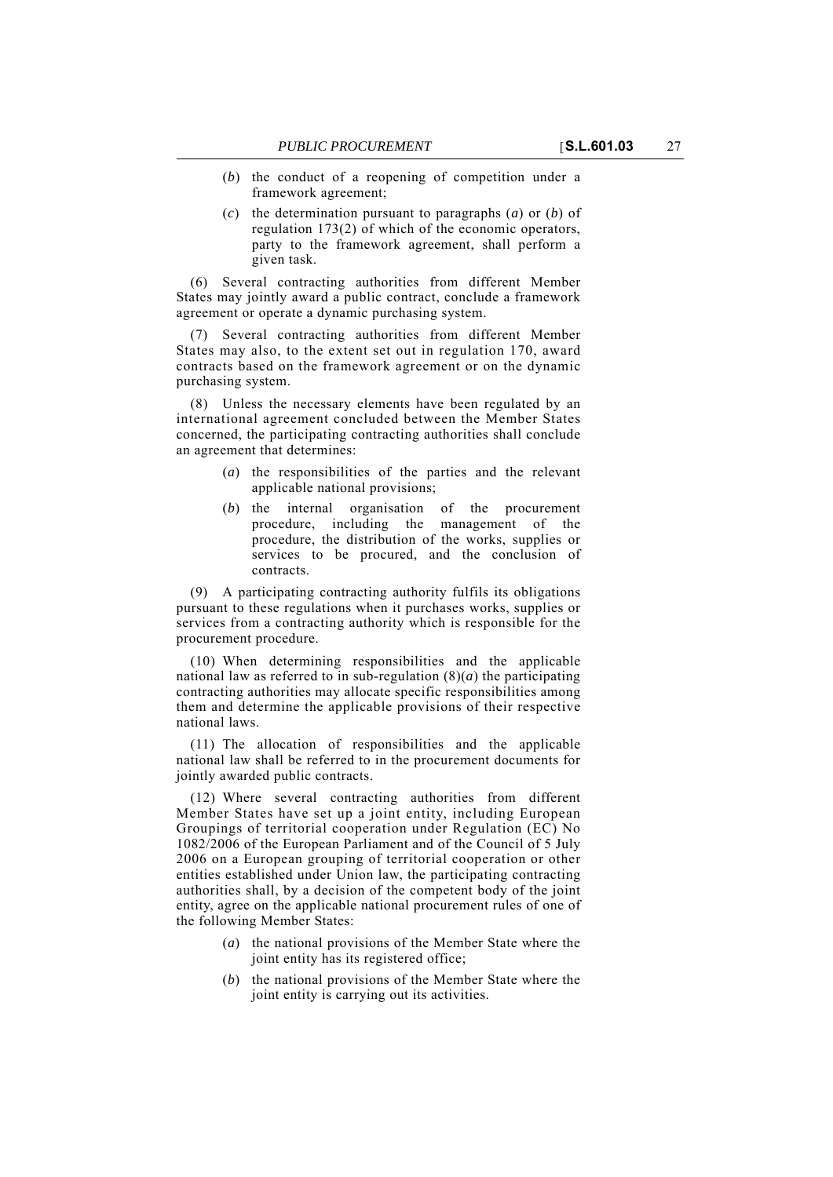(*b*) the conduct of a reopening of competition under a framework agreement;

(*c*) the determination pursuant to paragraphs (*a*) or (*b*) of regulation 173(2) of which of the economic operators, party to the framework agreement, shall perform a given task.

(6) Several contracting authorities from different Member States may jointly award a public contract, conclude a framework agreement or operate a dynamic purchasing system.

(7) Several contracting authorities from different Member States may also, to the extent set out in regulation 170, award contracts based on the framework agreement or on the dynamic purchasing system.

(8) Unless the necessary elements have been regulated by an international agreement concluded between the Member States concerned, the participating contracting authorities shall conclude an agreement that determines:

(*a*) the responsibilities of the parties and the relevant applicable national provisions;

(*b*) the internal organisation of the procurement procedure, including the management of the procedure, the distribution of the works, supplies or services to be procured, and the conclusion of contracts.

(9) A participating contracting authority fulfils its obligations pursuant to these regulations when it purchases works, supplies or services from a contracting authority which is responsible for the procurement procedure.

(10) When determining responsibilities and the applicable national law as referred to in sub-regulation (8)(*a*) the participating contracting authorities may allocate specific responsibilities among them and determine the applicable provisions of their respective national laws.

(11) The allocation of responsibilities and the applicable national law shall be referred to in the procurement documents for jointly awarded public contracts.

(12) Where several contracting authorities from different Member States have set up a joint entity, including European Groupings of territorial cooperation under Regulation (EC) No 1082/2006 of the European Parliament and of the Council of 5 July 2006 on a European grouping of territorial cooperation or other entities established under Union law, the participating contracting authorities shall, by a decision of the competent body of the joint entity, agree on the applicable national procurement rules of one of the following Member States:

(*a*) the national provisions of the Member State where the joint entity has its registered office;

(*b*) the national provisions of the Member State where the joint entity is carrying out its activities.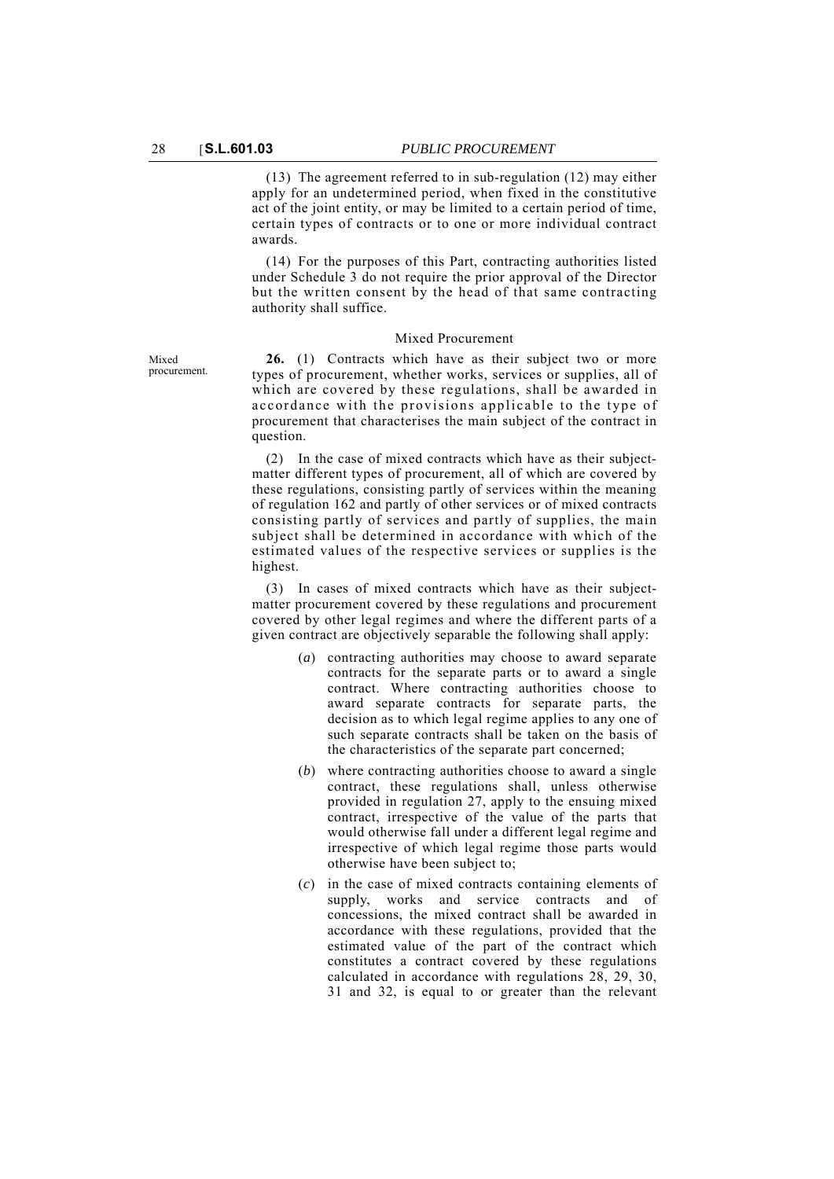(13) The agreement referred to in sub-regulation (12) may either apply for an undetermined period, when fixed in the constitutive act of the joint entity, or may be limited to a certain period of time, certain types of contracts or to one or more individual contract awards.

(14) For the purposes of this Part, contracting authorities listed under Schedule 3 do not require the prior approval of the Director but the written consent by the head of that same contracting authority shall suffice.

### Mixed Procurement

Mixed procurement.

**26.** (1) Contracts which have as their subject two or more types of procurement, whether works, services or supplies, all of which are covered by these regulations, shall be awarded in accordance with the provisions applicable to the type of procurement that characterises the main subject of the contract in question.

(2) In the case of mixed contracts which have as their subject-matter different types of procurement, all of which are covered by these regulations, consisting partly of services within the meaning of regulation 162 and partly of other services or of mixed contracts consisting partly of services and partly of supplies, the main subject shall be determined in accordance with which of the estimated values of the respective services or supplies is the highest.

(3) In cases of mixed contracts which have as their subject-matter procurement covered by these regulations and procurement covered by other legal regimes and where the different parts of a given contract are objectively separable the following shall apply:

(*a*) contracting authorities may choose to award separate contracts for the separate parts or to award a single contract. Where contracting authorities choose to award separate contracts for separate parts, the decision as to which legal regime applies to any one of such separate contracts shall be taken on the basis of the characteristics of the separate part concerned;

(*b*) where contracting authorities choose to award a single contract, these regulations shall, unless otherwise provided in regulation 27, apply to the ensuing mixed contract, irrespective of the value of the parts that would otherwise fall under a different legal regime and irrespective of which legal regime those parts would otherwise have been subject to;

(*c*) in the case of mixed contracts containing elements of supply, works and service contracts and of concessions, the mixed contract shall be awarded in accordance with these regulations, provided that the estimated value of the part of the contract which constitutes a contract covered by these regulations calculated in accordance with regulations 28, 29, 30, 31 and 32, is equal to or greater than the relevant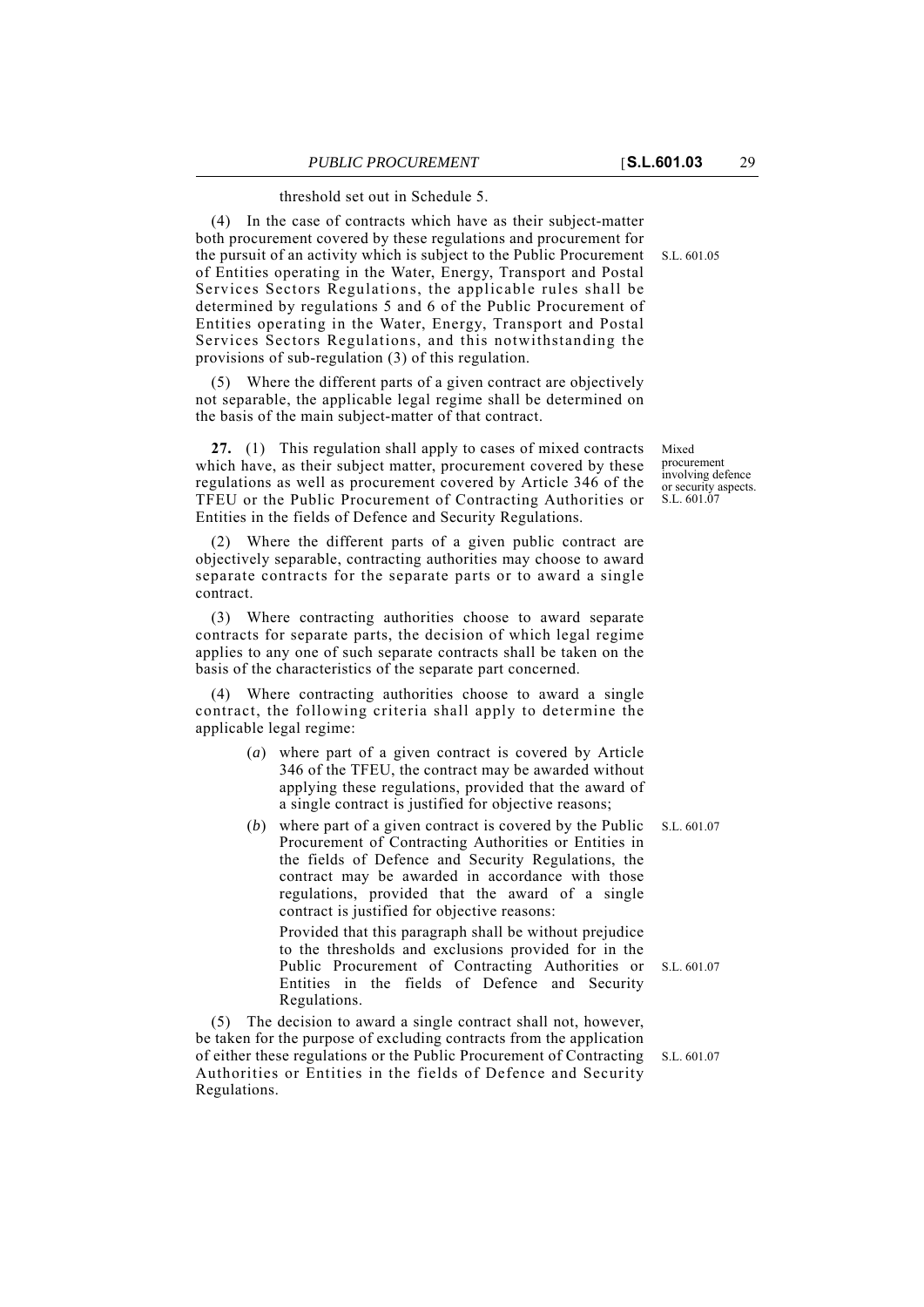threshold set out in Schedule 5.

(4) In the case of contracts which have as their subject-matter both procurement covered by these regulations and procurement for the pursuit of an activity which is subject to the Public Procurement of Entities operating in the Water, Energy, Transport and Postal Services Sectors Regulations, the applicable rules shall be determined by regulations 5 and 6 of the Public Procurement of Entities operating in the Water, Energy, Transport and Postal Services Sectors Regulations, and this notwithstanding the provisions of sub-regulation (3) of this regulation.

S.L. 601.05

(5) Where the different parts of a given contract are objectively not separable, the applicable legal regime shall be determined on the basis of the main subject-matter of that contract.

Mixed procurement involving defence or security aspects. S.L. 601.07

**27.** (1) This regulation shall apply to cases of mixed contracts which have, as their subject matter, procurement covered by these regulations as well as procurement covered by Article 346 of the TFEU or the Public Procurement of Contracting Authorities or Entities in the fields of Defence and Security Regulations.

(2) Where the different parts of a given public contract are objectively separable, contracting authorities may choose to award separate contracts for the separate parts or to award a single contract.

(3) Where contracting authorities choose to award separate contracts for separate parts, the decision of which legal regime applies to any one of such separate contracts shall be taken on the basis of the characteristics of the separate part concerned.

(4) Where contracting authorities choose to award a single contract, the following criteria shall apply to determine the applicable legal regime:

(*a*) where part of a given contract is covered by Article 346 of the TFEU, the contract may be awarded without applying these regulations, provided that the award of a single contract is justified for objective reasons;

(*b*) where part of a given contract is covered by the Public Procurement of Contracting Authorities or Entities in the fields of Defence and Security Regulations, the contract may be awarded in accordance with those regulations, provided that the award of a single contract is justified for objective reasons:

S.L. 601.07

Provided that this paragraph shall be without prejudice to the thresholds and exclusions provided for in the Public Procurement of Contracting Authorities or Entities in the fields of Defence and Security Regulations.

S.L. 601.07

(5) The decision to award a single contract shall not, however, be taken for the purpose of excluding contracts from the application of either these regulations or the Public Procurement of Contracting Authorities or Entities in the fields of Defence and Security Regulations.

S.L. 601.07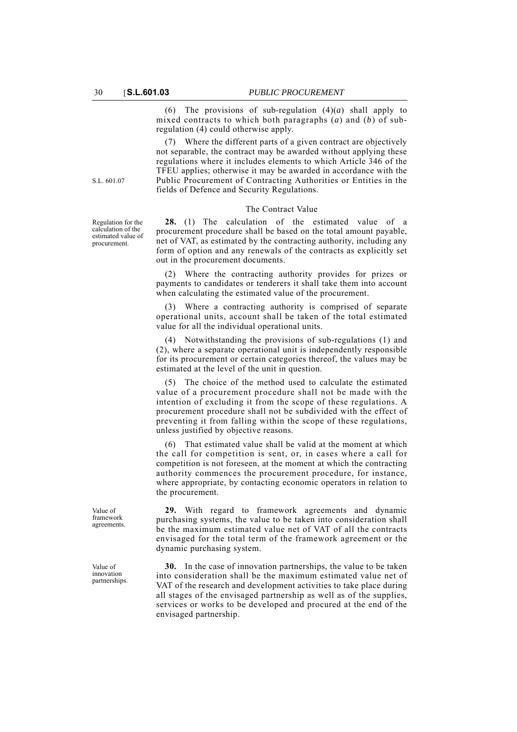(6) The provisions of sub-regulation (4)(*a*) shall apply to mixed contracts to which both paragraphs (*a*) and (*b*) of sub-regulation (4) could otherwise apply.

(7) Where the different parts of a given contract are objectively not separable, the contract may be awarded without applying these regulations where it includes elements to which Article 346 of the TFEU applies; otherwise it may be awarded in accordance with the Public Procurement of Contracting Authorities or Entities in the fields of Defence and Security Regulations.

S.L. 601.07

### The Contract Value

*Regulation for the calculation of the estimated value of procurement.*

**28.** (1) The calculation of the estimated value of a procurement procedure shall be based on the total amount payable, net of VAT, as estimated by the contracting authority, including any form of option and any renewals of the contracts as explicitly set out in the procurement documents.

(2) Where the contracting authority provides for prizes or payments to candidates or tenderers it shall take them into account when calculating the estimated value of the procurement.

(3) Where a contracting authority is comprised of separate operational units, account shall be taken of the total estimated value for all the individual operational units.

(4) Notwithstanding the provisions of sub-regulations (1) and (2), where a separate operational unit is independently responsible for its procurement or certain categories thereof, the values may be estimated at the level of the unit in question.

(5) The choice of the method used to calculate the estimated value of a procurement procedure shall not be made with the intention of excluding it from the scope of these regulations. A procurement procedure shall not be subdivided with the effect of preventing it from falling within the scope of these regulations, unless justified by objective reasons.

(6) That estimated value shall be valid at the moment at which the call for competition is sent, or, in cases where a call for competition is not foreseen, at the moment at which the contracting authority commences the procurement procedure, for instance, where appropriate, by contacting economic operators in relation to the procurement.

*Value of framework agreements.*

**29.** With regard to framework agreements and dynamic purchasing systems, the value to be taken into consideration shall be the maximum estimated value net of VAT of all the contracts envisaged for the total term of the framework agreement or the dynamic purchasing system.

*Value of innovation partnerships.*

**30.** In the case of innovation partnerships, the value to be taken into consideration shall be the maximum estimated value net of VAT of the research and development activities to take place during all stages of the envisaged partnership as well as of the supplies, services or works to be developed and procured at the end of the envisaged partnership.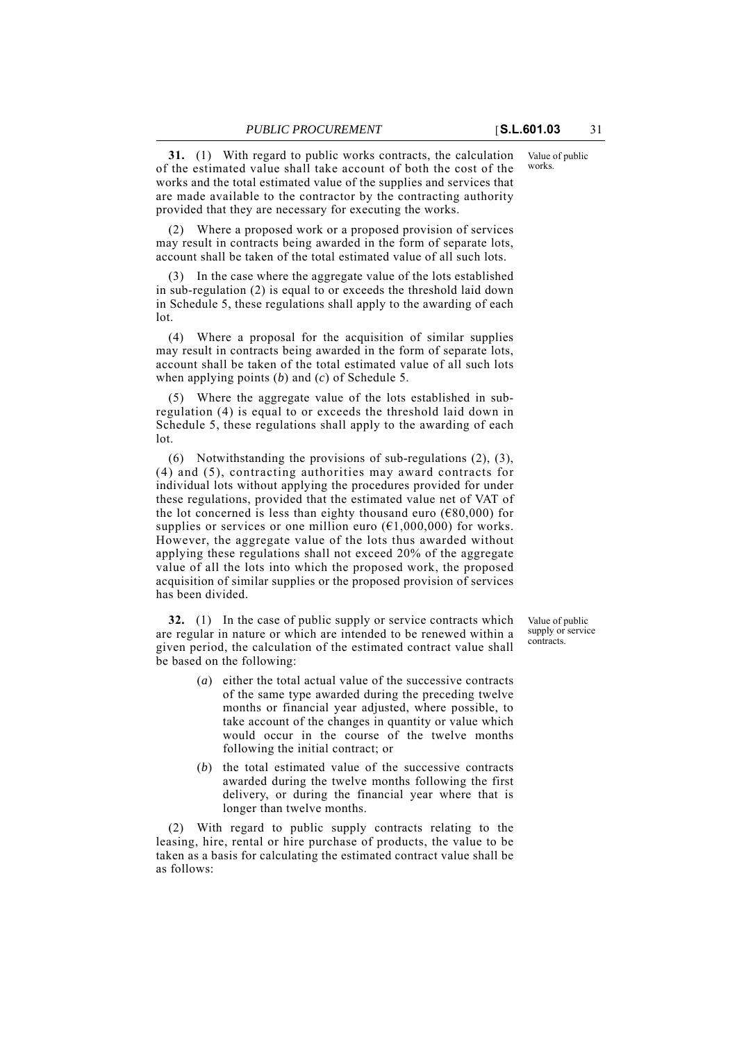**31.** (1) With regard to public works contracts, the calculation of the estimated value shall take account of both the cost of the works and the total estimated value of the supplies and services that are made available to the contractor by the contracting authority provided that they are necessary for executing the works.

Value of public works.

(2) Where a proposed work or a proposed provision of services may result in contracts being awarded in the form of separate lots, account shall be taken of the total estimated value of all such lots.

(3) In the case where the aggregate value of the lots established in sub-regulation (2) is equal to or exceeds the threshold laid down in Schedule 5, these regulations shall apply to the awarding of each lot.

(4) Where a proposal for the acquisition of similar supplies may result in contracts being awarded in the form of separate lots, account shall be taken of the total estimated value of all such lots when applying points (*b*) and (*c*) of Schedule 5.

(5) Where the aggregate value of the lots established in sub-regulation (4) is equal to or exceeds the threshold laid down in Schedule 5, these regulations shall apply to the awarding of each lot.

(6) Notwithstanding the provisions of sub-regulations (2), (3), (4) and (5), contracting authorities may award contracts for individual lots without applying the procedures provided for under these regulations, provided that the estimated value net of VAT of the lot concerned is less than eighty thousand euro (€80,000) for supplies or services or one million euro (€1,000,000) for works. However, the aggregate value of the lots thus awarded without applying these regulations shall not exceed 20% of the aggregate value of all the lots into which the proposed work, the proposed acquisition of similar supplies or the proposed provision of services has been divided.

**32.** (1) In the case of public supply or service contracts which are regular in nature or which are intended to be renewed within a given period, the calculation of the estimated contract value shall be based on the following:

Value of public supply or service contracts.

(*a*) either the total actual value of the successive contracts of the same type awarded during the preceding twelve months or financial year adjusted, where possible, to take account of the changes in quantity or value which would occur in the course of the twelve months following the initial contract; or

(*b*) the total estimated value of the successive contracts awarded during the twelve months following the first delivery, or during the financial year where that is longer than twelve months.

(2) With regard to public supply contracts relating to the leasing, hire, rental or hire purchase of products, the value to be taken as a basis for calculating the estimated contract value shall be as follows: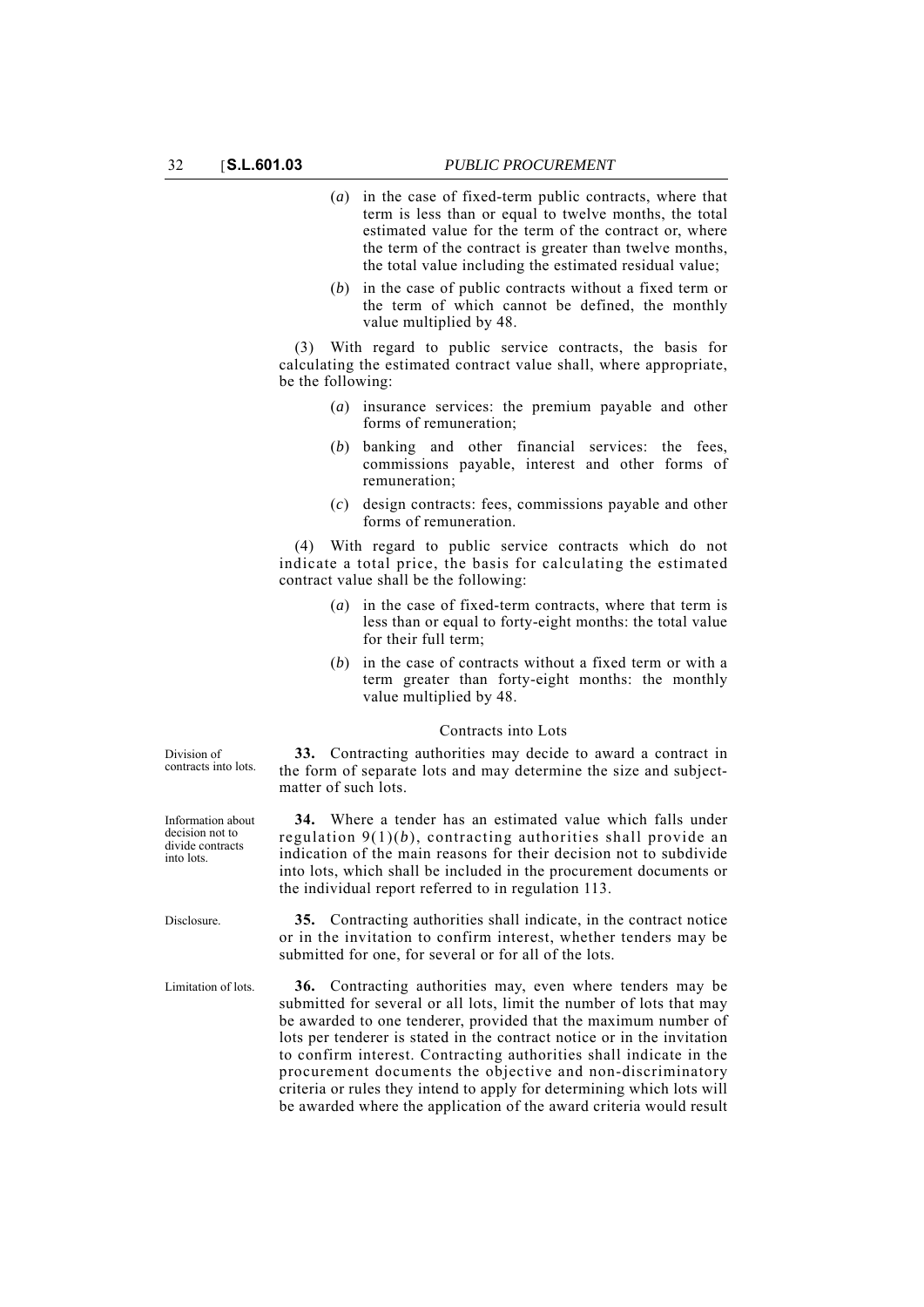(*a*) in the case of fixed-term public contracts, where that term is less than or equal to twelve months, the total estimated value for the term of the contract or, where the term of the contract is greater than twelve months, the total value including the estimated residual value;

(*b*) in the case of public contracts without a fixed term or the term of which cannot be defined, the monthly value multiplied by 48.

(3) With regard to public service contracts, the basis for calculating the estimated contract value shall, where appropriate, be the following:

(*a*) insurance services: the premium payable and other forms of remuneration;

(*b*) banking and other financial services: the fees, commissions payable, interest and other forms of remuneration;

(*c*) design contracts: fees, commissions payable and other forms of remuneration.

(4) With regard to public service contracts which do not indicate a total price, the basis for calculating the estimated contract value shall be the following:

(*a*) in the case of fixed-term contracts, where that term is less than or equal to forty-eight months: the total value for their full term;

(*b*) in the case of contracts without a fixed term or with a term greater than forty-eight months: the monthly value multiplied by 48.

### Contracts into Lots

*Division of contracts into lots.*

**33.** Contracting authorities may decide to award a contract in the form of separate lots and may determine the size and subject-matter of such lots.

*Information about decision not to divide contracts into lots.*

**34.** Where a tender has an estimated value which falls under regulation 9(1)(*b*), contracting authorities shall provide an indication of the main reasons for their decision not to subdivide into lots, which shall be included in the procurement documents or the individual report referred to in regulation 113.

*Disclosure.*

**35.** Contracting authorities shall indicate, in the contract notice or in the invitation to confirm interest, whether tenders may be submitted for one, for several or for all of the lots.

*Limitation of lots.*

**36.** Contracting authorities may, even where tenders may be submitted for several or all lots, limit the number of lots that may be awarded to one tenderer, provided that the maximum number of lots per tenderer is stated in the contract notice or in the invitation to confirm interest. Contracting authorities shall indicate in the procurement documents the objective and non-discriminatory criteria or rules they intend to apply for determining which lots will be awarded where the application of the award criteria would result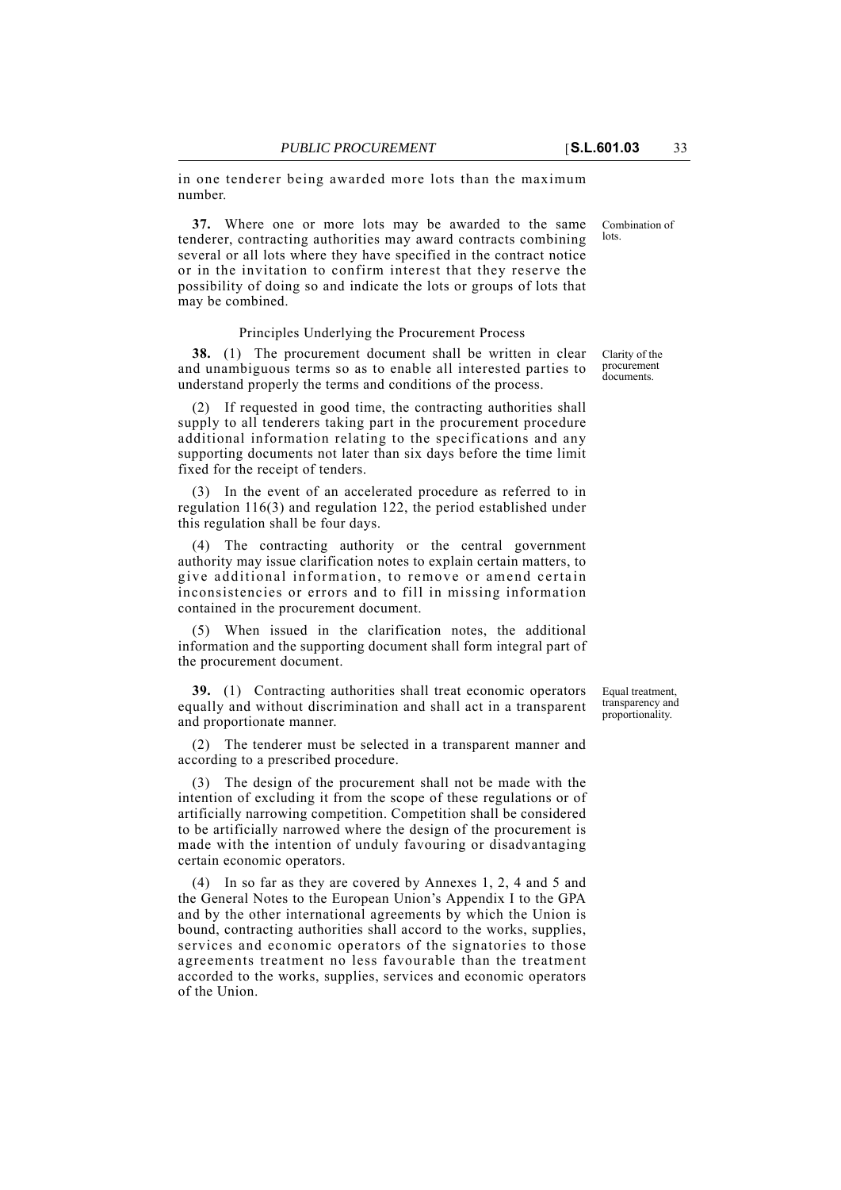in one tenderer being awarded more lots than the maximum number.

**37.** Where one or more lots may be awarded to the same tenderer, contracting authorities may award contracts combining several or all lots where they have specified in the contract notice or in the invitation to confirm interest that they reserve the possibility of doing so and indicate the lots or groups of lots that may be combined.

Combination of lots.

### Principles Underlying the Procurement Process

**38.** (1) The procurement document shall be written in clear and unambiguous terms so as to enable all interested parties to understand properly the terms and conditions of the process.

Clarity of the procurement documents.

(2) If requested in good time, the contracting authorities shall supply to all tenderers taking part in the procurement procedure additional information relating to the specifications and any supporting documents not later than six days before the time limit fixed for the receipt of tenders.

(3) In the event of an accelerated procedure as referred to in regulation 116(3) and regulation 122, the period established under this regulation shall be four days.

(4) The contracting authority or the central government authority may issue clarification notes to explain certain matters, to give additional information, to remove or amend certain inconsistencies or errors and to fill in missing information contained in the procurement document.

(5) When issued in the clarification notes, the additional information and the supporting document shall form integral part of the procurement document.

**39.** (1) Contracting authorities shall treat economic operators equally and without discrimination and shall act in a transparent and proportionate manner.

Equal treatment, transparency and proportionality.

(2) The tenderer must be selected in a transparent manner and according to a prescribed procedure.

(3) The design of the procurement shall not be made with the intention of excluding it from the scope of these regulations or of artificially narrowing competition. Competition shall be considered to be artificially narrowed where the design of the procurement is made with the intention of unduly favouring or disadvantaging certain economic operators.

(4) In so far as they are covered by Annexes 1, 2, 4 and 5 and the General Notes to the European Union's Appendix I to the GPA and by the other international agreements by which the Union is bound, contracting authorities shall accord to the works, supplies, services and economic operators of the signatories to those agreements treatment no less favourable than the treatment accorded to the works, supplies, services and economic operators of the Union.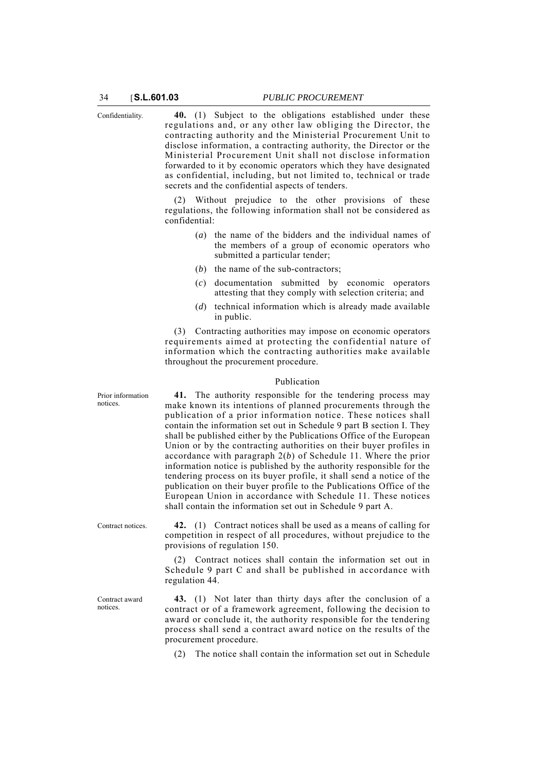Confidentiality.

**40.** (1) Subject to the obligations established under these regulations and, or any other law obliging the Director, the contracting authority and the Ministerial Procurement Unit to disclose information, a contracting authority, the Director or the Ministerial Procurement Unit shall not disclose information forwarded to it by economic operators which they have designated as confidential, including, but not limited to, technical or trade secrets and the confidential aspects of tenders.

(2) Without prejudice to the other provisions of these regulations, the following information shall not be considered as confidential:

- (*a*) the name of the bidders and the individual names of the members of a group of economic operators who submitted a particular tender;
- (*b*) the name of the sub-contractors;
- (*c*) documentation submitted by economic operators attesting that they comply with selection criteria; and
- (*d*) technical information which is already made available in public.

(3) Contracting authorities may impose on economic operators requirements aimed at protecting the confidential nature of information which the contracting authorities make available throughout the procurement procedure.

## Publication

Prior information notices.

**41.** The authority responsible for the tendering process may make known its intentions of planned procurements through the publication of a prior information notice. These notices shall contain the information set out in Schedule 9 part B section I. They shall be published either by the Publications Office of the European Union or by the contracting authorities on their buyer profiles in accordance with paragraph 2(*b*) of Schedule 11. Where the prior information notice is published by the authority responsible for the tendering process on its buyer profile, it shall send a notice of the publication on their buyer profile to the Publications Office of the European Union in accordance with Schedule 11. These notices shall contain the information set out in Schedule 9 part A.

Contract notices.

**42.** (1) Contract notices shall be used as a means of calling for competition in respect of all procedures, without prejudice to the provisions of regulation 150.

(2) Contract notices shall contain the information set out in Schedule 9 part C and shall be published in accordance with regulation 44.

Contract award notices.

**43.** (1) Not later than thirty days after the conclusion of a contract or of a framework agreement, following the decision to award or conclude it, the authority responsible for the tendering process shall send a contract award notice on the results of the procurement procedure.

(2) The notice shall contain the information set out in Schedule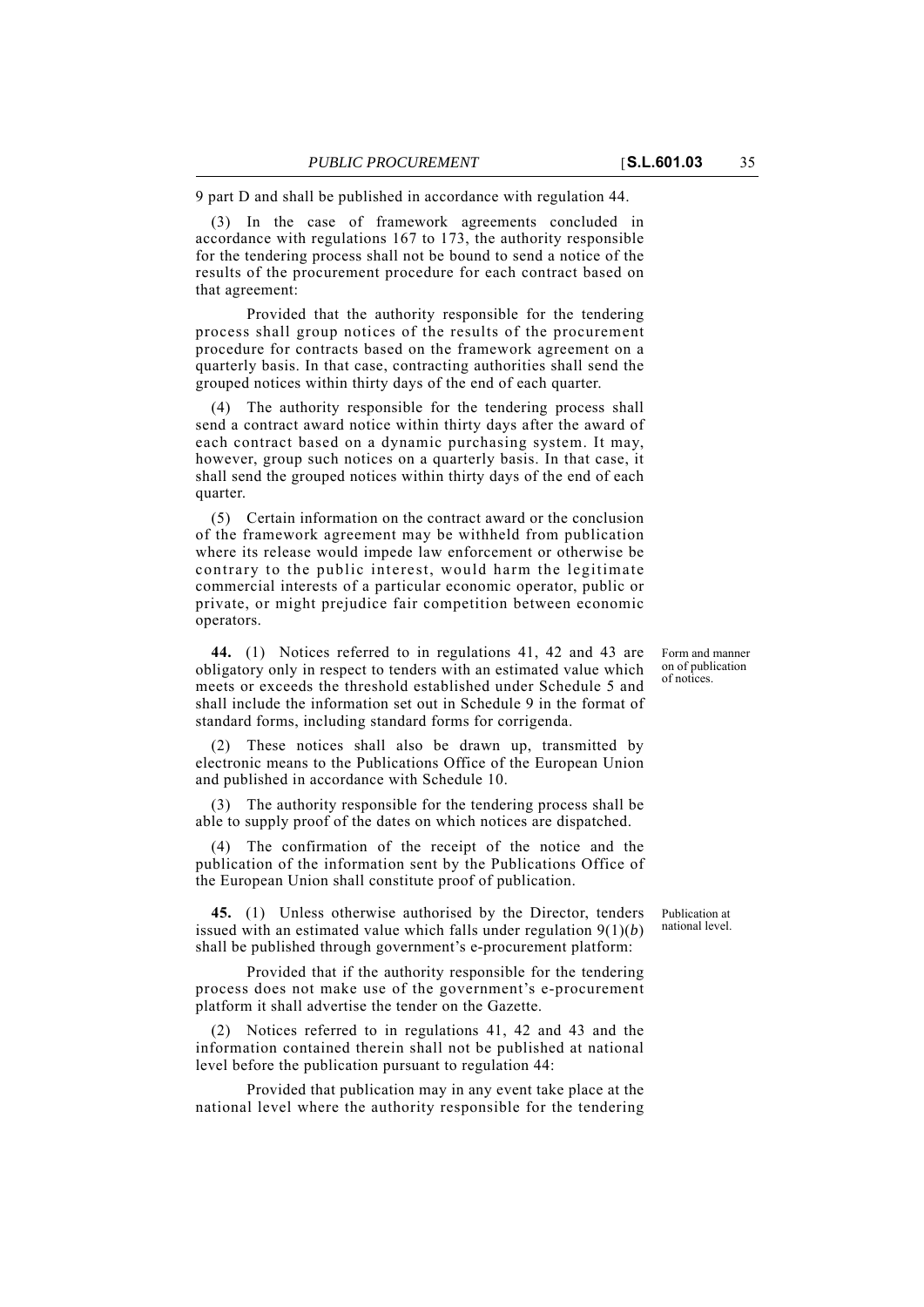9 part D and shall be published in accordance with regulation 44.

(3) In the case of framework agreements concluded in accordance with regulations 167 to 173, the authority responsible for the tendering process shall not be bound to send a notice of the results of the procurement procedure for each contract based on that agreement:

Provided that the authority responsible for the tendering process shall group notices of the results of the procurement procedure for contracts based on the framework agreement on a quarterly basis. In that case, contracting authorities shall send the grouped notices within thirty days of the end of each quarter.

(4) The authority responsible for the tendering process shall send a contract award notice within thirty days after the award of each contract based on a dynamic purchasing system. It may, however, group such notices on a quarterly basis. In that case, it shall send the grouped notices within thirty days of the end of each quarter.

(5) Certain information on the contract award or the conclusion of the framework agreement may be withheld from publication where its release would impede law enforcement or otherwise be contrary to the public interest, would harm the legitimate commercial interests of a particular economic operator, public or private, or might prejudice fair competition between economic operators.

*Form and manner on of publication of notices.*

**44.** (1) Notices referred to in regulations 41, 42 and 43 are obligatory only in respect to tenders with an estimated value which meets or exceeds the threshold established under Schedule 5 and shall include the information set out in Schedule 9 in the format of standard forms, including standard forms for corrigenda.

(2) These notices shall also be drawn up, transmitted by electronic means to the Publications Office of the European Union and published in accordance with Schedule 10.

(3) The authority responsible for the tendering process shall be able to supply proof of the dates on which notices are dispatched.

(4) The confirmation of the receipt of the notice and the publication of the information sent by the Publications Office of the European Union shall constitute proof of publication.

*Publication at national level.*

**45.** (1) Unless otherwise authorised by the Director, tenders issued with an estimated value which falls under regulation 9(1)(*b*) shall be published through government's e-procurement platform:

Provided that if the authority responsible for the tendering process does not make use of the government's e-procurement platform it shall advertise the tender on the Gazette.

(2) Notices referred to in regulations 41, 42 and 43 and the information contained therein shall not be published at national level before the publication pursuant to regulation 44:

Provided that publication may in any event take place at the national level where the authority responsible for the tendering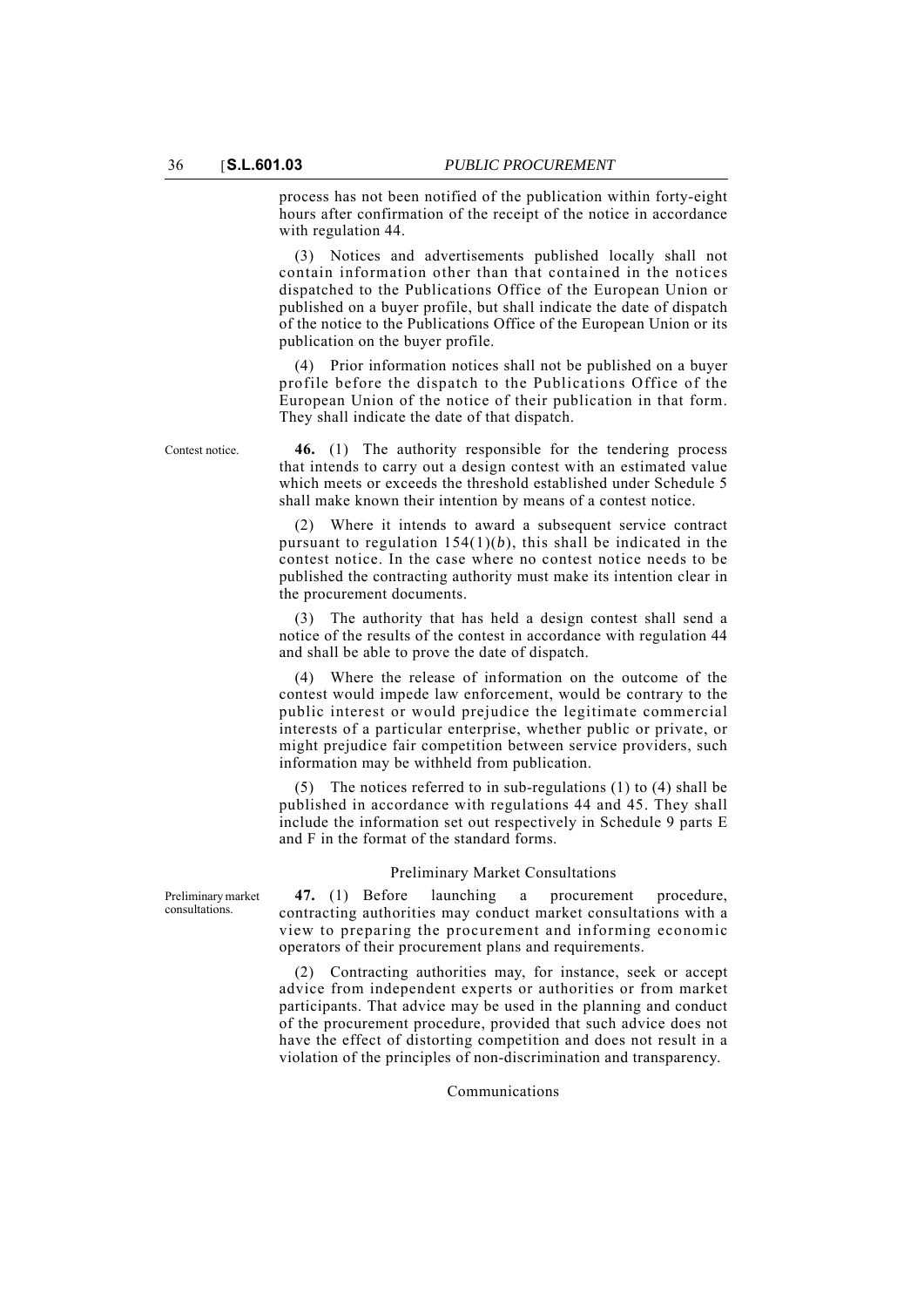process has not been notified of the publication within forty-eight hours after confirmation of the receipt of the notice in accordance with regulation 44.

(3) Notices and advertisements published locally shall not contain information other than that contained in the notices dispatched to the Publications Office of the European Union or published on a buyer profile, but shall indicate the date of dispatch of the notice to the Publications Office of the European Union or its publication on the buyer profile.

(4) Prior information notices shall not be published on a buyer profile before the dispatch to the Publications Office of the European Union of the notice of their publication in that form. They shall indicate the date of that dispatch.

Contest notice.

**46.** (1) The authority responsible for the tendering process that intends to carry out a design contest with an estimated value which meets or exceeds the threshold established under Schedule 5 shall make known their intention by means of a contest notice.

(2) Where it intends to award a subsequent service contract pursuant to regulation 154(1)(*b*), this shall be indicated in the contest notice. In the case where no contest notice needs to be published the contracting authority must make its intention clear in the procurement documents.

(3) The authority that has held a design contest shall send a notice of the results of the contest in accordance with regulation 44 and shall be able to prove the date of dispatch.

(4) Where the release of information on the outcome of the contest would impede law enforcement, would be contrary to the public interest or would prejudice the legitimate commercial interests of a particular enterprise, whether public or private, or might prejudice fair competition between service providers, such information may be withheld from publication.

(5) The notices referred to in sub-regulations (1) to (4) shall be published in accordance with regulations 44 and 45. They shall include the information set out respectively in Schedule 9 parts E and F in the format of the standard forms.

## Preliminary Market Consultations

Preliminary market consultations.

**47.** (1) Before launching a procurement procedure, contracting authorities may conduct market consultations with a view to preparing the procurement and informing economic operators of their procurement plans and requirements.

(2) Contracting authorities may, for instance, seek or accept advice from independent experts or authorities or from market participants. That advice may be used in the planning and conduct of the procurement procedure, provided that such advice does not have the effect of distorting competition and does not result in a violation of the principles of non-discrimination and transparency.

## Communications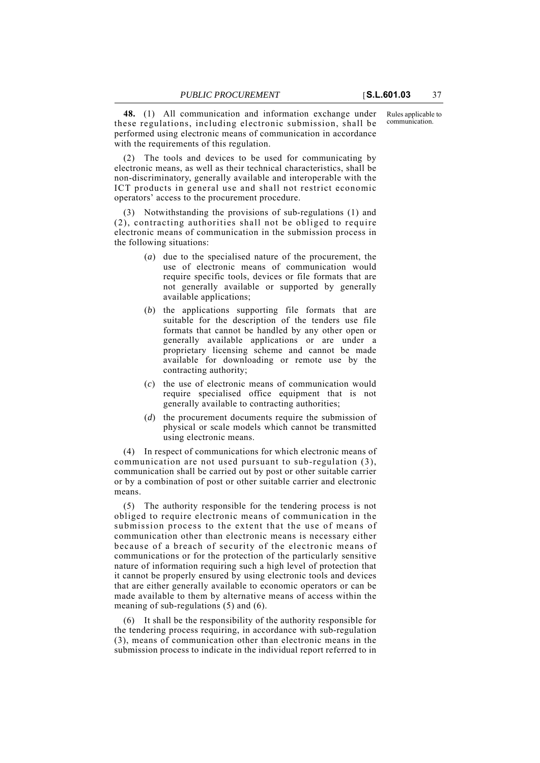**48.** (1) All communication and information exchange under these regulations, including electronic submission, shall be performed using electronic means of communication in accordance with the requirements of this regulation.

Rules applicable to communication.

(2) The tools and devices to be used for communicating by electronic means, as well as their technical characteristics, shall be non-discriminatory, generally available and interoperable with the ICT products in general use and shall not restrict economic operators' access to the procurement procedure.

(3) Notwithstanding the provisions of sub-regulations (1) and (2), contracting authorities shall not be obliged to require electronic means of communication in the submission process in the following situations:

(*a*) due to the specialised nature of the procurement, the use of electronic means of communication would require specific tools, devices or file formats that are not generally available or supported by generally available applications;

(*b*) the applications supporting file formats that are suitable for the description of the tenders use file formats that cannot be handled by any other open or generally available applications or are under a proprietary licensing scheme and cannot be made available for downloading or remote use by the contracting authority;

(*c*) the use of electronic means of communication would require specialised office equipment that is not generally available to contracting authorities;

(*d*) the procurement documents require the submission of physical or scale models which cannot be transmitted using electronic means.

(4) In respect of communications for which electronic means of communication are not used pursuant to sub-regulation (3), communication shall be carried out by post or other suitable carrier or by a combination of post or other suitable carrier and electronic means.

(5) The authority responsible for the tendering process is not obliged to require electronic means of communication in the submission process to the extent that the use of means of communication other than electronic means is necessary either because of a breach of security of the electronic means of communications or for the protection of the particularly sensitive nature of information requiring such a high level of protection that it cannot be properly ensured by using electronic tools and devices that are either generally available to economic operators or can be made available to them by alternative means of access within the meaning of sub-regulations (5) and (6).

(6) It shall be the responsibility of the authority responsible for the tendering process requiring, in accordance with sub-regulation (3), means of communication other than electronic means in the submission process to indicate in the individual report referred to in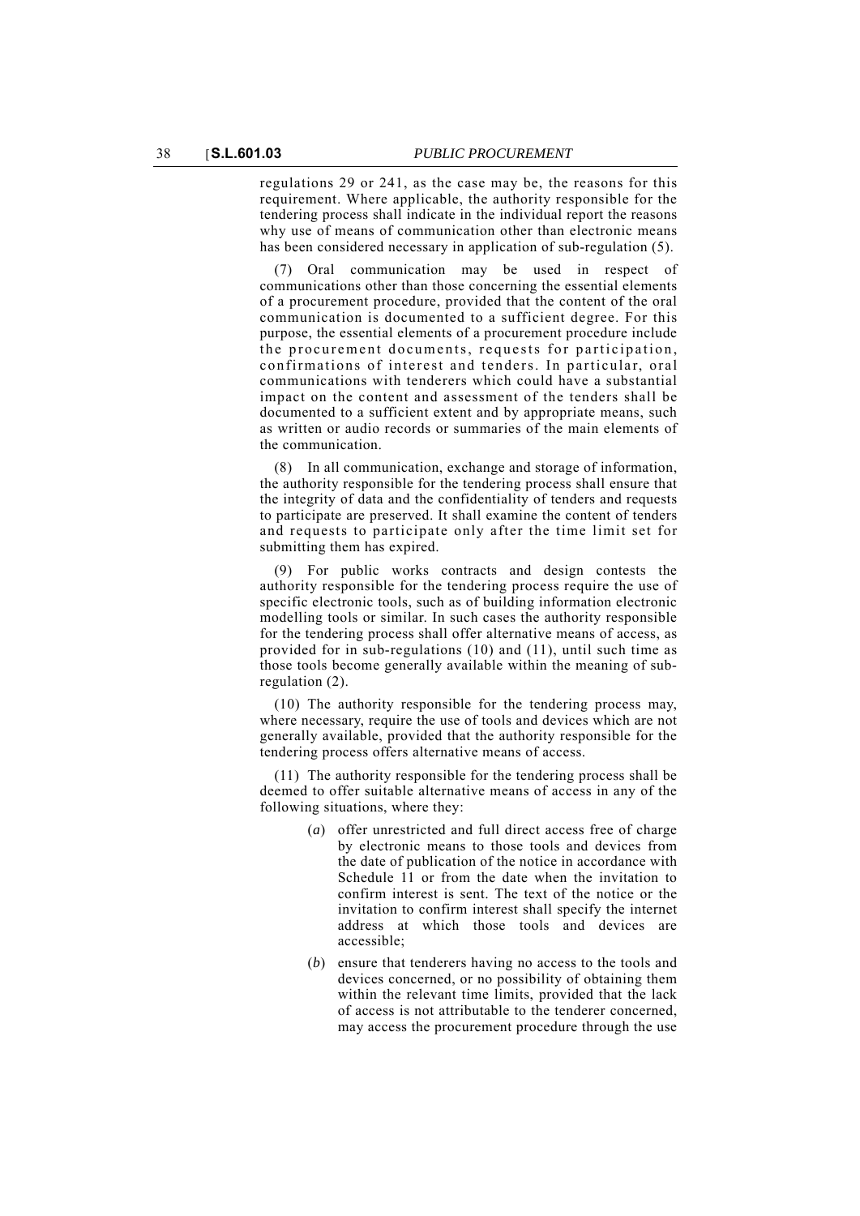regulations 29 or 241, as the case may be, the reasons for this requirement. Where applicable, the authority responsible for the tendering process shall indicate in the individual report the reasons why use of means of communication other than electronic means has been considered necessary in application of sub-regulation (5).

(7) Oral communication may be used in respect of communications other than those concerning the essential elements of a procurement procedure, provided that the content of the oral communication is documented to a sufficient degree. For this purpose, the essential elements of a procurement procedure include the procurement documents, requests for participation, confirmations of interest and tenders. In particular, oral communications with tenderers which could have a substantial impact on the content and assessment of the tenders shall be documented to a sufficient extent and by appropriate means, such as written or audio records or summaries of the main elements of the communication.

(8) In all communication, exchange and storage of information, the authority responsible for the tendering process shall ensure that the integrity of data and the confidentiality of tenders and requests to participate are preserved. It shall examine the content of tenders and requests to participate only after the time limit set for submitting them has expired.

(9) For public works contracts and design contests the authority responsible for the tendering process require the use of specific electronic tools, such as of building information electronic modelling tools or similar. In such cases the authority responsible for the tendering process shall offer alternative means of access, as provided for in sub-regulations (10) and (11), until such time as those tools become generally available within the meaning of sub-regulation (2).

(10) The authority responsible for the tendering process may, where necessary, require the use of tools and devices which are not generally available, provided that the authority responsible for the tendering process offers alternative means of access.

(11) The authority responsible for the tendering process shall be deemed to offer suitable alternative means of access in any of the following situations, where they:

(*a*) offer unrestricted and full direct access free of charge by electronic means to those tools and devices from the date of publication of the notice in accordance with Schedule 11 or from the date when the invitation to confirm interest is sent. The text of the notice or the invitation to confirm interest shall specify the internet address at which those tools and devices are accessible;

(*b*) ensure that tenderers having no access to the tools and devices concerned, or no possibility of obtaining them within the relevant time limits, provided that the lack of access is not attributable to the tenderer concerned, may access the procurement procedure through the use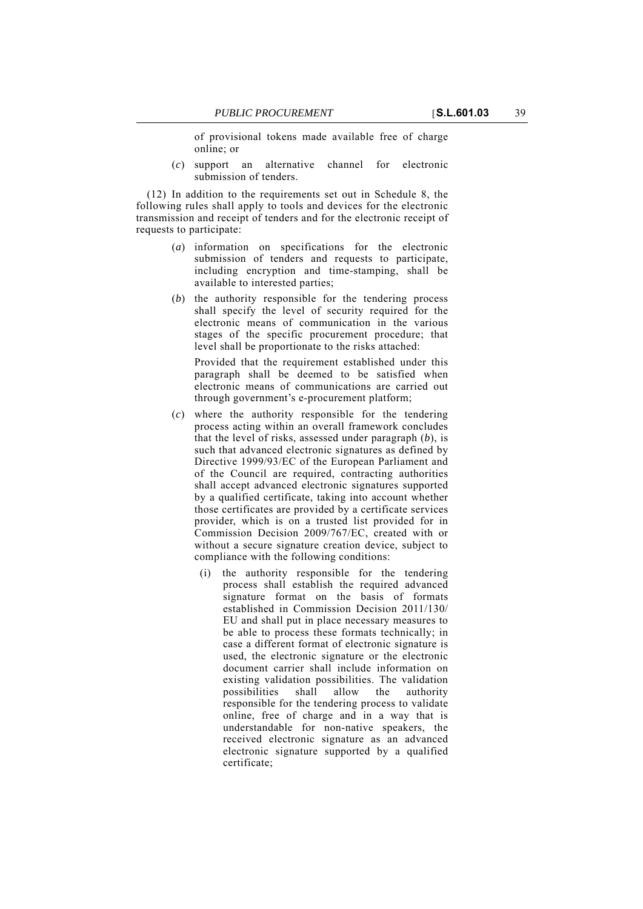of provisional tokens made available free of charge online; or

(*c*) support an alternative channel for electronic submission of tenders.

(12) In addition to the requirements set out in Schedule 8, the following rules shall apply to tools and devices for the electronic transmission and receipt of tenders and for the electronic receipt of requests to participate:

(*a*) information on specifications for the electronic submission of tenders and requests to participate, including encryption and time-stamping, shall be available to interested parties;

(*b*) the authority responsible for the tendering process shall specify the level of security required for the electronic means of communication in the various stages of the specific procurement procedure; that level shall be proportionate to the risks attached:

Provided that the requirement established under this paragraph shall be deemed to be satisfied when electronic means of communications are carried out through government's e-procurement platform;

(*c*) where the authority responsible for the tendering process acting within an overall framework concludes that the level of risks, assessed under paragraph (*b*), is such that advanced electronic signatures as defined by Directive 1999/93/EC of the European Parliament and of the Council are required, contracting authorities shall accept advanced electronic signatures supported by a qualified certificate, taking into account whether those certificates are provided by a certificate services provider, which is on a trusted list provided for in Commission Decision 2009/767/EC, created with or without a secure signature creation device, subject to compliance with the following conditions:

(i) the authority responsible for the tendering process shall establish the required advanced signature format on the basis of formats established in Commission Decision 2011/130/EU and shall put in place necessary measures to be able to process these formats technically; in case a different format of electronic signature is used, the electronic signature or the electronic document carrier shall include information on existing validation possibilities. The validation possibilities shall allow the authority responsible for the tendering process to validate online, free of charge and in a way that is understandable for non-native speakers, the received electronic signature as an advanced electronic signature supported by a qualified certificate;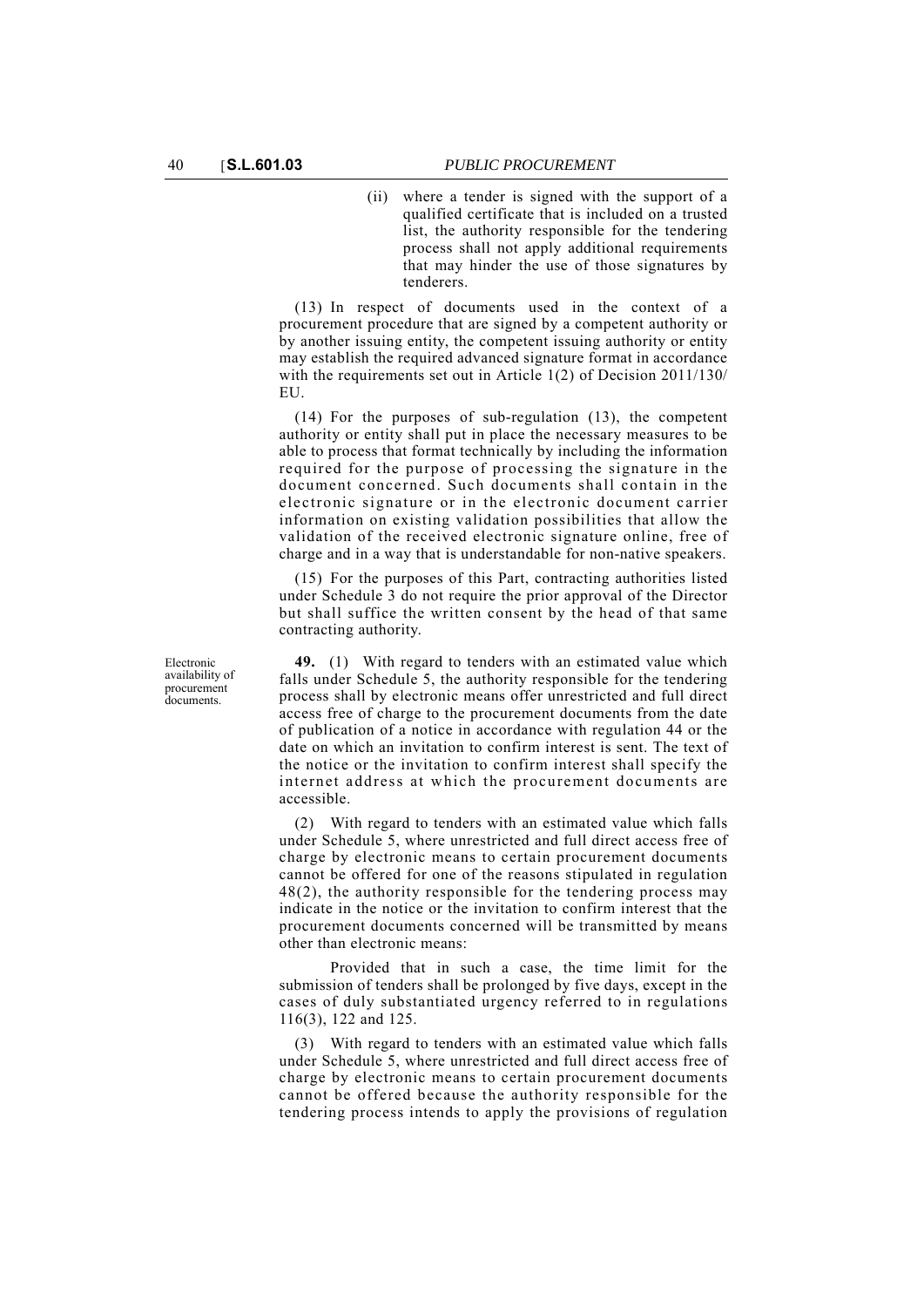(ii) where a tender is signed with the support of a qualified certificate that is included on a trusted list, the authority responsible for the tendering process shall not apply additional requirements that may hinder the use of those signatures by tenderers.

(13) In respect of documents used in the context of a procurement procedure that are signed by a competent authority or by another issuing entity, the competent issuing authority or entity may establish the required advanced signature format in accordance with the requirements set out in Article 1(2) of Decision 2011/130/EU.

(14) For the purposes of sub-regulation (13), the competent authority or entity shall put in place the necessary measures to be able to process that format technically by including the information required for the purpose of processing the signature in the document concerned. Such documents shall contain in the electronic signature or in the electronic document carrier information on existing validation possibilities that allow the validation of the received electronic signature online, free of charge and in a way that is understandable for non-native speakers.

(15) For the purposes of this Part, contracting authorities listed under Schedule 3 do not require the prior approval of the Director but shall suffice the written consent by the head of that same contracting authority.

*Electronic availability of procurement documents.*

**49.** (1) With regard to tenders with an estimated value which falls under Schedule 5, the authority responsible for the tendering process shall by electronic means offer unrestricted and full direct access free of charge to the procurement documents from the date of publication of a notice in accordance with regulation 44 or the date on which an invitation to confirm interest is sent. The text of the notice or the invitation to confirm interest shall specify the internet address at which the procurement documents are accessible.

(2) With regard to tenders with an estimated value which falls under Schedule 5, where unrestricted and full direct access free of charge by electronic means to certain procurement documents cannot be offered for one of the reasons stipulated in regulation 48(2), the authority responsible for the tendering process may indicate in the notice or the invitation to confirm interest that the procurement documents concerned will be transmitted by means other than electronic means:

Provided that in such a case, the time limit for the submission of tenders shall be prolonged by five days, except in the cases of duly substantiated urgency referred to in regulations 116(3), 122 and 125.

(3) With regard to tenders with an estimated value which falls under Schedule 5, where unrestricted and full direct access free of charge by electronic means to certain procurement documents cannot be offered because the authority responsible for the tendering process intends to apply the provisions of regulation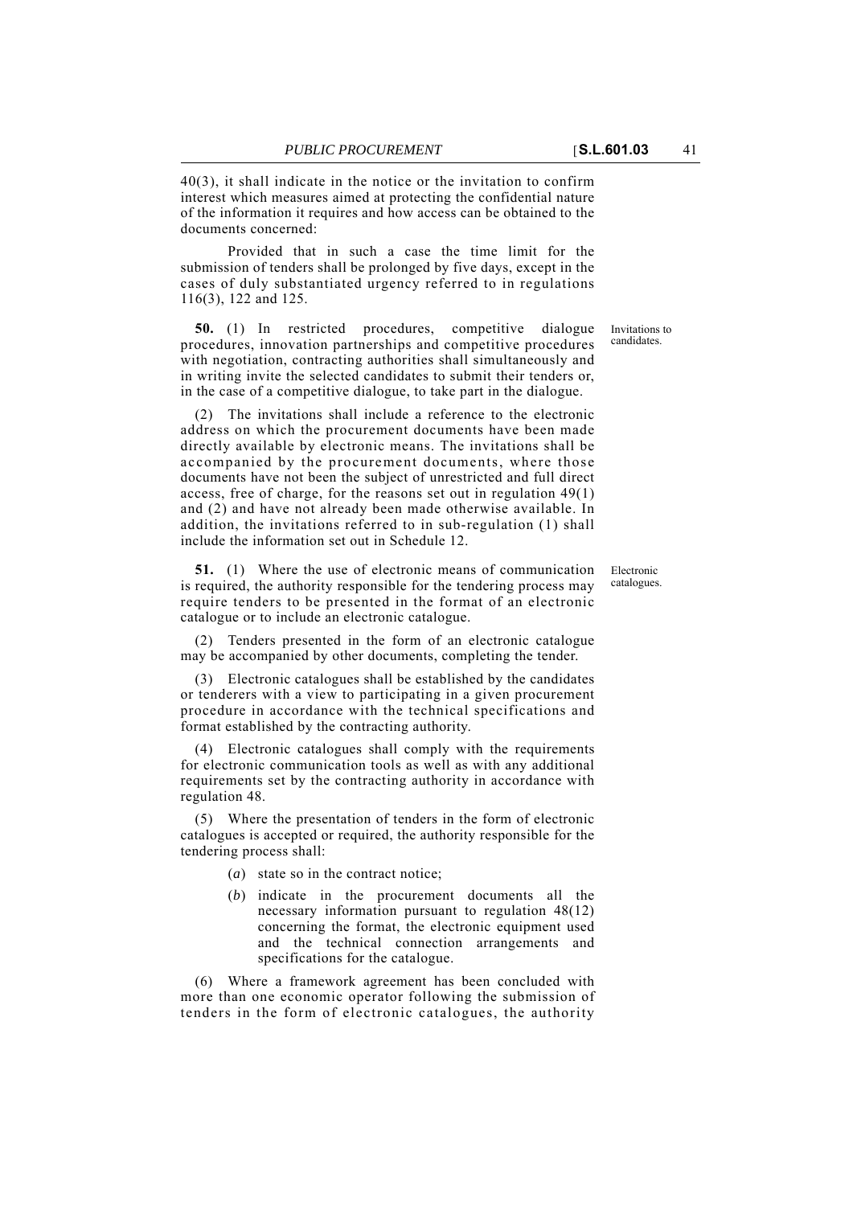40(3), it shall indicate in the notice or the invitation to confirm interest which measures aimed at protecting the confidential nature of the information it requires and how access can be obtained to the documents concerned:

Provided that in such a case the time limit for the submission of tenders shall be prolonged by five days, except in the cases of duly substantiated urgency referred to in regulations 116(3), 122 and 125.

Invitations to candidates.

**50.** (1) In restricted procedures, competitive dialogue procedures, innovation partnerships and competitive procedures with negotiation, contracting authorities shall simultaneously and in writing invite the selected candidates to submit their tenders or, in the case of a competitive dialogue, to take part in the dialogue.

(2) The invitations shall include a reference to the electronic address on which the procurement documents have been made directly available by electronic means. The invitations shall be accompanied by the procurement documents, where those documents have not been the subject of unrestricted and full direct access, free of charge, for the reasons set out in regulation 49(1) and (2) and have not already been made otherwise available. In addition, the invitations referred to in sub-regulation (1) shall include the information set out in Schedule 12.

Electronic catalogues.

**51.** (1) Where the use of electronic means of communication is required, the authority responsible for the tendering process may require tenders to be presented in the format of an electronic catalogue or to include an electronic catalogue.

(2) Tenders presented in the form of an electronic catalogue may be accompanied by other documents, completing the tender.

(3) Electronic catalogues shall be established by the candidates or tenderers with a view to participating in a given procurement procedure in accordance with the technical specifications and format established by the contracting authority.

(4) Electronic catalogues shall comply with the requirements for electronic communication tools as well as with any additional requirements set by the contracting authority in accordance with regulation 48.

(5) Where the presentation of tenders in the form of electronic catalogues is accepted or required, the authority responsible for the tendering process shall:

- (*a*) state so in the contract notice;
- (*b*) indicate in the procurement documents all the necessary information pursuant to regulation 48(12) concerning the format, the electronic equipment used and the technical connection arrangements and specifications for the catalogue.

(6) Where a framework agreement has been concluded with more than one economic operator following the submission of tenders in the form of electronic catalogues, the authority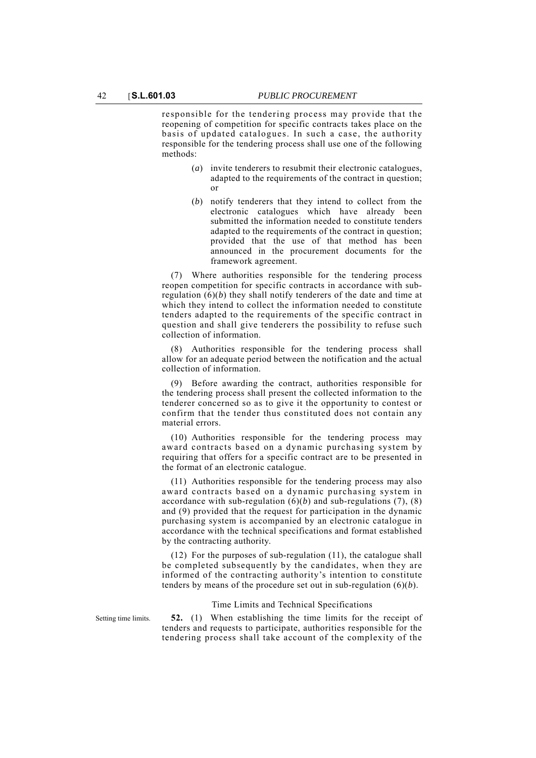responsible for the tendering process may provide that the reopening of competition for specific contracts takes place on the basis of updated catalogues. In such a case, the authority responsible for the tendering process shall use one of the following methods:

(*a*) invite tenderers to resubmit their electronic catalogues, adapted to the requirements of the contract in question; or

(*b*) notify tenderers that they intend to collect from the electronic catalogues which have already been submitted the information needed to constitute tenders adapted to the requirements of the contract in question; provided that the use of that method has been announced in the procurement documents for the framework agreement.

(7) Where authorities responsible for the tendering process reopen competition for specific contracts in accordance with sub-regulation (6)(*b*) they shall notify tenderers of the date and time at which they intend to collect the information needed to constitute tenders adapted to the requirements of the specific contract in question and shall give tenderers the possibility to refuse such collection of information.

(8) Authorities responsible for the tendering process shall allow for an adequate period between the notification and the actual collection of information.

(9) Before awarding the contract, authorities responsible for the tendering process shall present the collected information to the tenderer concerned so as to give it the opportunity to contest or confirm that the tender thus constituted does not contain any material errors.

(10) Authorities responsible for the tendering process may award contracts based on a dynamic purchasing system by requiring that offers for a specific contract are to be presented in the format of an electronic catalogue.

(11) Authorities responsible for the tendering process may also award contracts based on a dynamic purchasing system in accordance with sub-regulation (6)(*b*) and sub-regulations (7), (8) and (9) provided that the request for participation in the dynamic purchasing system is accompanied by an electronic catalogue in accordance with the technical specifications and format established by the contracting authority.

(12) For the purposes of sub-regulation (11), the catalogue shall be completed subsequently by the candidates, when they are informed of the contracting authority's intention to constitute tenders by means of the procedure set out in sub-regulation (6)(*b*).

### Time Limits and Technical Specifications

Setting time limits.

**52.** (1) When establishing the time limits for the receipt of tenders and requests to participate, authorities responsible for the tendering process shall take account of the complexity of the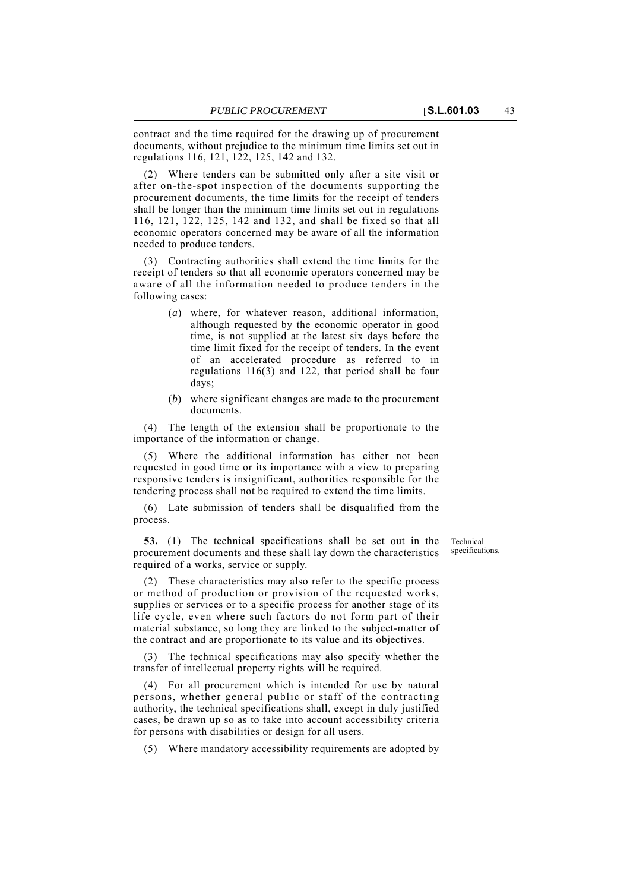contract and the time required for the drawing up of procurement documents, without prejudice to the minimum time limits set out in regulations 116, 121, 122, 125, 142 and 132.

(2) Where tenders can be submitted only after a site visit or after on-the-spot inspection of the documents supporting the procurement documents, the time limits for the receipt of tenders shall be longer than the minimum time limits set out in regulations 116, 121, 122, 125, 142 and 132, and shall be fixed so that all economic operators concerned may be aware of all the information needed to produce tenders.

(3) Contracting authorities shall extend the time limits for the receipt of tenders so that all economic operators concerned may be aware of all the information needed to produce tenders in the following cases:

- (*a*) where, for whatever reason, additional information, although requested by the economic operator in good time, is not supplied at the latest six days before the time limit fixed for the receipt of tenders. In the event of an accelerated procedure as referred to in regulations 116(3) and 122, that period shall be four days;
- (*b*) where significant changes are made to the procurement documents.

(4) The length of the extension shall be proportionate to the importance of the information or change.

(5) Where the additional information has either not been requested in good time or its importance with a view to preparing responsive tenders is insignificant, authorities responsible for the tendering process shall not be required to extend the time limits.

(6) Late submission of tenders shall be disqualified from the process.

Technical specifications.

**53.** (1) The technical specifications shall be set out in the procurement documents and these shall lay down the characteristics required of a works, service or supply.

(2) These characteristics may also refer to the specific process or method of production or provision of the requested works, supplies or services or to a specific process for another stage of its life cycle, even where such factors do not form part of their material substance, so long they are linked to the subject-matter of the contract and are proportionate to its value and its objectives.

(3) The technical specifications may also specify whether the transfer of intellectual property rights will be required.

(4) For all procurement which is intended for use by natural persons, whether general public or staff of the contracting authority, the technical specifications shall, except in duly justified cases, be drawn up so as to take into account accessibility criteria for persons with disabilities or design for all users.

(5) Where mandatory accessibility requirements are adopted by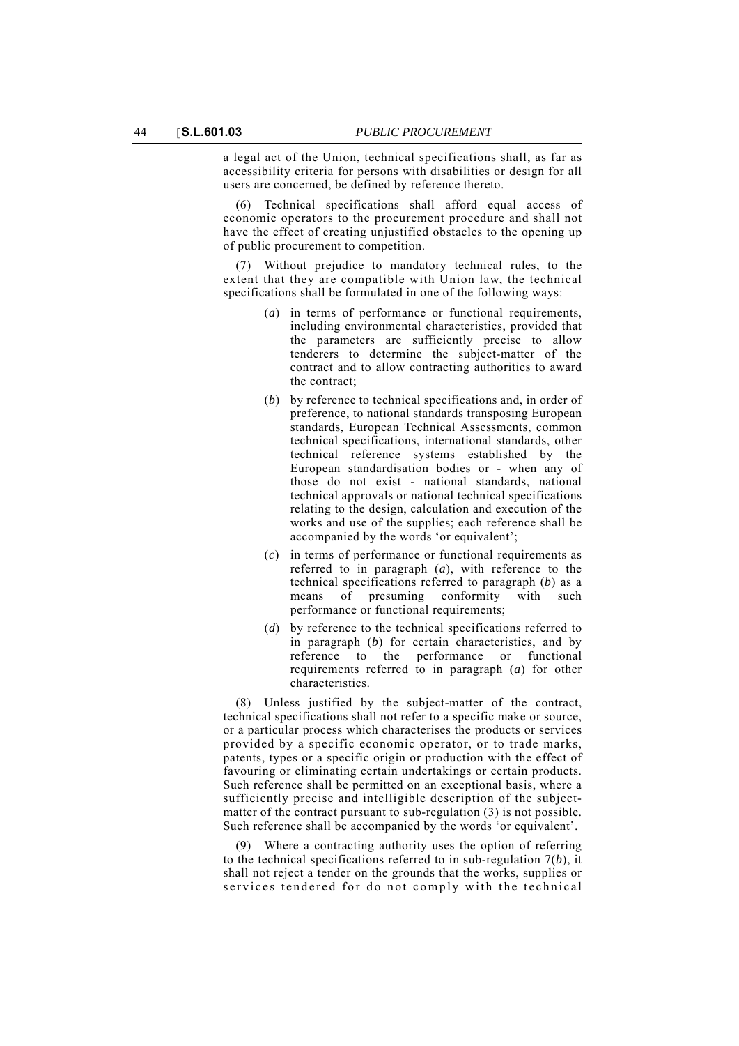a legal act of the Union, technical specifications shall, as far as accessibility criteria for persons with disabilities or design for all users are concerned, be defined by reference thereto.

(6) Technical specifications shall afford equal access of economic operators to the procurement procedure and shall not have the effect of creating unjustified obstacles to the opening up of public procurement to competition.

(7) Without prejudice to mandatory technical rules, to the extent that they are compatible with Union law, the technical specifications shall be formulated in one of the following ways:

(*a*) in terms of performance or functional requirements, including environmental characteristics, provided that the parameters are sufficiently precise to allow tenderers to determine the subject-matter of the contract and to allow contracting authorities to award the contract;

(*b*) by reference to technical specifications and, in order of preference, to national standards transposing European standards, European Technical Assessments, common technical specifications, international standards, other technical reference systems established by the European standardisation bodies or - when any of those do not exist - national standards, national technical approvals or national technical specifications relating to the design, calculation and execution of the works and use of the supplies; each reference shall be accompanied by the words 'or equivalent';

(*c*) in terms of performance or functional requirements as referred to in paragraph (*a*), with reference to the technical specifications referred to paragraph (*b*) as a means of presuming conformity with such performance or functional requirements;

(*d*) by reference to the technical specifications referred to in paragraph (*b*) for certain characteristics, and by reference to the performance or functional requirements referred to in paragraph (*a*) for other characteristics.

(8) Unless justified by the subject-matter of the contract, technical specifications shall not refer to a specific make or source, or a particular process which characterises the products or services provided by a specific economic operator, or to trade marks, patents, types or a specific origin or production with the effect of favouring or eliminating certain undertakings or certain products. Such reference shall be permitted on an exceptional basis, where a sufficiently precise and intelligible description of the subject-matter of the contract pursuant to sub-regulation (3) is not possible. Such reference shall be accompanied by the words 'or equivalent'.

(9) Where a contracting authority uses the option of referring to the technical specifications referred to in sub-regulation 7(*b*), it shall not reject a tender on the grounds that the works, supplies or services tendered for do not comply with the technical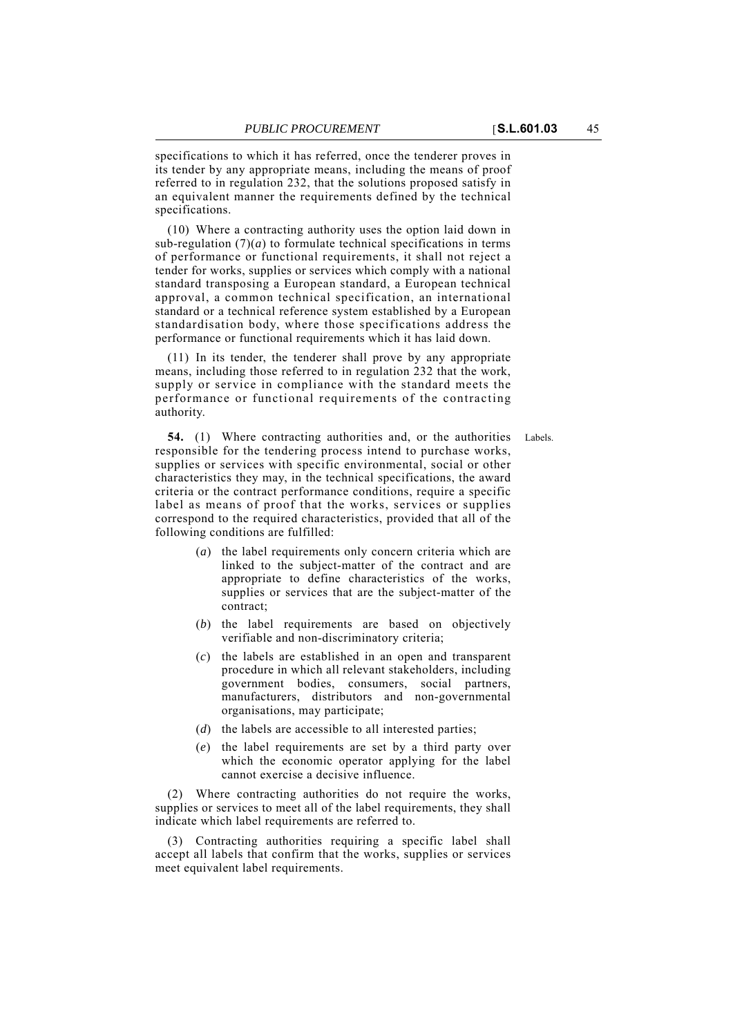specifications to which it has referred, once the tenderer proves in its tender by any appropriate means, including the means of proof referred to in regulation 232, that the solutions proposed satisfy in an equivalent manner the requirements defined by the technical specifications.

(10) Where a contracting authority uses the option laid down in sub-regulation (7)(*a*) to formulate technical specifications in terms of performance or functional requirements, it shall not reject a tender for works, supplies or services which comply with a national standard transposing a European standard, a European technical approval, a common technical specification, an international standard or a technical reference system established by a European standardisation body, where those specifications address the performance or functional requirements which it has laid down.

(11) In its tender, the tenderer shall prove by any appropriate means, including those referred to in regulation 232 that the work, supply or service in compliance with the standard meets the performance or functional requirements of the contracting authority.

Labels.

**54.** (1) Where contracting authorities and, or the authorities responsible for the tendering process intend to purchase works, supplies or services with specific environmental, social or other characteristics they may, in the technical specifications, the award criteria or the contract performance conditions, require a specific label as means of proof that the works, services or supplies correspond to the required characteristics, provided that all of the following conditions are fulfilled:

(*a*) the label requirements only concern criteria which are linked to the subject-matter of the contract and are appropriate to define characteristics of the works, supplies or services that are the subject-matter of the contract;

(*b*) the label requirements are based on objectively verifiable and non-discriminatory criteria;

(*c*) the labels are established in an open and transparent procedure in which all relevant stakeholders, including government bodies, consumers, social partners, manufacturers, distributors and non-governmental organisations, may participate;

(*d*) the labels are accessible to all interested parties;

(*e*) the label requirements are set by a third party over which the economic operator applying for the label cannot exercise a decisive influence.

(2) Where contracting authorities do not require the works, supplies or services to meet all of the label requirements, they shall indicate which label requirements are referred to.

(3) Contracting authorities requiring a specific label shall accept all labels that confirm that the works, supplies or services meet equivalent label requirements.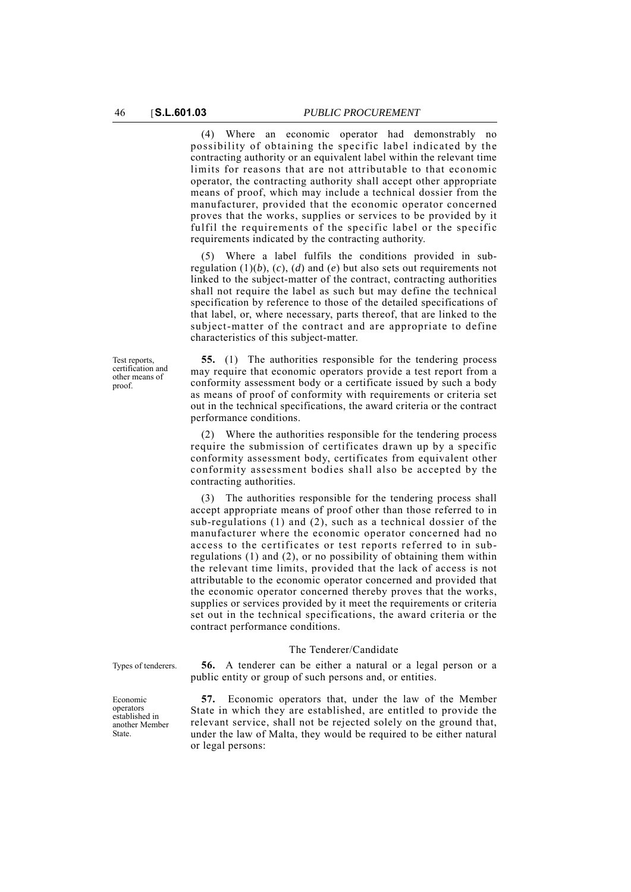(4) Where an economic operator had demonstrably no possibility of obtaining the specific label indicated by the contracting authority or an equivalent label within the relevant time limits for reasons that are not attributable to that economic operator, the contracting authority shall accept other appropriate means of proof, which may include a technical dossier from the manufacturer, provided that the economic operator concerned proves that the works, supplies or services to be provided by it fulfil the requirements of the specific label or the specific requirements indicated by the contracting authority.

(5) Where a label fulfils the conditions provided in sub-regulation (1)(*b*), (*c*), (*d*) and (*e*) but also sets out requirements not linked to the subject-matter of the contract, contracting authorities shall not require the label as such but may define the technical specification by reference to those of the detailed specifications of that label, or, where necessary, parts thereof, that are linked to the subject-matter of the contract and are appropriate to define characteristics of this subject-matter.

*Test reports, certification and other means of proof.*

**55.** (1) The authorities responsible for the tendering process may require that economic operators provide a test report from a conformity assessment body or a certificate issued by such a body as means of proof of conformity with requirements or criteria set out in the technical specifications, the award criteria or the contract performance conditions.

(2) Where the authorities responsible for the tendering process require the submission of certificates drawn up by a specific conformity assessment body, certificates from equivalent other conformity assessment bodies shall also be accepted by the contracting authorities.

(3) The authorities responsible for the tendering process shall accept appropriate means of proof other than those referred to in sub-regulations (1) and (2), such as a technical dossier of the manufacturer where the economic operator concerned had no access to the certificates or test reports referred to in sub-regulations (1) and (2), or no possibility of obtaining them within the relevant time limits, provided that the lack of access is not attributable to the economic operator concerned and provided that the economic operator concerned thereby proves that the works, supplies or services provided by it meet the requirements or criteria set out in the technical specifications, the award criteria or the contract performance conditions.

## The Tenderer/Candidate

*Types of tenderers.*

**56.** A tenderer can be either a natural or a legal person or a public entity or group of such persons and, or entities.

*Economic operators established in another Member State.*

**57.** Economic operators that, under the law of the Member State in which they are established, are entitled to provide the relevant service, shall not be rejected solely on the ground that, under the law of Malta, they would be required to be either natural or legal persons: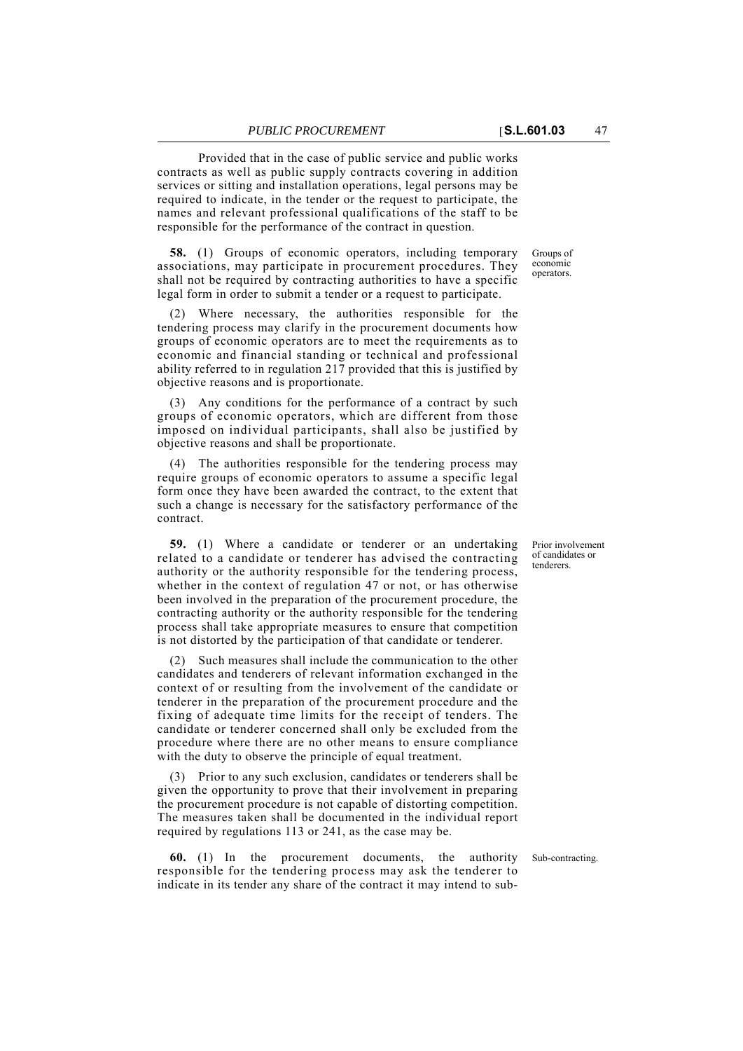Provided that in the case of public service and public works contracts as well as public supply contracts covering in addition services or sitting and installation operations, legal persons may be required to indicate, in the tender or the request to participate, the names and relevant professional qualifications of the staff to be responsible for the performance of the contract in question.

**58.** (1) Groups of economic operators, including temporary associations, may participate in procurement procedures. They shall not be required by contracting authorities to have a specific legal form in order to submit a tender or a request to participate.

Groups of economic operators.

(2) Where necessary, the authorities responsible for the tendering process may clarify in the procurement documents how groups of economic operators are to meet the requirements as to economic and financial standing or technical and professional ability referred to in regulation 217 provided that this is justified by objective reasons and is proportionate.

(3) Any conditions for the performance of a contract by such groups of economic operators, which are different from those imposed on individual participants, shall also be justified by objective reasons and shall be proportionate.

(4) The authorities responsible for the tendering process may require groups of economic operators to assume a specific legal form once they have been awarded the contract, to the extent that such a change is necessary for the satisfactory performance of the contract.

**59.** (1) Where a candidate or tenderer or an undertaking related to a candidate or tenderer has advised the contracting authority or the authority responsible for the tendering process, whether in the context of regulation 47 or not, or has otherwise been involved in the preparation of the procurement procedure, the contracting authority or the authority responsible for the tendering process shall take appropriate measures to ensure that competition is not distorted by the participation of that candidate or tenderer.

Prior involvement of candidates or tenderers.

(2) Such measures shall include the communication to the other candidates and tenderers of relevant information exchanged in the context of or resulting from the involvement of the candidate or tenderer in the preparation of the procurement procedure and the fixing of adequate time limits for the receipt of tenders. The candidate or tenderer concerned shall only be excluded from the procedure where there are no other means to ensure compliance with the duty to observe the principle of equal treatment.

(3) Prior to any such exclusion, candidates or tenderers shall be given the opportunity to prove that their involvement in preparing the procurement procedure is not capable of distorting competition. The measures taken shall be documented in the individual report required by regulations 113 or 241, as the case may be.

**60.** (1) In the procurement documents, the authority responsible for the tendering process may ask the tenderer to indicate in its tender any share of the contract it may intend to sub-

Sub-contracting.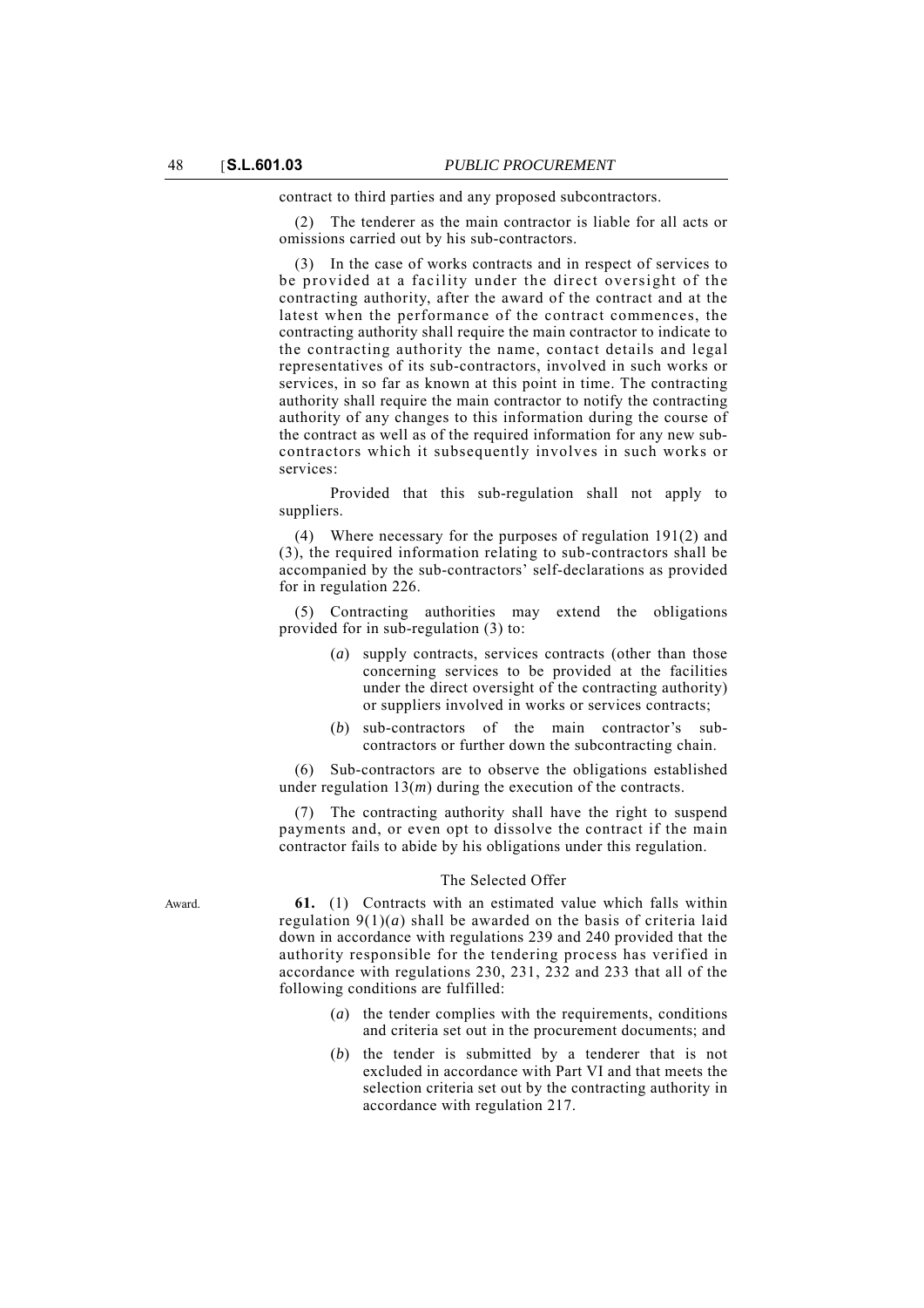contract to third parties and any proposed subcontractors.

(2) The tenderer as the main contractor is liable for all acts or omissions carried out by his sub-contractors.

(3) In the case of works contracts and in respect of services to be provided at a facility under the direct oversight of the contracting authority, after the award of the contract and at the latest when the performance of the contract commences, the contracting authority shall require the main contractor to indicate to the contracting authority the name, contact details and legal representatives of its sub-contractors, involved in such works or services, in so far as known at this point in time. The contracting authority shall require the main contractor to notify the contracting authority of any changes to this information during the course of the contract as well as of the required information for any new sub-contractors which it subsequently involves in such works or services:

Provided that this sub-regulation shall not apply to suppliers.

(4) Where necessary for the purposes of regulation 191(2) and (3), the required information relating to sub-contractors shall be accompanied by the sub-contractors' self-declarations as provided for in regulation 226.

(5) Contracting authorities may extend the obligations provided for in sub-regulation (3) to:

- (*a*) supply contracts, services contracts (other than those concerning services to be provided at the facilities under the direct oversight of the contracting authority) or suppliers involved in works or services contracts;
- (*b*) sub-contractors of the main contractor's sub-contractors or further down the subcontracting chain.

(6) Sub-contractors are to observe the obligations established under regulation 13(*m*) during the execution of the contracts.

(7) The contracting authority shall have the right to suspend payments and, or even opt to dissolve the contract if the main contractor fails to abide by his obligations under this regulation.

### The Selected Offer

Award.

**61.** (1) Contracts with an estimated value which falls within regulation 9(1)(*a*) shall be awarded on the basis of criteria laid down in accordance with regulations 239 and 240 provided that the authority responsible for the tendering process has verified in accordance with regulations 230, 231, 232 and 233 that all of the following conditions are fulfilled:

- (*a*) the tender complies with the requirements, conditions and criteria set out in the procurement documents; and
- (*b*) the tender is submitted by a tenderer that is not excluded in accordance with Part VI and that meets the selection criteria set out by the contracting authority in accordance with regulation 217.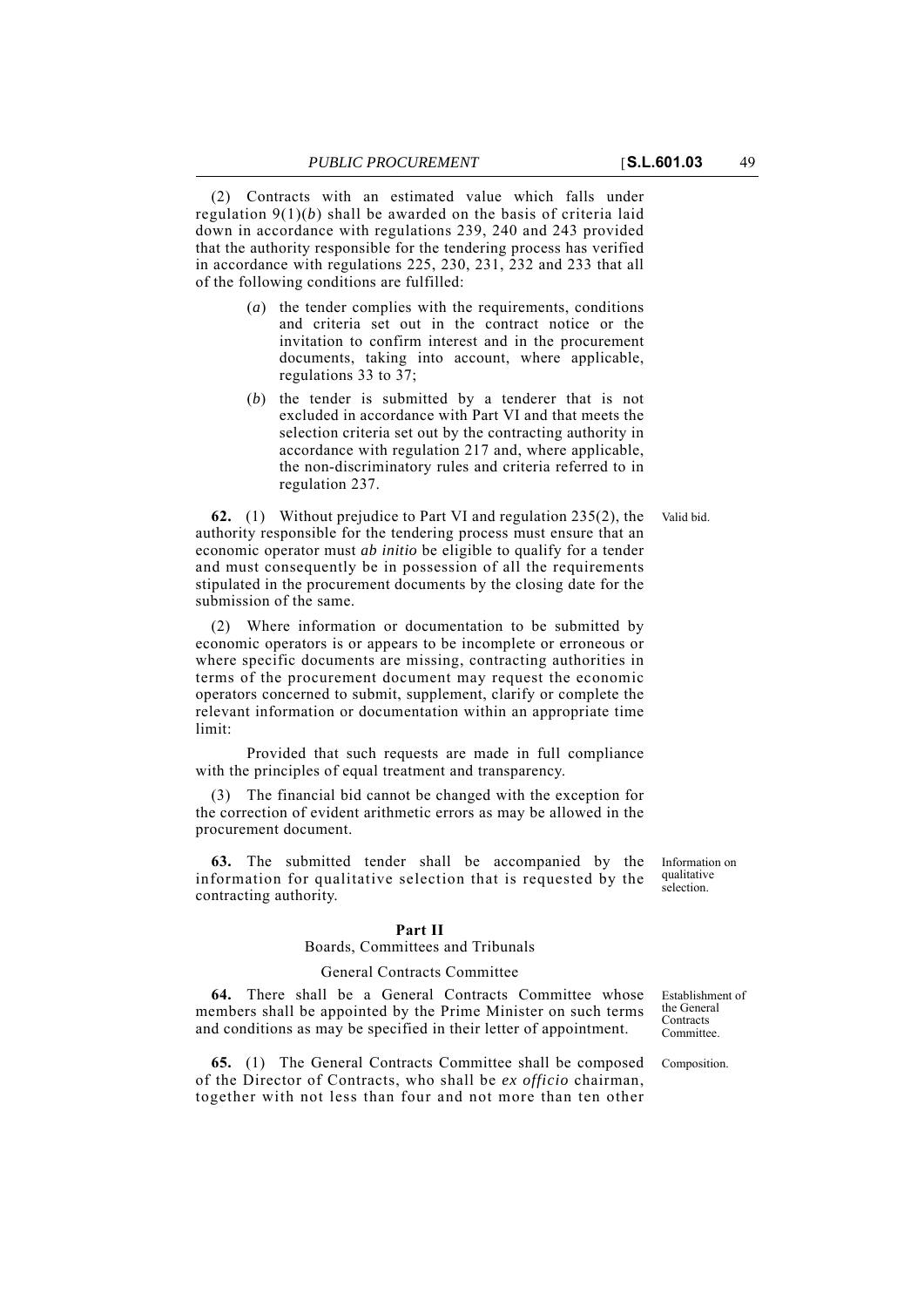(2) Contracts with an estimated value which falls under regulation 9(1)(*b*) shall be awarded on the basis of criteria laid down in accordance with regulations 239, 240 and 243 provided that the authority responsible for the tendering process has verified in accordance with regulations 225, 230, 231, 232 and 233 that all of the following conditions are fulfilled:

(*a*) the tender complies with the requirements, conditions and criteria set out in the contract notice or the invitation to confirm interest and in the procurement documents, taking into account, where applicable, regulations 33 to 37;

(*b*) the tender is submitted by a tenderer that is not excluded in accordance with Part VI and that meets the selection criteria set out by the contracting authority in accordance with regulation 217 and, where applicable, the non-discriminatory rules and criteria referred to in regulation 237.

Valid bid.

**62.** (1) Without prejudice to Part VI and regulation 235(2), the authority responsible for the tendering process must ensure that an economic operator must *ab initio* be eligible to qualify for a tender and must consequently be in possession of all the requirements stipulated in the procurement documents by the closing date for the submission of the same.

(2) Where information or documentation to be submitted by economic operators is or appears to be incomplete or erroneous or where specific documents are missing, contracting authorities in terms of the procurement document may request the economic operators concerned to submit, supplement, clarify or complete the relevant information or documentation within an appropriate time limit:

Provided that such requests are made in full compliance with the principles of equal treatment and transparency.

(3) The financial bid cannot be changed with the exception for the correction of evident arithmetic errors as may be allowed in the procurement document.

Information on qualitative selection.

**63.** The submitted tender shall be accompanied by the information for qualitative selection that is requested by the contracting authority.

## Part II

### Boards, Committees and Tribunals

#### General Contracts Committee

Establishment of the General Contracts Committee.

**64.** There shall be a General Contracts Committee whose members shall be appointed by the Prime Minister on such terms and conditions as may be specified in their letter of appointment.

Composition.

**65.** (1) The General Contracts Committee shall be composed of the Director of Contracts, who shall be *ex officio* chairman, together with not less than four and not more than ten other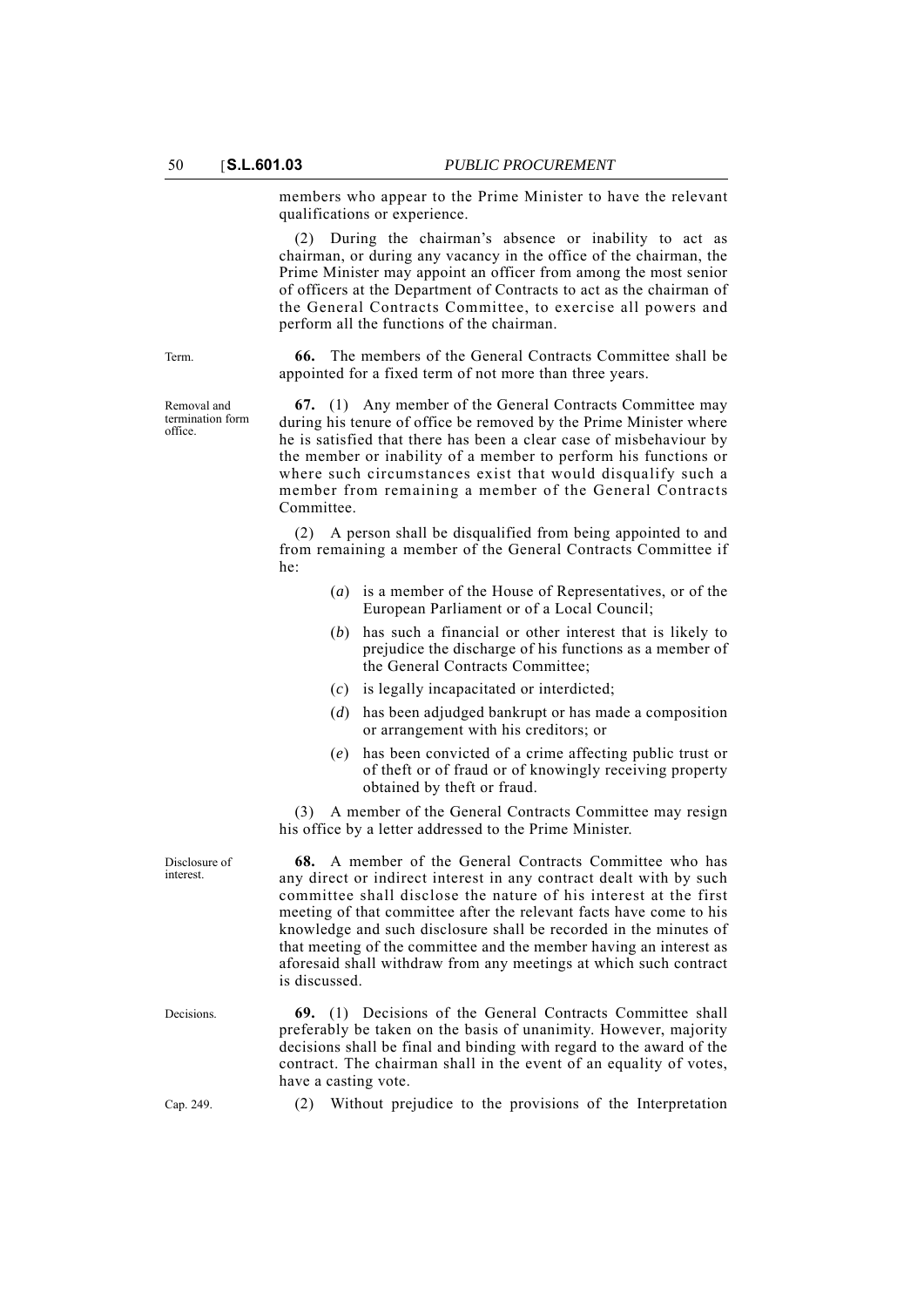members who appear to the Prime Minister to have the relevant qualifications or experience.

(2) During the chairman's absence or inability to act as chairman, or during any vacancy in the office of the chairman, the Prime Minister may appoint an officer from among the most senior of officers at the Department of Contracts to act as the chairman of the General Contracts Committee, to exercise all powers and perform all the functions of the chairman.

Term.

**66.** The members of the General Contracts Committee shall be appointed for a fixed term of not more than three years.

Removal and termination form office.

**67.** (1) Any member of the General Contracts Committee may during his tenure of office be removed by the Prime Minister where he is satisfied that there has been a clear case of misbehaviour by the member or inability of a member to perform his functions or where such circumstances exist that would disqualify such a member from remaining a member of the General Contracts Committee.

(2) A person shall be disqualified from being appointed to and from remaining a member of the General Contracts Committee if he:

(*a*) is a member of the House of Representatives, or of the European Parliament or of a Local Council;

(*b*) has such a financial or other interest that is likely to prejudice the discharge of his functions as a member of the General Contracts Committee;

(*c*) is legally incapacitated or interdicted;

(*d*) has been adjudged bankrupt or has made a composition or arrangement with his creditors; or

(*e*) has been convicted of a crime affecting public trust or of theft or of fraud or of knowingly receiving property obtained by theft or fraud.

(3) A member of the General Contracts Committee may resign his office by a letter addressed to the Prime Minister.

Disclosure of interest.

**68.** A member of the General Contracts Committee who has any direct or indirect interest in any contract dealt with by such committee shall disclose the nature of his interest at the first meeting of that committee after the relevant facts have come to his knowledge and such disclosure shall be recorded in the minutes of that meeting of the committee and the member having an interest as aforesaid shall withdraw from any meetings at which such contract is discussed.

Decisions.

**69.** (1) Decisions of the General Contracts Committee shall preferably be taken on the basis of unanimity. However, majority decisions shall be final and binding with regard to the award of the contract. The chairman shall in the event of an equality of votes, have a casting vote.

Cap. 249.

(2) Without prejudice to the provisions of the Interpretation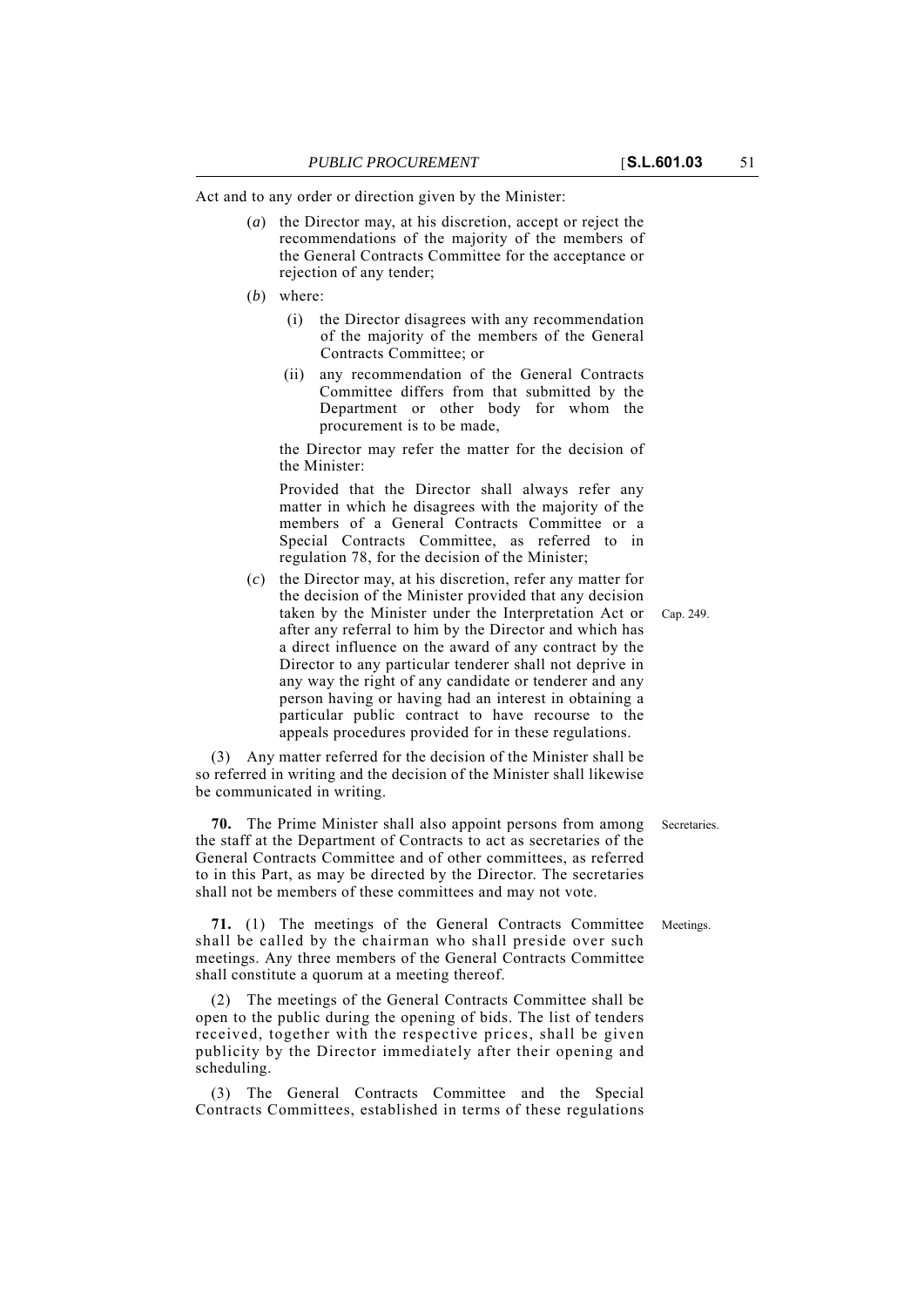Act and to any order or direction given by the Minister:

(*a*) the Director may, at his discretion, accept or reject the recommendations of the majority of the members of the General Contracts Committee for the acceptance or rejection of any tender;

(*b*) where:

(i) the Director disagrees with any recommendation of the majority of the members of the General Contracts Committee; or

(ii) any recommendation of the General Contracts Committee differs from that submitted by the Department or other body for whom the procurement is to be made,

the Director may refer the matter for the decision of the Minister:

Provided that the Director shall always refer any matter in which he disagrees with the majority of the members of a General Contracts Committee or a Special Contracts Committee, as referred to in regulation 78, for the decision of the Minister;

(*c*) the Director may, at his discretion, refer any matter for the decision of the Minister provided that any decision taken by the Minister under the Interpretation Act or after any referral to him by the Director and which has a direct influence on the award of any contract by the Director to any particular tenderer shall not deprive in any way the right of any candidate or tenderer and any person having or having had an interest in obtaining a particular public contract to have recourse to the appeals procedures provided for in these regulations.

Cap. 249.

(3) Any matter referred for the decision of the Minister shall be so referred in writing and the decision of the Minister shall likewise be communicated in writing.

Secretaries.

**70.** The Prime Minister shall also appoint persons from among the staff at the Department of Contracts to act as secretaries of the General Contracts Committee and of other committees, as referred to in this Part, as may be directed by the Director. The secretaries shall not be members of these committees and may not vote.

Meetings.

**71.** (1) The meetings of the General Contracts Committee shall be called by the chairman who shall preside over such meetings. Any three members of the General Contracts Committee shall constitute a quorum at a meeting thereof.

(2) The meetings of the General Contracts Committee shall be open to the public during the opening of bids. The list of tenders received, together with the respective prices, shall be given publicity by the Director immediately after their opening and scheduling.

(3) The General Contracts Committee and the Special Contracts Committees, established in terms of these regulations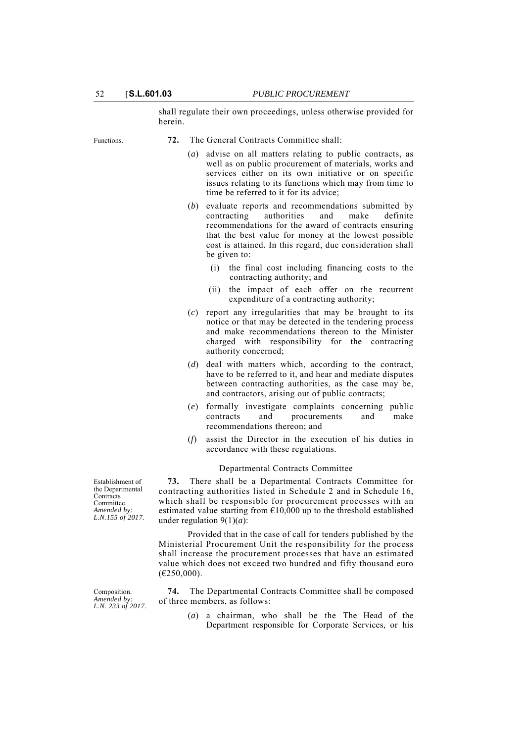shall regulate their own proceedings, unless otherwise provided for herein.

Functions.

**72.** The General Contracts Committee shall:

(*a*) advise on all matters relating to public contracts, as well as on public procurement of materials, works and services either on its own initiative or on specific issues relating to its functions which may from time to time be referred to it for its advice;

(*b*) evaluate reports and recommendations submitted by contracting authorities and make definite recommendations for the award of contracts ensuring that the best value for money at the lowest possible cost is attained. In this regard, due consideration shall be given to:

(i) the final cost including financing costs to the contracting authority; and

(ii) the impact of each offer on the recurrent expenditure of a contracting authority;

(*c*) report any irregularities that may be brought to its notice or that may be detected in the tendering process and make recommendations thereon to the Minister charged with responsibility for the contracting authority concerned;

(*d*) deal with matters which, according to the contract, have to be referred to it, and hear and mediate disputes between contracting authorities, as the case may be, and contractors, arising out of public contracts;

(*e*) formally investigate complaints concerning public contracts and procurements and make recommendations thereon; and

(*f*) assist the Director in the execution of his duties in accordance with these regulations.

Departmental Contracts Committee

Establishment of the Departmental Contracts Committee. *Amended by: L.N.155 of 2017.*

**73.** There shall be a Departmental Contracts Committee for contracting authorities listed in Schedule 2 and in Schedule 16, which shall be responsible for procurement processes with an estimated value starting from €10,000 up to the threshold established under regulation 9(1)(*a*):

Provided that in the case of call for tenders published by the Ministerial Procurement Unit the responsibility for the process shall increase the procurement processes that have an estimated value which does not exceed two hundred and fifty thousand euro (€250,000).

Composition. *Amended by: L.N. 233 of 2017.*

**74.** The Departmental Contracts Committee shall be composed of three members, as follows:

(*a*) a chairman, who shall be the The Head of the Department responsible for Corporate Services, or his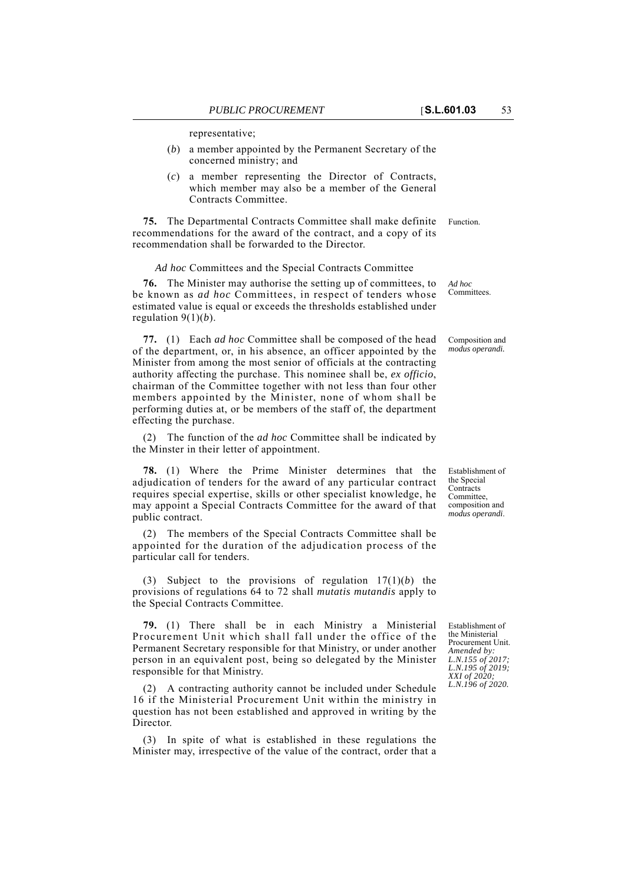representative;

(*b*) a member appointed by the Permanent Secretary of the concerned ministry; and

(*c*) a member representing the Director of Contracts, which member may also be a member of the General Contracts Committee.

**75.** The Departmental Contracts Committee shall make definite recommendations for the award of the contract, and a copy of its recommendation shall be forwarded to the Director.

Function.

*Ad hoc* Committees and the Special Contracts Committee

**76.** The Minister may authorise the setting up of committees, to be known as *ad hoc* Committees, in respect of tenders whose estimated value is equal or exceeds the thresholds established under regulation 9(1)(*b*).

*Ad hoc* Committees.

**77.** (1) Each *ad hoc* Committee shall be composed of the head of the department, or, in his absence, an officer appointed by the Minister from among the most senior of officials at the contracting authority affecting the purchase. This nominee shall be, *ex officio*, chairman of the Committee together with not less than four other members appointed by the Minister, none of whom shall be performing duties at, or be members of the staff of, the department effecting the purchase.

Composition and *modus operandi.*

(2) The function of the *ad hoc* Committee shall be indicated by the Minster in their letter of appointment.

**78.** (1) Where the Prime Minister determines that the adjudication of tenders for the award of any particular contract requires special expertise, skills or other specialist knowledge, he may appoint a Special Contracts Committee for the award of that public contract.

Establishment of the Special Contracts Committee, composition and *modus operandi.*

(2) The members of the Special Contracts Committee shall be appointed for the duration of the adjudication process of the particular call for tenders.

(3) Subject to the provisions of regulation 17(1)(*b*) the provisions of regulations 64 to 72 shall *mutatis mutandis* apply to the Special Contracts Committee.

**79.** (1) There shall be in each Ministry a Ministerial Procurement Unit which shall fall under the office of the Permanent Secretary responsible for that Ministry, or under another person in an equivalent post, being so delegated by the Minister responsible for that Ministry.

Establishment of the Ministerial Procurement Unit. *Amended by: L.N.155 of 2017; L.N.195 of 2019; XXI of 2020; L.N.196 of 2020.*

(2) A contracting authority cannot be included under Schedule 16 if the Ministerial Procurement Unit within the ministry in question has not been established and approved in writing by the Director.

(3) In spite of what is established in these regulations the Minister may, irrespective of the value of the contract, order that a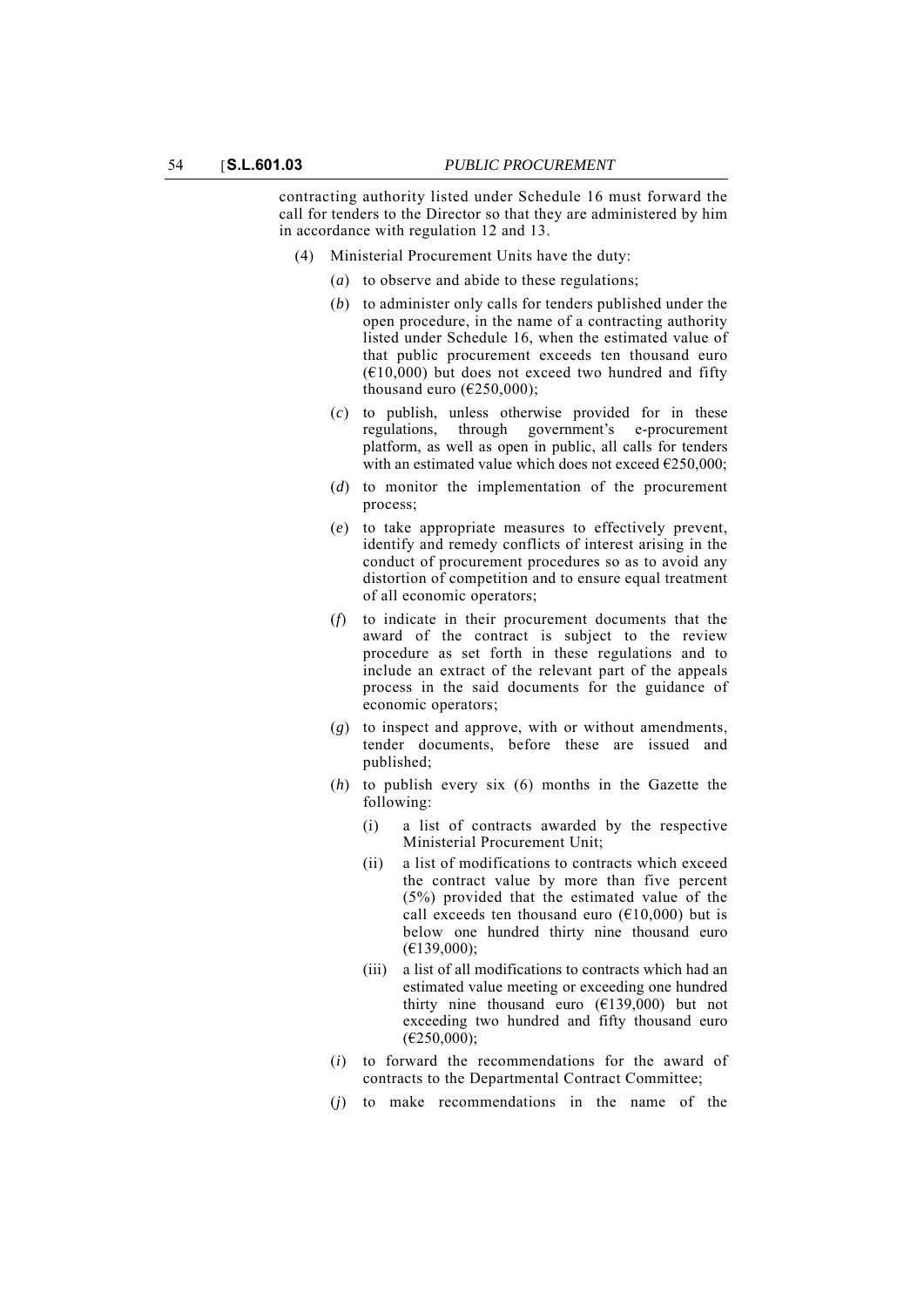contracting authority listed under Schedule 16 must forward the call for tenders to the Director so that they are administered by him in accordance with regulation 12 and 13.

(4) Ministerial Procurement Units have the duty:

(*a*) to observe and abide to these regulations;

(*b*) to administer only calls for tenders published under the open procedure, in the name of a contracting authority listed under Schedule 16, when the estimated value of that public procurement exceeds ten thousand euro (€10,000) but does not exceed two hundred and fifty thousand euro (€250,000);

(*c*) to publish, unless otherwise provided for in these regulations, through government's e-procurement platform, as well as open in public, all calls for tenders with an estimated value which does not exceed €250,000;

(*d*) to monitor the implementation of the procurement process;

(*e*) to take appropriate measures to effectively prevent, identify and remedy conflicts of interest arising in the conduct of procurement procedures so as to avoid any distortion of competition and to ensure equal treatment of all economic operators;

(*f*) to indicate in their procurement documents that the award of the contract is subject to the review procedure as set forth in these regulations and to include an extract of the relevant part of the appeals process in the said documents for the guidance of economic operators;

(*g*) to inspect and approve, with or without amendments, tender documents, before these are issued and published;

(*h*) to publish every six (6) months in the Gazette the following:

(i) a list of contracts awarded by the respective Ministerial Procurement Unit;

(ii) a list of modifications to contracts which exceed the contract value by more than five percent (5%) provided that the estimated value of the call exceeds ten thousand euro (€10,000) but is below one hundred thirty nine thousand euro (€139,000);

(iii) a list of all modifications to contracts which had an estimated value meeting or exceeding one hundred thirty nine thousand euro (€139,000) but not exceeding two hundred and fifty thousand euro (€250,000);

(*i*) to forward the recommendations for the award of contracts to the Departmental Contract Committee;

(*j*) to make recommendations in the name of the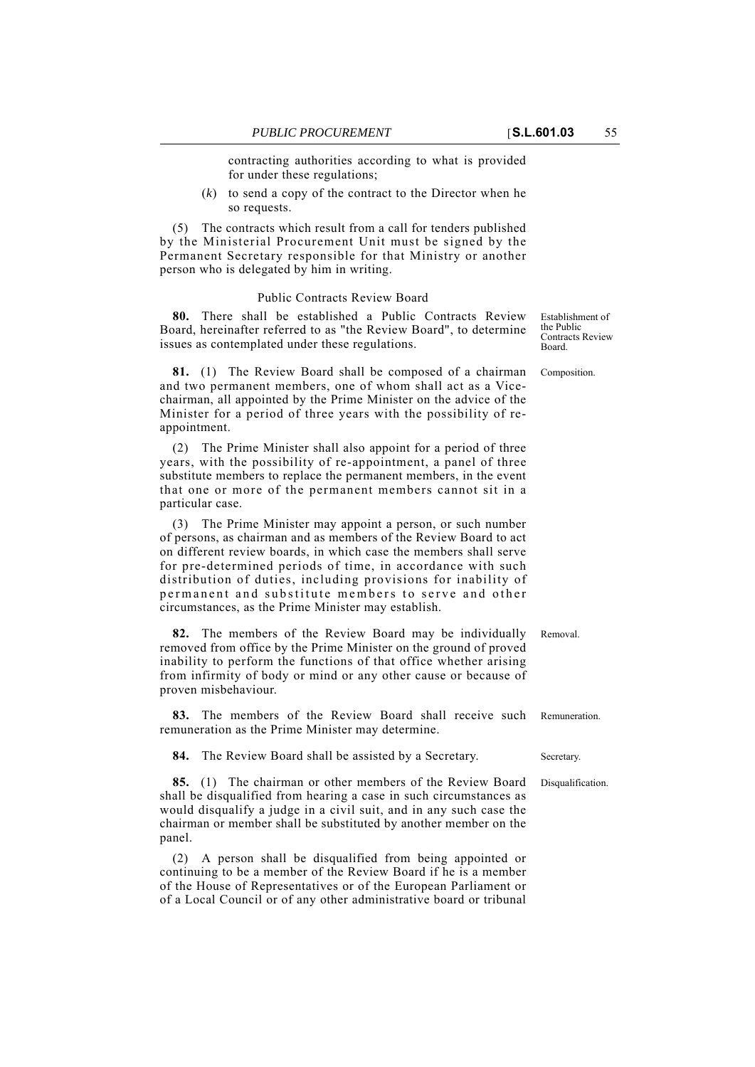contracting authorities according to what is provided for under these regulations;

(*k*) to send a copy of the contract to the Director when he so requests.

(5) The contracts which result from a call for tenders published by the Ministerial Procurement Unit must be signed by the Permanent Secretary responsible for that Ministry or another person who is delegated by him in writing.

Public Contracts Review Board

*Establishment of the Public Contracts Review Board.*

**80.** There shall be established a Public Contracts Review Board, hereinafter referred to as "the Review Board", to determine issues as contemplated under these regulations.

*Composition.*

**81.** (1) The Review Board shall be composed of a chairman and two permanent members, one of whom shall act as a Vice-chairman, all appointed by the Prime Minister on the advice of the Minister for a period of three years with the possibility of re-appointment.

(2) The Prime Minister shall also appoint for a period of three years, with the possibility of re-appointment, a panel of three substitute members to replace the permanent members, in the event that one or more of the permanent members cannot sit in a particular case.

(3) The Prime Minister may appoint a person, or such number of persons, as chairman and as members of the Review Board to act on different review boards, in which case the members shall serve for pre-determined periods of time, in accordance with such distribution of duties, including provisions for inability of permanent and substitute members to serve and other circumstances, as the Prime Minister may establish.

*Removal.*

**82.** The members of the Review Board may be individually removed from office by the Prime Minister on the ground of proved inability to perform the functions of that office whether arising from infirmity of body or mind or any other cause or because of proven misbehaviour.

*Remuneration.*

**83.** The members of the Review Board shall receive such remuneration as the Prime Minister may determine.

*Secretary.*

**84.** The Review Board shall be assisted by a Secretary.

*Disqualification.*

**85.** (1) The chairman or other members of the Review Board shall be disqualified from hearing a case in such circumstances as would disqualify a judge in a civil suit, and in any such case the chairman or member shall be substituted by another member on the panel.

(2) A person shall be disqualified from being appointed or continuing to be a member of the Review Board if he is a member of the House of Representatives or of the European Parliament or of a Local Council or of any other administrative board or tribunal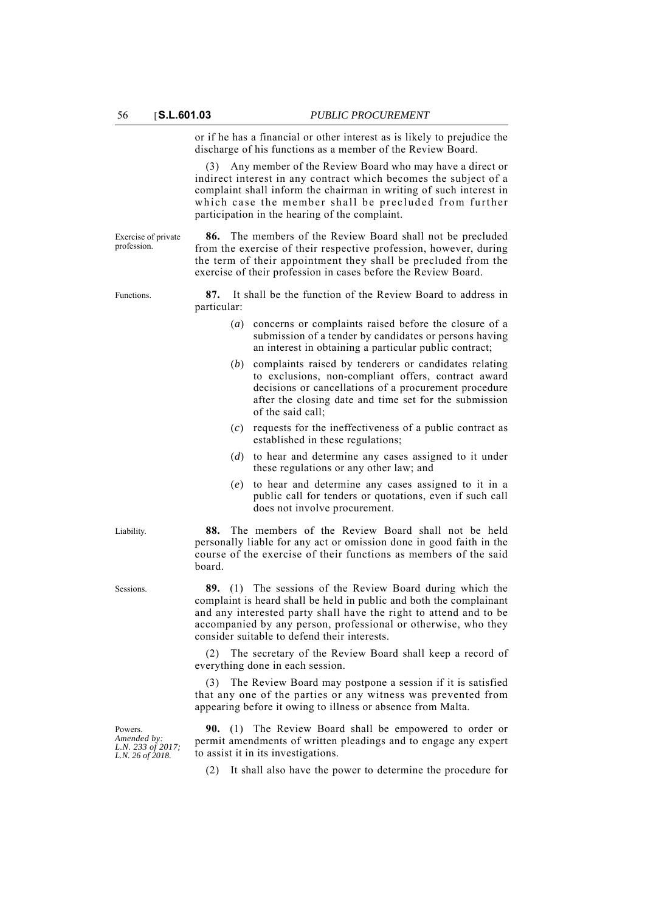or if he has a financial or other interest as is likely to prejudice the discharge of his functions as a member of the Review Board.

(3) Any member of the Review Board who may have a direct or indirect interest in any contract which becomes the subject of a complaint shall inform the chairman in writing of such interest in which case the member shall be precluded from further participation in the hearing of the complaint.

Exercise of private profession.

**86.** The members of the Review Board shall not be precluded from the exercise of their respective profession, however, during the term of their appointment they shall be precluded from the exercise of their profession in cases before the Review Board.

Functions.

**87.** It shall be the function of the Review Board to address in particular:

(*a*) concerns or complaints raised before the closure of a submission of a tender by candidates or persons having an interest in obtaining a particular public contract;

(*b*) complaints raised by tenderers or candidates relating to exclusions, non-compliant offers, contract award decisions or cancellations of a procurement procedure after the closing date and time set for the submission of the said call;

(*c*) requests for the ineffectiveness of a public contract as established in these regulations;

(*d*) to hear and determine any cases assigned to it under these regulations or any other law; and

(*e*) to hear and determine any cases assigned to it in a public call for tenders or quotations, even if such call does not involve procurement.

Liability.

**88.** The members of the Review Board shall not be held personally liable for any act or omission done in good faith in the course of the exercise of their functions as members of the said board.

Sessions.

**89.** (1) The sessions of the Review Board during which the complaint is heard shall be held in public and both the complainant and any interested party shall have the right to attend and to be accompanied by any person, professional or otherwise, who they consider suitable to defend their interests.

(2) The secretary of the Review Board shall keep a record of everything done in each session.

(3) The Review Board may postpone a session if it is satisfied that any one of the parties or any witness was prevented from appearing before it owing to illness or absence from Malta.

Powers.
*Amended by: L.N. 233 of 2017; L.N. 26 of 2018.*

**90.** (1) The Review Board shall be empowered to order or permit amendments of written pleadings and to engage any expert to assist it in its investigations.

(2) It shall also have the power to determine the procedure for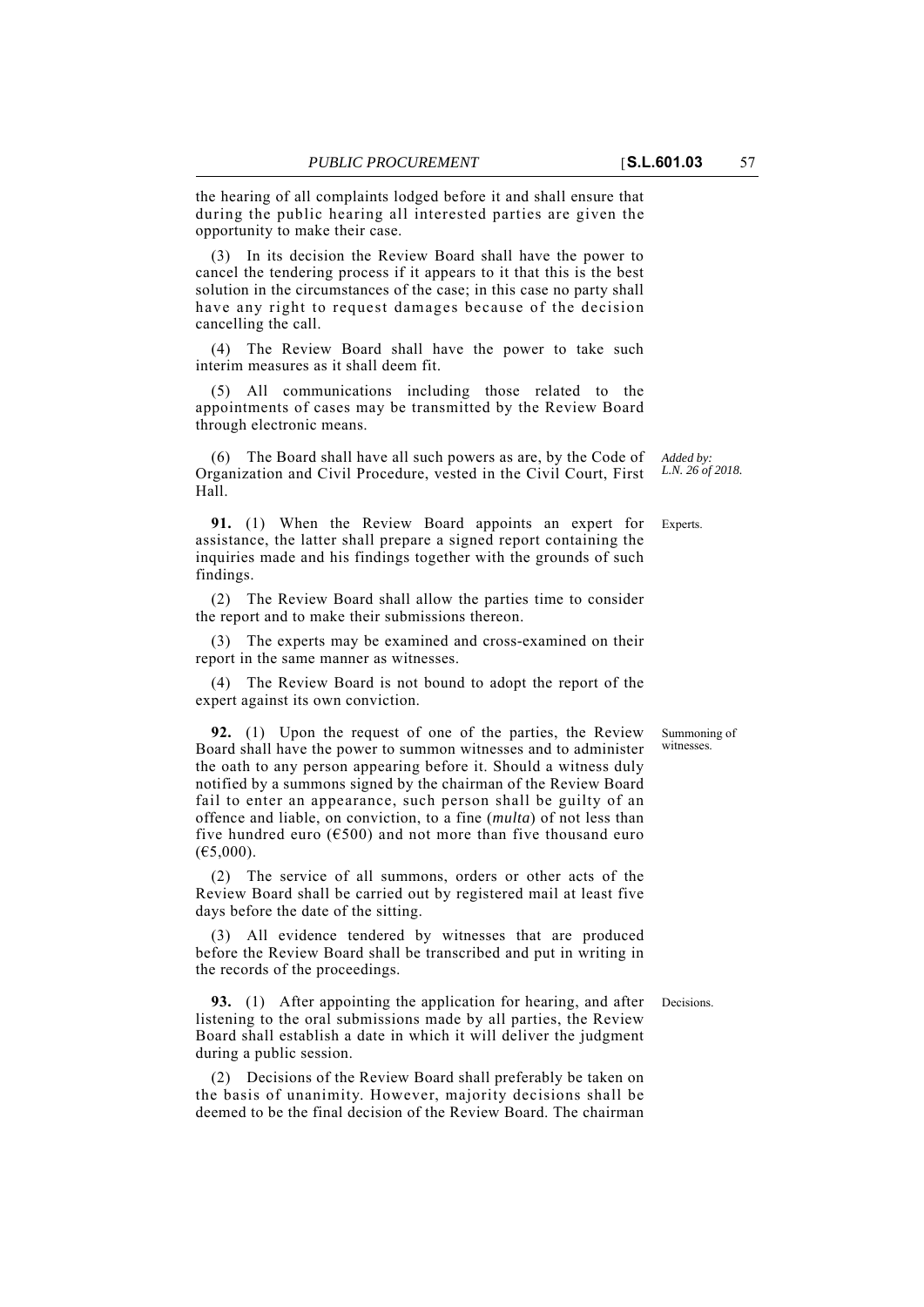the hearing of all complaints lodged before it and shall ensure that during the public hearing all interested parties are given the opportunity to make their case.

(3) In its decision the Review Board shall have the power to cancel the tendering process if it appears to it that this is the best solution in the circumstances of the case; in this case no party shall have any right to request damages because of the decision cancelling the call.

(4) The Review Board shall have the power to take such interim measures as it shall deem fit.

(5) All communications including those related to the appointments of cases may be transmitted by the Review Board through electronic means.

(6) The Board shall have all such powers as are, by the Code of Organization and Civil Procedure, vested in the Civil Court, First Hall.

*Added by: L.N. 26 of 2018.*

Experts.

**91.** (1) When the Review Board appoints an expert for assistance, the latter shall prepare a signed report containing the inquiries made and his findings together with the grounds of such findings.

(2) The Review Board shall allow the parties time to consider the report and to make their submissions thereon.

(3) The experts may be examined and cross-examined on their report in the same manner as witnesses.

(4) The Review Board is not bound to adopt the report of the expert against its own conviction.

Summoning of witnesses.

**92.** (1) Upon the request of one of the parties, the Review Board shall have the power to summon witnesses and to administer the oath to any person appearing before it. Should a witness duly notified by a summons signed by the chairman of the Review Board fail to enter an appearance, such person shall be guilty of an offence and liable, on conviction, to a fine (*multa*) of not less than five hundred euro (€500) and not more than five thousand euro (€5,000).

(2) The service of all summons, orders or other acts of the Review Board shall be carried out by registered mail at least five days before the date of the sitting.

(3) All evidence tendered by witnesses that are produced before the Review Board shall be transcribed and put in writing in the records of the proceedings.

Decisions.

**93.** (1) After appointing the application for hearing, and after listening to the oral submissions made by all parties, the Review Board shall establish a date in which it will deliver the judgment during a public session.

(2) Decisions of the Review Board shall preferably be taken on the basis of unanimity. However, majority decisions shall be deemed to be the final decision of the Review Board. The chairman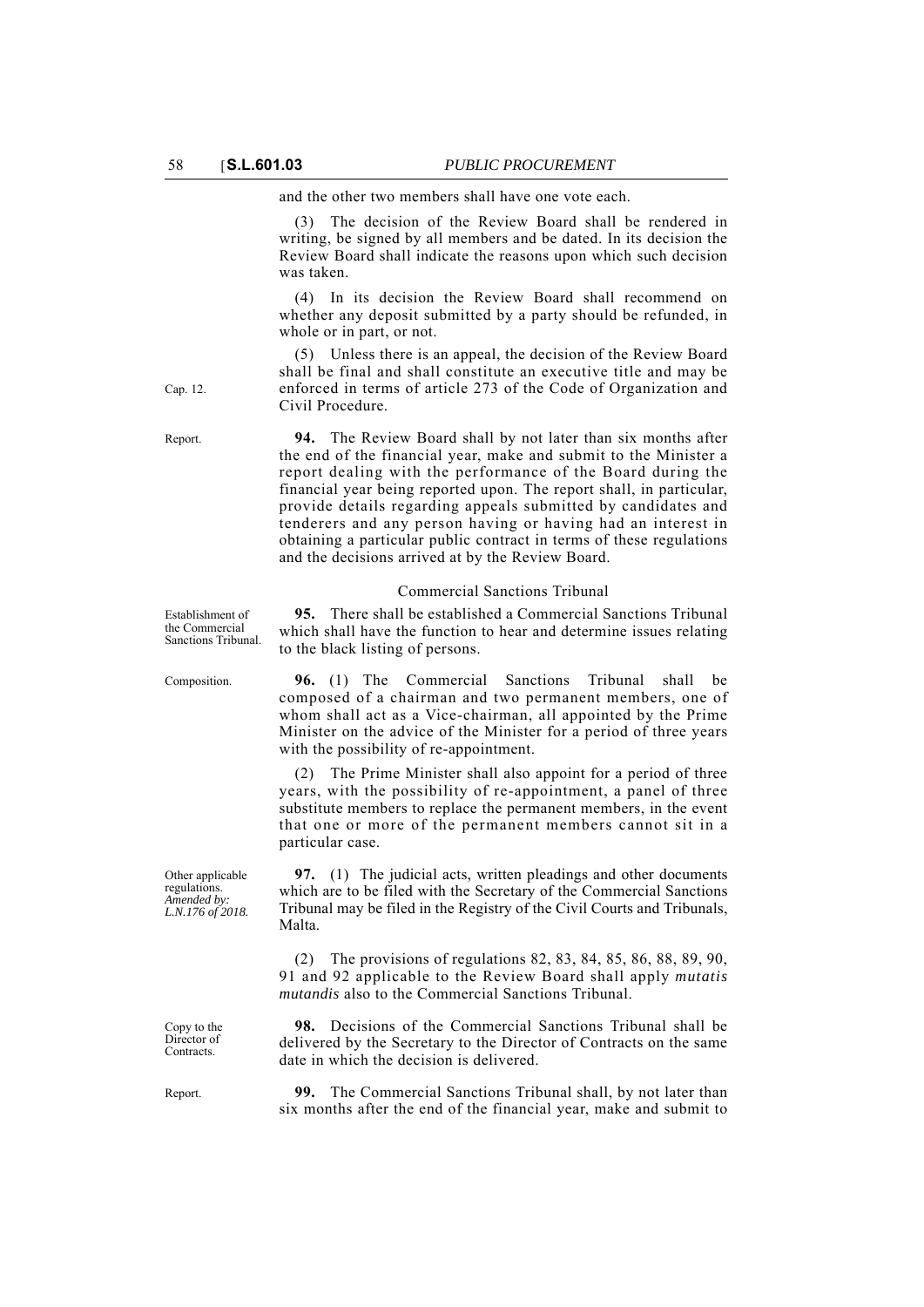and the other two members shall have one vote each.

(3) The decision of the Review Board shall be rendered in writing, be signed by all members and be dated. In its decision the Review Board shall indicate the reasons upon which such decision was taken.

(4) In its decision the Review Board shall recommend on whether any deposit submitted by a party should be refunded, in whole or in part, or not.

(5) Unless there is an appeal, the decision of the Review Board shall be final and shall constitute an executive title and may be enforced in terms of article 273 of the Code of Organization and Civil Procedure.

Cap. 12.

Report.

**94.** The Review Board shall by not later than six months after the end of the financial year, make and submit to the Minister a report dealing with the performance of the Board during the financial year being reported upon. The report shall, in particular, provide details regarding appeals submitted by candidates and tenderers and any person having or having had an interest in obtaining a particular public contract in terms of these regulations and the decisions arrived at by the Review Board.

## Commercial Sanctions Tribunal

Establishment of the Commercial Sanctions Tribunal.

**95.** There shall be established a Commercial Sanctions Tribunal which shall have the function to hear and determine issues relating to the black listing of persons.

Composition.

**96.** (1) The Commercial Sanctions Tribunal shall be composed of a chairman and two permanent members, one of whom shall act as a Vice-chairman, all appointed by the Prime Minister on the advice of the Minister for a period of three years with the possibility of re-appointment.

(2) The Prime Minister shall also appoint for a period of three years, with the possibility of re-appointment, a panel of three substitute members to replace the permanent members, in the event that one or more of the permanent members cannot sit in a particular case.

Other applicable regulations.
*Amended by: L.N.176 of 2018.*

**97.** (1) The judicial acts, written pleadings and other documents which are to be filed with the Secretary of the Commercial Sanctions Tribunal may be filed in the Registry of the Civil Courts and Tribunals, Malta.

(2) The provisions of regulations 82, 83, 84, 85, 86, 88, 89, 90, 91 and 92 applicable to the Review Board shall apply *mutatis mutandis* also to the Commercial Sanctions Tribunal.

Copy to the Director of Contracts.

**98.** Decisions of the Commercial Sanctions Tribunal shall be delivered by the Secretary to the Director of Contracts on the same date in which the decision is delivered.

Report.

**99.** The Commercial Sanctions Tribunal shall, by not later than six months after the end of the financial year, make and submit to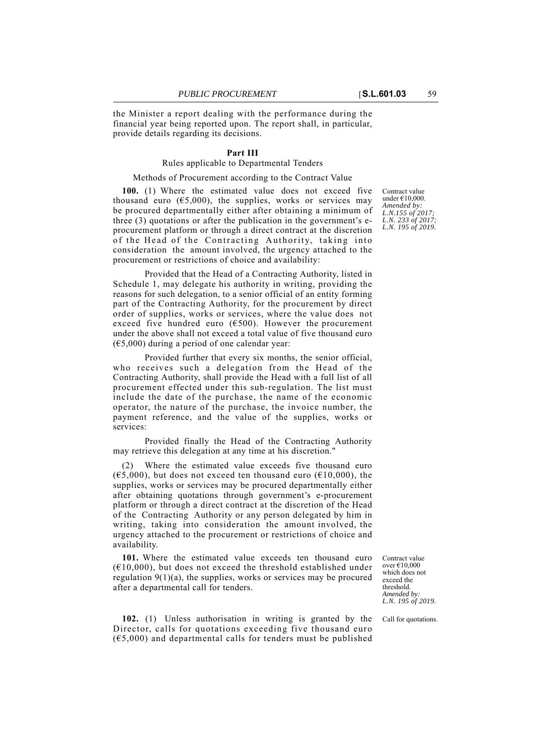the Minister a report dealing with the performance during the financial year being reported upon. The report shall, in particular, provide details regarding its decisions.

## Part III

### Rules applicable to Departmental Tenders

#### Methods of Procurement according to the Contract Value

*Contract value under €10,000. Amended by: L.N.155 of 2017; L.N. 233 of 2017; L.N. 195 of 2019.*

**100.** (1) Where the estimated value does not exceed five thousand euro (€5,000), the supplies, works or services may be procured departmentally either after obtaining a minimum of three (3) quotations or after the publication in the government's e-procurement platform or through a direct contract at the discretion of the Head of the Contracting Authority, taking into consideration the amount involved, the urgency attached to the procurement or restrictions of choice and availability:

Provided that the Head of a Contracting Authority, listed in Schedule 1, may delegate his authority in writing, providing the reasons for such delegation, to a senior official of an entity forming part of the Contracting Authority, for the procurement by direct order of supplies, works or services, where the value does not exceed five hundred euro (€500). However the procurement under the above shall not exceed a total value of five thousand euro (€5,000) during a period of one calendar year:

Provided further that every six months, the senior official, who receives such a delegation from the Head of the Contracting Authority, shall provide the Head with a full list of all procurement effected under this sub-regulation. The list must include the date of the purchase, the name of the economic operator, the nature of the purchase, the invoice number, the payment reference, and the value of the supplies, works or services:

Provided finally the Head of the Contracting Authority may retrieve this delegation at any time at his discretion."

(2) Where the estimated value exceeds five thousand euro (€5,000), but does not exceed ten thousand euro (€10,000), the supplies, works or services may be procured departmentally either after obtaining quotations through government's e-procurement platform or through a direct contract at the discretion of the Head of the Contracting Authority or any person delegated by him in writing, taking into consideration the amount involved, the urgency attached to the procurement or restrictions of choice and availability.

*Contract value over €10,000 which does not exceed the threshold. Amended by: L.N. 195 of 2019.*

**101.** Where the estimated value exceeds ten thousand euro (€10,000), but does not exceed the threshold established under regulation 9(1)(a), the supplies, works or services may be procured after a departmental call for tenders.

*Call for quotations.*

**102.** (1) Unless authorisation in writing is granted by the Director, calls for quotations exceeding five thousand euro (€5,000) and departmental calls for tenders must be published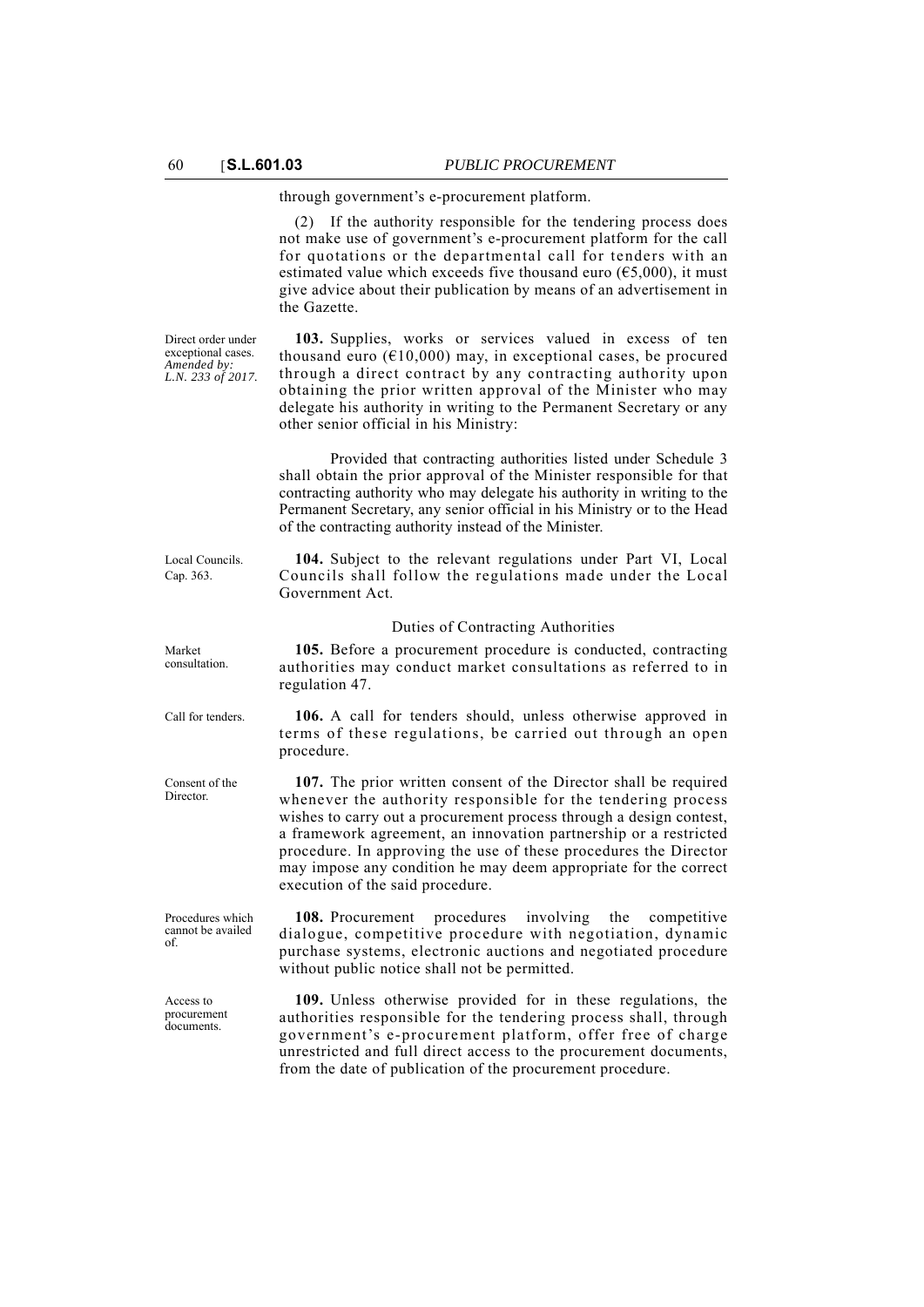through government's e-procurement platform.

(2) If the authority responsible for the tendering process does not make use of government's e-procurement platform for the call for quotations or the departmental call for tenders with an estimated value which exceeds five thousand euro (€5,000), it must give advice about their publication by means of an advertisement in the Gazette.

Direct order under exceptional cases. *Amended by: L.N. 233 of 2017.*

**103.** Supplies, works or services valued in excess of ten thousand euro (€10,000) may, in exceptional cases, be procured through a direct contract by any contracting authority upon obtaining the prior written approval of the Minister who may delegate his authority in writing to the Permanent Secretary or any other senior official in his Ministry:

Provided that contracting authorities listed under Schedule 3 shall obtain the prior approval of the Minister responsible for that contracting authority who may delegate his authority in writing to the Permanent Secretary, any senior official in his Ministry or to the Head of the contracting authority instead of the Minister.

Local Councils. Cap. 363.

**104.** Subject to the relevant regulations under Part VI, Local Councils shall follow the regulations made under the Local Government Act.

## Duties of Contracting Authorities

Market consultation.

**105.** Before a procurement procedure is conducted, contracting authorities may conduct market consultations as referred to in regulation 47.

Call for tenders.

**106.** A call for tenders should, unless otherwise approved in terms of these regulations, be carried out through an open procedure.

Consent of the Director.

**107.** The prior written consent of the Director shall be required whenever the authority responsible for the tendering process wishes to carry out a procurement process through a design contest, a framework agreement, an innovation partnership or a restricted procedure. In approving the use of these procedures the Director may impose any condition he may deem appropriate for the correct execution of the said procedure.

Procedures which cannot be availed of.

**108.** Procurement procedures involving the competitive dialogue, competitive procedure with negotiation, dynamic purchase systems, electronic auctions and negotiated procedure without public notice shall not be permitted.

Access to procurement documents.

**109.** Unless otherwise provided for in these regulations, the authorities responsible for the tendering process shall, through government's e-procurement platform, offer free of charge unrestricted and full direct access to the procurement documents, from the date of publication of the procurement procedure.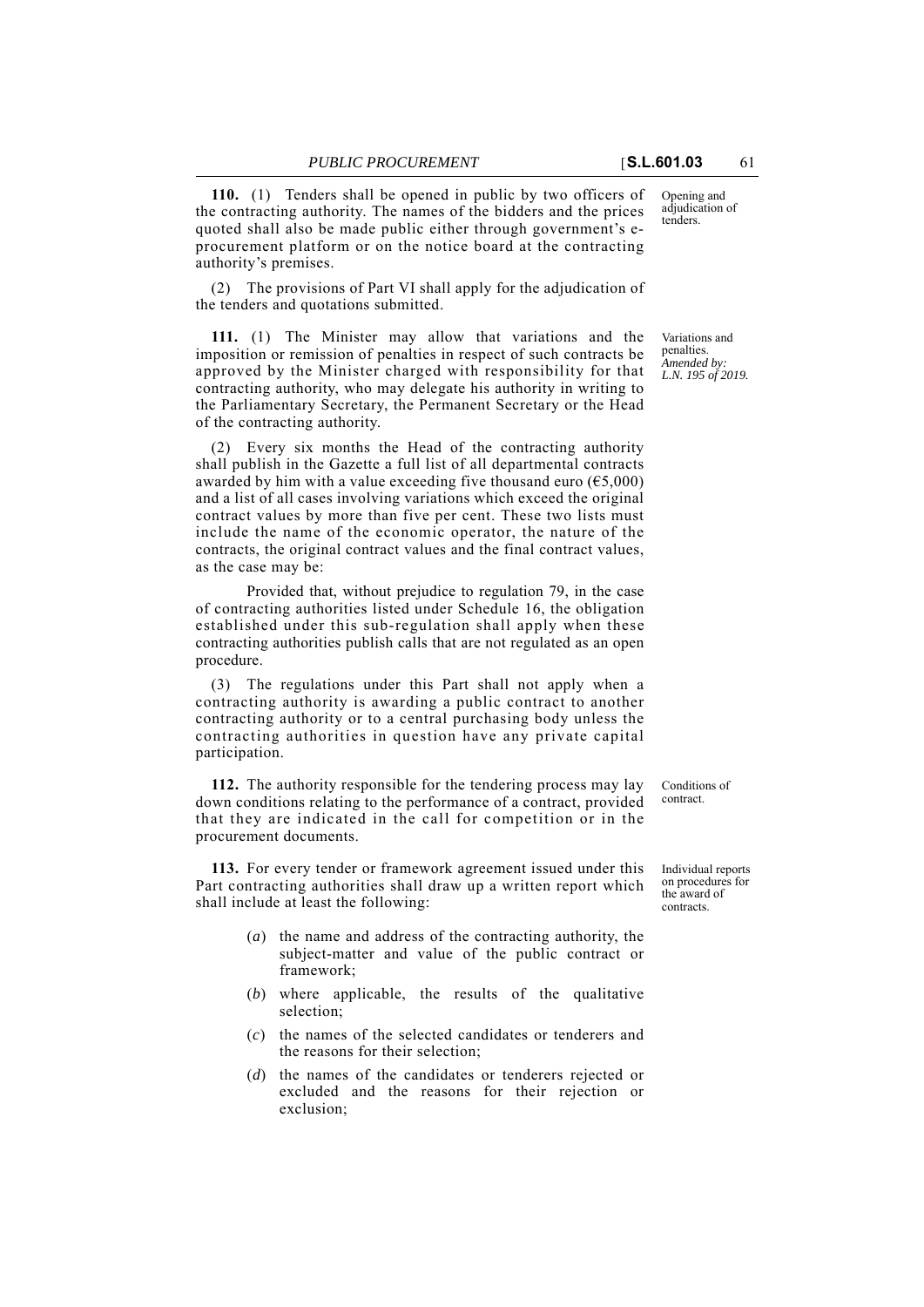**110.** (1) Tenders shall be opened in public by two officers of the contracting authority. The names of the bidders and the prices quoted shall also be made public either through government's e-procurement platform or on the notice board at the contracting authority's premises.

Opening and adjudication of tenders.

(2) The provisions of Part VI shall apply for the adjudication of the tenders and quotations submitted.

**111.** (1) The Minister may allow that variations and the imposition or remission of penalties in respect of such contracts be approved by the Minister charged with responsibility for that contracting authority, who may delegate his authority in writing to the Parliamentary Secretary, the Permanent Secretary or the Head of the contracting authority.

Variations and penalties. *Amended by: L.N. 195 of 2019.*

(2) Every six months the Head of the contracting authority shall publish in the Gazette a full list of all departmental contracts awarded by him with a value exceeding five thousand euro (€5,000) and a list of all cases involving variations which exceed the original contract values by more than five per cent. These two lists must include the name of the economic operator, the nature of the contracts, the original contract values and the final contract values, as the case may be:

Provided that, without prejudice to regulation 79, in the case of contracting authorities listed under Schedule 16, the obligation established under this sub-regulation shall apply when these contracting authorities publish calls that are not regulated as an open procedure.

(3) The regulations under this Part shall not apply when a contracting authority is awarding a public contract to another contracting authority or to a central purchasing body unless the contracting authorities in question have any private capital participation.

**112.** The authority responsible for the tendering process may lay down conditions relating to the performance of a contract, provided that they are indicated in the call for competition or in the procurement documents.

Conditions of contract.

**113.** For every tender or framework agreement issued under this Part contracting authorities shall draw up a written report which shall include at least the following:

Individual reports on procedures for the award of contracts.

(*a*) the name and address of the contracting authority, the subject-matter and value of the public contract or framework;

(*b*) where applicable, the results of the qualitative selection;

(*c*) the names of the selected candidates or tenderers and the reasons for their selection;

(*d*) the names of the candidates or tenderers rejected or excluded and the reasons for their rejection or exclusion;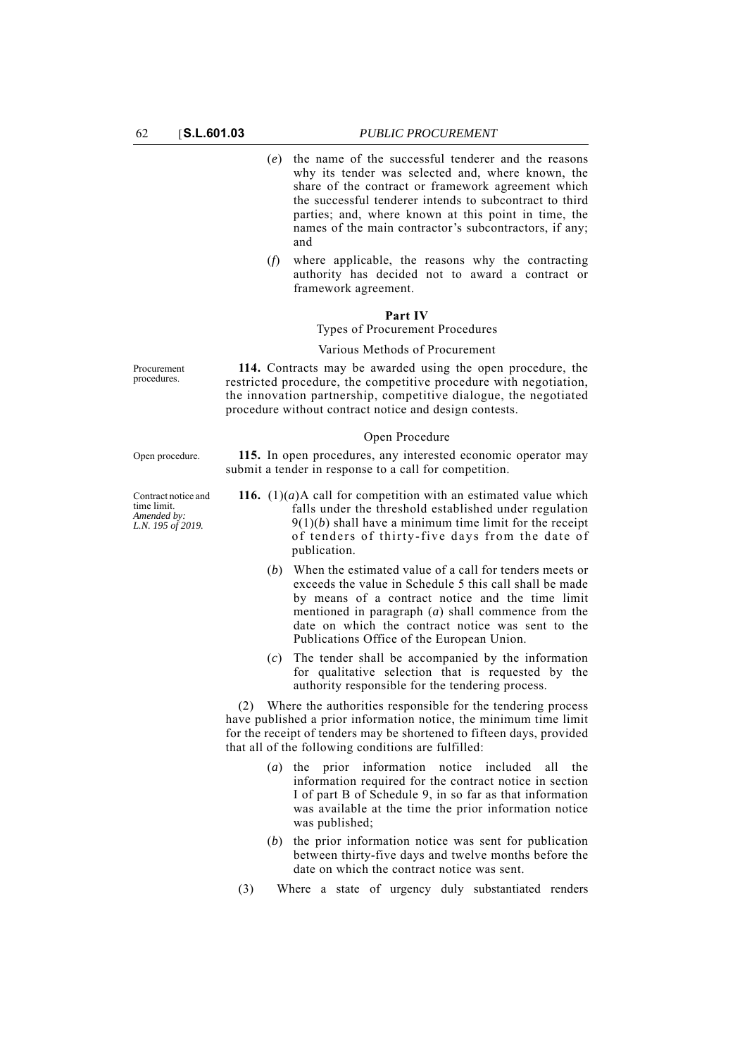(*e*) the name of the successful tenderer and the reasons why its tender was selected and, where known, the share of the contract or framework agreement which the successful tenderer intends to subcontract to third parties; and, where known at this point in time, the names of the main contractor's subcontractors, if any; and

(*f*) where applicable, the reasons why the contracting authority has decided not to award a contract or framework agreement.

## Part IV

### Types of Procurement Procedures

#### Various Methods of Procurement

Procurement procedures.

**114.** Contracts may be awarded using the open procedure, the restricted procedure, the competitive procedure with negotiation, the innovation partnership, competitive dialogue, the negotiated procedure without contract notice and design contests.

#### Open Procedure

Open procedure.

**115.** In open procedures, any interested economic operator may submit a tender in response to a call for competition.

Contract notice and time limit.
*Amended by: L.N. 195 of 2019.*

**116.** (1)(*a*) A call for competition with an estimated value which falls under the threshold established under regulation 9(1)(*b*) shall have a minimum time limit for the receipt of tenders of thirty-five days from the date of publication.

(*b*) When the estimated value of a call for tenders meets or exceeds the value in Schedule 5 this call shall be made by means of a contract notice and the time limit mentioned in paragraph (*a*) shall commence from the date on which the contract notice was sent to the Publications Office of the European Union.

(*c*) The tender shall be accompanied by the information for qualitative selection that is requested by the authority responsible for the tendering process.

(2) Where the authorities responsible for the tendering process have published a prior information notice, the minimum time limit for the receipt of tenders may be shortened to fifteen days, provided that all of the following conditions are fulfilled:

(*a*) the prior information notice included all the information required for the contract notice in section I of part B of Schedule 9, in so far as that information was available at the time the prior information notice was published;

(*b*) the prior information notice was sent for publication between thirty-five days and twelve months before the date on which the contract notice was sent.

(3) Where a state of urgency duly substantiated renders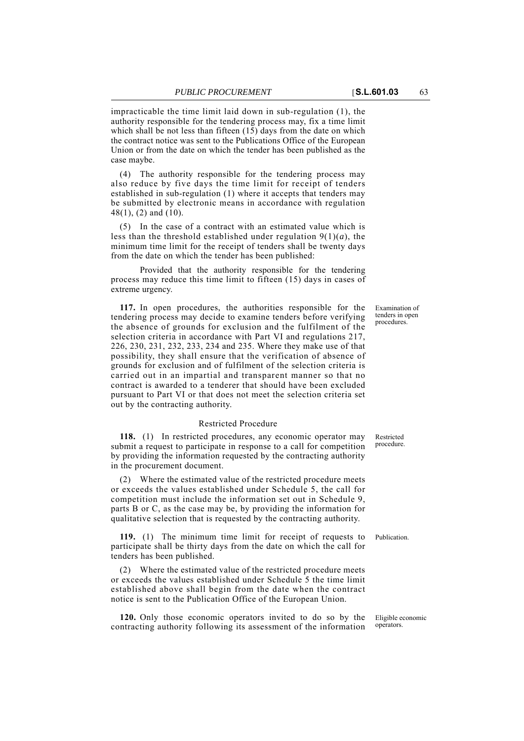impracticable the time limit laid down in sub-regulation (1), the authority responsible for the tendering process may, fix a time limit which shall be not less than fifteen (15) days from the date on which the contract notice was sent to the Publications Office of the European Union or from the date on which the tender has been published as the case maybe.

(4) The authority responsible for the tendering process may also reduce by five days the time limit for receipt of tenders established in sub-regulation (1) where it accepts that tenders may be submitted by electronic means in accordance with regulation 48(1), (2) and (10).

(5) In the case of a contract with an estimated value which is less than the threshold established under regulation 9(1)(*a*), the minimum time limit for the receipt of tenders shall be twenty days from the date on which the tender has been published:

Provided that the authority responsible for the tendering process may reduce this time limit to fifteen (15) days in cases of extreme urgency.

*Examination of tenders in open procedures.*

**117.** In open procedures, the authorities responsible for the tendering process may decide to examine tenders before verifying the absence of grounds for exclusion and the fulfilment of the selection criteria in accordance with Part VI and regulations 217, 226, 230, 231, 232, 233, 234 and 235. Where they make use of that possibility, they shall ensure that the verification of absence of grounds for exclusion and of fulfilment of the selection criteria is carried out in an impartial and transparent manner so that no contract is awarded to a tenderer that should have been excluded pursuant to Part VI or that does not meet the selection criteria set out by the contracting authority.

### Restricted Procedure

*Restricted procedure.*

**118.** (1) In restricted procedures, any economic operator may submit a request to participate in response to a call for competition by providing the information requested by the contracting authority in the procurement document.

(2) Where the estimated value of the restricted procedure meets or exceeds the values established under Schedule 5, the call for competition must include the information set out in Schedule 9, parts B or C, as the case may be, by providing the information for qualitative selection that is requested by the contracting authority.

*Publication.*

**119.** (1) The minimum time limit for receipt of requests to participate shall be thirty days from the date on which the call for tenders has been published.

(2) Where the estimated value of the restricted procedure meets or exceeds the values established under Schedule 5 the time limit established above shall begin from the date when the contract notice is sent to the Publication Office of the European Union.

*Eligible economic operators.*

**120.** Only those economic operators invited to do so by the contracting authority following its assessment of the information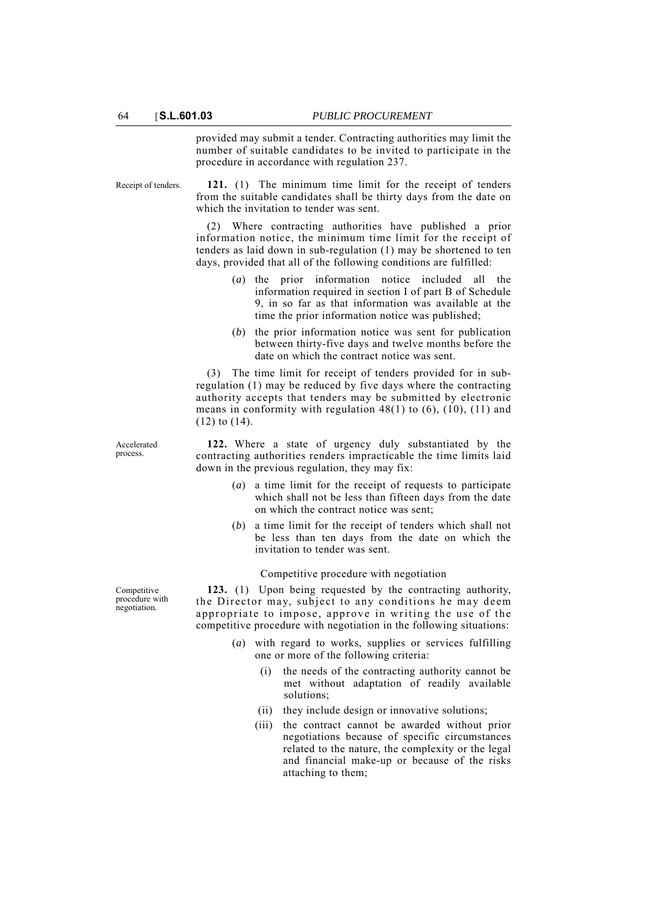provided may submit a tender. Contracting authorities may limit the number of suitable candidates to be invited to participate in the procedure in accordance with regulation 237.

Receipt of tenders.

**121.** (1) The minimum time limit for the receipt of tenders from the suitable candidates shall be thirty days from the date on which the invitation to tender was sent.

(2) Where contracting authorities have published a prior information notice, the minimum time limit for the receipt of tenders as laid down in sub-regulation (1) may be shortened to ten days, provided that all of the following conditions are fulfilled:

(*a*) the prior information notice included all the information required in section I of part B of Schedule 9, in so far as that information was available at the time the prior information notice was published;

(*b*) the prior information notice was sent for publication between thirty-five days and twelve months before the date on which the contract notice was sent.

(3) The time limit for receipt of tenders provided for in sub-regulation (1) may be reduced by five days where the contracting authority accepts that tenders may be submitted by electronic means in conformity with regulation 48(1) to (6), (10), (11) and (12) to (14).

Accelerated process.

**122.** Where a state of urgency duly substantiated by the contracting authorities renders impracticable the time limits laid down in the previous regulation, they may fix:

(*a*) a time limit for the receipt of requests to participate which shall not be less than fifteen days from the date on which the contract notice was sent;

(*b*) a time limit for the receipt of tenders which shall not be less than ten days from the date on which the invitation to tender was sent.

Competitive procedure with negotiation

Competitive procedure with negotiation.

**123.** (1) Upon being requested by the contracting authority, the Director may, subject to any conditions he may deem appropriate to impose, approve in writing the use of the competitive procedure with negotiation in the following situations:

(*a*) with regard to works, supplies or services fulfilling one or more of the following criteria:

(i) the needs of the contracting authority cannot be met without adaptation of readily available solutions;

(ii) they include design or innovative solutions;

(iii) the contract cannot be awarded without prior negotiations because of specific circumstances related to the nature, the complexity or the legal and financial make-up or because of the risks attaching to them;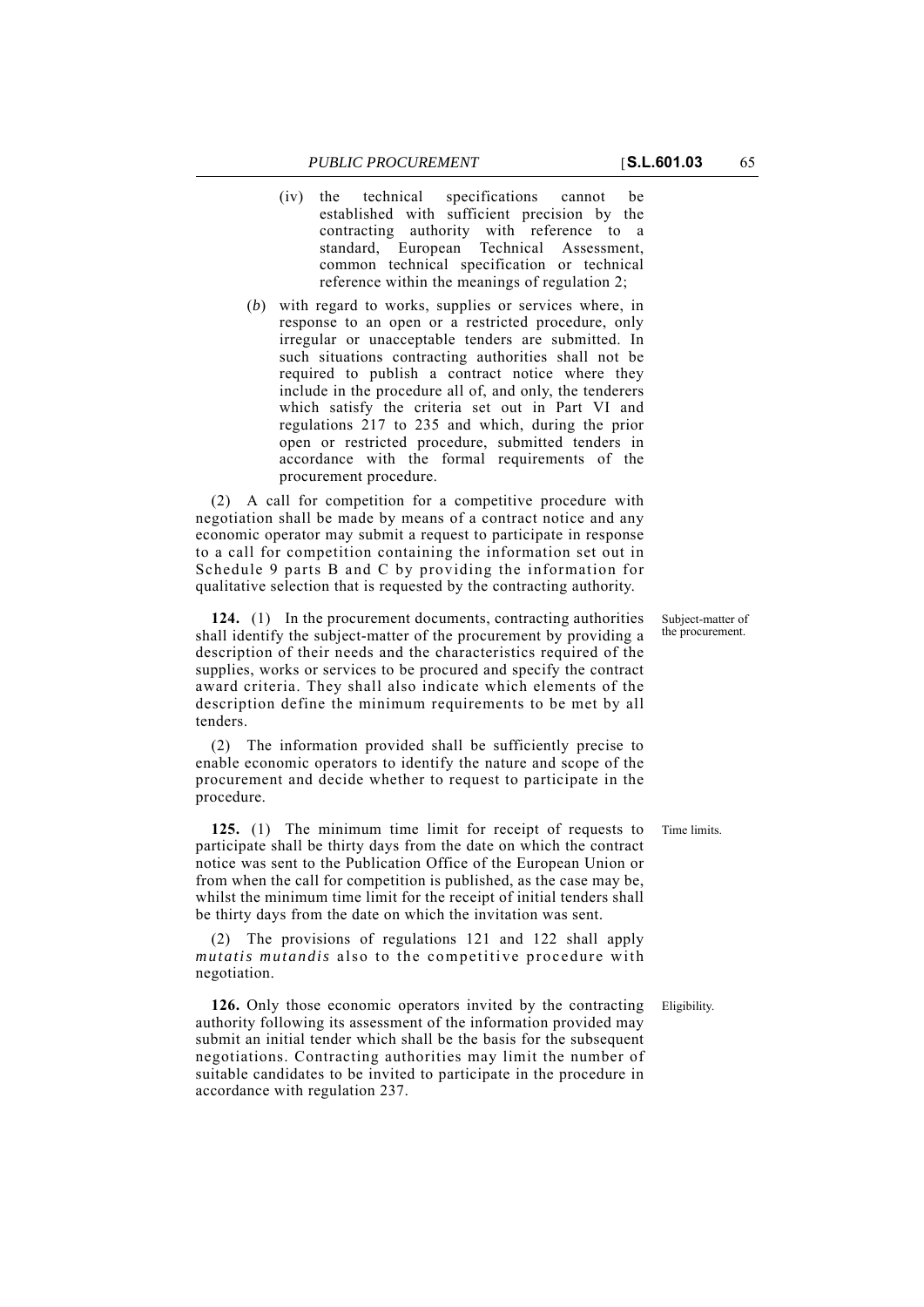(iv) the technical specifications cannot be established with sufficient precision by the contracting authority with reference to a standard, European Technical Assessment, common technical specification or technical reference within the meanings of regulation 2;

(*b*) with regard to works, supplies or services where, in response to an open or a restricted procedure, only irregular or unacceptable tenders are submitted. In such situations contracting authorities shall not be required to publish a contract notice where they include in the procedure all of, and only, the tenderers which satisfy the criteria set out in Part VI and regulations 217 to 235 and which, during the prior open or restricted procedure, submitted tenders in accordance with the formal requirements of the procurement procedure.

(2) A call for competition for a competitive procedure with negotiation shall be made by means of a contract notice and any economic operator may submit a request to participate in response to a call for competition containing the information set out in Schedule 9 parts B and C by providing the information for qualitative selection that is requested by the contracting authority.

*Subject-matter of the procurement.*

**124.** (1) In the procurement documents, contracting authorities shall identify the subject-matter of the procurement by providing a description of their needs and the characteristics required of the supplies, works or services to be procured and specify the contract award criteria. They shall also indicate which elements of the description define the minimum requirements to be met by all tenders.

(2) The information provided shall be sufficiently precise to enable economic operators to identify the nature and scope of the procurement and decide whether to request to participate in the procedure.

*Time limits.*

**125.** (1) The minimum time limit for receipt of requests to participate shall be thirty days from the date on which the contract notice was sent to the Publication Office of the European Union or from when the call for competition is published, as the case may be, whilst the minimum time limit for the receipt of initial tenders shall be thirty days from the date on which the invitation was sent.

(2) The provisions of regulations 121 and 122 shall apply *mutatis mutandis* also to the competitive procedure with negotiation.

*Eligibility.*

**126.** Only those economic operators invited by the contracting authority following its assessment of the information provided may submit an initial tender which shall be the basis for the subsequent negotiations. Contracting authorities may limit the number of suitable candidates to be invited to participate in the procedure in accordance with regulation 237.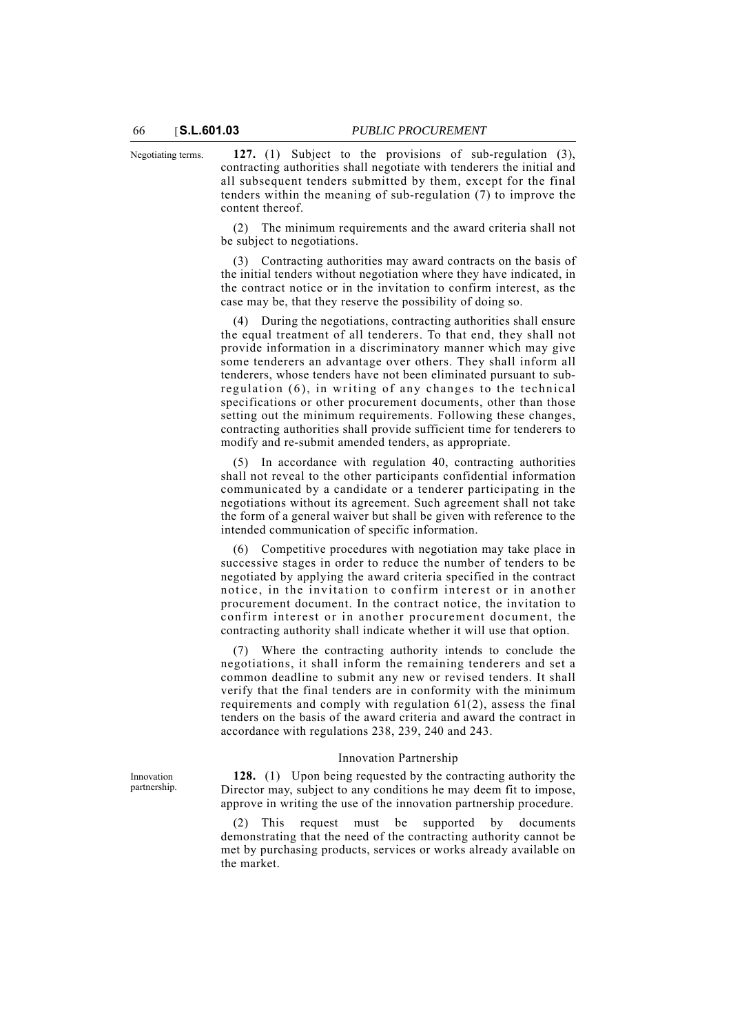Negotiating terms.

**127.** (1) Subject to the provisions of sub-regulation (3), contracting authorities shall negotiate with tenderers the initial and all subsequent tenders submitted by them, except for the final tenders within the meaning of sub-regulation (7) to improve the content thereof.

(2) The minimum requirements and the award criteria shall not be subject to negotiations.

(3) Contracting authorities may award contracts on the basis of the initial tenders without negotiation where they have indicated, in the contract notice or in the invitation to confirm interest, as the case may be, that they reserve the possibility of doing so.

(4) During the negotiations, contracting authorities shall ensure the equal treatment of all tenderers. To that end, they shall not provide information in a discriminatory manner which may give some tenderers an advantage over others. They shall inform all tenderers, whose tenders have not been eliminated pursuant to sub-regulation (6), in writing of any changes to the technical specifications or other procurement documents, other than those setting out the minimum requirements. Following these changes, contracting authorities shall provide sufficient time for tenderers to modify and re-submit amended tenders, as appropriate.

(5) In accordance with regulation 40, contracting authorities shall not reveal to the other participants confidential information communicated by a candidate or a tenderer participating in the negotiations without its agreement. Such agreement shall not take the form of a general waiver but shall be given with reference to the intended communication of specific information.

(6) Competitive procedures with negotiation may take place in successive stages in order to reduce the number of tenders to be negotiated by applying the award criteria specified in the contract notice, in the invitation to confirm interest or in another procurement document. In the contract notice, the invitation to confirm interest or in another procurement document, the contracting authority shall indicate whether it will use that option.

(7) Where the contracting authority intends to conclude the negotiations, it shall inform the remaining tenderers and set a common deadline to submit any new or revised tenders. It shall verify that the final tenders are in conformity with the minimum requirements and comply with regulation 61(2), assess the final tenders on the basis of the award criteria and award the contract in accordance with regulations 238, 239, 240 and 243.

## Innovation Partnership

Innovation partnership.

**128.** (1) Upon being requested by the contracting authority the Director may, subject to any conditions he may deem fit to impose, approve in writing the use of the innovation partnership procedure.

(2) This request must be supported by documents demonstrating that the need of the contracting authority cannot be met by purchasing products, services or works already available on the market.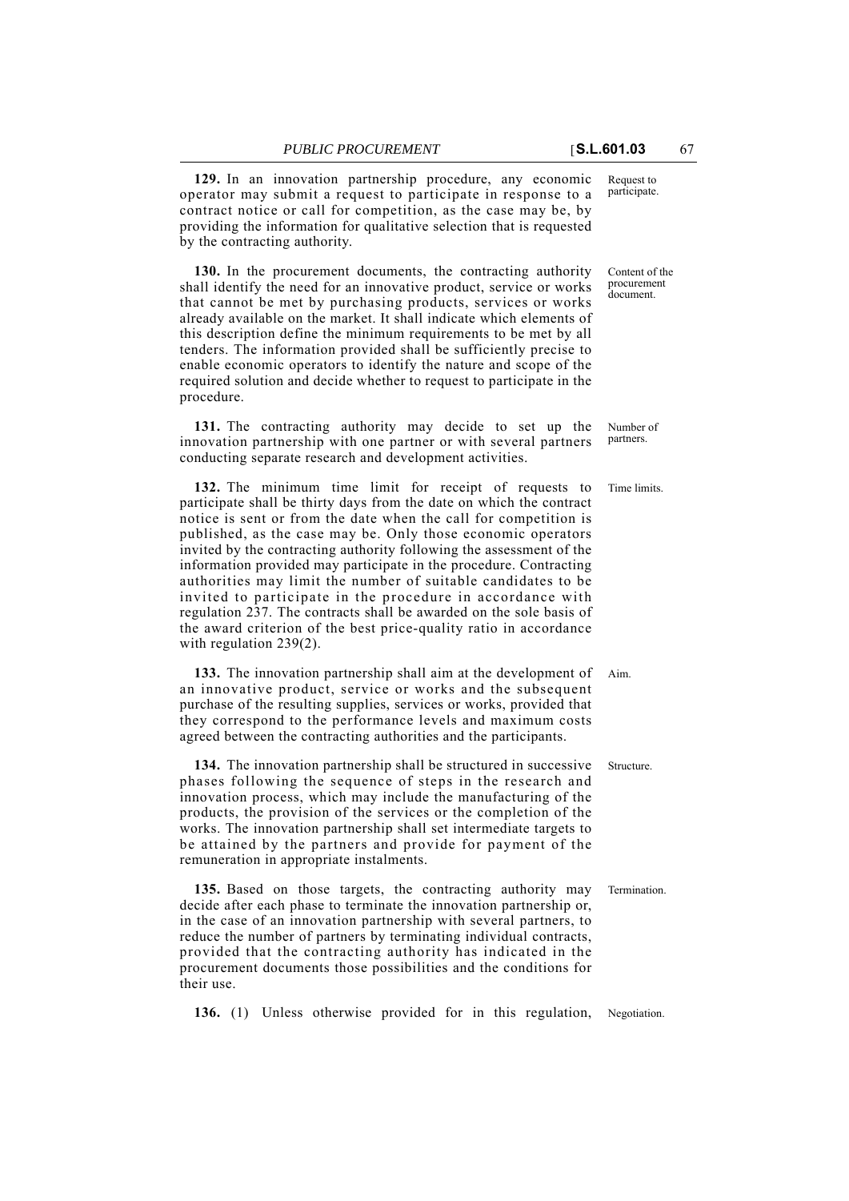**129.** In an innovation partnership procedure, any economic operator may submit a request to participate in response to a contract notice or call for competition, as the case may be, by providing the information for qualitative selection that is requested by the contracting authority.

Request to participate.

**130.** In the procurement documents, the contracting authority shall identify the need for an innovative product, service or works that cannot be met by purchasing products, services or works already available on the market. It shall indicate which elements of this description define the minimum requirements to be met by all tenders. The information provided shall be sufficiently precise to enable economic operators to identify the nature and scope of the required solution and decide whether to request to participate in the procedure.

Content of the procurement document.

**131.** The contracting authority may decide to set up the innovation partnership with one partner or with several partners conducting separate research and development activities.

Number of partners.

**132.** The minimum time limit for receipt of requests to participate shall be thirty days from the date on which the contract notice is sent or from the date when the call for competition is published, as the case may be. Only those economic operators invited by the contracting authority following the assessment of the information provided may participate in the procedure. Contracting authorities may limit the number of suitable candidates to be invited to participate in the procedure in accordance with regulation 237. The contracts shall be awarded on the sole basis of the award criterion of the best price-quality ratio in accordance with regulation 239(2).

Time limits.

**133.** The innovation partnership shall aim at the development of an innovative product, service or works and the subsequent purchase of the resulting supplies, services or works, provided that they correspond to the performance levels and maximum costs agreed between the contracting authorities and the participants.

Aim.

**134.** The innovation partnership shall be structured in successive phases following the sequence of steps in the research and innovation process, which may include the manufacturing of the products, the provision of the services or the completion of the works. The innovation partnership shall set intermediate targets to be attained by the partners and provide for payment of the remuneration in appropriate instalments.

Structure.

**135.** Based on those targets, the contracting authority may decide after each phase to terminate the innovation partnership or, in the case of an innovation partnership with several partners, to reduce the number of partners by terminating individual contracts, provided that the contracting authority has indicated in the procurement documents those possibilities and the conditions for their use.

Termination.

**136.** (1) Unless otherwise provided for in this regulation,

Negotiation.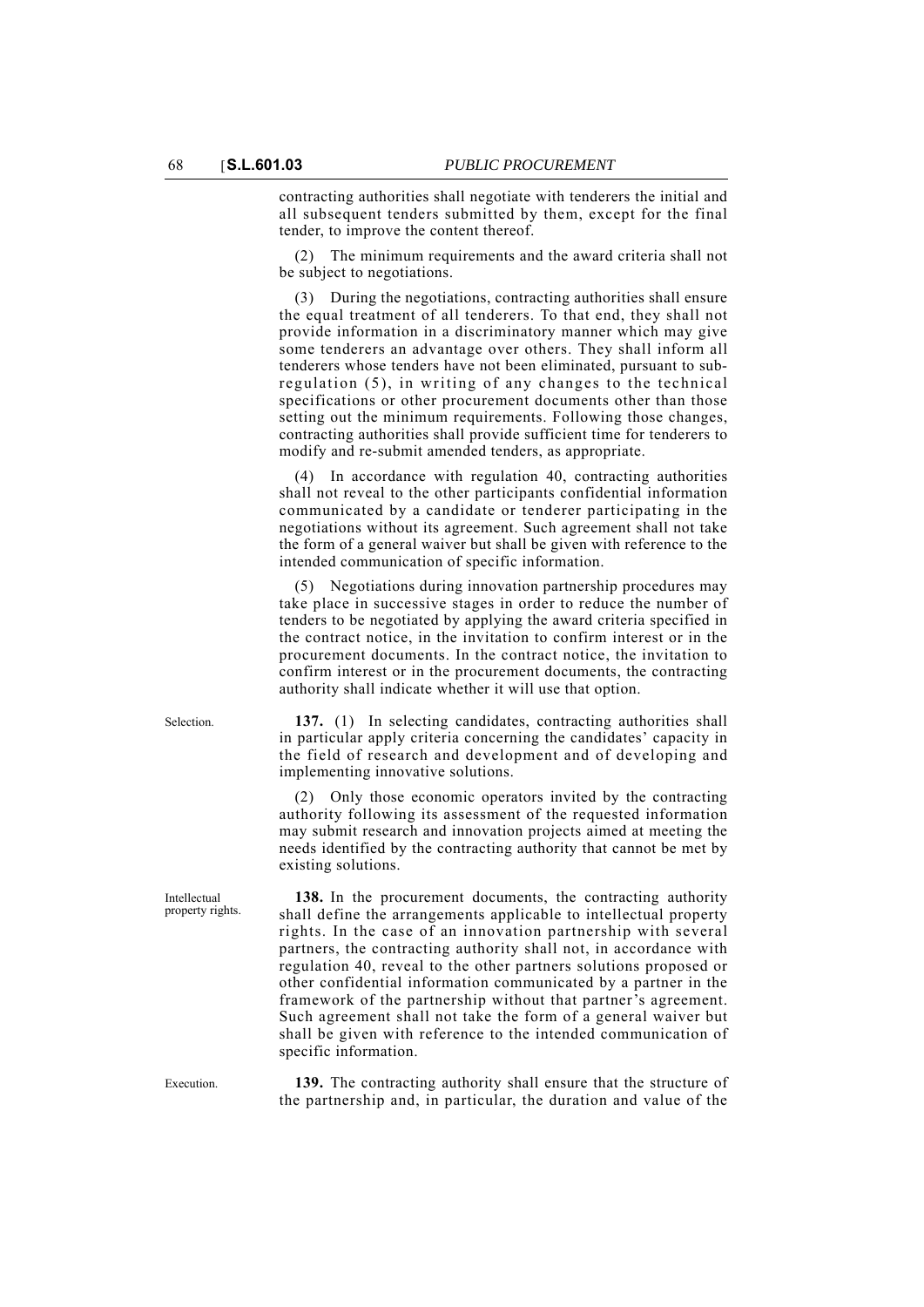contracting authorities shall negotiate with tenderers the initial and all subsequent tenders submitted by them, except for the final tender, to improve the content thereof.

(2) The minimum requirements and the award criteria shall not be subject to negotiations.

(3) During the negotiations, contracting authorities shall ensure the equal treatment of all tenderers. To that end, they shall not provide information in a discriminatory manner which may give some tenderers an advantage over others. They shall inform all tenderers whose tenders have not been eliminated, pursuant to sub-regulation (5), in writing of any changes to the technical specifications or other procurement documents other than those setting out the minimum requirements. Following those changes, contracting authorities shall provide sufficient time for tenderers to modify and re-submit amended tenders, as appropriate.

(4) In accordance with regulation 40, contracting authorities shall not reveal to the other participants confidential information communicated by a candidate or tenderer participating in the negotiations without its agreement. Such agreement shall not take the form of a general waiver but shall be given with reference to the intended communication of specific information.

(5) Negotiations during innovation partnership procedures may take place in successive stages in order to reduce the number of tenders to be negotiated by applying the award criteria specified in the contract notice, in the invitation to confirm interest or in the procurement documents. In the contract notice, the invitation to confirm interest or in the procurement documents, the contracting authority shall indicate whether it will use that option.

Selection.

**137.** (1) In selecting candidates, contracting authorities shall in particular apply criteria concerning the candidates' capacity in the field of research and development and of developing and implementing innovative solutions.

(2) Only those economic operators invited by the contracting authority following its assessment of the requested information may submit research and innovation projects aimed at meeting the needs identified by the contracting authority that cannot be met by existing solutions.

Intellectual property rights.

**138.** In the procurement documents, the contracting authority shall define the arrangements applicable to intellectual property rights. In the case of an innovation partnership with several partners, the contracting authority shall not, in accordance with regulation 40, reveal to the other partners solutions proposed or other confidential information communicated by a partner in the framework of the partnership without that partner's agreement. Such agreement shall not take the form of a general waiver but shall be given with reference to the intended communication of specific information.

Execution.

**139.** The contracting authority shall ensure that the structure of the partnership and, in particular, the duration and value of the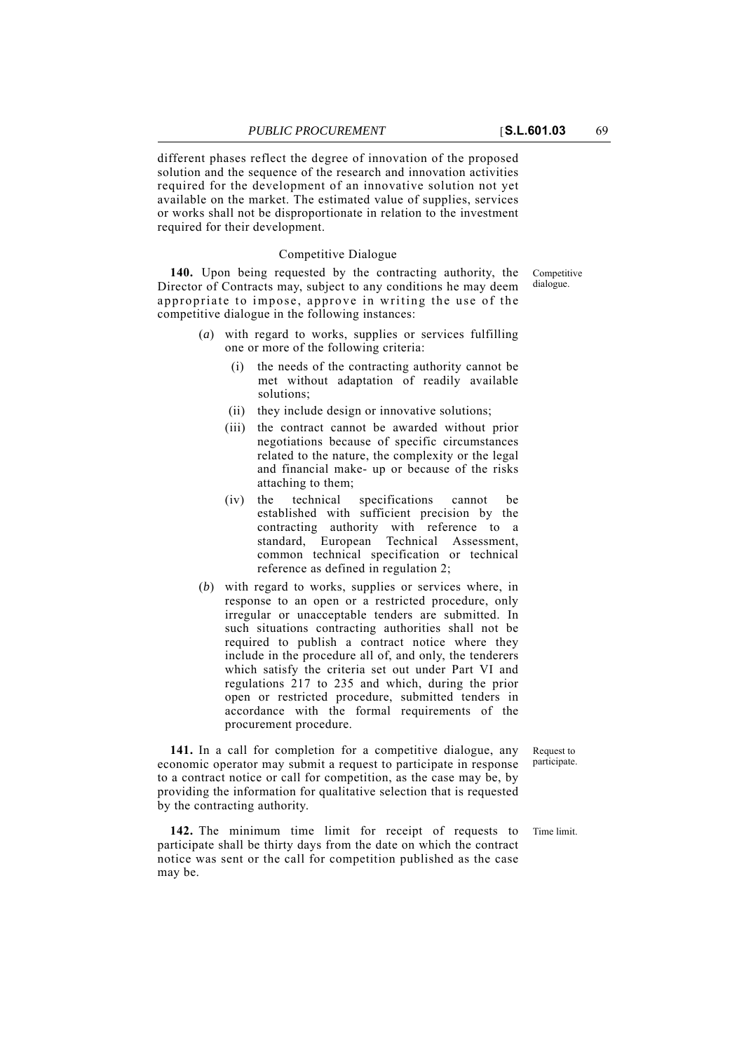different phases reflect the degree of innovation of the proposed solution and the sequence of the research and innovation activities required for the development of an innovative solution not yet available on the market. The estimated value of supplies, services or works shall not be disproportionate in relation to the investment required for their development.

### Competitive Dialogue

Competitive dialogue.

**140.** Upon being requested by the contracting authority, the Director of Contracts may, subject to any conditions he may deem appropriate to impose, approve in writing the use of the competitive dialogue in the following instances:

(*a*) with regard to works, supplies or services fulfilling one or more of the following criteria:

(i) the needs of the contracting authority cannot be met without adaptation of readily available solutions;

(ii) they include design or innovative solutions;

(iii) the contract cannot be awarded without prior negotiations because of specific circumstances related to the nature, the complexity or the legal and financial make- up or because of the risks attaching to them;

(iv) the technical specifications cannot be established with sufficient precision by the contracting authority with reference to a standard, European Technical Assessment, common technical specification or technical reference as defined in regulation 2;

(*b*) with regard to works, supplies or services where, in response to an open or a restricted procedure, only irregular or unacceptable tenders are submitted. In such situations contracting authorities shall not be required to publish a contract notice where they include in the procedure all of, and only, the tenderers which satisfy the criteria set out under Part VI and regulations 217 to 235 and which, during the prior open or restricted procedure, submitted tenders in accordance with the formal requirements of the procurement procedure.

Request to participate.

**141.** In a call for completion for a competitive dialogue, any economic operator may submit a request to participate in response to a contract notice or call for competition, as the case may be, by providing the information for qualitative selection that is requested by the contracting authority.

Time limit.

**142.** The minimum time limit for receipt of requests to participate shall be thirty days from the date on which the contract notice was sent or the call for competition published as the case may be.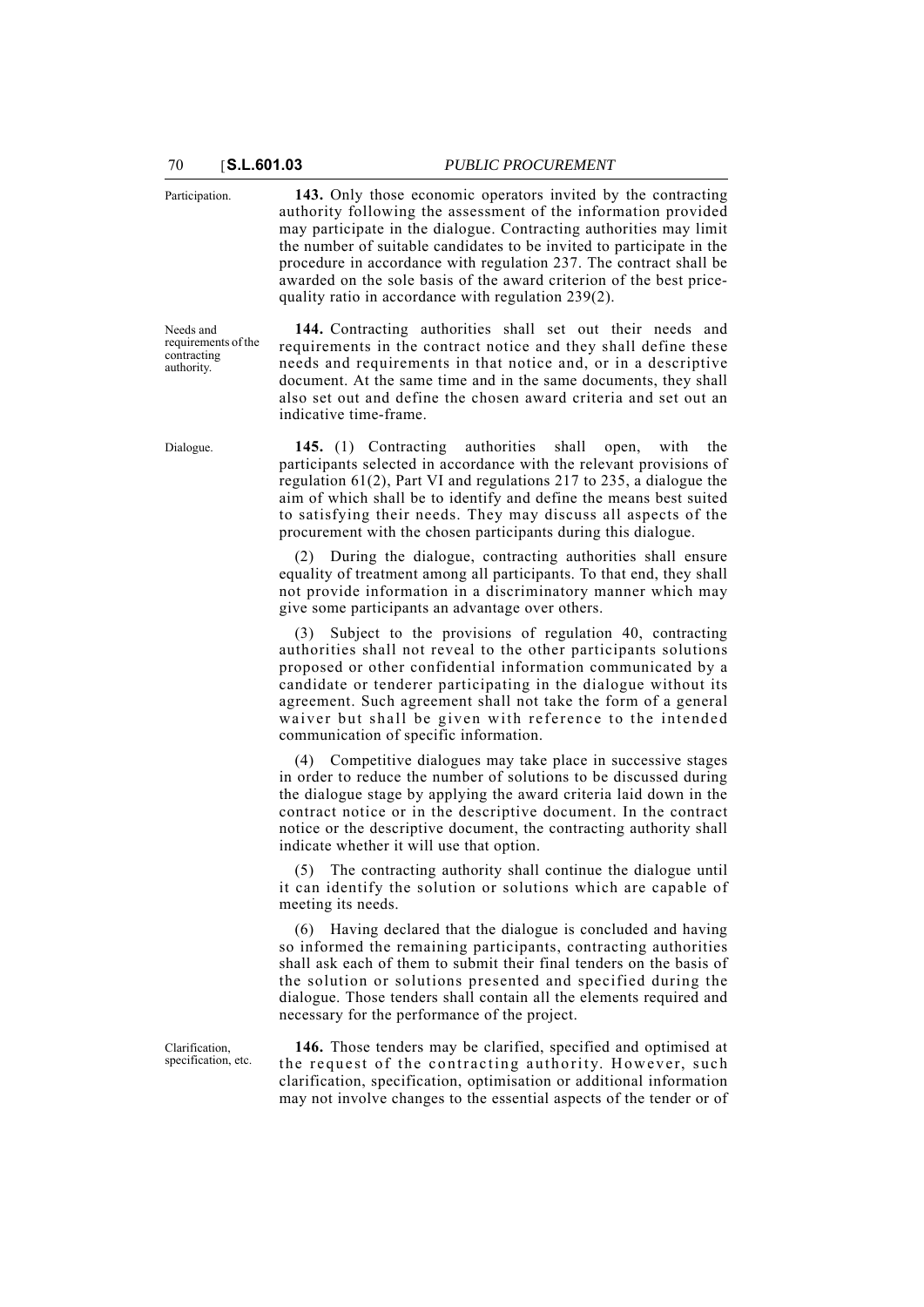Participation.

**143.** Only those economic operators invited by the contracting authority following the assessment of the information provided may participate in the dialogue. Contracting authorities may limit the number of suitable candidates to be invited to participate in the procedure in accordance with regulation 237. The contract shall be awarded on the sole basis of the award criterion of the best price-quality ratio in accordance with regulation 239(2).

Needs and requirements of the contracting authority.

**144.** Contracting authorities shall set out their needs and requirements in the contract notice and they shall define these needs and requirements in that notice and, or in a descriptive document. At the same time and in the same documents, they shall also set out and define the chosen award criteria and set out an indicative time-frame.

Dialogue.

**145.** (1) Contracting authorities shall open, with the participants selected in accordance with the relevant provisions of regulation 61(2), Part VI and regulations 217 to 235, a dialogue the aim of which shall be to identify and define the means best suited to satisfying their needs. They may discuss all aspects of the procurement with the chosen participants during this dialogue.

(2) During the dialogue, contracting authorities shall ensure equality of treatment among all participants. To that end, they shall not provide information in a discriminatory manner which may give some participants an advantage over others.

(3) Subject to the provisions of regulation 40, contracting authorities shall not reveal to the other participants solutions proposed or other confidential information communicated by a candidate or tenderer participating in the dialogue without its agreement. Such agreement shall not take the form of a general waiver but shall be given with reference to the intended communication of specific information.

(4) Competitive dialogues may take place in successive stages in order to reduce the number of solutions to be discussed during the dialogue stage by applying the award criteria laid down in the contract notice or in the descriptive document. In the contract notice or the descriptive document, the contracting authority shall indicate whether it will use that option.

(5) The contracting authority shall continue the dialogue until it can identify the solution or solutions which are capable of meeting its needs.

(6) Having declared that the dialogue is concluded and having so informed the remaining participants, contracting authorities shall ask each of them to submit their final tenders on the basis of the solution or solutions presented and specified during the dialogue. Those tenders shall contain all the elements required and necessary for the performance of the project.

Clarification, specification, etc.

**146.** Those tenders may be clarified, specified and optimised at the request of the contracting authority. However, such clarification, specification, optimisation or additional information may not involve changes to the essential aspects of the tender or of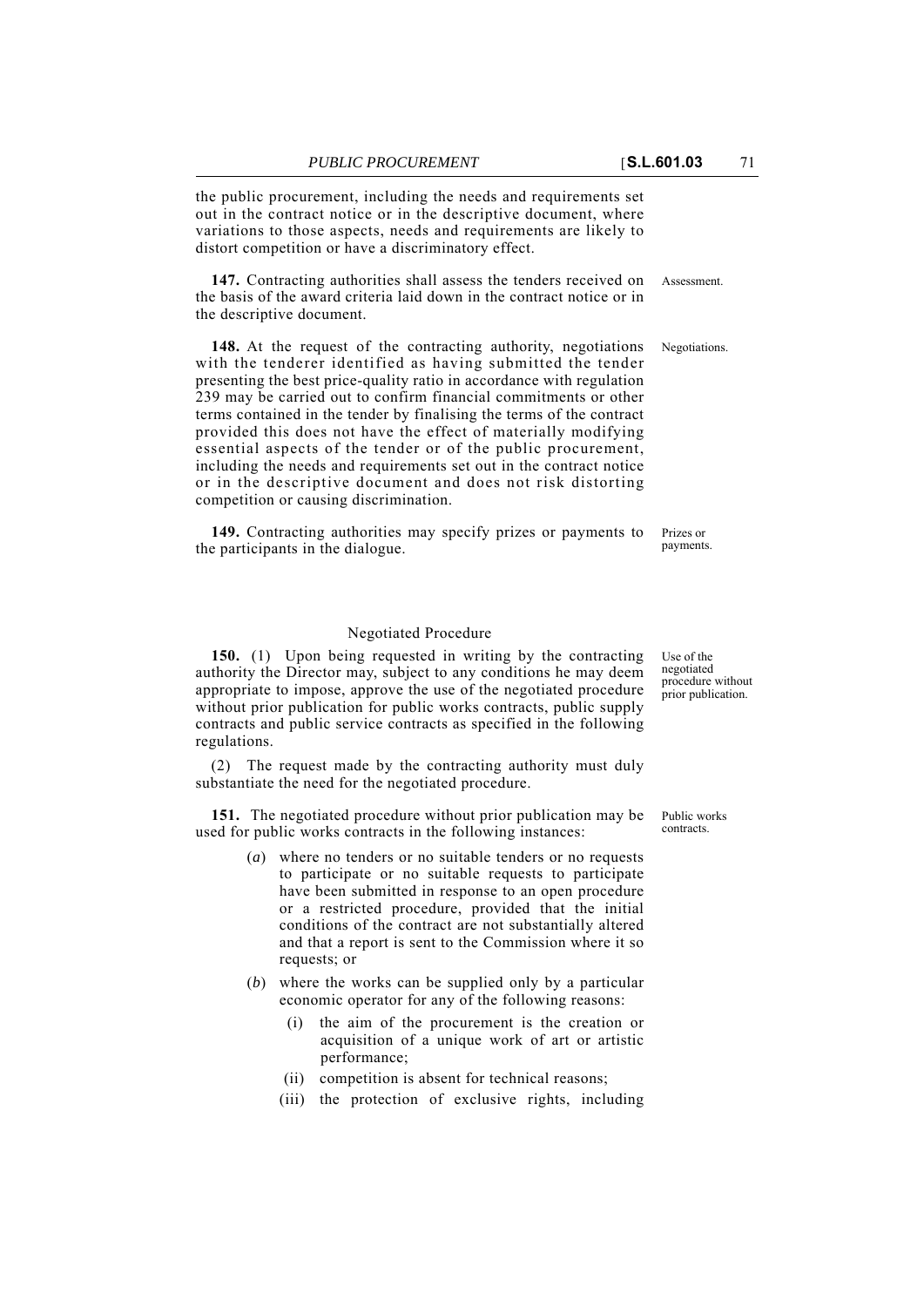the public procurement, including the needs and requirements set out in the contract notice or in the descriptive document, where variations to those aspects, needs and requirements are likely to distort competition or have a discriminatory effect.

Assessment.

**147.** Contracting authorities shall assess the tenders received on the basis of the award criteria laid down in the contract notice or in the descriptive document.

Negotiations.

**148.** At the request of the contracting authority, negotiations with the tenderer identified as having submitted the tender presenting the best price-quality ratio in accordance with regulation 239 may be carried out to confirm financial commitments or other terms contained in the tender by finalising the terms of the contract provided this does not have the effect of materially modifying essential aspects of the tender or of the public procurement, including the needs and requirements set out in the contract notice or in the descriptive document and does not risk distorting competition or causing discrimination.

Prizes or payments.

**149.** Contracting authorities may specify prizes or payments to the participants in the dialogue.

## Negotiated Procedure

Use of the negotiated procedure without prior publication.

**150.** (1) Upon being requested in writing by the contracting authority the Director may, subject to any conditions he may deem appropriate to impose, approve the use of the negotiated procedure without prior publication for public works contracts, public supply contracts and public service contracts as specified in the following regulations.

(2) The request made by the contracting authority must duly substantiate the need for the negotiated procedure.

Public works contracts.

**151.** The negotiated procedure without prior publication may be used for public works contracts in the following instances:

(*a*) where no tenders or no suitable tenders or no requests to participate or no suitable requests to participate have been submitted in response to an open procedure or a restricted procedure, provided that the initial conditions of the contract are not substantially altered and that a report is sent to the Commission where it so requests; or

(*b*) where the works can be supplied only by a particular economic operator for any of the following reasons:

(i) the aim of the procurement is the creation or acquisition of a unique work of art or artistic performance;

(ii) competition is absent for technical reasons;

(iii) the protection of exclusive rights, including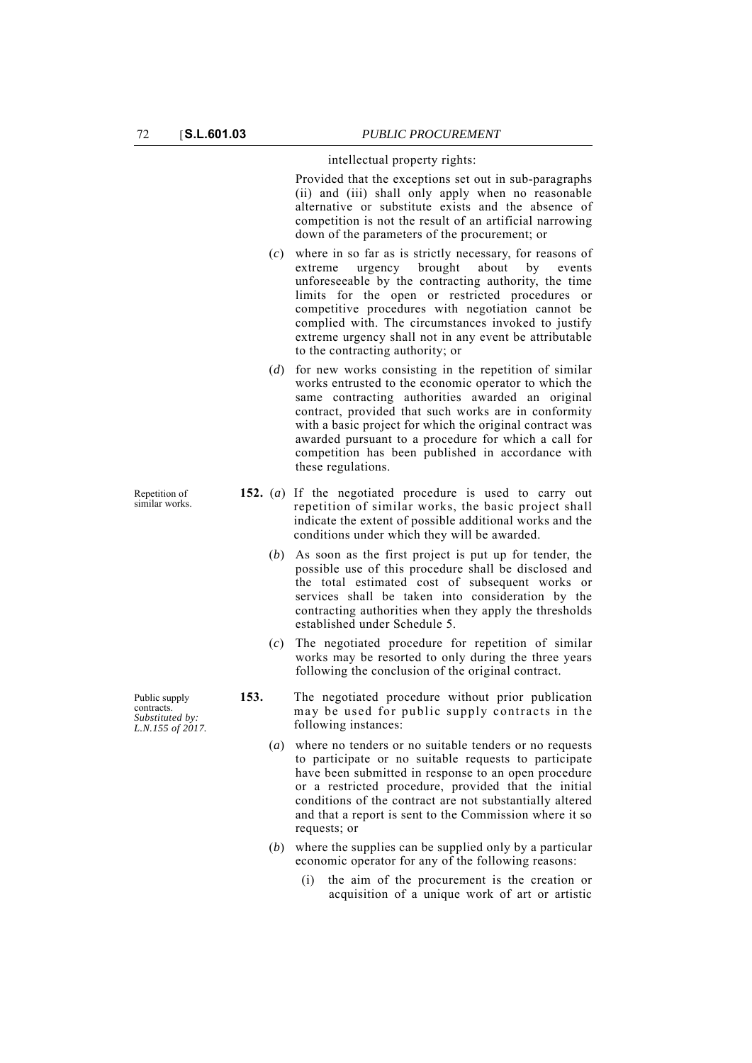intellectual property rights:

Provided that the exceptions set out in sub-paragraphs (ii) and (iii) shall only apply when no reasonable alternative or substitute exists and the absence of competition is not the result of an artificial narrowing down of the parameters of the procurement; or

(*c*) where in so far as is strictly necessary, for reasons of extreme urgency brought about by events unforeseeable by the contracting authority, the time limits for the open or restricted procedures or competitive procedures with negotiation cannot be complied with. The circumstances invoked to justify extreme urgency shall not in any event be attributable to the contracting authority; or

(*d*) for new works consisting in the repetition of similar works entrusted to the economic operator to which the same contracting authorities awarded an original contract, provided that such works are in conformity with a basic project for which the original contract was awarded pursuant to a procedure for which a call for competition has been published in accordance with these regulations.

*Repetition of similar works.*

**152.** (*a*) If the negotiated procedure is used to carry out repetition of similar works, the basic project shall indicate the extent of possible additional works and the conditions under which they will be awarded.

(*b*) As soon as the first project is put up for tender, the possible use of this procedure shall be disclosed and the total estimated cost of subsequent works or services shall be taken into consideration by the contracting authorities when they apply the thresholds established under Schedule 5.

(*c*) The negotiated procedure for repetition of similar works may be resorted to only during the three years following the conclusion of the original contract.

*Public supply contracts. Substituted by: L.N.155 of 2017.*

**153.** The negotiated procedure without prior publication may be used for public supply contracts in the following instances:

(*a*) where no tenders or no suitable tenders or no requests to participate or no suitable requests to participate have been submitted in response to an open procedure or a restricted procedure, provided that the initial conditions of the contract are not substantially altered and that a report is sent to the Commission where it so requests; or

(*b*) where the supplies can be supplied only by a particular economic operator for any of the following reasons:

(i) the aim of the procurement is the creation or acquisition of a unique work of art or artistic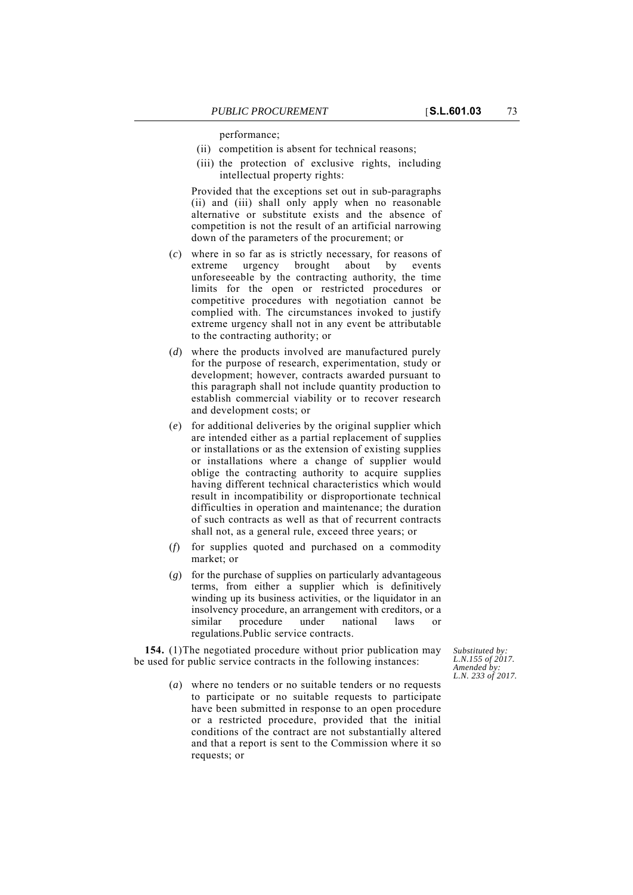performance;

(ii) competition is absent for technical reasons;

(iii) the protection of exclusive rights, including intellectual property rights:

Provided that the exceptions set out in sub-paragraphs (ii) and (iii) shall only apply when no reasonable alternative or substitute exists and the absence of competition is not the result of an artificial narrowing down of the parameters of the procurement; or

(*c*) where in so far as is strictly necessary, for reasons of extreme urgency brought about by events unforeseeable by the contracting authority, the time limits for the open or restricted procedures or competitive procedures with negotiation cannot be complied with. The circumstances invoked to justify extreme urgency shall not in any event be attributable to the contracting authority; or

(*d*) where the products involved are manufactured purely for the purpose of research, experimentation, study or development; however, contracts awarded pursuant to this paragraph shall not include quantity production to establish commercial viability or to recover research and development costs; or

(*e*) for additional deliveries by the original supplier which are intended either as a partial replacement of supplies or installations or as the extension of existing supplies or installations where a change of supplier would oblige the contracting authority to acquire supplies having different technical characteristics which would result in incompatibility or disproportionate technical difficulties in operation and maintenance; the duration of such contracts as well as that of recurrent contracts shall not, as a general rule, exceed three years; or

(*f*) for supplies quoted and purchased on a commodity market; or

(*g*) for the purchase of supplies on particularly advantageous terms, from either a supplier which is definitively winding up its business activities, or the liquidator in an insolvency procedure, an arrangement with creditors, or a similar procedure under national laws or regulations.Public service contracts.

*Substituted by: L.N.155 of 2017. Amended by: L.N. 233 of 2017.*

**154.** (1)The negotiated procedure without prior publication may be used for public service contracts in the following instances:

(*a*) where no tenders or no suitable tenders or no requests to participate or no suitable requests to participate have been submitted in response to an open procedure or a restricted procedure, provided that the initial conditions of the contract are not substantially altered and that a report is sent to the Commission where it so requests; or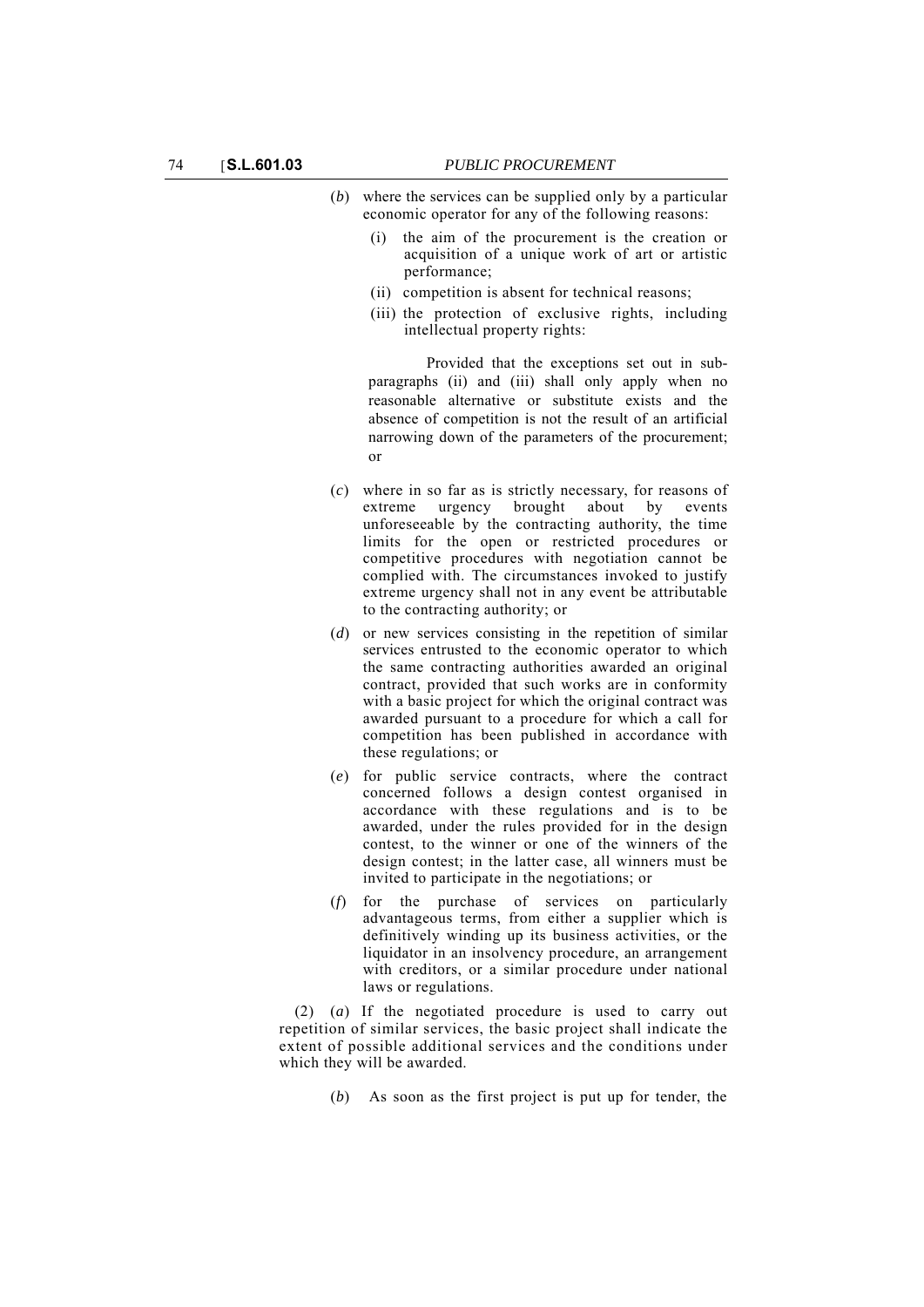(*b*) where the services can be supplied only by a particular economic operator for any of the following reasons:

(i) the aim of the procurement is the creation or acquisition of a unique work of art or artistic performance;

(ii) competition is absent for technical reasons;

(iii) the protection of exclusive rights, including intellectual property rights:

Provided that the exceptions set out in sub-paragraphs (ii) and (iii) shall only apply when no reasonable alternative or substitute exists and the absence of competition is not the result of an artificial narrowing down of the parameters of the procurement; or

(*c*) where in so far as is strictly necessary, for reasons of extreme urgency brought about by events unforeseeable by the contracting authority, the time limits for the open or restricted procedures or competitive procedures with negotiation cannot be complied with. The circumstances invoked to justify extreme urgency shall not in any event be attributable to the contracting authority; or

(*d*) or new services consisting in the repetition of similar services entrusted to the economic operator to which the same contracting authorities awarded an original contract, provided that such works are in conformity with a basic project for which the original contract was awarded pursuant to a procedure for which a call for competition has been published in accordance with these regulations; or

(*e*) for public service contracts, where the contract concerned follows a design contest organised in accordance with these regulations and is to be awarded, under the rules provided for in the design contest, to the winner or one of the winners of the design contest; in the latter case, all winners must be invited to participate in the negotiations; or

(*f*) for the purchase of services on particularly advantageous terms, from either a supplier which is definitively winding up its business activities, or the liquidator in an insolvency procedure, an arrangement with creditors, or a similar procedure under national laws or regulations.

(2) (*a*) If the negotiated procedure is used to carry out repetition of similar services, the basic project shall indicate the extent of possible additional services and the conditions under which they will be awarded.

(*b*) As soon as the first project is put up for tender, the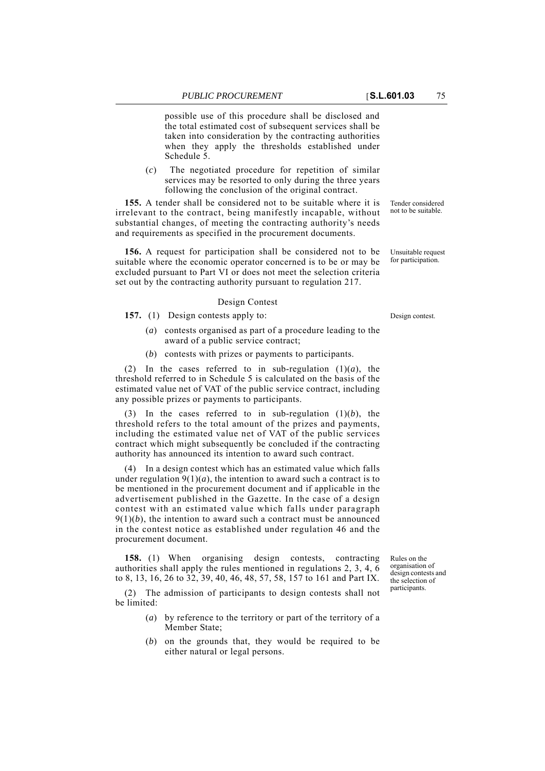possible use of this procedure shall be disclosed and the total estimated cost of subsequent services shall be taken into consideration by the contracting authorities when they apply the thresholds established under Schedule 5.

(*c*) The negotiated procedure for repetition of similar services may be resorted to only during the three years following the conclusion of the original contract.

**155.** A tender shall be considered not to be suitable where it is irrelevant to the contract, being manifestly incapable, without substantial changes, of meeting the contracting authority's needs and requirements as specified in the procurement documents.

Tender considered not to be suitable.

**156.** A request for participation shall be considered not to be suitable where the economic operator concerned is to be or may be excluded pursuant to Part VI or does not meet the selection criteria set out by the contracting authority pursuant to regulation 217.

Unsuitable request for participation.

Design Contest

**157.** (1) Design contests apply to:

Design contest.

(*a*) contests organised as part of a procedure leading to the award of a public service contract;

(*b*) contests with prizes or payments to participants.

(2) In the cases referred to in sub-regulation (1)(*a*), the threshold referred to in Schedule 5 is calculated on the basis of the estimated value net of VAT of the public service contract, including any possible prizes or payments to participants.

(3) In the cases referred to in sub-regulation (1)(*b*), the threshold refers to the total amount of the prizes and payments, including the estimated value net of VAT of the public services contract which might subsequently be concluded if the contracting authority has announced its intention to award such contract.

(4) In a design contest which has an estimated value which falls under regulation 9(1)(*a*), the intention to award such a contract is to be mentioned in the procurement document and if applicable in the advertisement published in the Gazette. In the case of a design contest with an estimated value which falls under paragraph 9(1)(*b*), the intention to award such a contract must be announced in the contest notice as established under regulation 46 and the procurement document.

**158.** (1) When organising design contests, contracting authorities shall apply the rules mentioned in regulations 2, 3, 4, 6 to 8, 13, 16, 26 to 32, 39, 40, 46, 48, 57, 58, 157 to 161 and Part IX.

Rules on the organisation of design contests and the selection of participants.

(2) The admission of participants to design contests shall not be limited:

(*a*) by reference to the territory or part of the territory of a Member State;

(*b*) on the grounds that, they would be required to be either natural or legal persons.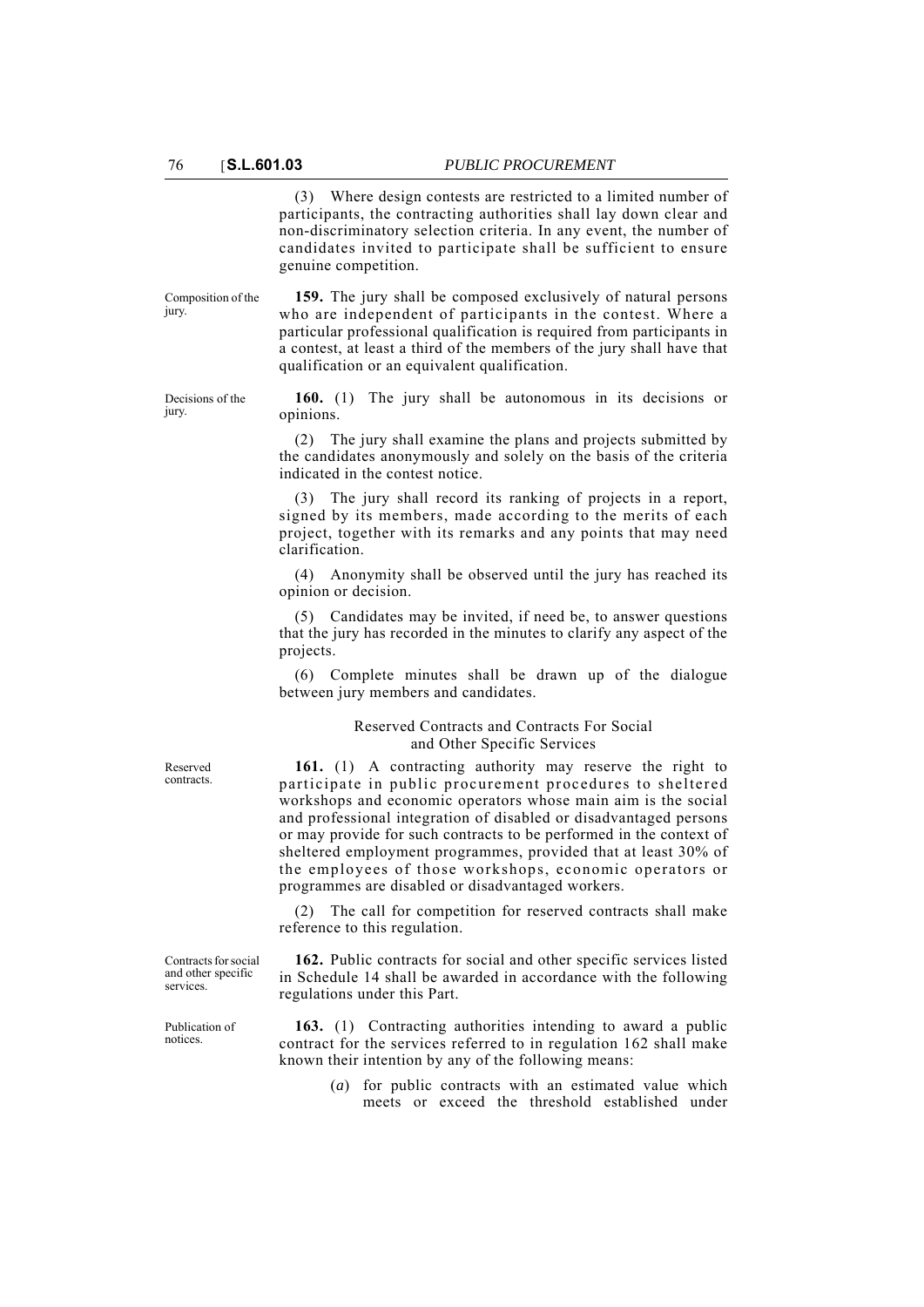(3) Where design contests are restricted to a limited number of participants, the contracting authorities shall lay down clear and non-discriminatory selection criteria. In any event, the number of candidates invited to participate shall be sufficient to ensure genuine competition.

Composition of the jury.

**159.** The jury shall be composed exclusively of natural persons who are independent of participants in the contest. Where a particular professional qualification is required from participants in a contest, at least a third of the members of the jury shall have that qualification or an equivalent qualification.

Decisions of the jury.

**160.** (1) The jury shall be autonomous in its decisions or opinions.

(2) The jury shall examine the plans and projects submitted by the candidates anonymously and solely on the basis of the criteria indicated in the contest notice.

(3) The jury shall record its ranking of projects in a report, signed by its members, made according to the merits of each project, together with its remarks and any points that may need clarification.

(4) Anonymity shall be observed until the jury has reached its opinion or decision.

(5) Candidates may be invited, if need be, to answer questions that the jury has recorded in the minutes to clarify any aspect of the projects.

(6) Complete minutes shall be drawn up of the dialogue between jury members and candidates.

Reserved Contracts and Contracts For Social and Other Specific Services

Reserved contracts.

**161.** (1) A contracting authority may reserve the right to participate in public procurement procedures to sheltered workshops and economic operators whose main aim is the social and professional integration of disabled or disadvantaged persons or may provide for such contracts to be performed in the context of sheltered employment programmes, provided that at least 30% of the employees of those workshops, economic operators or programmes are disabled or disadvantaged workers.

(2) The call for competition for reserved contracts shall make reference to this regulation.

Contracts for social and other specific services.

**162.** Public contracts for social and other specific services listed in Schedule 14 shall be awarded in accordance with the following regulations under this Part.

Publication of notices.

**163.** (1) Contracting authorities intending to award a public contract for the services referred to in regulation 162 shall make known their intention by any of the following means:

(*a*) for public contracts with an estimated value which meets or exceed the threshold established under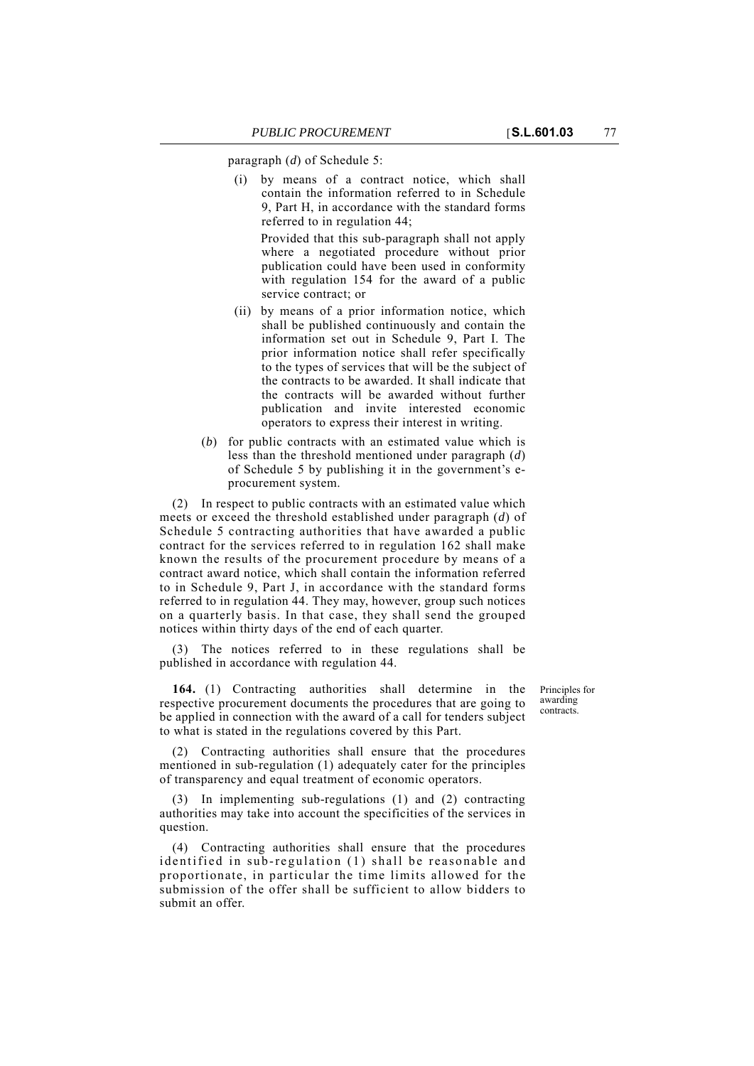paragraph (*d*) of Schedule 5:

(i) by means of a contract notice, which shall contain the information referred to in Schedule 9, Part H, in accordance with the standard forms referred to in regulation 44;

Provided that this sub-paragraph shall not apply where a negotiated procedure without prior publication could have been used in conformity with regulation 154 for the award of a public service contract; or

(ii) by means of a prior information notice, which shall be published continuously and contain the information set out in Schedule 9, Part I. The prior information notice shall refer specifically to the types of services that will be the subject of the contracts to be awarded. It shall indicate that the contracts will be awarded without further publication and invite interested economic operators to express their interest in writing.

(*b*) for public contracts with an estimated value which is less than the threshold mentioned under paragraph (*d*) of Schedule 5 by publishing it in the government's e-procurement system.

(2) In respect to public contracts with an estimated value which meets or exceed the threshold established under paragraph (*d*) of Schedule 5 contracting authorities that have awarded a public contract for the services referred to in regulation 162 shall make known the results of the procurement procedure by means of a contract award notice, which shall contain the information referred to in Schedule 9, Part J, in accordance with the standard forms referred to in regulation 44. They may, however, group such notices on a quarterly basis. In that case, they shall send the grouped notices within thirty days of the end of each quarter.

(3) The notices referred to in these regulations shall be published in accordance with regulation 44.

*Principles for awarding contracts.*

**164.** (1) Contracting authorities shall determine in the respective procurement documents the procedures that are going to be applied in connection with the award of a call for tenders subject to what is stated in the regulations covered by this Part.

(2) Contracting authorities shall ensure that the procedures mentioned in sub-regulation (1) adequately cater for the principles of transparency and equal treatment of economic operators.

(3) In implementing sub-regulations (1) and (2) contracting authorities may take into account the specificities of the services in question.

(4) Contracting authorities shall ensure that the procedures identified in sub-regulation (1) shall be reasonable and proportionate, in particular the time limits allowed for the submission of the offer shall be sufficient to allow bidders to submit an offer.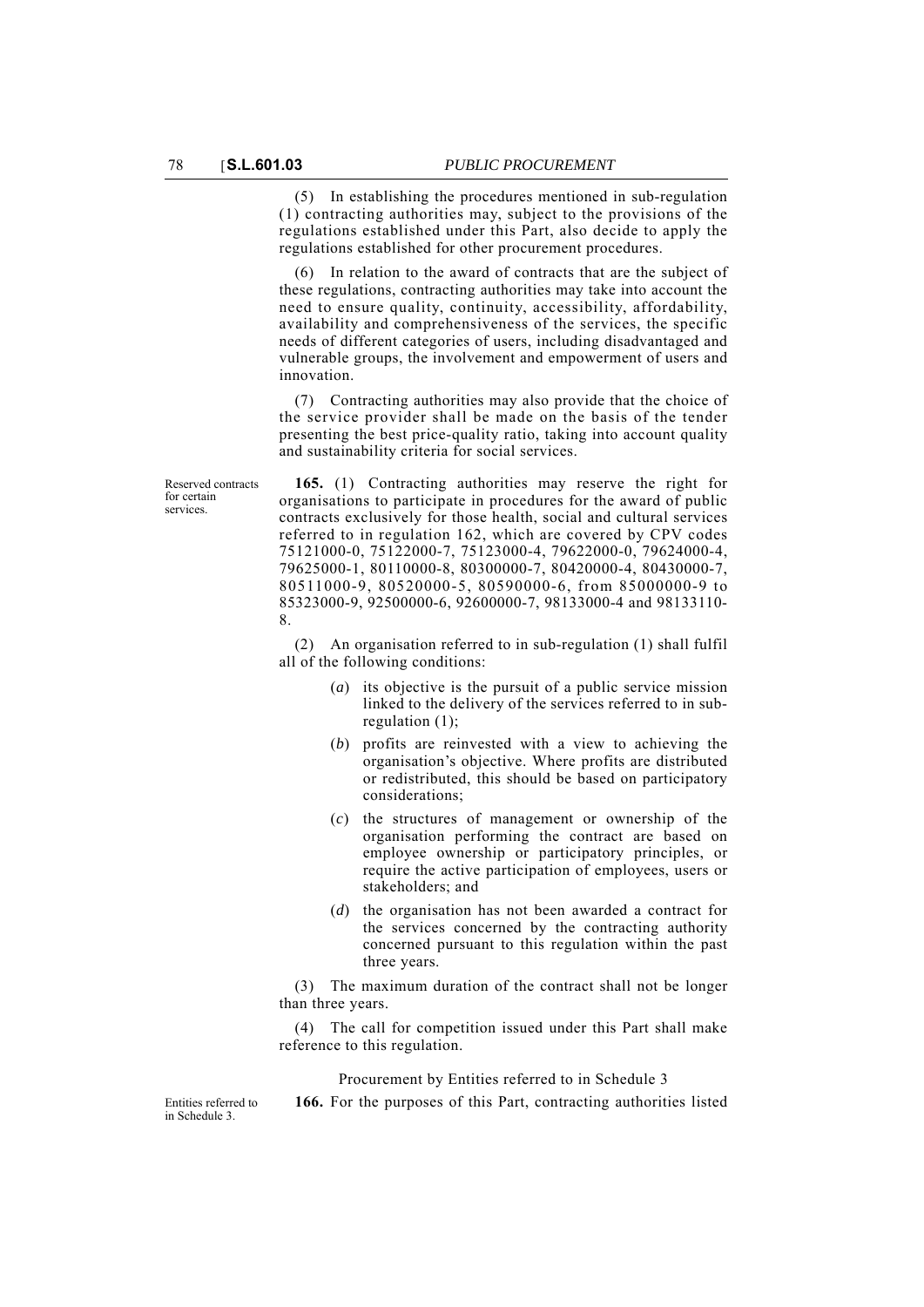(5) In establishing the procedures mentioned in sub-regulation (1) contracting authorities may, subject to the provisions of the regulations established under this Part, also decide to apply the regulations established for other procurement procedures.

(6) In relation to the award of contracts that are the subject of these regulations, contracting authorities may take into account the need to ensure quality, continuity, accessibility, affordability, availability and comprehensiveness of the services, the specific needs of different categories of users, including disadvantaged and vulnerable groups, the involvement and empowerment of users and innovation.

(7) Contracting authorities may also provide that the choice of the service provider shall be made on the basis of the tender presenting the best price-quality ratio, taking into account quality and sustainability criteria for social services.

Reserved contracts for certain services.

**165.** (1) Contracting authorities may reserve the right for organisations to participate in procedures for the award of public contracts exclusively for those health, social and cultural services referred to in regulation 162, which are covered by CPV codes 75121000-0, 75122000-7, 75123000-4, 79622000-0, 79624000-4, 79625000-1, 80110000-8, 80300000-7, 80420000-4, 80430000-7, 80511000-9, 80520000-5, 80590000-6, from 85000000-9 to 85323000-9, 92500000-6, 92600000-7, 98133000-4 and 98133110-8.

(2) An organisation referred to in sub-regulation (1) shall fulfil all of the following conditions:

(*a*) its objective is the pursuit of a public service mission linked to the delivery of the services referred to in sub-regulation (1);

(*b*) profits are reinvested with a view to achieving the organisation's objective. Where profits are distributed or redistributed, this should be based on participatory considerations;

(*c*) the structures of management or ownership of the organisation performing the contract are based on employee ownership or participatory principles, or require the active participation of employees, users or stakeholders; and

(*d*) the organisation has not been awarded a contract for the services concerned by the contracting authority concerned pursuant to this regulation within the past three years.

(3) The maximum duration of the contract shall not be longer than three years.

(4) The call for competition issued under this Part shall make reference to this regulation.

Procurement by Entities referred to in Schedule 3

Entities referred to in Schedule 3.

**166.** For the purposes of this Part, contracting authorities listed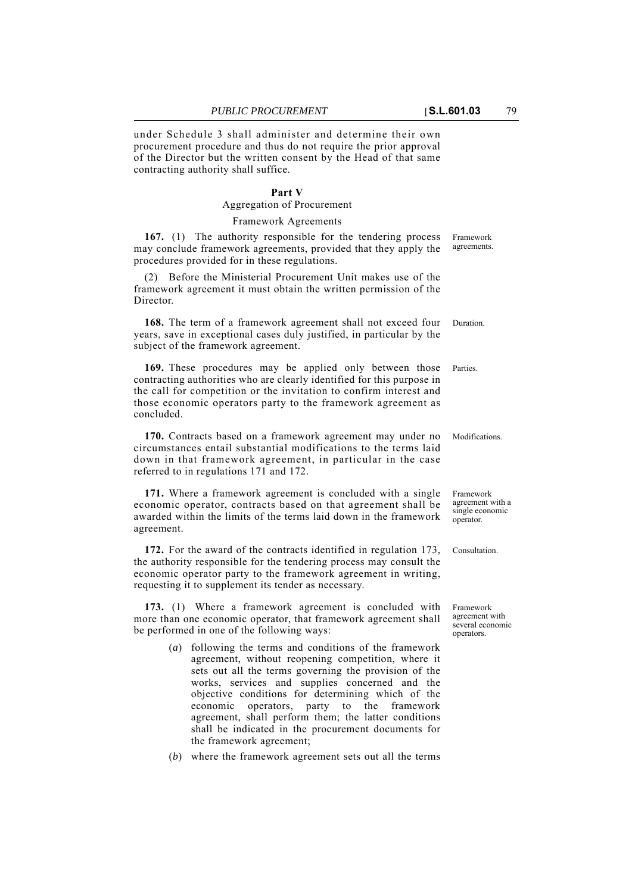under Schedule 3 shall administer and determine their own procurement procedure and thus do not require the prior approval of the Director but the written consent by the Head of that same contracting authority shall suffice.

## Part V

### Aggregation of Procurement

#### Framework Agreements

*Framework agreements.*

**167.** (1) The authority responsible for the tendering process may conclude framework agreements, provided that they apply the procedures provided for in these regulations.

(2) Before the Ministerial Procurement Unit makes use of the framework agreement it must obtain the written permission of the Director.

*Duration.*

**168.** The term of a framework agreement shall not exceed four years, save in exceptional cases duly justified, in particular by the subject of the framework agreement.

*Parties.*

**169.** These procedures may be applied only between those contracting authorities who are clearly identified for this purpose in the call for competition or the invitation to confirm interest and those economic operators party to the framework agreement as concluded.

*Modifications.*

**170.** Contracts based on a framework agreement may under no circumstances entail substantial modifications to the terms laid down in that framework agreement, in particular in the case referred to in regulations 171 and 172.

*Framework agreement with a single economic operator.*

**171.** Where a framework agreement is concluded with a single economic operator, contracts based on that agreement shall be awarded within the limits of the terms laid down in the framework agreement.

*Consultation.*

**172.** For the award of the contracts identified in regulation 173, the authority responsible for the tendering process may consult the economic operator party to the framework agreement in writing, requesting it to supplement its tender as necessary.

*Framework agreement with several economic operators.*

**173.** (1) Where a framework agreement is concluded with more than one economic operator, that framework agreement shall be performed in one of the following ways:

(*a*) following the terms and conditions of the framework agreement, without reopening competition, where it sets out all the terms governing the provision of the works, services and supplies concerned and the objective conditions for determining which of the economic operators, party to the framework agreement, shall perform them; the latter conditions shall be indicated in the procurement documents for the framework agreement;

(*b*) where the framework agreement sets out all the terms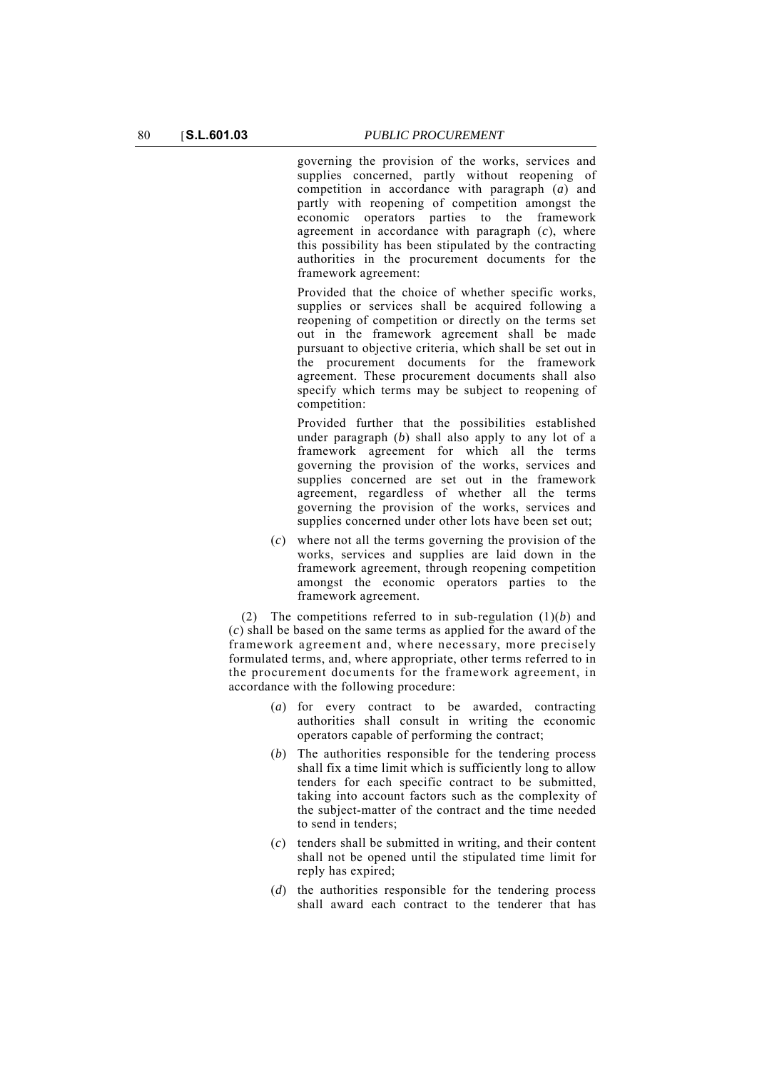governing the provision of the works, services and supplies concerned, partly without reopening of competition in accordance with paragraph (*a*) and partly with reopening of competition amongst the economic operators parties to the framework agreement in accordance with paragraph (*c*), where this possibility has been stipulated by the contracting authorities in the procurement documents for the framework agreement:

Provided that the choice of whether specific works, supplies or services shall be acquired following a reopening of competition or directly on the terms set out in the framework agreement shall be made pursuant to objective criteria, which shall be set out in the procurement documents for the framework agreement. These procurement documents shall also specify which terms may be subject to reopening of competition:

Provided further that the possibilities established under paragraph (*b*) shall also apply to any lot of a framework agreement for which all the terms governing the provision of the works, services and supplies concerned are set out in the framework agreement, regardless of whether all the terms governing the provision of the works, services and supplies concerned under other lots have been set out;

(*c*) where not all the terms governing the provision of the works, services and supplies are laid down in the framework agreement, through reopening competition amongst the economic operators parties to the framework agreement.

(2) The competitions referred to in sub-regulation (1)(*b*) and (*c*) shall be based on the same terms as applied for the award of the framework agreement and, where necessary, more precisely formulated terms, and, where appropriate, other terms referred to in the procurement documents for the framework agreement, in accordance with the following procedure:

(*a*) for every contract to be awarded, contracting authorities shall consult in writing the economic operators capable of performing the contract;

(*b*) The authorities responsible for the tendering process shall fix a time limit which is sufficiently long to allow tenders for each specific contract to be submitted, taking into account factors such as the complexity of the subject-matter of the contract and the time needed to send in tenders;

(*c*) tenders shall be submitted in writing, and their content shall not be opened until the stipulated time limit for reply has expired;

(*d*) the authorities responsible for the tendering process shall award each contract to the tenderer that has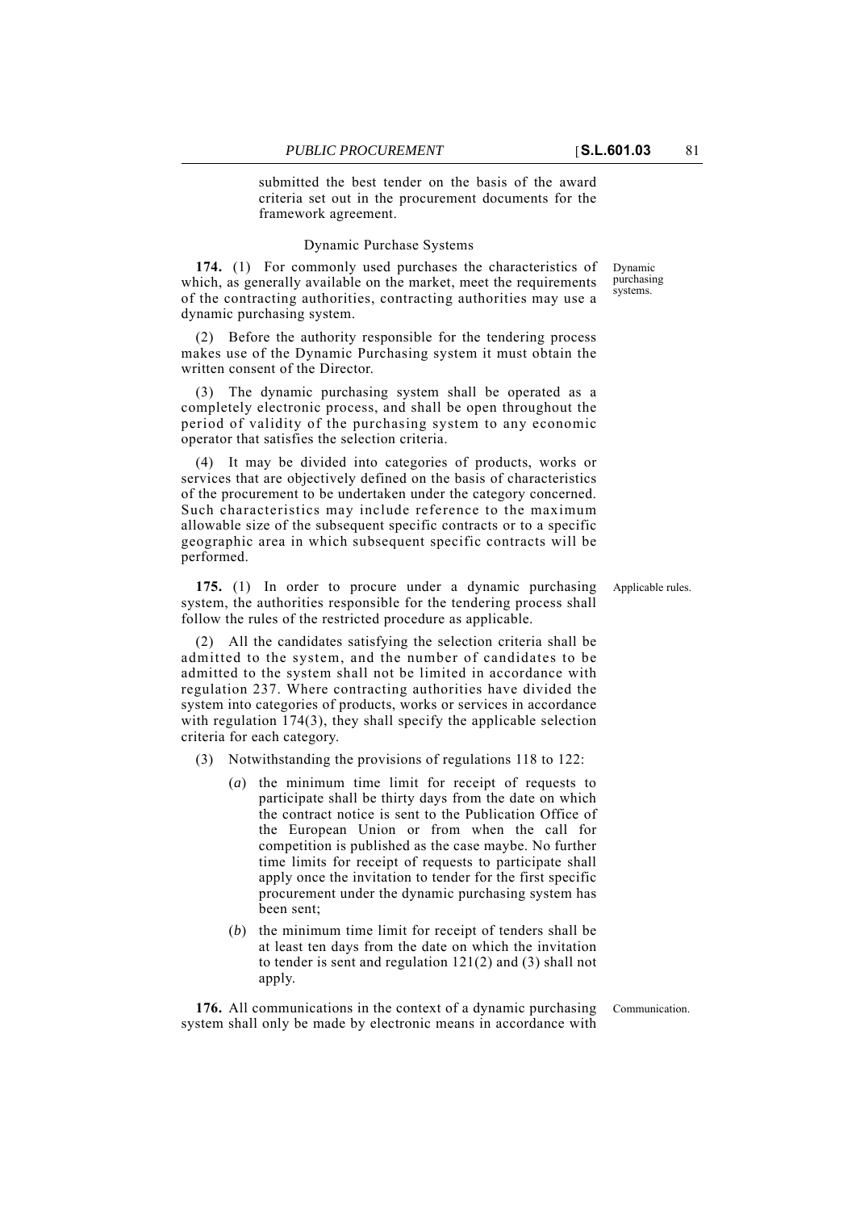submitted the best tender on the basis of the award criteria set out in the procurement documents for the framework agreement.

### Dynamic Purchase Systems

Dynamic purchasing systems.

**174.** (1) For commonly used purchases the characteristics of which, as generally available on the market, meet the requirements of the contracting authorities, contracting authorities may use a dynamic purchasing system.

(2) Before the authority responsible for the tendering process makes use of the Dynamic Purchasing system it must obtain the written consent of the Director.

(3) The dynamic purchasing system shall be operated as a completely electronic process, and shall be open throughout the period of validity of the purchasing system to any economic operator that satisfies the selection criteria.

(4) It may be divided into categories of products, works or services that are objectively defined on the basis of characteristics of the procurement to be undertaken under the category concerned. Such characteristics may include reference to the maximum allowable size of the subsequent specific contracts or to a specific geographic area in which subsequent specific contracts will be performed.

Applicable rules.

**175.** (1) In order to procure under a dynamic purchasing system, the authorities responsible for the tendering process shall follow the rules of the restricted procedure as applicable.

(2) All the candidates satisfying the selection criteria shall be admitted to the system, and the number of candidates to be admitted to the system shall not be limited in accordance with regulation 237. Where contracting authorities have divided the system into categories of products, works or services in accordance with regulation 174(3), they shall specify the applicable selection criteria for each category.

(3) Notwithstanding the provisions of regulations 118 to 122:

(*a*) the minimum time limit for receipt of requests to participate shall be thirty days from the date on which the contract notice is sent to the Publication Office of the European Union or from when the call for competition is published as the case maybe. No further time limits for receipt of requests to participate shall apply once the invitation to tender for the first specific procurement under the dynamic purchasing system has been sent;

(*b*) the minimum time limit for receipt of tenders shall be at least ten days from the date on which the invitation to tender is sent and regulation 121(2) and (3) shall not apply.

Communication.

**176.** All communications in the context of a dynamic purchasing system shall only be made by electronic means in accordance with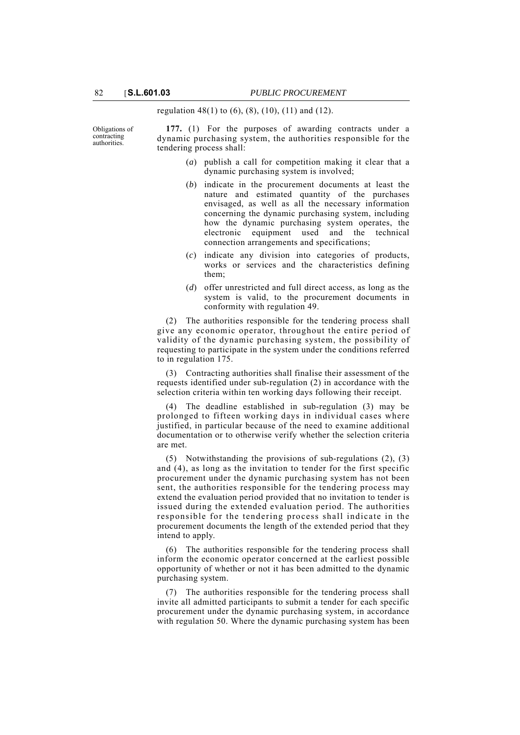regulation 48(1) to (6), (8), (10), (11) and (12).

Obligations of contracting authorities.

**177.** (1) For the purposes of awarding contracts under a dynamic purchasing system, the authorities responsible for the tendering process shall:

(*a*) publish a call for competition making it clear that a dynamic purchasing system is involved;

(*b*) indicate in the procurement documents at least the nature and estimated quantity of the purchases envisaged, as well as all the necessary information concerning the dynamic purchasing system, including how the dynamic purchasing system operates, the electronic equipment used and the technical connection arrangements and specifications;

(*c*) indicate any division into categories of products, works or services and the characteristics defining them;

(*d*) offer unrestricted and full direct access, as long as the system is valid, to the procurement documents in conformity with regulation 49.

(2) The authorities responsible for the tendering process shall give any economic operator, throughout the entire period of validity of the dynamic purchasing system, the possibility of requesting to participate in the system under the conditions referred to in regulation 175.

(3) Contracting authorities shall finalise their assessment of the requests identified under sub-regulation (2) in accordance with the selection criteria within ten working days following their receipt.

(4) The deadline established in sub-regulation (3) may be prolonged to fifteen working days in individual cases where justified, in particular because of the need to examine additional documentation or to otherwise verify whether the selection criteria are met.

(5) Notwithstanding the provisions of sub-regulations (2), (3) and (4), as long as the invitation to tender for the first specific procurement under the dynamic purchasing system has not been sent, the authorities responsible for the tendering process may extend the evaluation period provided that no invitation to tender is issued during the extended evaluation period. The authorities responsible for the tendering process shall indicate in the procurement documents the length of the extended period that they intend to apply.

(6) The authorities responsible for the tendering process shall inform the economic operator concerned at the earliest possible opportunity of whether or not it has been admitted to the dynamic purchasing system.

(7) The authorities responsible for the tendering process shall invite all admitted participants to submit a tender for each specific procurement under the dynamic purchasing system, in accordance with regulation 50. Where the dynamic purchasing system has been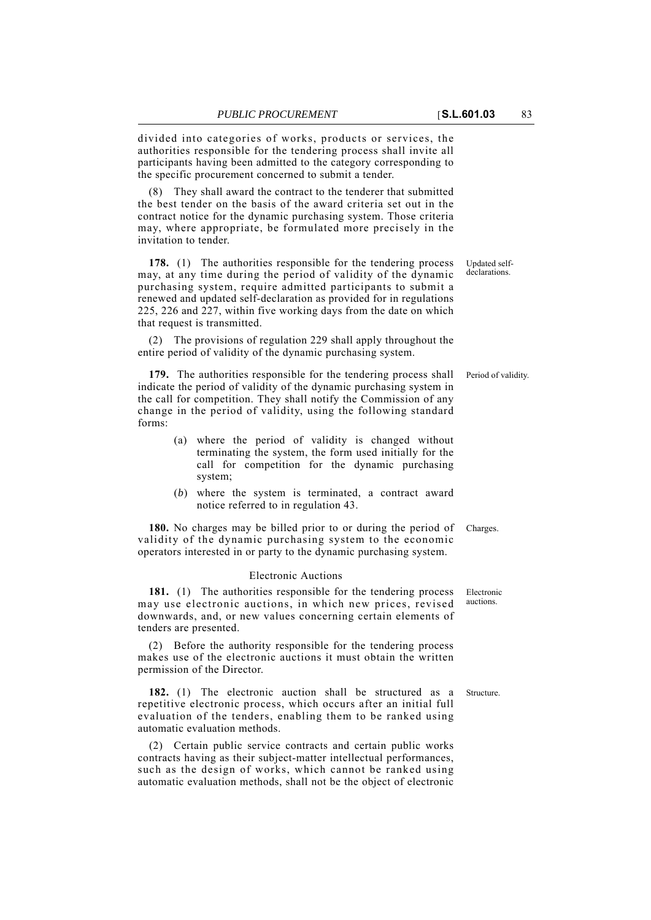divided into categories of works, products or services, the authorities responsible for the tendering process shall invite all participants having been admitted to the category corresponding to the specific procurement concerned to submit a tender.

(8) They shall award the contract to the tenderer that submitted the best tender on the basis of the award criteria set out in the contract notice for the dynamic purchasing system. Those criteria may, where appropriate, be formulated more precisely in the invitation to tender.

*Updated self-declarations.*

**178.** (1) The authorities responsible for the tendering process may, at any time during the period of validity of the dynamic purchasing system, require admitted participants to submit a renewed and updated self-declaration as provided for in regulations 225, 226 and 227, within five working days from the date on which that request is transmitted.

(2) The provisions of regulation 229 shall apply throughout the entire period of validity of the dynamic purchasing system.

*Period of validity.*

**179.** The authorities responsible for the tendering process shall indicate the period of validity of the dynamic purchasing system in the call for competition. They shall notify the Commission of any change in the period of validity, using the following standard forms:

(a) where the period of validity is changed without terminating the system, the form used initially for the call for competition for the dynamic purchasing system;

(*b*) where the system is terminated, a contract award notice referred to in regulation 43.

*Charges.*

**180.** No charges may be billed prior to or during the period of validity of the dynamic purchasing system to the economic operators interested in or party to the dynamic purchasing system.

### Electronic Auctions

*Electronic auctions.*

**181.** (1) The authorities responsible for the tendering process may use electronic auctions, in which new prices, revised downwards, and, or new values concerning certain elements of tenders are presented.

(2) Before the authority responsible for the tendering process makes use of the electronic auctions it must obtain the written permission of the Director.

*Structure.*

**182.** (1) The electronic auction shall be structured as a repetitive electronic process, which occurs after an initial full evaluation of the tenders, enabling them to be ranked using automatic evaluation methods.

(2) Certain public service contracts and certain public works contracts having as their subject-matter intellectual performances, such as the design of works, which cannot be ranked using automatic evaluation methods, shall not be the object of electronic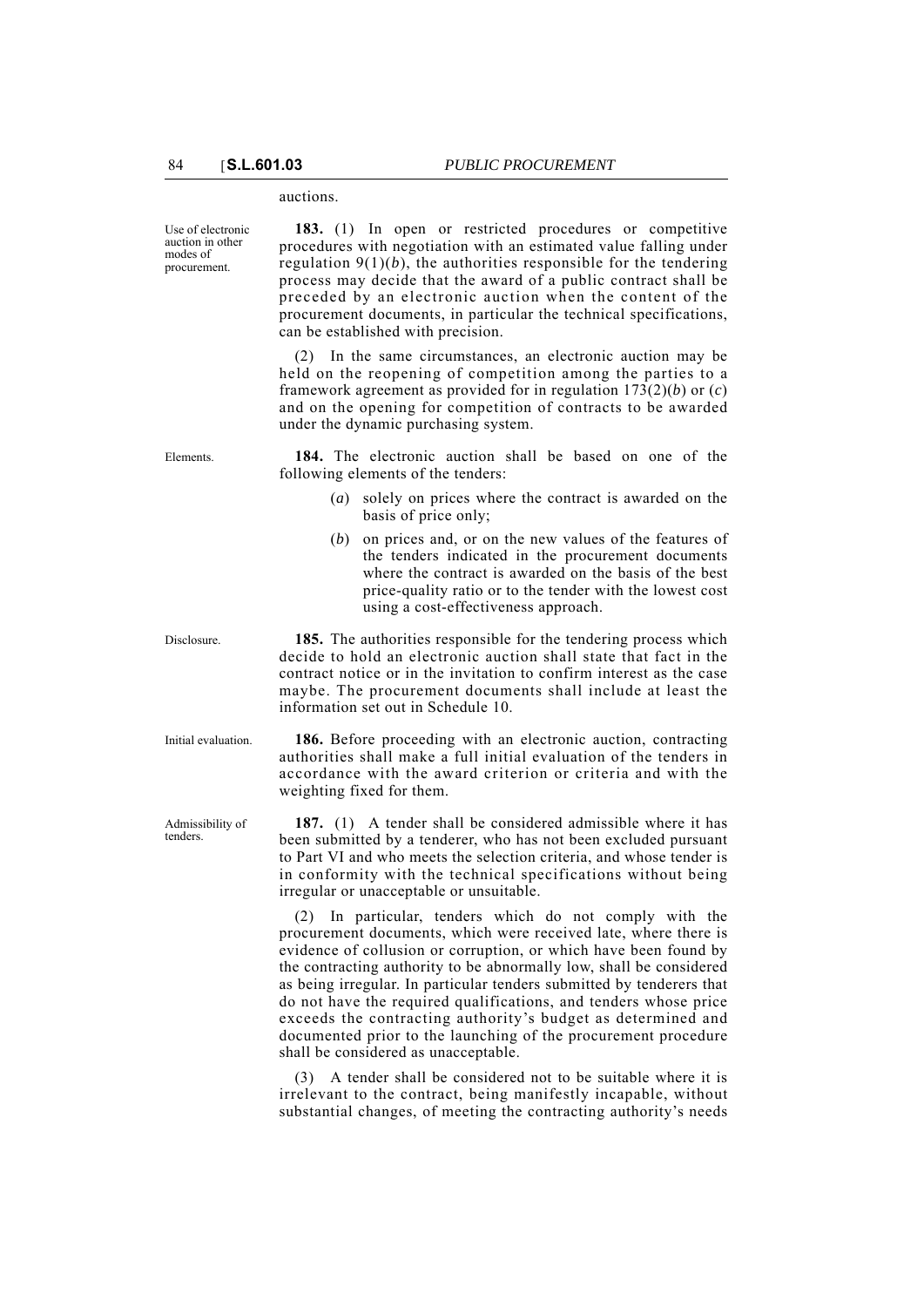auctions.

Use of electronic auction in other modes of procurement.

**183.** (1) In open or restricted procedures or competitive procedures with negotiation with an estimated value falling under regulation 9(1)(*b*), the authorities responsible for the tendering process may decide that the award of a public contract shall be preceded by an electronic auction when the content of the procurement documents, in particular the technical specifications, can be established with precision.

(2) In the same circumstances, an electronic auction may be held on the reopening of competition among the parties to a framework agreement as provided for in regulation 173(2)(*b*) or (*c*) and on the opening for competition of contracts to be awarded under the dynamic purchasing system.

Elements.

**184.** The electronic auction shall be based on one of the following elements of the tenders:

(*a*) solely on prices where the contract is awarded on the basis of price only;

(*b*) on prices and, or on the new values of the features of the tenders indicated in the procurement documents where the contract is awarded on the basis of the best price-quality ratio or to the tender with the lowest cost using a cost-effectiveness approach.

Disclosure.

**185.** The authorities responsible for the tendering process which decide to hold an electronic auction shall state that fact in the contract notice or in the invitation to confirm interest as the case maybe. The procurement documents shall include at least the information set out in Schedule 10.

Initial evaluation.

**186.** Before proceeding with an electronic auction, contracting authorities shall make a full initial evaluation of the tenders in accordance with the award criterion or criteria and with the weighting fixed for them.

Admissibility of tenders.

**187.** (1) A tender shall be considered admissible where it has been submitted by a tenderer, who has not been excluded pursuant to Part VI and who meets the selection criteria, and whose tender is in conformity with the technical specifications without being irregular or unacceptable or unsuitable.

(2) In particular, tenders which do not comply with the procurement documents, which were received late, where there is evidence of collusion or corruption, or which have been found by the contracting authority to be abnormally low, shall be considered as being irregular. In particular tenders submitted by tenderers that do not have the required qualifications, and tenders whose price exceeds the contracting authority's budget as determined and documented prior to the launching of the procurement procedure shall be considered as unacceptable.

(3) A tender shall be considered not to be suitable where it is irrelevant to the contract, being manifestly incapable, without substantial changes, of meeting the contracting authority's needs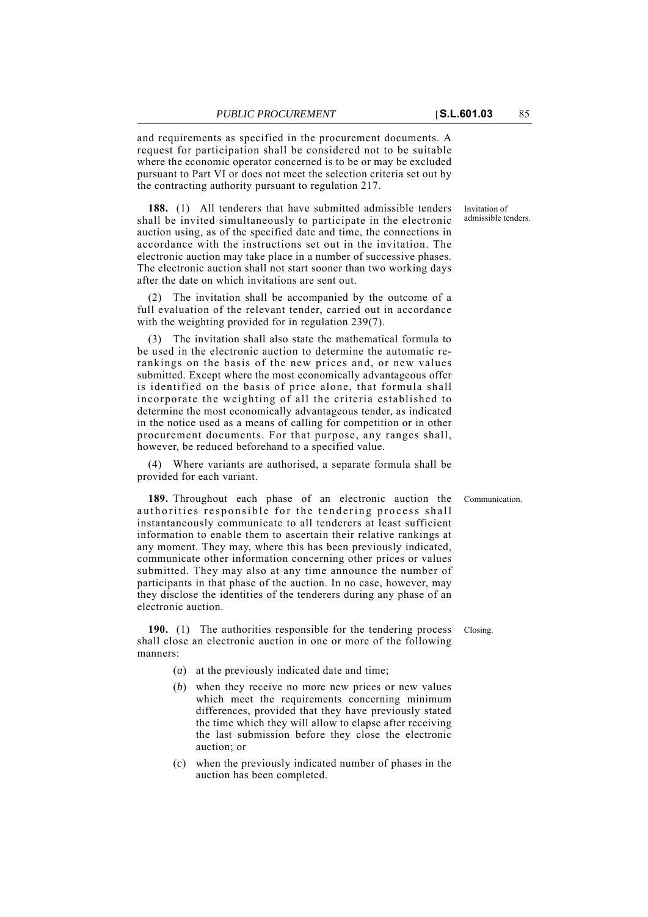and requirements as specified in the procurement documents. A request for participation shall be considered not to be suitable where the economic operator concerned is to be or may be excluded pursuant to Part VI or does not meet the selection criteria set out by the contracting authority pursuant to regulation 217.

Invitation of admissible tenders.

**188.** (1) All tenderers that have submitted admissible tenders shall be invited simultaneously to participate in the electronic auction using, as of the specified date and time, the connections in accordance with the instructions set out in the invitation. The electronic auction may take place in a number of successive phases. The electronic auction shall not start sooner than two working days after the date on which invitations are sent out.

(2) The invitation shall be accompanied by the outcome of a full evaluation of the relevant tender, carried out in accordance with the weighting provided for in regulation 239(7).

(3) The invitation shall also state the mathematical formula to be used in the electronic auction to determine the automatic re-rankings on the basis of the new prices and, or new values submitted. Except where the most economically advantageous offer is identified on the basis of price alone, that formula shall incorporate the weighting of all the criteria established to determine the most economically advantageous tender, as indicated in the notice used as a means of calling for competition or in other procurement documents. For that purpose, any ranges shall, however, be reduced beforehand to a specified value.

(4) Where variants are authorised, a separate formula shall be provided for each variant.

Communication.

**189.** Throughout each phase of an electronic auction the authorities responsible for the tendering process shall instantaneously communicate to all tenderers at least sufficient information to enable them to ascertain their relative rankings at any moment. They may, where this has been previously indicated, communicate other information concerning other prices or values submitted. They may also at any time announce the number of participants in that phase of the auction. In no case, however, may they disclose the identities of the tenderers during any phase of an electronic auction.

Closing.

**190.** (1) The authorities responsible for the tendering process shall close an electronic auction in one or more of the following manners:

(*a*) at the previously indicated date and time;

(*b*) when they receive no more new prices or new values which meet the requirements concerning minimum differences, provided that they have previously stated the time which they will allow to elapse after receiving the last submission before they close the electronic auction; or

(*c*) when the previously indicated number of phases in the auction has been completed.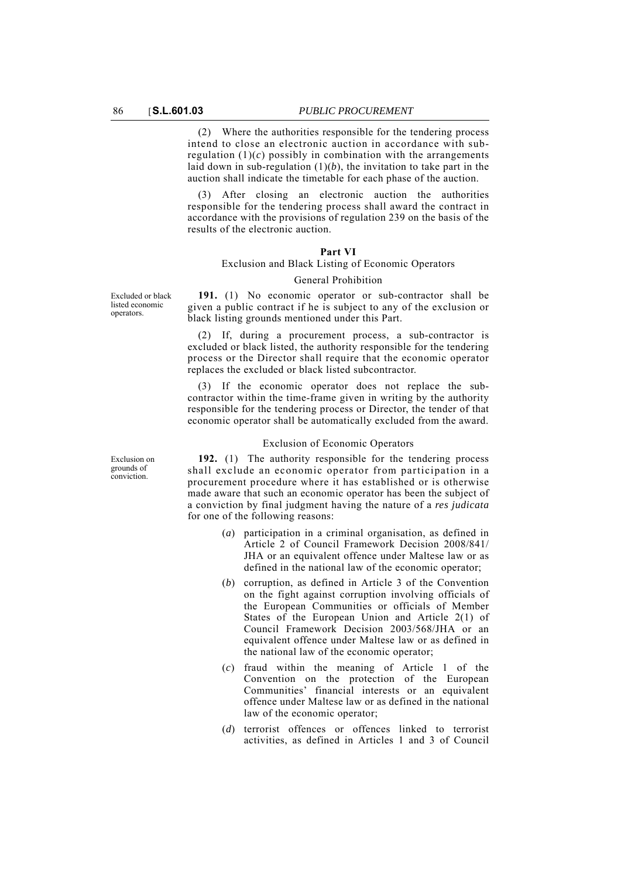(2) Where the authorities responsible for the tendering process intend to close an electronic auction in accordance with sub-regulation (1)(*c*) possibly in combination with the arrangements laid down in sub-regulation (1)(*b*), the invitation to take part in the auction shall indicate the timetable for each phase of the auction.

(3) After closing an electronic auction the authorities responsible for the tendering process shall award the contract in accordance with the provisions of regulation 239 on the basis of the results of the electronic auction.

## Part VI

### Exclusion and Black Listing of Economic Operators

#### General Prohibition

Excluded or black listed economic operators.

**191.** (1) No economic operator or sub-contractor shall be given a public contract if he is subject to any of the exclusion or black listing grounds mentioned under this Part.

(2) If, during a procurement process, a sub-contractor is excluded or black listed, the authority responsible for the tendering process or the Director shall require that the economic operator replaces the excluded or black listed subcontractor.

(3) If the economic operator does not replace the sub-contractor within the time-frame given in writing by the authority responsible for the tendering process or Director, the tender of that economic operator shall be automatically excluded from the award.

#### Exclusion of Economic Operators

Exclusion on grounds of conviction.

**192.** (1) The authority responsible for the tendering process shall exclude an economic operator from participation in a procurement procedure where it has established or is otherwise made aware that such an economic operator has been the subject of a conviction by final judgment having the nature of a *res judicata* for one of the following reasons:

(*a*) participation in a criminal organisation, as defined in Article 2 of Council Framework Decision 2008/841/JHA or an equivalent offence under Maltese law or as defined in the national law of the economic operator;

(*b*) corruption, as defined in Article 3 of the Convention on the fight against corruption involving officials of the European Communities or officials of Member States of the European Union and Article 2(1) of Council Framework Decision 2003/568/JHA or an equivalent offence under Maltese law or as defined in the national law of the economic operator;

(*c*) fraud within the meaning of Article 1 of the Convention on the protection of the European Communities' financial interests or an equivalent offence under Maltese law or as defined in the national law of the economic operator;

(*d*) terrorist offences or offences linked to terrorist activities, as defined in Articles 1 and 3 of Council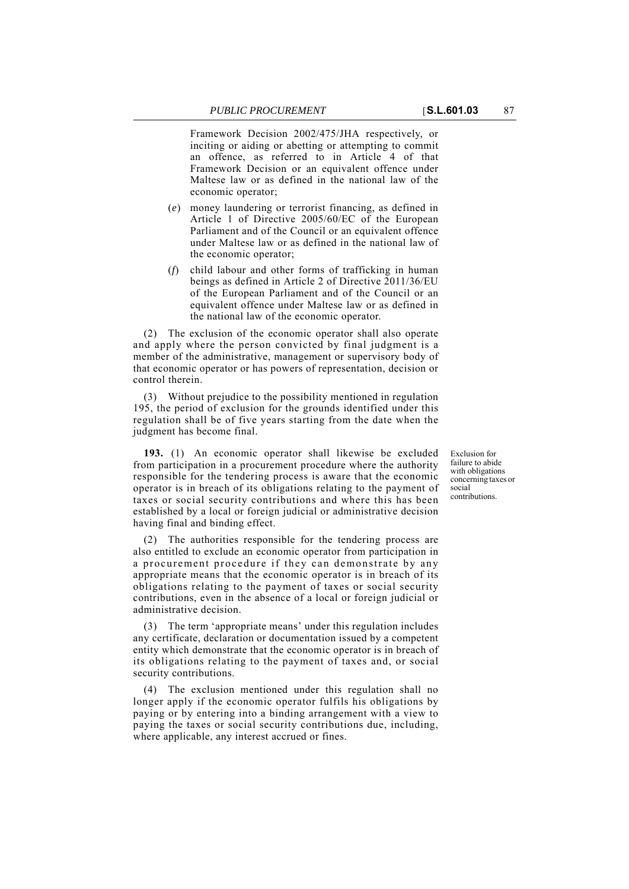Framework Decision 2002/475/JHA respectively, or inciting or aiding or abetting or attempting to commit an offence, as referred to in Article 4 of that Framework Decision or an equivalent offence under Maltese law or as defined in the national law of the economic operator;

(*e*) money laundering or terrorist financing, as defined in Article 1 of Directive 2005/60/EC of the European Parliament and of the Council or an equivalent offence under Maltese law or as defined in the national law of the economic operator;

(*f*) child labour and other forms of trafficking in human beings as defined in Article 2 of Directive 2011/36/EU of the European Parliament and of the Council or an equivalent offence under Maltese law or as defined in the national law of the economic operator.

(2) The exclusion of the economic operator shall also operate and apply where the person convicted by final judgment is a member of the administrative, management or supervisory body of that economic operator or has powers of representation, decision or control therein.

(3) Without prejudice to the possibility mentioned in regulation 195, the period of exclusion for the grounds identified under this regulation shall be of five years starting from the date when the judgment has become final.

Exclusion for failure to abide with obligations concerning taxes or social contributions.

**193.** (1) An economic operator shall likewise be excluded from participation in a procurement procedure where the authority responsible for the tendering process is aware that the economic operator is in breach of its obligations relating to the payment of taxes or social security contributions and where this has been established by a local or foreign judicial or administrative decision having final and binding effect.

(2) The authorities responsible for the tendering process are also entitled to exclude an economic operator from participation in a procurement procedure if they can demonstrate by any appropriate means that the economic operator is in breach of its obligations relating to the payment of taxes or social security contributions, even in the absence of a local or foreign judicial or administrative decision.

(3) The term 'appropriate means' under this regulation includes any certificate, declaration or documentation issued by a competent entity which demonstrate that the economic operator is in breach of its obligations relating to the payment of taxes and, or social security contributions.

(4) The exclusion mentioned under this regulation shall no longer apply if the economic operator fulfils his obligations by paying or by entering into a binding arrangement with a view to paying the taxes or social security contributions due, including, where applicable, any interest accrued or fines.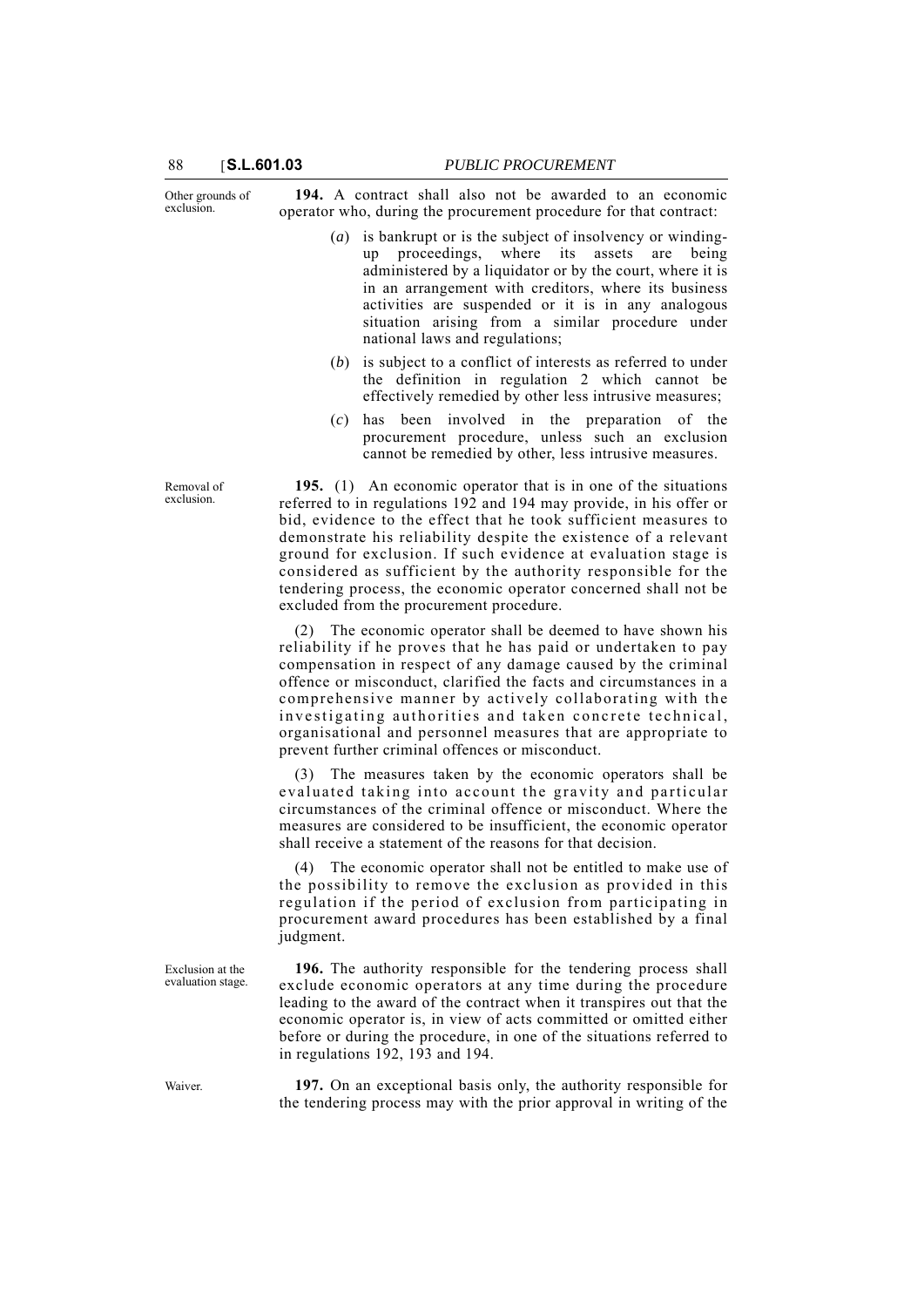Other grounds of exclusion.

**194.** A contract shall also not be awarded to an economic operator who, during the procurement procedure for that contract:

(*a*) is bankrupt or is the subject of insolvency or winding-up proceedings, where its assets are being administered by a liquidator or by the court, where it is in an arrangement with creditors, where its business activities are suspended or it is in any analogous situation arising from a similar procedure under national laws and regulations;

(*b*) is subject to a conflict of interests as referred to under the definition in regulation 2 which cannot be effectively remedied by other less intrusive measures;

(*c*) has been involved in the preparation of the procurement procedure, unless such an exclusion cannot be remedied by other, less intrusive measures.

Removal of exclusion.

**195.** (1) An economic operator that is in one of the situations referred to in regulations 192 and 194 may provide, in his offer or bid, evidence to the effect that he took sufficient measures to demonstrate his reliability despite the existence of a relevant ground for exclusion. If such evidence at evaluation stage is considered as sufficient by the authority responsible for the tendering process, the economic operator concerned shall not be excluded from the procurement procedure.

(2) The economic operator shall be deemed to have shown his reliability if he proves that he has paid or undertaken to pay compensation in respect of any damage caused by the criminal offence or misconduct, clarified the facts and circumstances in a comprehensive manner by actively collaborating with the investigating authorities and taken concrete technical, organisational and personnel measures that are appropriate to prevent further criminal offences or misconduct.

(3) The measures taken by the economic operators shall be evaluated taking into account the gravity and particular circumstances of the criminal offence or misconduct. Where the measures are considered to be insufficient, the economic operator shall receive a statement of the reasons for that decision.

(4) The economic operator shall not be entitled to make use of the possibility to remove the exclusion as provided in this regulation if the period of exclusion from participating in procurement award procedures has been established by a final judgment.

Exclusion at the evaluation stage.

**196.** The authority responsible for the tendering process shall exclude economic operators at any time during the procedure leading to the award of the contract when it transpires out that the economic operator is, in view of acts committed or omitted either before or during the procedure, in one of the situations referred to in regulations 192, 193 and 194.

Waiver.

**197.** On an exceptional basis only, the authority responsible for the tendering process may with the prior approval in writing of the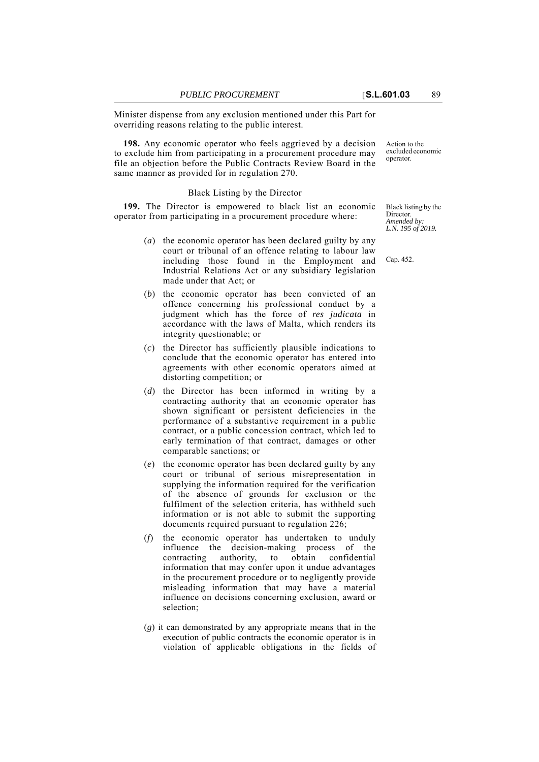Minister dispense from any exclusion mentioned under this Part for overriding reasons relating to the public interest.

Action to the excluded economic operator.

**198.** Any economic operator who feels aggrieved by a decision to exclude him from participating in a procurement procedure may file an objection before the Public Contracts Review Board in the same manner as provided for in regulation 270.

### Black Listing by the Director

Black listing by the Director.
*Amended by: L.N. 195 of 2019.*

**199.** The Director is empowered to black list an economic operator from participating in a procurement procedure where:

Cap. 452.

(*a*) the economic operator has been declared guilty by any court or tribunal of an offence relating to labour law including those found in the Employment and Industrial Relations Act or any subsidiary legislation made under that Act; or

(*b*) the economic operator has been convicted of an offence concerning his professional conduct by a judgment which has the force of *res judicata* in accordance with the laws of Malta, which renders its integrity questionable; or

(*c*) the Director has sufficiently plausible indications to conclude that the economic operator has entered into agreements with other economic operators aimed at distorting competition; or

(*d*) the Director has been informed in writing by a contracting authority that an economic operator has shown significant or persistent deficiencies in the performance of a substantive requirement in a public contract, or a public concession contract, which led to early termination of that contract, damages or other comparable sanctions; or

(*e*) the economic operator has been declared guilty by any court or tribunal of serious misrepresentation in supplying the information required for the verification of the absence of grounds for exclusion or the fulfilment of the selection criteria, has withheld such information or is not able to submit the supporting documents required pursuant to regulation 226;

(*f*) the economic operator has undertaken to unduly influence the decision-making process of the contracting authority, to obtain confidential information that may confer upon it undue advantages in the procurement procedure or to negligently provide misleading information that may have a material influence on decisions concerning exclusion, award or selection;

(*g*) it can demonstrated by any appropriate means that in the execution of public contracts the economic operator is in violation of applicable obligations in the fields of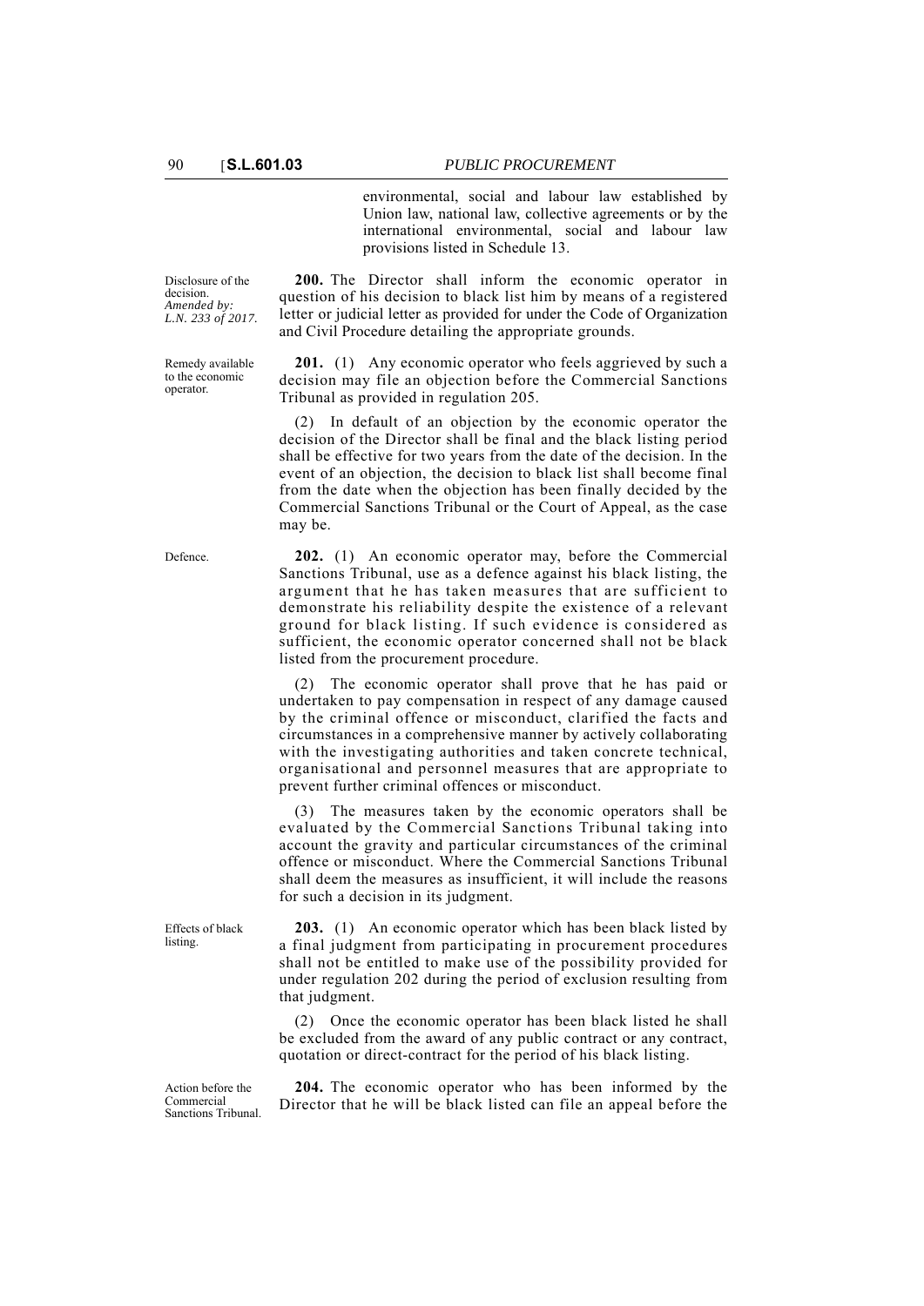environmental, social and labour law established by Union law, national law, collective agreements or by the international environmental, social and labour law provisions listed in Schedule 13.

Disclosure of the decision. *Amended by: L.N. 233 of 2017.*

**200.** The Director shall inform the economic operator in question of his decision to black list him by means of a registered letter or judicial letter as provided for under the Code of Organization and Civil Procedure detailing the appropriate grounds.

Remedy available to the economic operator.

**201.** (1) Any economic operator who feels aggrieved by such a decision may file an objection before the Commercial Sanctions Tribunal as provided in regulation 205.

(2) In default of an objection by the economic operator the decision of the Director shall be final and the black listing period shall be effective for two years from the date of the decision. In the event of an objection, the decision to black list shall become final from the date when the objection has been finally decided by the Commercial Sanctions Tribunal or the Court of Appeal, as the case may be.

Defence.

**202.** (1) An economic operator may, before the Commercial Sanctions Tribunal, use as a defence against his black listing, the argument that he has taken measures that are sufficient to demonstrate his reliability despite the existence of a relevant ground for black listing. If such evidence is considered as sufficient, the economic operator concerned shall not be black listed from the procurement procedure.

(2) The economic operator shall prove that he has paid or undertaken to pay compensation in respect of any damage caused by the criminal offence or misconduct, clarified the facts and circumstances in a comprehensive manner by actively collaborating with the investigating authorities and taken concrete technical, organisational and personnel measures that are appropriate to prevent further criminal offences or misconduct.

(3) The measures taken by the economic operators shall be evaluated by the Commercial Sanctions Tribunal taking into account the gravity and particular circumstances of the criminal offence or misconduct. Where the Commercial Sanctions Tribunal shall deem the measures as insufficient, it will include the reasons for such a decision in its judgment.

Effects of black listing.

**203.** (1) An economic operator which has been black listed by a final judgment from participating in procurement procedures shall not be entitled to make use of the possibility provided for under regulation 202 during the period of exclusion resulting from that judgment.

(2) Once the economic operator has been black listed he shall be excluded from the award of any public contract or any contract, quotation or direct-contract for the period of his black listing.

Action before the Commercial Sanctions Tribunal.

**204.** The economic operator who has been informed by the Director that he will be black listed can file an appeal before the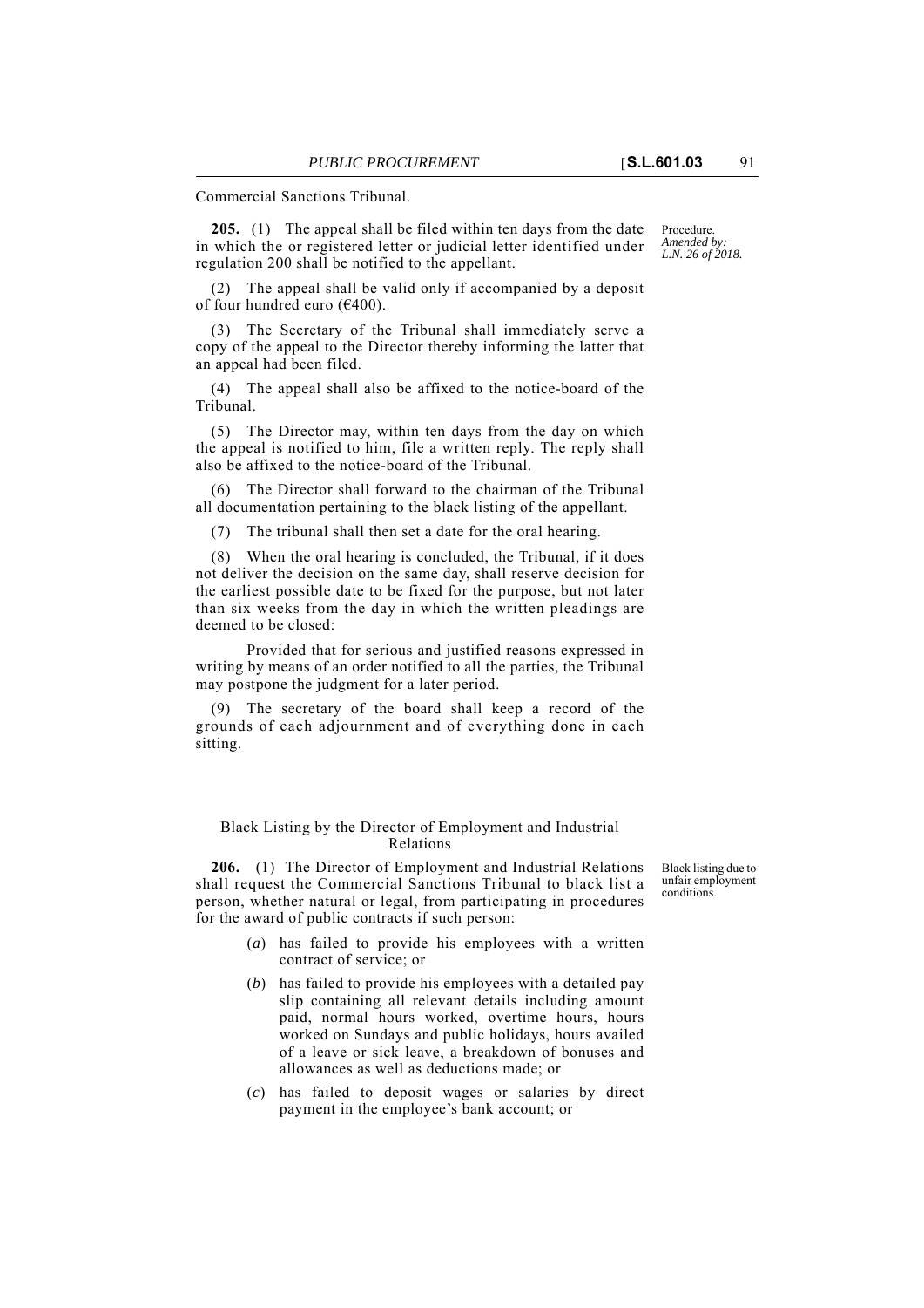Commercial Sanctions Tribunal.

Procedure.
*Amended by: L.N. 26 of 2018.*

**205.** (1) The appeal shall be filed within ten days from the date in which the or registered letter or judicial letter identified under regulation 200 shall be notified to the appellant.

(2) The appeal shall be valid only if accompanied by a deposit of four hundred euro (€400).

(3) The Secretary of the Tribunal shall immediately serve a copy of the appeal to the Director thereby informing the latter that an appeal had been filed.

(4) The appeal shall also be affixed to the notice-board of the Tribunal.

(5) The Director may, within ten days from the day on which the appeal is notified to him, file a written reply. The reply shall also be affixed to the notice-board of the Tribunal.

(6) The Director shall forward to the chairman of the Tribunal all documentation pertaining to the black listing of the appellant.

(7) The tribunal shall then set a date for the oral hearing.

(8) When the oral hearing is concluded, the Tribunal, if it does not deliver the decision on the same day, shall reserve decision for the earliest possible date to be fixed for the purpose, but not later than six weeks from the day in which the written pleadings are deemed to be closed:

Provided that for serious and justified reasons expressed in writing by means of an order notified to all the parties, the Tribunal may postpone the judgment for a later period.

(9) The secretary of the board shall keep a record of the grounds of each adjournment and of everything done in each sitting.

## Black Listing by the Director of Employment and Industrial Relations

Black listing due to unfair employment conditions.

**206.** (1) The Director of Employment and Industrial Relations shall request the Commercial Sanctions Tribunal to black list a person, whether natural or legal, from participating in procedures for the award of public contracts if such person:

(*a*) has failed to provide his employees with a written contract of service; or

(*b*) has failed to provide his employees with a detailed pay slip containing all relevant details including amount paid, normal hours worked, overtime hours, hours worked on Sundays and public holidays, hours availed of a leave or sick leave, a breakdown of bonuses and allowances as well as deductions made; or

(*c*) has failed to deposit wages or salaries by direct payment in the employee's bank account; or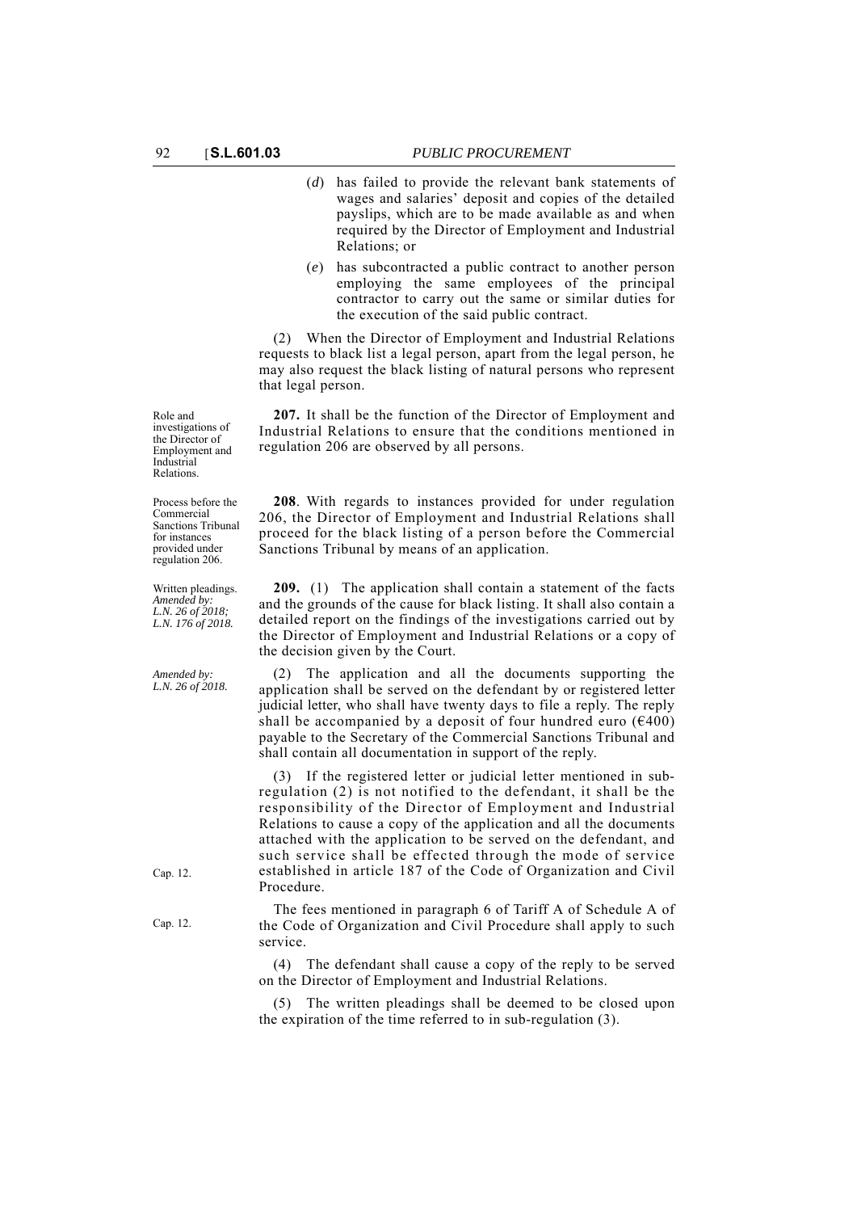(*d*) has failed to provide the relevant bank statements of wages and salaries' deposit and copies of the detailed payslips, which are to be made available as and when required by the Director of Employment and Industrial Relations; or

(*e*) has subcontracted a public contract to another person employing the same employees of the principal contractor to carry out the same or similar duties for the execution of the said public contract.

(2) When the Director of Employment and Industrial Relations requests to black list a legal person, apart from the legal person, he may also request the black listing of natural persons who represent that legal person.

Role and investigations of the Director of Employment and Industrial Relations.

**207.** It shall be the function of the Director of Employment and Industrial Relations to ensure that the conditions mentioned in regulation 206 are observed by all persons.

Process before the Commercial Sanctions Tribunal for instances provided under regulation 206.

**208**. With regards to instances provided for under regulation 206, the Director of Employment and Industrial Relations shall proceed for the black listing of a person before the Commercial Sanctions Tribunal by means of an application.

Written pleadings. *Amended by: L.N. 26 of 2018; L.N. 176 of 2018.*

**209.** (1) The application shall contain a statement of the facts and the grounds of the cause for black listing. It shall also contain a detailed report on the findings of the investigations carried out by the Director of Employment and Industrial Relations or a copy of the decision given by the Court.

*Amended by: L.N. 26 of 2018.*

(2) The application and all the documents supporting the application shall be served on the defendant by or registered letter judicial letter, who shall have twenty days to file a reply. The reply shall be accompanied by a deposit of four hundred euro (€400) payable to the Secretary of the Commercial Sanctions Tribunal and shall contain all documentation in support of the reply.

(3) If the registered letter or judicial letter mentioned in sub-regulation (2) is not notified to the defendant, it shall be the responsibility of the Director of Employment and Industrial Relations to cause a copy of the application and all the documents attached with the application to be served on the defendant, and such service shall be effected through the mode of service established in article 187 of the Code of Organization and Civil Procedure.

Cap. 12.

The fees mentioned in paragraph 6 of Tariff A of Schedule A of the Code of Organization and Civil Procedure shall apply to such service.

Cap. 12.

(4) The defendant shall cause a copy of the reply to be served on the Director of Employment and Industrial Relations.

(5) The written pleadings shall be deemed to be closed upon the expiration of the time referred to in sub-regulation (3).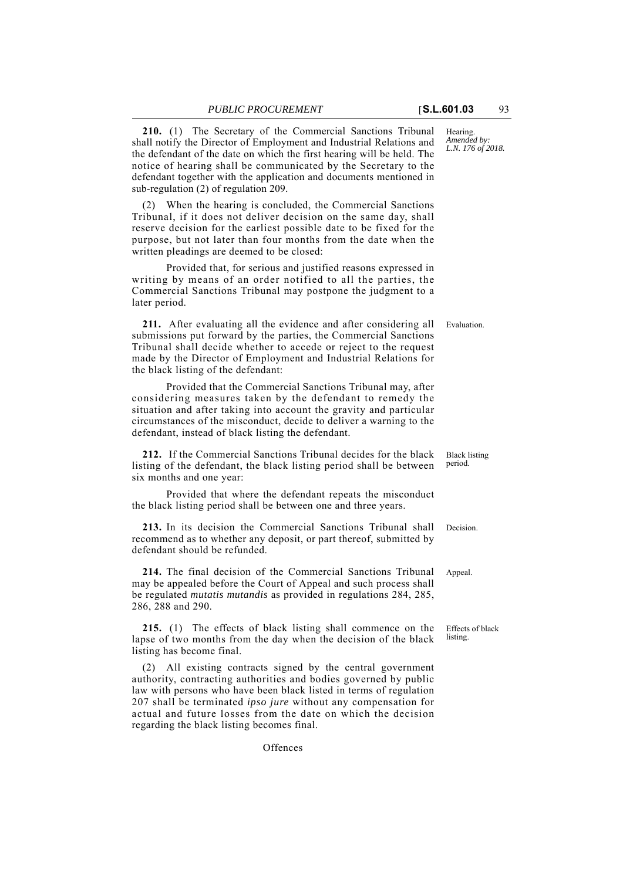**210.** (1) The Secretary of the Commercial Sanctions Tribunal shall notify the Director of Employment and Industrial Relations and the defendant of the date on which the first hearing will be held. The notice of hearing shall be communicated by the Secretary to the defendant together with the application and documents mentioned in sub-regulation (2) of regulation 209.

Hearing. *Amended by: L.N. 176 of 2018.*

(2) When the hearing is concluded, the Commercial Sanctions Tribunal, if it does not deliver decision on the same day, shall reserve decision for the earliest possible date to be fixed for the purpose, but not later than four months from the date when the written pleadings are deemed to be closed:

Provided that, for serious and justified reasons expressed in writing by means of an order notified to all the parties, the Commercial Sanctions Tribunal may postpone the judgment to a later period.

Evaluation.

**211.** After evaluating all the evidence and after considering all submissions put forward by the parties, the Commercial Sanctions Tribunal shall decide whether to accede or reject to the request made by the Director of Employment and Industrial Relations for the black listing of the defendant:

Provided that the Commercial Sanctions Tribunal may, after considering measures taken by the defendant to remedy the situation and after taking into account the gravity and particular circumstances of the misconduct, decide to deliver a warning to the defendant, instead of black listing the defendant.

Black listing period.

**212.** If the Commercial Sanctions Tribunal decides for the black listing of the defendant, the black listing period shall be between six months and one year:

Provided that where the defendant repeats the misconduct the black listing period shall be between one and three years.

Decision.

**213.** In its decision the Commercial Sanctions Tribunal shall recommend as to whether any deposit, or part thereof, submitted by defendant should be refunded.

Appeal.

**214.** The final decision of the Commercial Sanctions Tribunal may be appealed before the Court of Appeal and such process shall be regulated *mutatis mutandis* as provided in regulations 284, 285, 286, 288 and 290.

Effects of black listing.

**215.** (1) The effects of black listing shall commence on the lapse of two months from the day when the decision of the black listing has become final.

(2) All existing contracts signed by the central government authority, contracting authorities and bodies governed by public law with persons who have been black listed in terms of regulation 207 shall be terminated *ipso jure* without any compensation for actual and future losses from the date on which the decision regarding the black listing becomes final.

Offences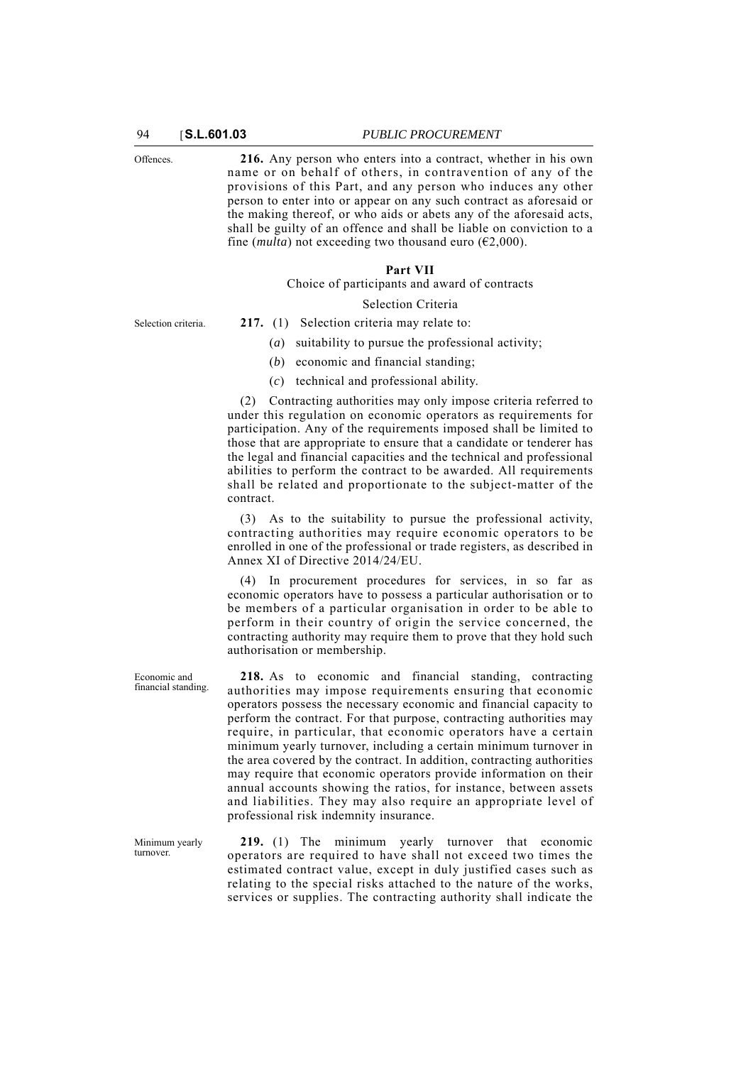**216.** Any person who enters into a contract, whether in his own name or on behalf of others, in contravention of any of the provisions of this Part, and any person who induces any other person to enter into or appear on any such contract as aforesaid or the making thereof, or who aids or abets any of the aforesaid acts, shall be guilty of an offence and shall be liable on conviction to a fine (*multa*) not exceeding two thousand euro (€2,000).

## Part VII

### Choice of participants and award of contracts

#### Selection Criteria

**217.** (1) Selection criteria may relate to:

(*a*) suitability to pursue the professional activity;

(*b*) economic and financial standing;

(*c*) technical and professional ability.

(2) Contracting authorities may only impose criteria referred to under this regulation on economic operators as requirements for participation. Any of the requirements imposed shall be limited to those that are appropriate to ensure that a candidate or tenderer has the legal and financial capacities and the technical and professional abilities to perform the contract to be awarded. All requirements shall be related and proportionate to the subject-matter of the contract.

(3) As to the suitability to pursue the professional activity, contracting authorities may require economic operators to be enrolled in one of the professional or trade registers, as described in Annex XI of Directive 2014/24/EU.

(4) In procurement procedures for services, in so far as economic operators have to possess a particular authorisation or to be members of a particular organisation in order to be able to perform in their country of origin the service concerned, the contracting authority may require them to prove that they hold such authorisation or membership.

**218.** As to economic and financial standing, contracting authorities may impose requirements ensuring that economic operators possess the necessary economic and financial capacity to perform the contract. For that purpose, contracting authorities may require, in particular, that economic operators have a certain minimum yearly turnover, including a certain minimum turnover in the area covered by the contract. In addition, contracting authorities may require that economic operators provide information on their annual accounts showing the ratios, for instance, between assets and liabilities. They may also require an appropriate level of professional risk indemnity insurance.

**219.** (1) The minimum yearly turnover that economic operators are required to have shall not exceed two times the estimated contract value, except in duly justified cases such as relating to the special risks attached to the nature of the works, services or supplies. The contracting authority shall indicate the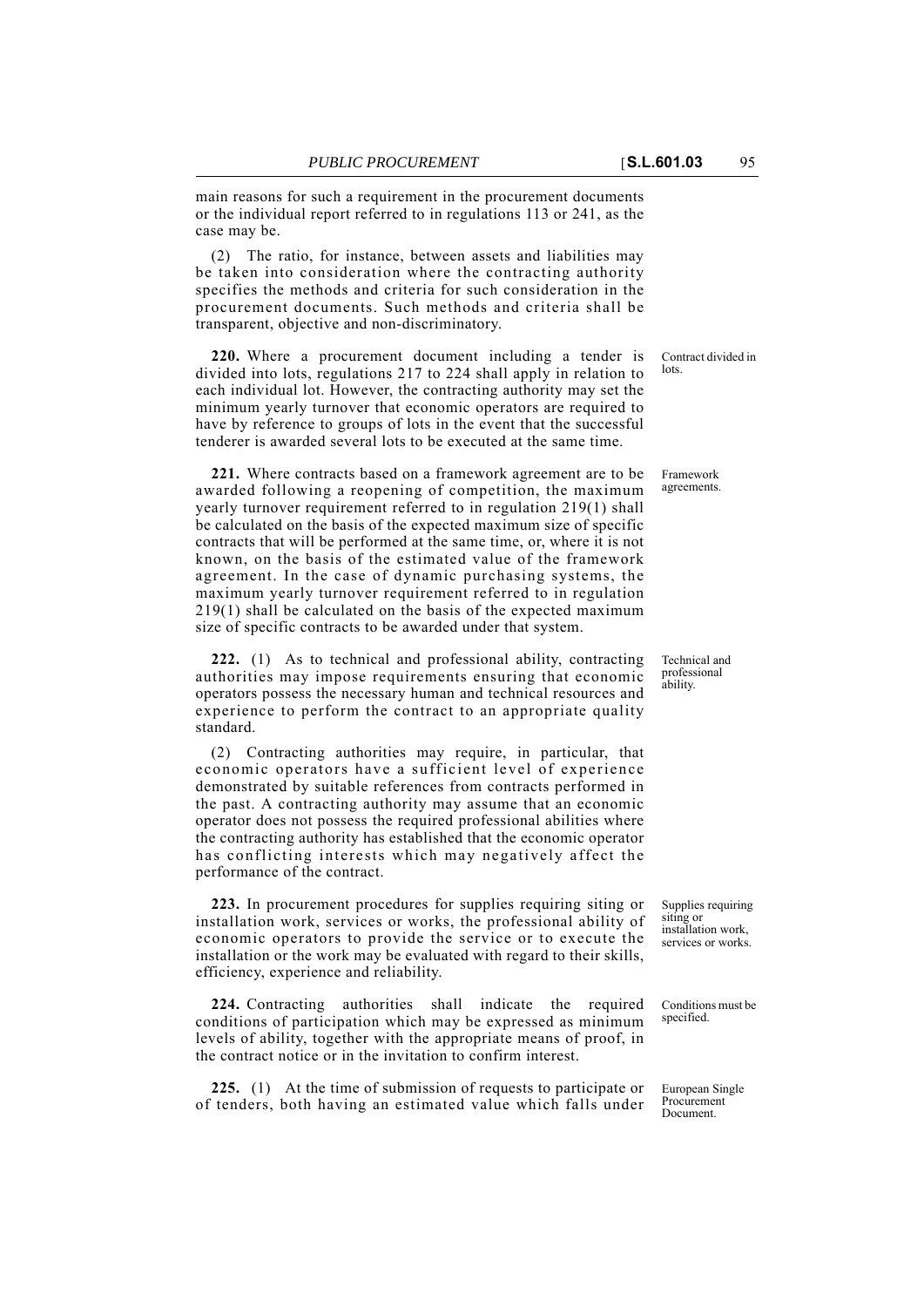main reasons for such a requirement in the procurement documents or the individual report referred to in regulations 113 or 241, as the case may be.

(2) The ratio, for instance, between assets and liabilities may be taken into consideration where the contracting authority specifies the methods and criteria for such consideration in the procurement documents. Such methods and criteria shall be transparent, objective and non-discriminatory.

Contract divided in lots.

**220.** Where a procurement document including a tender is divided into lots, regulations 217 to 224 shall apply in relation to each individual lot. However, the contracting authority may set the minimum yearly turnover that economic operators are required to have by reference to groups of lots in the event that the successful tenderer is awarded several lots to be executed at the same time.

Framework agreements.

**221.** Where contracts based on a framework agreement are to be awarded following a reopening of competition, the maximum yearly turnover requirement referred to in regulation 219(1) shall be calculated on the basis of the expected maximum size of specific contracts that will be performed at the same time, or, where it is not known, on the basis of the estimated value of the framework agreement. In the case of dynamic purchasing systems, the maximum yearly turnover requirement referred to in regulation 219(1) shall be calculated on the basis of the expected maximum size of specific contracts to be awarded under that system.

Technical and professional ability.

**222.** (1) As to technical and professional ability, contracting authorities may impose requirements ensuring that economic operators possess the necessary human and technical resources and experience to perform the contract to an appropriate quality standard.

(2) Contracting authorities may require, in particular, that economic operators have a sufficient level of experience demonstrated by suitable references from contracts performed in the past. A contracting authority may assume that an economic operator does not possess the required professional abilities where the contracting authority has established that the economic operator has conflicting interests which may negatively affect the performance of the contract.

Supplies requiring siting or installation work, services or works.

**223.** In procurement procedures for supplies requiring siting or installation work, services or works, the professional ability of economic operators to provide the service or to execute the installation or the work may be evaluated with regard to their skills, efficiency, experience and reliability.

Conditions must be specified.

**224.** Contracting authorities shall indicate the required conditions of participation which may be expressed as minimum levels of ability, together with the appropriate means of proof, in the contract notice or in the invitation to confirm interest.

European Single Procurement Document.

**225.** (1) At the time of submission of requests to participate or of tenders, both having an estimated value which falls under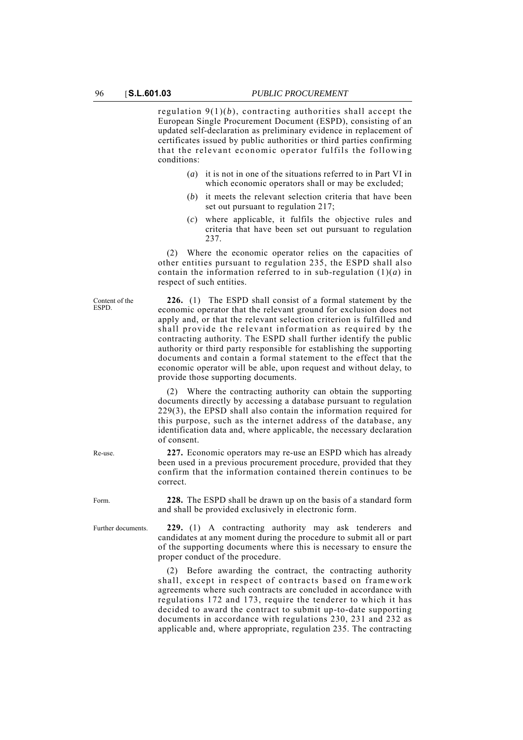regulation 9(1)(*b*), contracting authorities shall accept the European Single Procurement Document (ESPD), consisting of an updated self-declaration as preliminary evidence in replacement of certificates issued by public authorities or third parties confirming that the relevant economic operator fulfils the following conditions:

(*a*) it is not in one of the situations referred to in Part VI in which economic operators shall or may be excluded;

(*b*) it meets the relevant selection criteria that have been set out pursuant to regulation 217;

(*c*) where applicable, it fulfils the objective rules and criteria that have been set out pursuant to regulation 237.

(2) Where the economic operator relies on the capacities of other entities pursuant to regulation 235, the ESPD shall also contain the information referred to in sub-regulation (1)(*a*) in respect of such entities.

Content of the ESPD.

**226.** (1) The ESPD shall consist of a formal statement by the economic operator that the relevant ground for exclusion does not apply and, or that the relevant selection criterion is fulfilled and shall provide the relevant information as required by the contracting authority. The ESPD shall further identify the public authority or third party responsible for establishing the supporting documents and contain a formal statement to the effect that the economic operator will be able, upon request and without delay, to provide those supporting documents.

(2) Where the contracting authority can obtain the supporting documents directly by accessing a database pursuant to regulation 229(3), the EPSD shall also contain the information required for this purpose, such as the internet address of the database, any identification data and, where applicable, the necessary declaration of consent.

Re-use.

**227.** Economic operators may re-use an ESPD which has already been used in a previous procurement procedure, provided that they confirm that the information contained therein continues to be correct.

Form.

**228.** The ESPD shall be drawn up on the basis of a standard form and shall be provided exclusively in electronic form.

Further documents.

**229.** (1) A contracting authority may ask tenderers and candidates at any moment during the procedure to submit all or part of the supporting documents where this is necessary to ensure the proper conduct of the procedure.

(2) Before awarding the contract, the contracting authority shall, except in respect of contracts based on framework agreements where such contracts are concluded in accordance with regulations 172 and 173, require the tenderer to which it has decided to award the contract to submit up-to-date supporting documents in accordance with regulations 230, 231 and 232 as applicable and, where appropriate, regulation 235. The contracting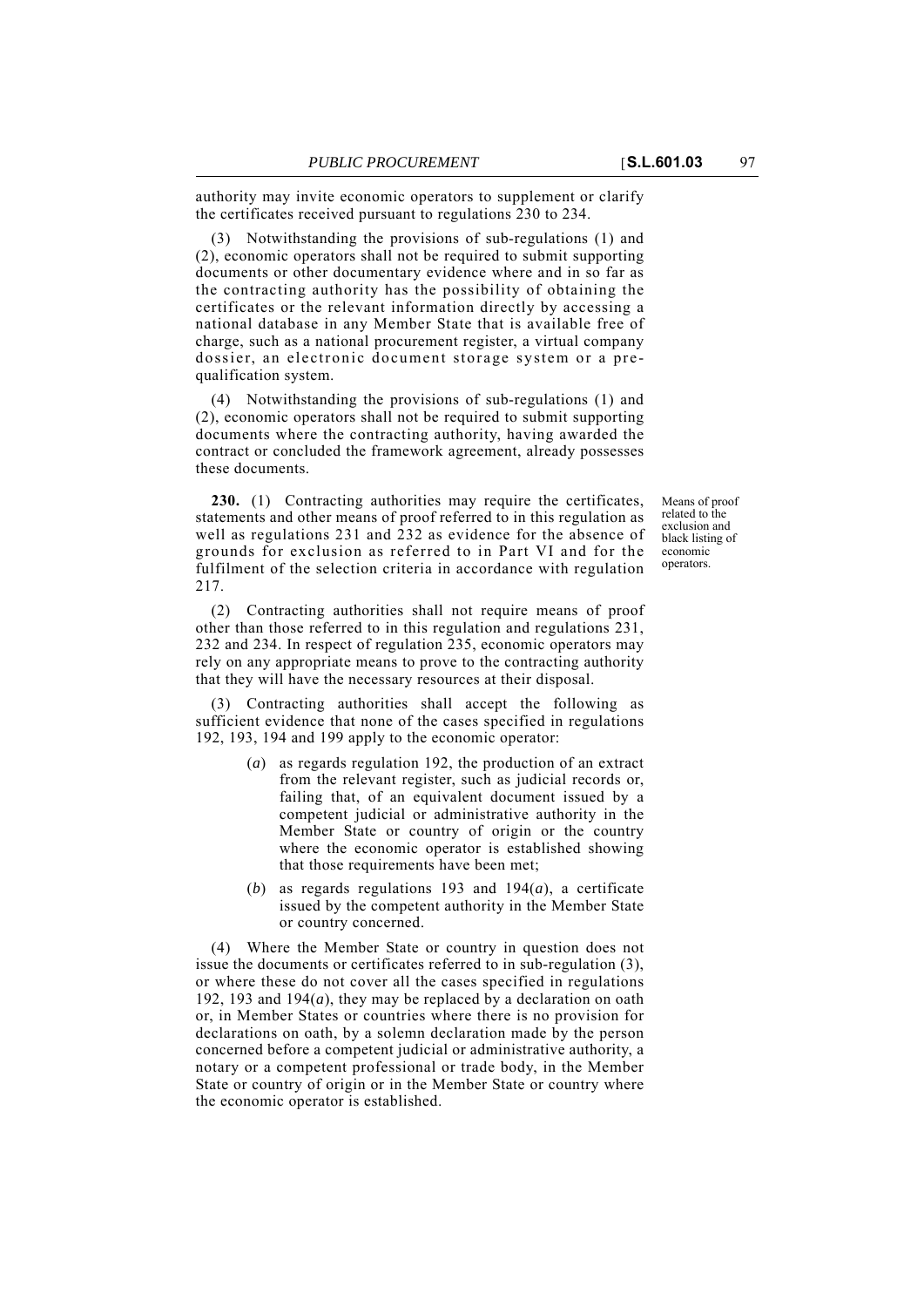authority may invite economic operators to supplement or clarify the certificates received pursuant to regulations 230 to 234.

(3) Notwithstanding the provisions of sub-regulations (1) and (2), economic operators shall not be required to submit supporting documents or other documentary evidence where and in so far as the contracting authority has the possibility of obtaining the certificates or the relevant information directly by accessing a national database in any Member State that is available free of charge, such as a national procurement register, a virtual company dossier, an electronic document storage system or a pre-qualification system.

(4) Notwithstanding the provisions of sub-regulations (1) and (2), economic operators shall not be required to submit supporting documents where the contracting authority, having awarded the contract or concluded the framework agreement, already possesses these documents.

Means of proof related to the exclusion and black listing of economic operators.

**230.** (1) Contracting authorities may require the certificates, statements and other means of proof referred to in this regulation as well as regulations 231 and 232 as evidence for the absence of grounds for exclusion as referred to in Part VI and for the fulfilment of the selection criteria in accordance with regulation 217.

(2) Contracting authorities shall not require means of proof other than those referred to in this regulation and regulations 231, 232 and 234. In respect of regulation 235, economic operators may rely on any appropriate means to prove to the contracting authority that they will have the necessary resources at their disposal.

(3) Contracting authorities shall accept the following as sufficient evidence that none of the cases specified in regulations 192, 193, 194 and 199 apply to the economic operator:

(*a*) as regards regulation 192, the production of an extract from the relevant register, such as judicial records or, failing that, of an equivalent document issued by a competent judicial or administrative authority in the Member State or country of origin or the country where the economic operator is established showing that those requirements have been met;

(*b*) as regards regulations 193 and 194(*a*), a certificate issued by the competent authority in the Member State or country concerned.

(4) Where the Member State or country in question does not issue the documents or certificates referred to in sub-regulation (3), or where these do not cover all the cases specified in regulations 192, 193 and 194(*a*), they may be replaced by a declaration on oath or, in Member States or countries where there is no provision for declarations on oath, by a solemn declaration made by the person concerned before a competent judicial or administrative authority, a notary or a competent professional or trade body, in the Member State or country of origin or in the Member State or country where the economic operator is established.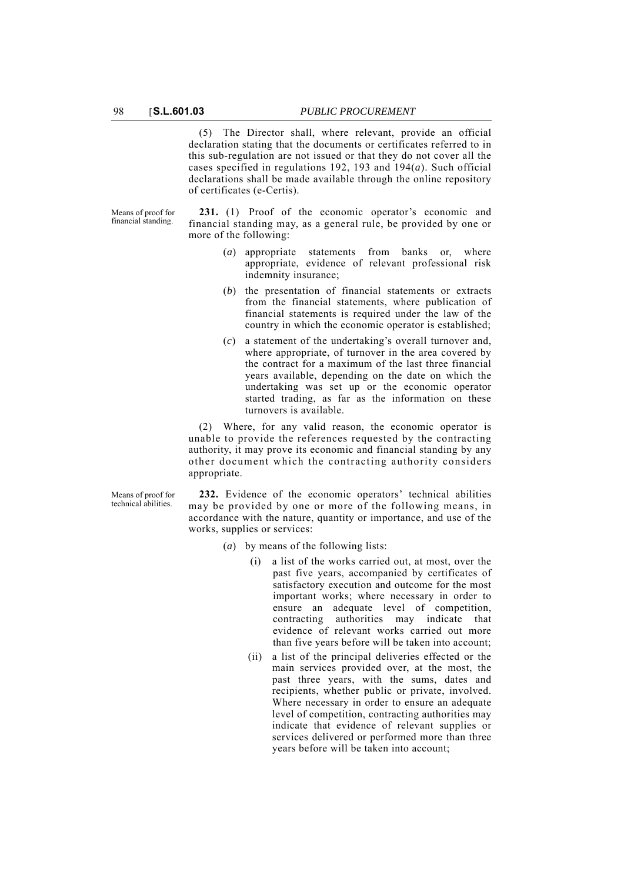(5) The Director shall, where relevant, provide an official declaration stating that the documents or certificates referred to in this sub-regulation are not issued or that they do not cover all the cases specified in regulations 192, 193 and 194(*a*). Such official declarations shall be made available through the online repository of certificates (e-Certis).

Means of proof for financial standing.

**231.** (1) Proof of the economic operator's economic and financial standing may, as a general rule, be provided by one or more of the following:

(*a*) appropriate statements from banks or, where appropriate, evidence of relevant professional risk indemnity insurance;

(*b*) the presentation of financial statements or extracts from the financial statements, where publication of financial statements is required under the law of the country in which the economic operator is established;

(*c*) a statement of the undertaking's overall turnover and, where appropriate, of turnover in the area covered by the contract for a maximum of the last three financial years available, depending on the date on which the undertaking was set up or the economic operator started trading, as far as the information on these turnovers is available.

(2) Where, for any valid reason, the economic operator is unable to provide the references requested by the contracting authority, it may prove its economic and financial standing by any other document which the contracting authority considers appropriate.

Means of proof for technical abilities.

**232.** Evidence of the economic operators' technical abilities may be provided by one or more of the following means, in accordance with the nature, quantity or importance, and use of the works, supplies or services:

(*a*) by means of the following lists:

(i) a list of the works carried out, at most, over the past five years, accompanied by certificates of satisfactory execution and outcome for the most important works; where necessary in order to ensure an adequate level of competition, contracting authorities may indicate that evidence of relevant works carried out more than five years before will be taken into account;

(ii) a list of the principal deliveries effected or the main services provided over, at the most, the past three years, with the sums, dates and recipients, whether public or private, involved. Where necessary in order to ensure an adequate level of competition, contracting authorities may indicate that evidence of relevant supplies or services delivered or performed more than three years before will be taken into account;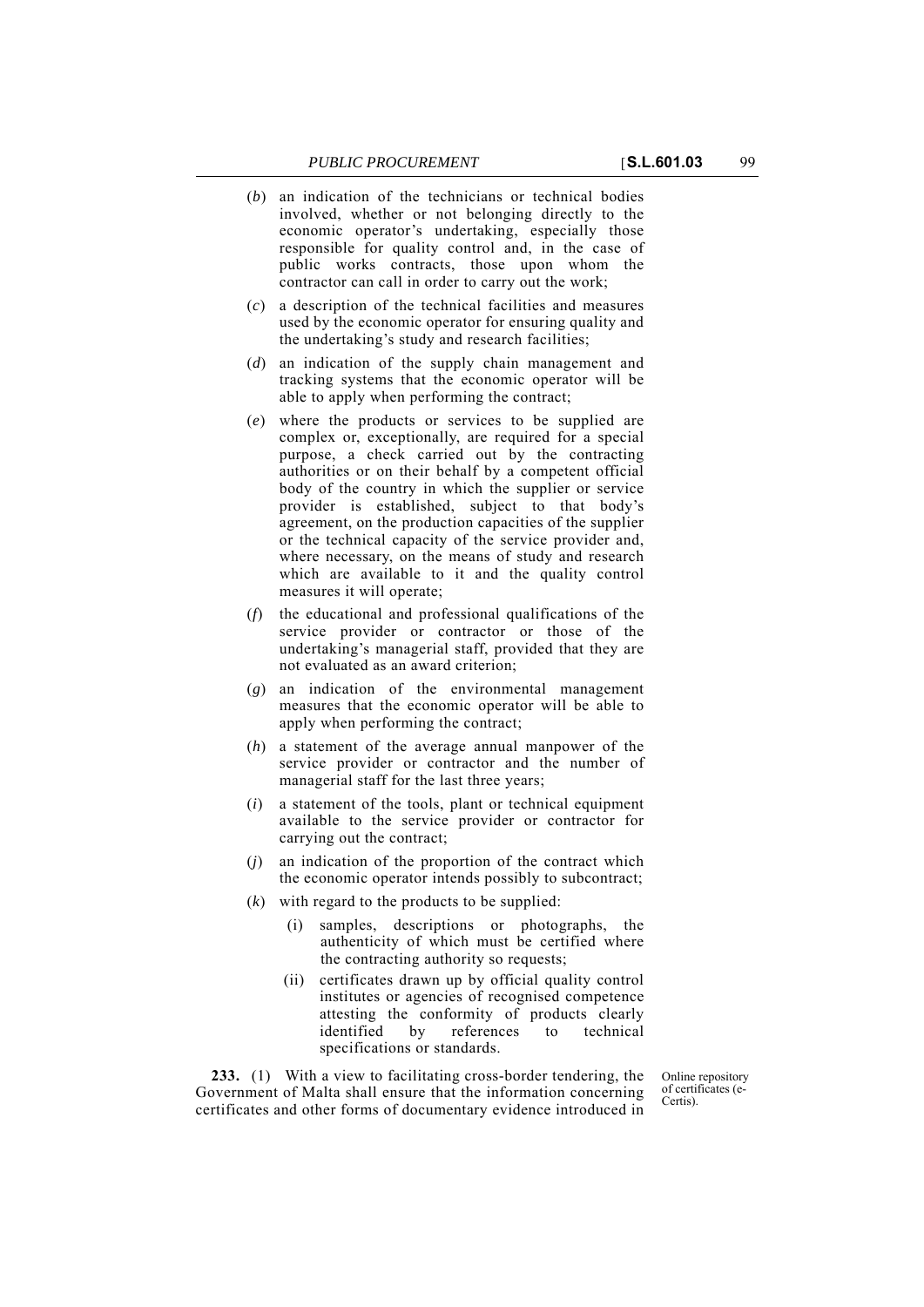(*b*) an indication of the technicians or technical bodies involved, whether or not belonging directly to the economic operator's undertaking, especially those responsible for quality control and, in the case of public works contracts, those upon whom the contractor can call in order to carry out the work;

(*c*) a description of the technical facilities and measures used by the economic operator for ensuring quality and the undertaking's study and research facilities;

(*d*) an indication of the supply chain management and tracking systems that the economic operator will be able to apply when performing the contract;

(*e*) where the products or services to be supplied are complex or, exceptionally, are required for a special purpose, a check carried out by the contracting authorities or on their behalf by a competent official body of the country in which the supplier or service provider is established, subject to that body's agreement, on the production capacities of the supplier or the technical capacity of the service provider and, where necessary, on the means of study and research which are available to it and the quality control measures it will operate;

(*f*) the educational and professional qualifications of the service provider or contractor or those of the undertaking's managerial staff, provided that they are not evaluated as an award criterion;

(*g*) an indication of the environmental management measures that the economic operator will be able to apply when performing the contract;

(*h*) a statement of the average annual manpower of the service provider or contractor and the number of managerial staff for the last three years;

(*i*) a statement of the tools, plant or technical equipment available to the service provider or contractor for carrying out the contract;

(*j*) an indication of the proportion of the contract which the economic operator intends possibly to subcontract;

(*k*) with regard to the products to be supplied:

(i) samples, descriptions or photographs, the authenticity of which must be certified where the contracting authority so requests;

(ii) certificates drawn up by official quality control institutes or agencies of recognised competence attesting the conformity of products clearly identified by references to technical specifications or standards.

Online repository of certificates (e-Certis).

**233.** (1) With a view to facilitating cross-border tendering, the Government of Malta shall ensure that the information concerning certificates and other forms of documentary evidence introduced in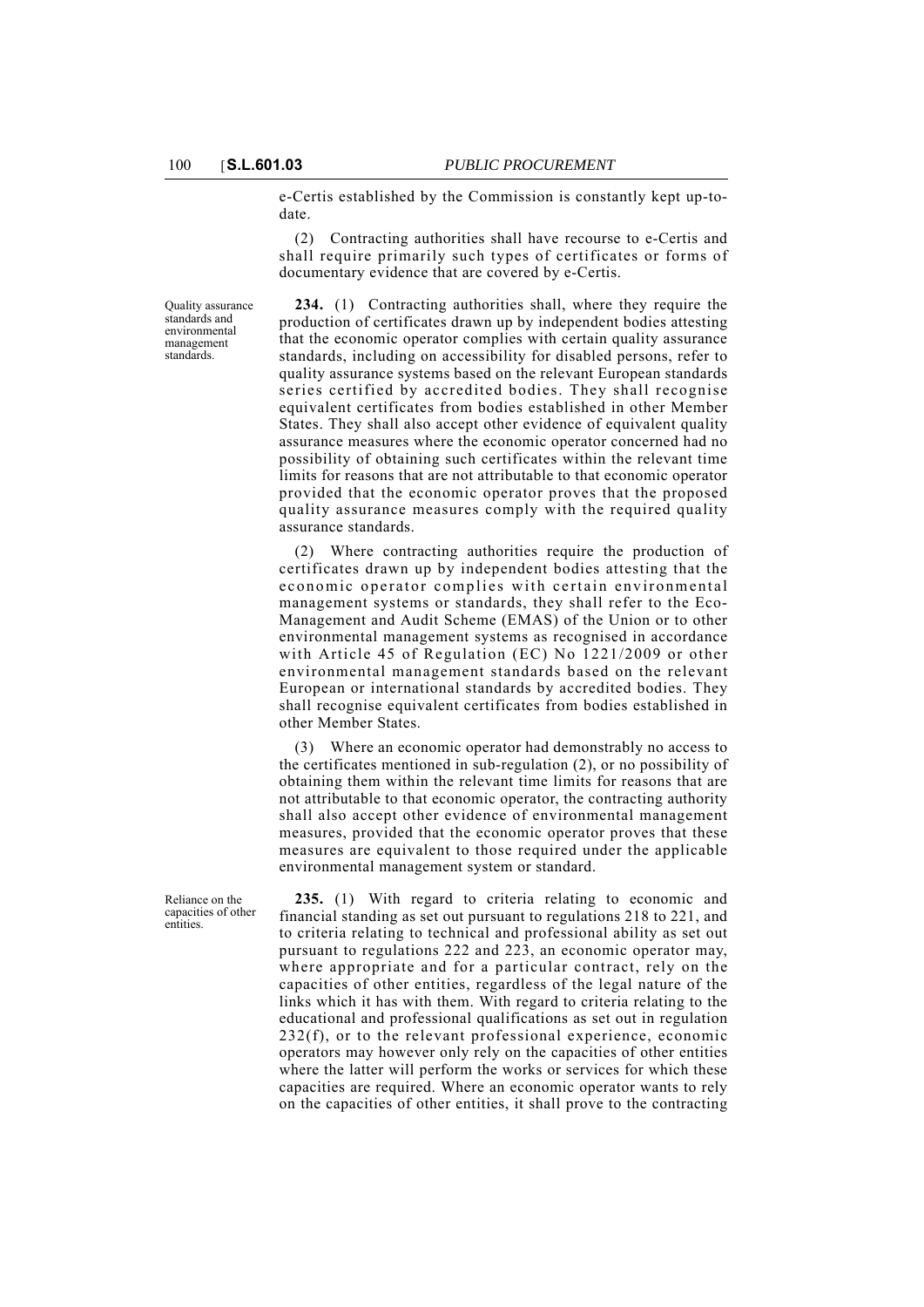e-Certis established by the Commission is constantly kept up-to-date.

(2) Contracting authorities shall have recourse to e-Certis and shall require primarily such types of certificates or forms of documentary evidence that are covered by e-Certis.

Quality assurance standards and environmental management standards.

**234.** (1) Contracting authorities shall, where they require the production of certificates drawn up by independent bodies attesting that the economic operator complies with certain quality assurance standards, including on accessibility for disabled persons, refer to quality assurance systems based on the relevant European standards series certified by accredited bodies. They shall recognise equivalent certificates from bodies established in other Member States. They shall also accept other evidence of equivalent quality assurance measures where the economic operator concerned had no possibility of obtaining such certificates within the relevant time limits for reasons that are not attributable to that economic operator provided that the economic operator proves that the proposed quality assurance measures comply with the required quality assurance standards.

(2) Where contracting authorities require the production of certificates drawn up by independent bodies attesting that the economic operator complies with certain environmental management systems or standards, they shall refer to the Eco-Management and Audit Scheme (EMAS) of the Union or to other environmental management systems as recognised in accordance with Article 45 of Regulation (EC) No 1221/2009 or other environmental management standards based on the relevant European or international standards by accredited bodies. They shall recognise equivalent certificates from bodies established in other Member States.

(3) Where an economic operator had demonstrably no access to the certificates mentioned in sub-regulation (2), or no possibility of obtaining them within the relevant time limits for reasons that are not attributable to that economic operator, the contracting authority shall also accept other evidence of environmental management measures, provided that the economic operator proves that these measures are equivalent to those required under the applicable environmental management system or standard.

Reliance on the capacities of other entities.

**235.** (1) With regard to criteria relating to economic and financial standing as set out pursuant to regulations 218 to 221, and to criteria relating to technical and professional ability as set out pursuant to regulations 222 and 223, an economic operator may, where appropriate and for a particular contract, rely on the capacities of other entities, regardless of the legal nature of the links which it has with them. With regard to criteria relating to the educational and professional qualifications as set out in regulation 232(f), or to the relevant professional experience, economic operators may however only rely on the capacities of other entities where the latter will perform the works or services for which these capacities are required. Where an economic operator wants to rely on the capacities of other entities, it shall prove to the contracting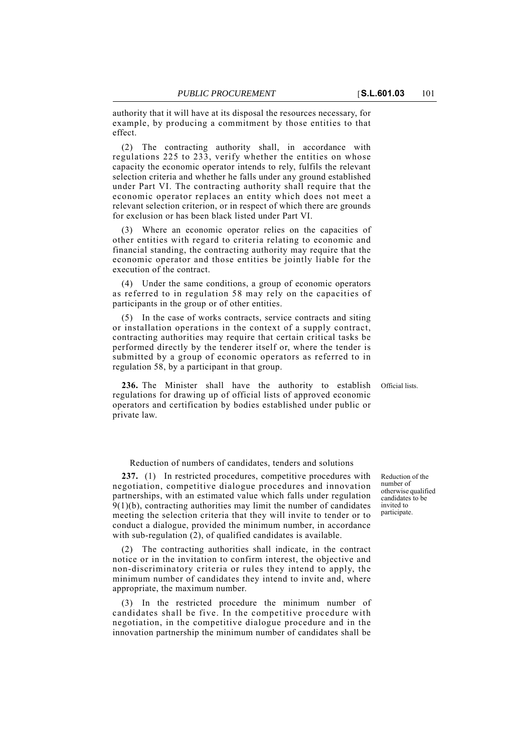authority that it will have at its disposal the resources necessary, for example, by producing a commitment by those entities to that effect.

(2) The contracting authority shall, in accordance with regulations 225 to 233, verify whether the entities on whose capacity the economic operator intends to rely, fulfils the relevant selection criteria and whether he falls under any ground established under Part VI. The contracting authority shall require that the economic operator replaces an entity which does not meet a relevant selection criterion, or in respect of which there are grounds for exclusion or has been black listed under Part VI.

(3) Where an economic operator relies on the capacities of other entities with regard to criteria relating to economic and financial standing, the contracting authority may require that the economic operator and those entities be jointly liable for the execution of the contract.

(4) Under the same conditions, a group of economic operators as referred to in regulation 58 may rely on the capacities of participants in the group or of other entities.

(5) In the case of works contracts, service contracts and siting or installation operations in the context of a supply contract, contracting authorities may require that certain critical tasks be performed directly by the tenderer itself or, where the tender is submitted by a group of economic operators as referred to in regulation 58, by a participant in that group.

Official lists.

**236.** The Minister shall have the authority to establish regulations for drawing up of official lists of approved economic operators and certification by bodies established under public or private law.

Reduction of numbers of candidates, tenders and solutions

Reduction of the number of otherwise qualified candidates to be invited to participate.

**237.** (1) In restricted procedures, competitive procedures with negotiation, competitive dialogue procedures and innovation partnerships, with an estimated value which falls under regulation 9(1)(b), contracting authorities may limit the number of candidates meeting the selection criteria that they will invite to tender or to conduct a dialogue, provided the minimum number, in accordance with sub-regulation (2), of qualified candidates is available.

(2) The contracting authorities shall indicate, in the contract notice or in the invitation to confirm interest, the objective and non-discriminatory criteria or rules they intend to apply, the minimum number of candidates they intend to invite and, where appropriate, the maximum number.

(3) In the restricted procedure the minimum number of candidates shall be five. In the competitive procedure with negotiation, in the competitive dialogue procedure and in the innovation partnership the minimum number of candidates shall be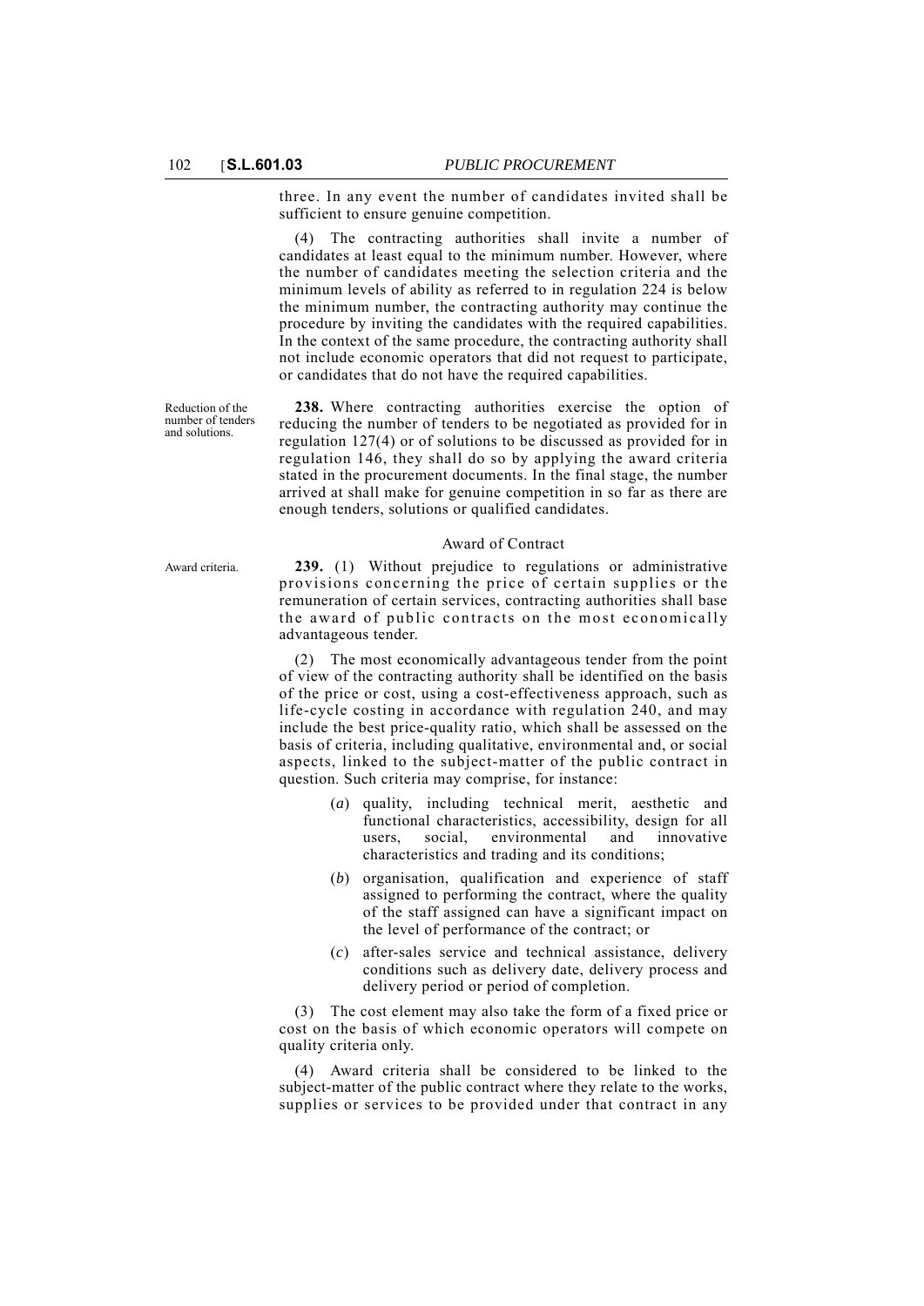three. In any event the number of candidates invited shall be sufficient to ensure genuine competition.

(4) The contracting authorities shall invite a number of candidates at least equal to the minimum number. However, where the number of candidates meeting the selection criteria and the minimum levels of ability as referred to in regulation 224 is below the minimum number, the contracting authority may continue the procedure by inviting the candidates with the required capabilities. In the context of the same procedure, the contracting authority shall not include economic operators that did not request to participate, or candidates that do not have the required capabilities.

Reduction of the number of tenders and solutions.

**238.** Where contracting authorities exercise the option of reducing the number of tenders to be negotiated as provided for in regulation 127(4) or of solutions to be discussed as provided for in regulation 146, they shall do so by applying the award criteria stated in the procurement documents. In the final stage, the number arrived at shall make for genuine competition in so far as there are enough tenders, solutions or qualified candidates.

Award of Contract

Award criteria.

**239.** (1) Without prejudice to regulations or administrative provisions concerning the price of certain supplies or the remuneration of certain services, contracting authorities shall base the award of public contracts on the most economically advantageous tender.

(2) The most economically advantageous tender from the point of view of the contracting authority shall be identified on the basis of the price or cost, using a cost-effectiveness approach, such as life-cycle costing in accordance with regulation 240, and may include the best price-quality ratio, which shall be assessed on the basis of criteria, including qualitative, environmental and, or social aspects, linked to the subject-matter of the public contract in question. Such criteria may comprise, for instance:

(*a*) quality, including technical merit, aesthetic and functional characteristics, accessibility, design for all users, social, environmental and innovative characteristics and trading and its conditions;

(*b*) organisation, qualification and experience of staff assigned to performing the contract, where the quality of the staff assigned can have a significant impact on the level of performance of the contract; or

(*c*) after-sales service and technical assistance, delivery conditions such as delivery date, delivery process and delivery period or period of completion.

(3) The cost element may also take the form of a fixed price or cost on the basis of which economic operators will compete on quality criteria only.

(4) Award criteria shall be considered to be linked to the subject-matter of the public contract where they relate to the works, supplies or services to be provided under that contract in any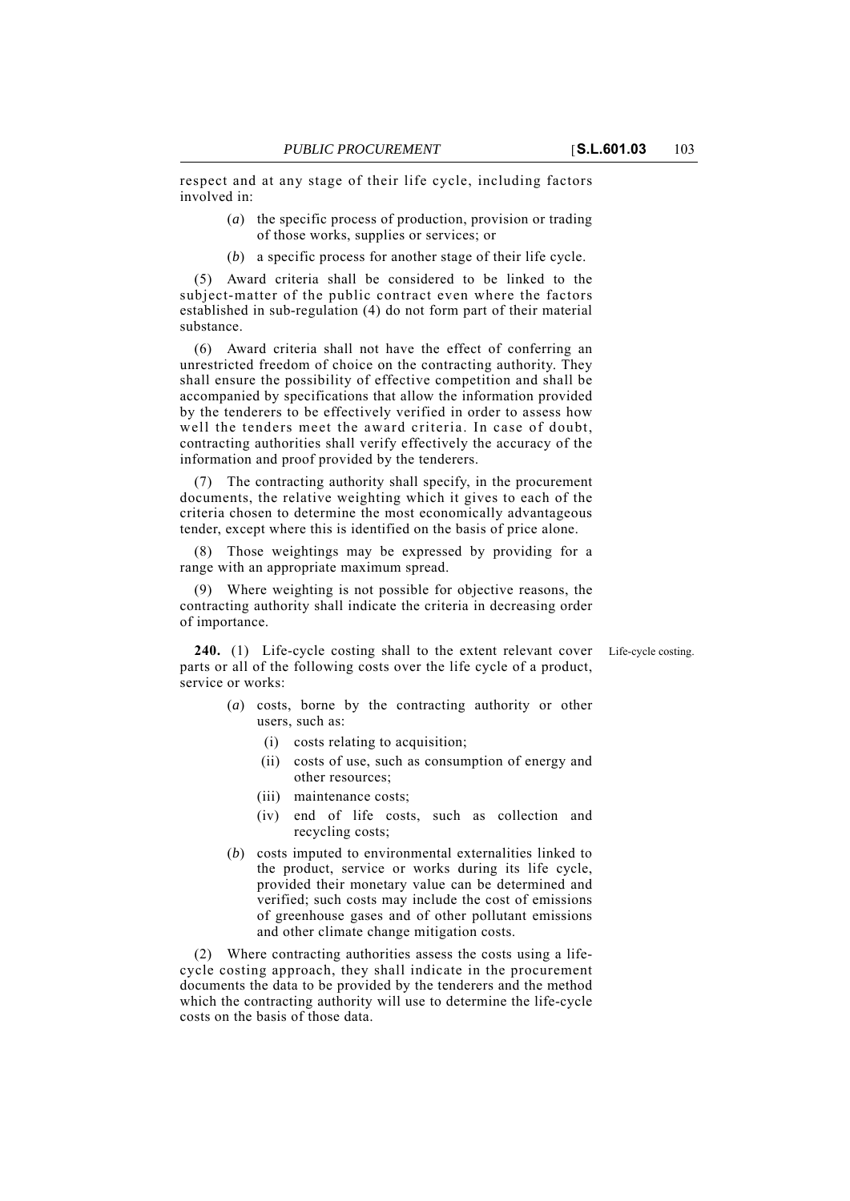respect and at any stage of their life cycle, including factors involved in:

(*a*) the specific process of production, provision or trading of those works, supplies or services; or

(*b*) a specific process for another stage of their life cycle.

(5) Award criteria shall be considered to be linked to the subject-matter of the public contract even where the factors established in sub-regulation (4) do not form part of their material substance.

(6) Award criteria shall not have the effect of conferring an unrestricted freedom of choice on the contracting authority. They shall ensure the possibility of effective competition and shall be accompanied by specifications that allow the information provided by the tenderers to be effectively verified in order to assess how well the tenders meet the award criteria. In case of doubt, contracting authorities shall verify effectively the accuracy of the information and proof provided by the tenderers.

(7) The contracting authority shall specify, in the procurement documents, the relative weighting which it gives to each of the criteria chosen to determine the most economically advantageous tender, except where this is identified on the basis of price alone.

(8) Those weightings may be expressed by providing for a range with an appropriate maximum spread.

(9) Where weighting is not possible for objective reasons, the contracting authority shall indicate the criteria in decreasing order of importance.

Life-cycle costing.

**240.** (1) Life-cycle costing shall to the extent relevant cover parts or all of the following costs over the life cycle of a product, service or works:

(*a*) costs, borne by the contracting authority or other users, such as:

(i) costs relating to acquisition;

(ii) costs of use, such as consumption of energy and other resources;

(iii) maintenance costs;

(iv) end of life costs, such as collection and recycling costs;

(*b*) costs imputed to environmental externalities linked to the product, service or works during its life cycle, provided their monetary value can be determined and verified; such costs may include the cost of emissions of greenhouse gases and of other pollutant emissions and other climate change mitigation costs.

(2) Where contracting authorities assess the costs using a life-cycle costing approach, they shall indicate in the procurement documents the data to be provided by the tenderers and the method which the contracting authority will use to determine the life-cycle costs on the basis of those data.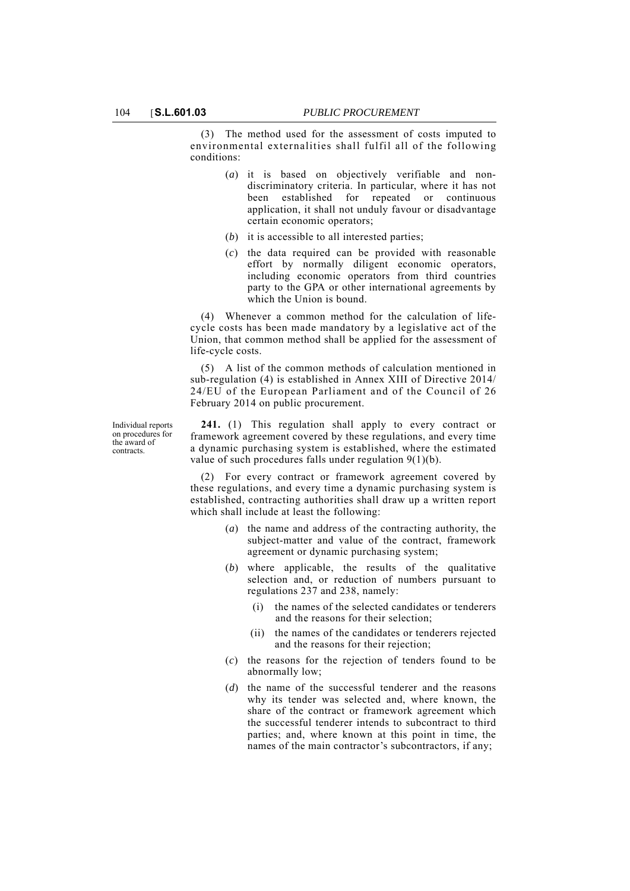(3) The method used for the assessment of costs imputed to environmental externalities shall fulfil all of the following conditions:

(*a*) it is based on objectively verifiable and non-discriminatory criteria. In particular, where it has not been established for repeated or continuous application, it shall not unduly favour or disadvantage certain economic operators;

(*b*) it is accessible to all interested parties;

(*c*) the data required can be provided with reasonable effort by normally diligent economic operators, including economic operators from third countries party to the GPA or other international agreements by which the Union is bound.

(4) Whenever a common method for the calculation of life-cycle costs has been made mandatory by a legislative act of the Union, that common method shall be applied for the assessment of life-cycle costs.

(5) A list of the common methods of calculation mentioned in sub-regulation (4) is established in Annex XIII of Directive 2014/24/EU of the European Parliament and of the Council of 26 February 2014 on public procurement.

Individual reports on procedures for the award of contracts.

**241.** (1) This regulation shall apply to every contract or framework agreement covered by these regulations, and every time a dynamic purchasing system is established, where the estimated value of such procedures falls under regulation 9(1)(b).

(2) For every contract or framework agreement covered by these regulations, and every time a dynamic purchasing system is established, contracting authorities shall draw up a written report which shall include at least the following:

(*a*) the name and address of the contracting authority, the subject-matter and value of the contract, framework agreement or dynamic purchasing system;

(*b*) where applicable, the results of the qualitative selection and, or reduction of numbers pursuant to regulations 237 and 238, namely:

(i) the names of the selected candidates or tenderers and the reasons for their selection;

(ii) the names of the candidates or tenderers rejected and the reasons for their rejection;

(*c*) the reasons for the rejection of tenders found to be abnormally low;

(*d*) the name of the successful tenderer and the reasons why its tender was selected and, where known, the share of the contract or framework agreement which the successful tenderer intends to subcontract to third parties; and, where known at this point in time, the names of the main contractor's subcontractors, if any;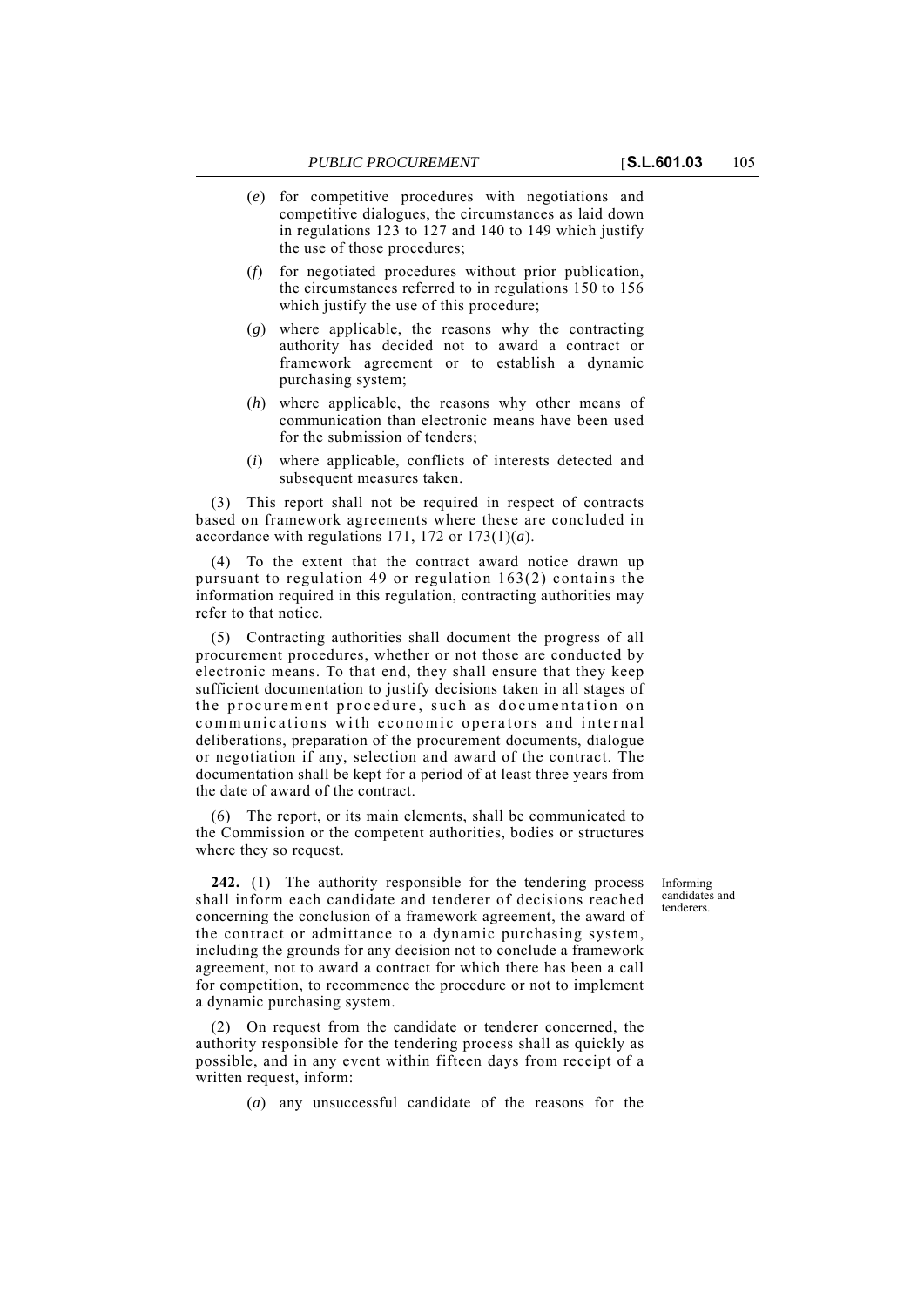(*e*) for competitive procedures with negotiations and competitive dialogues, the circumstances as laid down in regulations 123 to 127 and 140 to 149 which justify the use of those procedures;

(*f*) for negotiated procedures without prior publication, the circumstances referred to in regulations 150 to 156 which justify the use of this procedure;

(*g*) where applicable, the reasons why the contracting authority has decided not to award a contract or framework agreement or to establish a dynamic purchasing system;

(*h*) where applicable, the reasons why other means of communication than electronic means have been used for the submission of tenders;

(*i*) where applicable, conflicts of interests detected and subsequent measures taken.

(3) This report shall not be required in respect of contracts based on framework agreements where these are concluded in accordance with regulations 171, 172 or 173(1)(*a*).

(4) To the extent that the contract award notice drawn up pursuant to regulation 49 or regulation 163(2) contains the information required in this regulation, contracting authorities may refer to that notice.

(5) Contracting authorities shall document the progress of all procurement procedures, whether or not those are conducted by electronic means. To that end, they shall ensure that they keep sufficient documentation to justify decisions taken in all stages of the procurement procedure, such as documentation on communications with economic operators and internal deliberations, preparation of the procurement documents, dialogue or negotiation if any, selection and award of the contract. The documentation shall be kept for a period of at least three years from the date of award of the contract.

(6) The report, or its main elements, shall be communicated to the Commission or the competent authorities, bodies or structures where they so request.

Informing candidates and tenderers.

**242.** (1) The authority responsible for the tendering process shall inform each candidate and tenderer of decisions reached concerning the conclusion of a framework agreement, the award of the contract or admittance to a dynamic purchasing system, including the grounds for any decision not to conclude a framework agreement, not to award a contract for which there has been a call for competition, to recommence the procedure or not to implement a dynamic purchasing system.

(2) On request from the candidate or tenderer concerned, the authority responsible for the tendering process shall as quickly as possible, and in any event within fifteen days from receipt of a written request, inform:

(*a*) any unsuccessful candidate of the reasons for the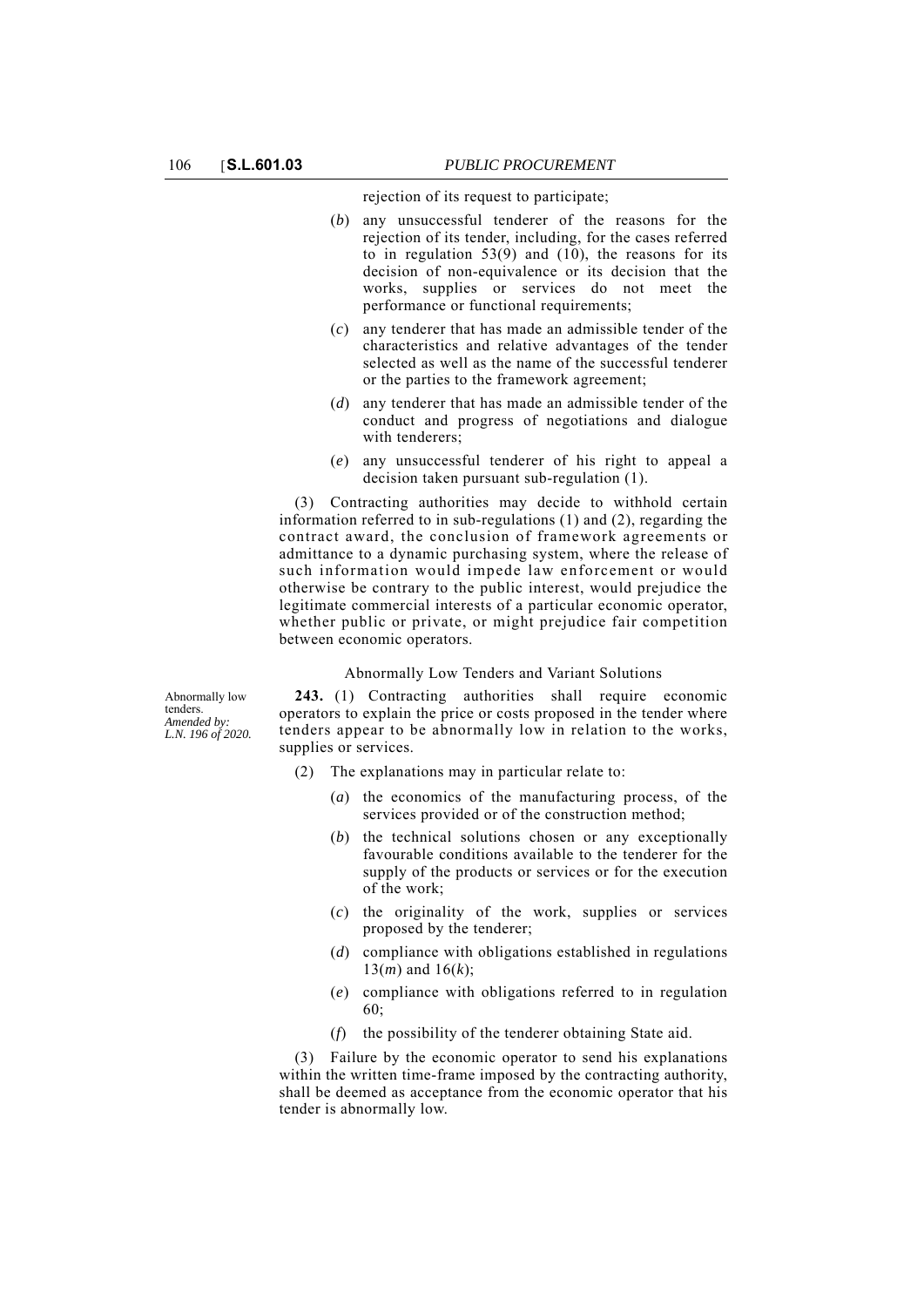rejection of its request to participate;

(*b*) any unsuccessful tenderer of the reasons for the rejection of its tender, including, for the cases referred to in regulation 53(9) and (10), the reasons for its decision of non-equivalence or its decision that the works, supplies or services do not meet the performance or functional requirements;

(*c*) any tenderer that has made an admissible tender of the characteristics and relative advantages of the tender selected as well as the name of the successful tenderer or the parties to the framework agreement;

(*d*) any tenderer that has made an admissible tender of the conduct and progress of negotiations and dialogue with tenderers;

(*e*) any unsuccessful tenderer of his right to appeal a decision taken pursuant sub-regulation (1).

(3) Contracting authorities may decide to withhold certain information referred to in sub-regulations (1) and (2), regarding the contract award, the conclusion of framework agreements or admittance to a dynamic purchasing system, where the release of such information would impede law enforcement or would otherwise be contrary to the public interest, would prejudice the legitimate commercial interests of a particular economic operator, whether public or private, or might prejudice fair competition between economic operators.

### Abnormally Low Tenders and Variant Solutions

Abnormally low tenders. *Amended by: L.N. 196 of 2020.*

**243.** (1) Contracting authorities shall require economic operators to explain the price or costs proposed in the tender where tenders appear to be abnormally low in relation to the works, supplies or services.

(2) The explanations may in particular relate to:

(*a*) the economics of the manufacturing process, of the services provided or of the construction method;

(*b*) the technical solutions chosen or any exceptionally favourable conditions available to the tenderer for the supply of the products or services or for the execution of the work;

(*c*) the originality of the work, supplies or services proposed by the tenderer;

(*d*) compliance with obligations established in regulations 13(*m*) and 16(*k*);

(*e*) compliance with obligations referred to in regulation 60;

(*f*) the possibility of the tenderer obtaining State aid.

(3) Failure by the economic operator to send his explanations within the written time-frame imposed by the contracting authority, shall be deemed as acceptance from the economic operator that his tender is abnormally low.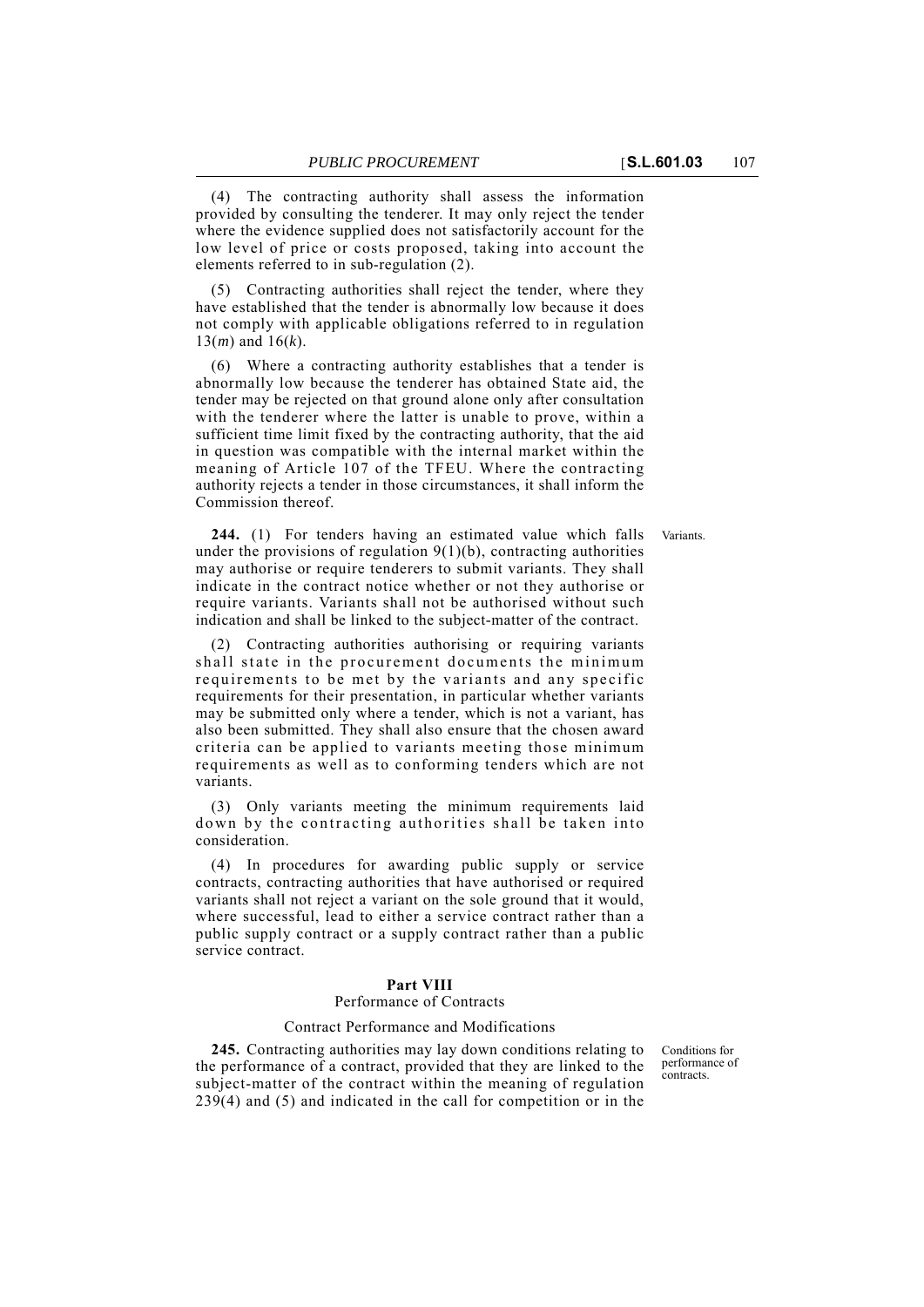(4) The contracting authority shall assess the information provided by consulting the tenderer. It may only reject the tender where the evidence supplied does not satisfactorily account for the low level of price or costs proposed, taking into account the elements referred to in sub-regulation (2).

(5) Contracting authorities shall reject the tender, where they have established that the tender is abnormally low because it does not comply with applicable obligations referred to in regulation 13(*m*) and 16(*k*).

(6) Where a contracting authority establishes that a tender is abnormally low because the tenderer has obtained State aid, the tender may be rejected on that ground alone only after consultation with the tenderer where the latter is unable to prove, within a sufficient time limit fixed by the contracting authority, that the aid in question was compatible with the internal market within the meaning of Article 107 of the TFEU. Where the contracting authority rejects a tender in those circumstances, it shall inform the Commission thereof.

Variants.

**244.** (1) For tenders having an estimated value which falls under the provisions of regulation 9(1)(b), contracting authorities may authorise or require tenderers to submit variants. They shall indicate in the contract notice whether or not they authorise or require variants. Variants shall not be authorised without such indication and shall be linked to the subject-matter of the contract.

(2) Contracting authorities authorising or requiring variants shall state in the procurement documents the minimum requirements to be met by the variants and any specific requirements for their presentation, in particular whether variants may be submitted only where a tender, which is not a variant, has also been submitted. They shall also ensure that the chosen award criteria can be applied to variants meeting those minimum requirements as well as to conforming tenders which are not variants.

(3) Only variants meeting the minimum requirements laid down by the contracting authorities shall be taken into consideration.

(4) In procedures for awarding public supply or service contracts, contracting authorities that have authorised or required variants shall not reject a variant on the sole ground that it would, where successful, lead to either a service contract rather than a public supply contract or a supply contract rather than a public service contract.

## Part VIII
### Performance of Contracts

#### Contract Performance and Modifications

Conditions for performance of contracts.

**245.** Contracting authorities may lay down conditions relating to the performance of a contract, provided that they are linked to the subject-matter of the contract within the meaning of regulation 239(4) and (5) and indicated in the call for competition or in the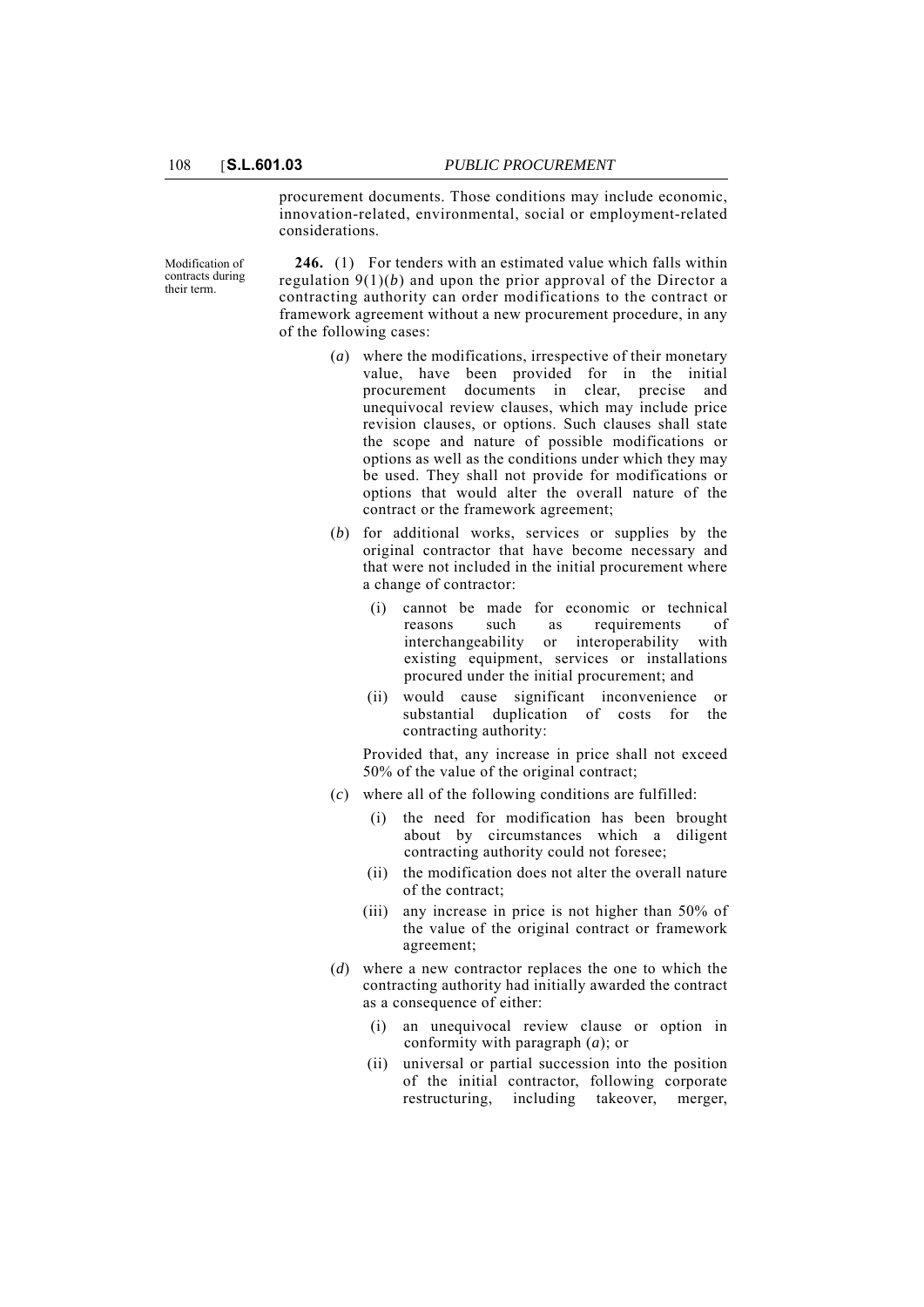procurement documents. Those conditions may include economic, innovation-related, environmental, social or employment-related considerations.

Modification of contracts during their term.

**246.** (1) For tenders with an estimated value which falls within regulation 9(1)(*b*) and upon the prior approval of the Director a contracting authority can order modifications to the contract or framework agreement without a new procurement procedure, in any of the following cases:

(*a*) where the modifications, irrespective of their monetary value, have been provided for in the initial procurement documents in clear, precise and unequivocal review clauses, which may include price revision clauses, or options. Such clauses shall state the scope and nature of possible modifications or options as well as the conditions under which they may be used. They shall not provide for modifications or options that would alter the overall nature of the contract or the framework agreement;

(*b*) for additional works, services or supplies by the original contractor that have become necessary and that were not included in the initial procurement where a change of contractor:

(i) cannot be made for economic or technical reasons such as requirements of interchangeability or interoperability with existing equipment, services or installations procured under the initial procurement; and

(ii) would cause significant inconvenience or substantial duplication of costs for the contracting authority:

Provided that, any increase in price shall not exceed 50% of the value of the original contract;

(*c*) where all of the following conditions are fulfilled:

(i) the need for modification has been brought about by circumstances which a diligent contracting authority could not foresee;

(ii) the modification does not alter the overall nature of the contract;

(iii) any increase in price is not higher than 50% of the value of the original contract or framework agreement;

(*d*) where a new contractor replaces the one to which the contracting authority had initially awarded the contract as a consequence of either:

(i) an unequivocal review clause or option in conformity with paragraph (*a*); or

(ii) universal or partial succession into the position of the initial contractor, following corporate restructuring, including takeover, merger,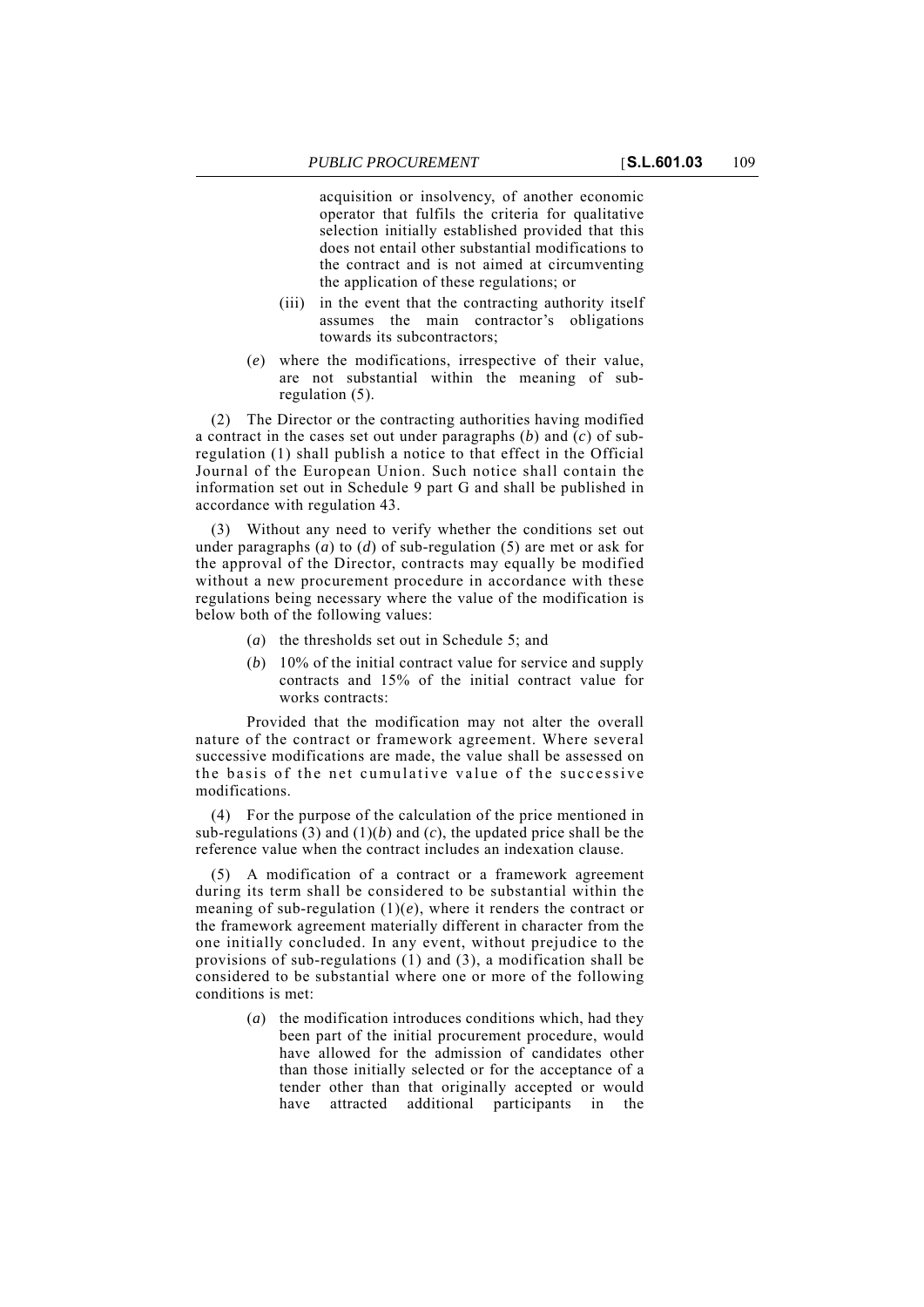acquisition or insolvency, of another economic operator that fulfils the criteria for qualitative selection initially established provided that this does not entail other substantial modifications to the contract and is not aimed at circumventing the application of these regulations; or

(iii) in the event that the contracting authority itself assumes the main contractor's obligations towards its subcontractors;

(*e*) where the modifications, irrespective of their value, are not substantial within the meaning of sub-regulation (5).

(2) The Director or the contracting authorities having modified a contract in the cases set out under paragraphs (*b*) and (*c*) of sub-regulation (1) shall publish a notice to that effect in the Official Journal of the European Union. Such notice shall contain the information set out in Schedule 9 part G and shall be published in accordance with regulation 43.

(3) Without any need to verify whether the conditions set out under paragraphs (*a*) to (*d*) of sub-regulation (5) are met or ask for the approval of the Director, contracts may equally be modified without a new procurement procedure in accordance with these regulations being necessary where the value of the modification is below both of the following values:

(*a*) the thresholds set out in Schedule 5; and

(*b*) 10% of the initial contract value for service and supply contracts and 15% of the initial contract value for works contracts:

Provided that the modification may not alter the overall nature of the contract or framework agreement. Where several successive modifications are made, the value shall be assessed on the basis of the net cumulative value of the successive modifications.

(4) For the purpose of the calculation of the price mentioned in sub-regulations (3) and (1)(*b*) and (*c*), the updated price shall be the reference value when the contract includes an indexation clause.

(5) A modification of a contract or a framework agreement during its term shall be considered to be substantial within the meaning of sub-regulation (1)(*e*), where it renders the contract or the framework agreement materially different in character from the one initially concluded. In any event, without prejudice to the provisions of sub-regulations (1) and (3), a modification shall be considered to be substantial where one or more of the following conditions is met:

(*a*) the modification introduces conditions which, had they been part of the initial procurement procedure, would have allowed for the admission of candidates other than those initially selected or for the acceptance of a tender other than that originally accepted or would have attracted additional participants in the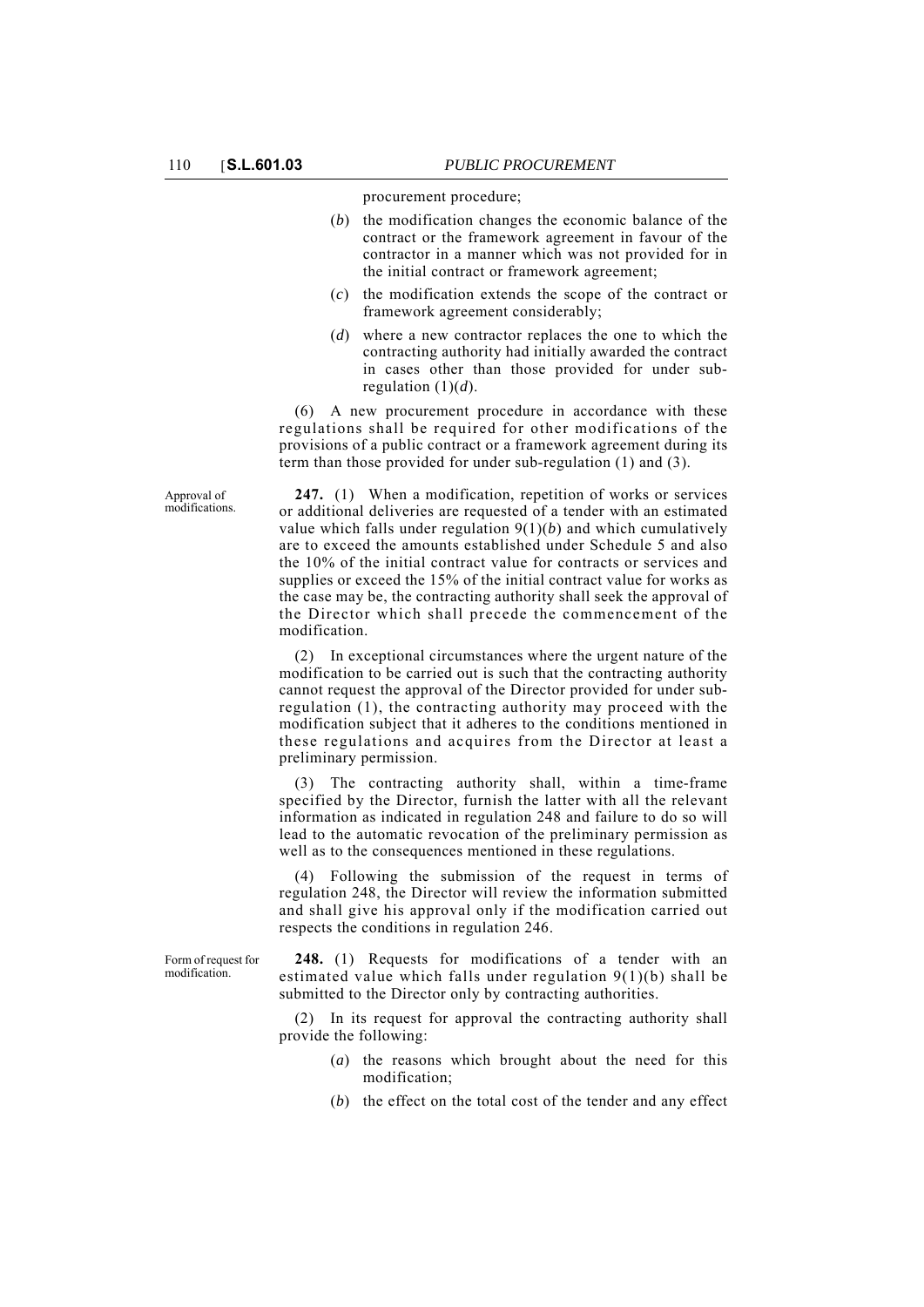procurement procedure;

(*b*) the modification changes the economic balance of the contract or the framework agreement in favour of the contractor in a manner which was not provided for in the initial contract or framework agreement;

(*c*) the modification extends the scope of the contract or framework agreement considerably;

(*d*) where a new contractor replaces the one to which the contracting authority had initially awarded the contract in cases other than those provided for under sub-regulation (1)(*d*).

(6) A new procurement procedure in accordance with these regulations shall be required for other modifications of the provisions of a public contract or a framework agreement during its term than those provided for under sub-regulation (1) and (3).

Approval of modifications.

**247.** (1) When a modification, repetition of works or services or additional deliveries are requested of a tender with an estimated value which falls under regulation 9(1)(*b*) and which cumulatively are to exceed the amounts established under Schedule 5 and also the 10% of the initial contract value for contracts or services and supplies or exceed the 15% of the initial contract value for works as the case may be, the contracting authority shall seek the approval of the Director which shall precede the commencement of the modification.

(2) In exceptional circumstances where the urgent nature of the modification to be carried out is such that the contracting authority cannot request the approval of the Director provided for under sub-regulation (1), the contracting authority may proceed with the modification subject that it adheres to the conditions mentioned in these regulations and acquires from the Director at least a preliminary permission.

(3) The contracting authority shall, within a time-frame specified by the Director, furnish the latter with all the relevant information as indicated in regulation 248 and failure to do so will lead to the automatic revocation of the preliminary permission as well as to the consequences mentioned in these regulations.

(4) Following the submission of the request in terms of regulation 248, the Director will review the information submitted and shall give his approval only if the modification carried out respects the conditions in regulation 246.

Form of request for modification.

**248.** (1) Requests for modifications of a tender with an estimated value which falls under regulation 9(1)(b) shall be submitted to the Director only by contracting authorities.

(2) In its request for approval the contracting authority shall provide the following:

(*a*) the reasons which brought about the need for this modification;

(*b*) the effect on the total cost of the tender and any effect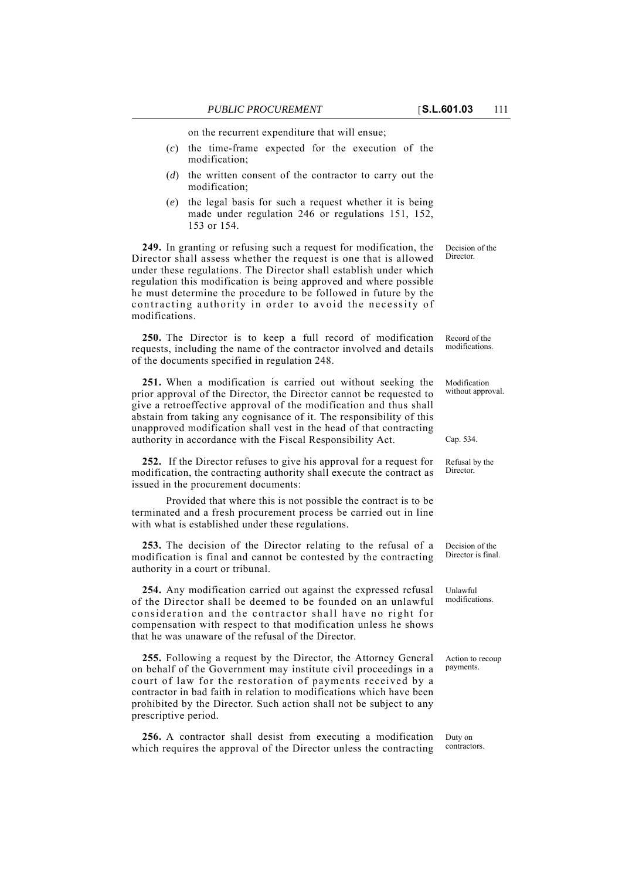on the recurrent expenditure that will ensue;

(*c*) the time-frame expected for the execution of the modification;

(*d*) the written consent of the contractor to carry out the modification;

(*e*) the legal basis for such a request whether it is being made under regulation 246 or regulations 151, 152, 153 or 154.

Decision of the Director.

**249.** In granting or refusing such a request for modification, the Director shall assess whether the request is one that is allowed under these regulations. The Director shall establish under which regulation this modification is being approved and where possible he must determine the procedure to be followed in future by the contracting authority in order to avoid the necessity of modifications.

Record of the modifications.

**250.** The Director is to keep a full record of modification requests, including the name of the contractor involved and details of the documents specified in regulation 248.

Modification without approval.

**251.** When a modification is carried out without seeking the prior approval of the Director, the Director cannot be requested to give a retroeffective approval of the modification and thus shall abstain from taking any cognisance of it. The responsibility of this unapproved modification shall vest in the head of that contracting authority in accordance with the Fiscal Responsibility Act.

Cap. 534.

Refusal by the Director.

**252.** If the Director refuses to give his approval for a request for modification, the contracting authority shall execute the contract as issued in the procurement documents:

Provided that where this is not possible the contract is to be terminated and a fresh procurement process be carried out in line with what is established under these regulations.

Decision of the Director is final.

**253.** The decision of the Director relating to the refusal of a modification is final and cannot be contested by the contracting authority in a court or tribunal.

Unlawful modifications.

**254.** Any modification carried out against the expressed refusal of the Director shall be deemed to be founded on an unlawful consideration and the contractor shall have no right for compensation with respect to that modification unless he shows that he was unaware of the refusal of the Director.

Action to recoup payments.

**255.** Following a request by the Director, the Attorney General on behalf of the Government may institute civil proceedings in a court of law for the restoration of payments received by a contractor in bad faith in relation to modifications which have been prohibited by the Director. Such action shall not be subject to any prescriptive period.

Duty on contractors.

**256.** A contractor shall desist from executing a modification which requires the approval of the Director unless the contracting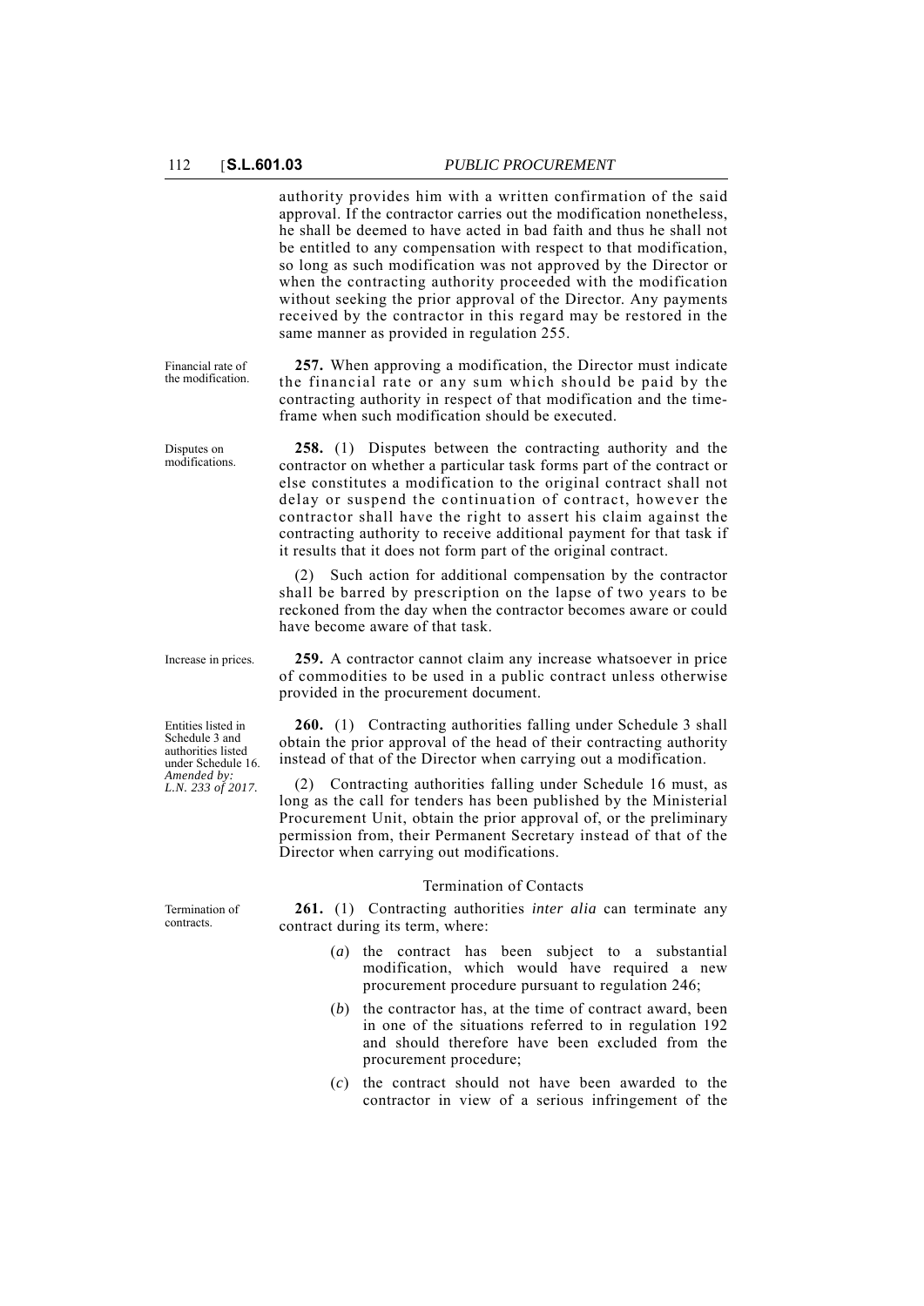authority provides him with a written confirmation of the said approval. If the contractor carries out the modification nonetheless, he shall be deemed to have acted in bad faith and thus he shall not be entitled to any compensation with respect to that modification, so long as such modification was not approved by the Director or when the contracting authority proceeded with the modification without seeking the prior approval of the Director. Any payments received by the contractor in this regard may be restored in the same manner as provided in regulation 255.

Financial rate of the modification.

**257.** When approving a modification, the Director must indicate the financial rate or any sum which should be paid by the contracting authority in respect of that modification and the time-frame when such modification should be executed.

Disputes on modifications.

**258.** (1) Disputes between the contracting authority and the contractor on whether a particular task forms part of the contract or else constitutes a modification to the original contract shall not delay or suspend the continuation of contract, however the contractor shall have the right to assert his claim against the contracting authority to receive additional payment for that task if it results that it does not form part of the original contract.

(2) Such action for additional compensation by the contractor shall be barred by prescription on the lapse of two years to be reckoned from the day when the contractor becomes aware or could have become aware of that task.

Increase in prices.

**259.** A contractor cannot claim any increase whatsoever in price of commodities to be used in a public contract unless otherwise provided in the procurement document.

Entities listed in Schedule 3 and authorities listed under Schedule 16. *Amended by: L.N. 233 of 2017.*

**260.** (1) Contracting authorities falling under Schedule 3 shall obtain the prior approval of the head of their contracting authority instead of that of the Director when carrying out a modification.

(2) Contracting authorities falling under Schedule 16 must, as long as the call for tenders has been published by the Ministerial Procurement Unit, obtain the prior approval of, or the preliminary permission from, their Permanent Secretary instead of that of the Director when carrying out modifications.

## Termination of Contacts

Termination of contracts.

**261.** (1) Contracting authorities *inter alia* can terminate any contract during its term, where:

(*a*) the contract has been subject to a substantial modification, which would have required a new procurement procedure pursuant to regulation 246;

(*b*) the contractor has, at the time of contract award, been in one of the situations referred to in regulation 192 and should therefore have been excluded from the procurement procedure;

(*c*) the contract should not have been awarded to the contractor in view of a serious infringement of the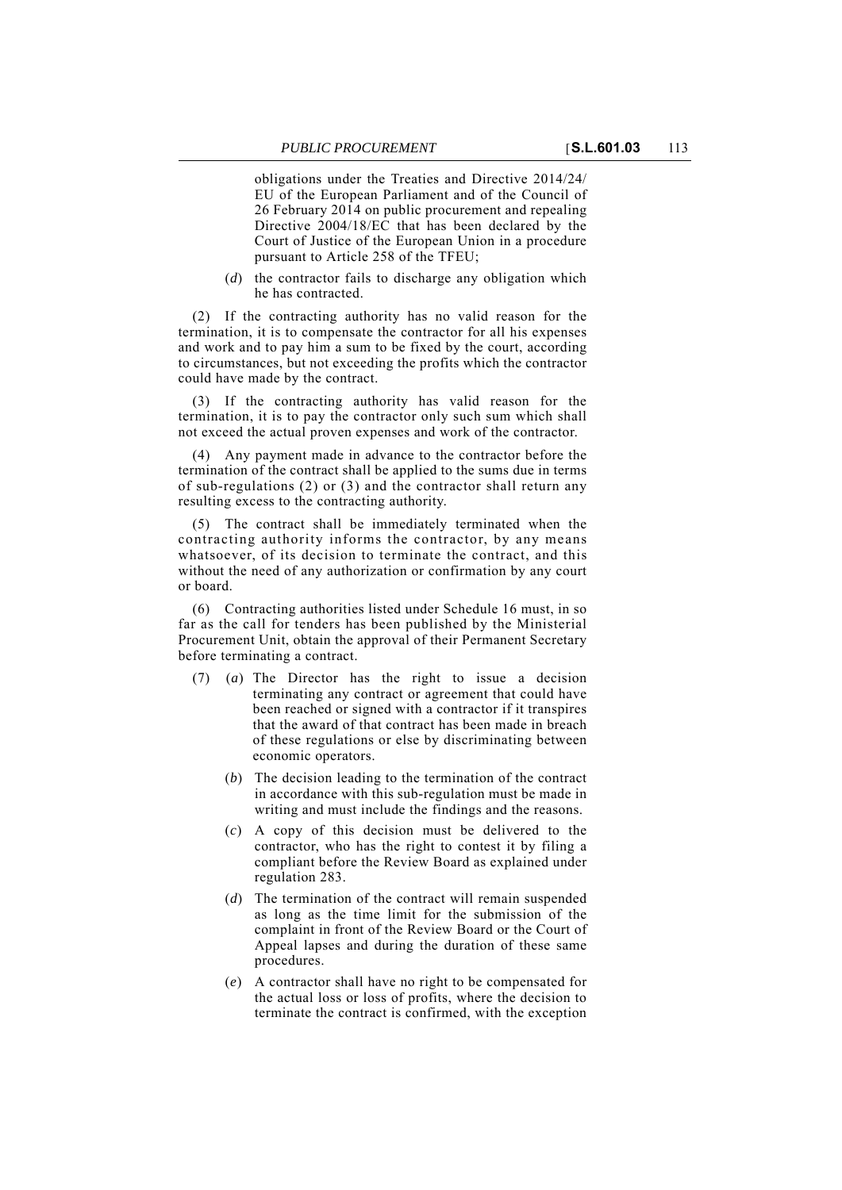obligations under the Treaties and Directive 2014/24/EU of the European Parliament and of the Council of 26 February 2014 on public procurement and repealing Directive 2004/18/EC that has been declared by the Court of Justice of the European Union in a procedure pursuant to Article 258 of the TFEU;

(*d*) the contractor fails to discharge any obligation which he has contracted.

(2) If the contracting authority has no valid reason for the termination, it is to compensate the contractor for all his expenses and work and to pay him a sum to be fixed by the court, according to circumstances, but not exceeding the profits which the contractor could have made by the contract.

(3) If the contracting authority has valid reason for the termination, it is to pay the contractor only such sum which shall not exceed the actual proven expenses and work of the contractor.

(4) Any payment made in advance to the contractor before the termination of the contract shall be applied to the sums due in terms of sub-regulations (2) or (3) and the contractor shall return any resulting excess to the contracting authority.

(5) The contract shall be immediately terminated when the contracting authority informs the contractor, by any means whatsoever, of its decision to terminate the contract, and this without the need of any authorization or confirmation by any court or board.

(6) Contracting authorities listed under Schedule 16 must, in so far as the call for tenders has been published by the Ministerial Procurement Unit, obtain the approval of their Permanent Secretary before terminating a contract.

(7) (*a*) The Director has the right to issue a decision terminating any contract or agreement that could have been reached or signed with a contractor if it transpires that the award of that contract has been made in breach of these regulations or else by discriminating between economic operators.

(*b*) The decision leading to the termination of the contract in accordance with this sub-regulation must be made in writing and must include the findings and the reasons.

(*c*) A copy of this decision must be delivered to the contractor, who has the right to contest it by filing a compliant before the Review Board as explained under regulation 283.

(*d*) The termination of the contract will remain suspended as long as the time limit for the submission of the complaint in front of the Review Board or the Court of Appeal lapses and during the duration of these same procedures.

(*e*) A contractor shall have no right to be compensated for the actual loss or loss of profits, where the decision to terminate the contract is confirmed, with the exception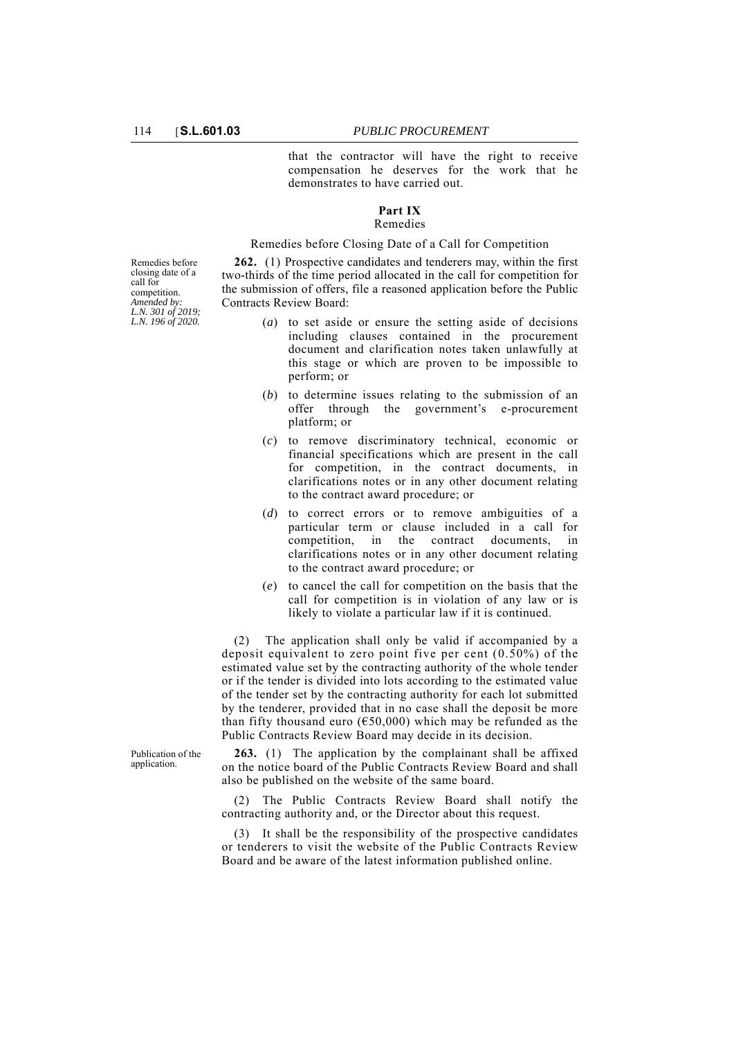that the contractor will have the right to receive compensation he deserves for the work that he demonstrates to have carried out.

## Part IX
### Remedies

#### Remedies before Closing Date of a Call for Competition

Remedies before closing date of a call for competition.
*Amended by: L.N. 301 of 2019; L.N. 196 of 2020.*

**262.** (1) Prospective candidates and tenderers may, within the first two-thirds of the time period allocated in the call for competition for the submission of offers, file a reasoned application before the Public Contracts Review Board:

(*a*) to set aside or ensure the setting aside of decisions including clauses contained in the procurement document and clarification notes taken unlawfully at this stage or which are proven to be impossible to perform; or

(*b*) to determine issues relating to the submission of an offer through the government's e-procurement platform; or

(*c*) to remove discriminatory technical, economic or financial specifications which are present in the call for competition, in the contract documents, in clarifications notes or in any other document relating to the contract award procedure; or

(*d*) to correct errors or to remove ambiguities of a particular term or clause included in a call for competition, in the contract documents, in clarifications notes or in any other document relating to the contract award procedure; or

(*e*) to cancel the call for competition on the basis that the call for competition is in violation of any law or is likely to violate a particular law if it is continued.

(2) The application shall only be valid if accompanied by a deposit equivalent to zero point five per cent (0.50%) of the estimated value set by the contracting authority of the whole tender or if the tender is divided into lots according to the estimated value of the tender set by the contracting authority for each lot submitted by the tenderer, provided that in no case shall the deposit be more than fifty thousand euro (€50,000) which may be refunded as the Public Contracts Review Board may decide in its decision.

Publication of the application.

**263.** (1) The application by the complainant shall be affixed on the notice board of the Public Contracts Review Board and shall also be published on the website of the same board.

(2) The Public Contracts Review Board shall notify the contracting authority and, or the Director about this request.

(3) It shall be the responsibility of the prospective candidates or tenderers to visit the website of the Public Contracts Review Board and be aware of the latest information published online.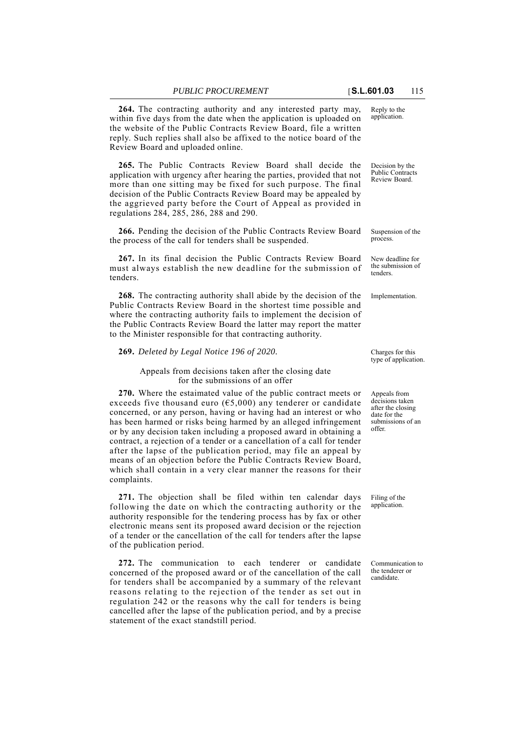**264.** The contracting authority and any interested party may, within five days from the date when the application is uploaded on the website of the Public Contracts Review Board, file a written reply. Such replies shall also be affixed to the notice board of the Review Board and uploaded online.

Reply to the application.

**265.** The Public Contracts Review Board shall decide the application with urgency after hearing the parties, provided that not more than one sitting may be fixed for such purpose. The final decision of the Public Contracts Review Board may be appealed by the aggrieved party before the Court of Appeal as provided in regulations 284, 285, 286, 288 and 290.

Decision by the Public Contracts Review Board.

**266.** Pending the decision of the Public Contracts Review Board the process of the call for tenders shall be suspended.

Suspension of the process.

**267.** In its final decision the Public Contracts Review Board must always establish the new deadline for the submission of tenders.

New deadline for the submission of tenders.

**268.** The contracting authority shall abide by the decision of the Public Contracts Review Board in the shortest time possible and where the contracting authority fails to implement the decision of the Public Contracts Review Board the latter may report the matter to the Minister responsible for that contracting authority.

Implementation.

**269.** *Deleted by Legal Notice 196 of 2020.*

Charges for this type of application.

Appeals from decisions taken after the closing date for the submissions of an offer

**270.** Where the estaimated value of the public contract meets or exceeds five thousand euro (€5,000) any tenderer or candidate concerned, or any person, having or having had an interest or who has been harmed or risks being harmed by an alleged infringement or by any decision taken including a proposed award in obtaining a contract, a rejection of a tender or a cancellation of a call for tender after the lapse of the publication period, may file an appeal by means of an objection before the Public Contracts Review Board, which shall contain in a very clear manner the reasons for their complaints.

Appeals from decisions taken after the closing date for the submissions of an offer.

**271.** The objection shall be filed within ten calendar days following the date on which the contracting authority or the authority responsible for the tendering process has by fax or other electronic means sent its proposed award decision or the rejection of a tender or the cancellation of the call for tenders after the lapse of the publication period.

Filing of the application.

**272.** The communication to each tenderer or candidate concerned of the proposed award or of the cancellation of the call for tenders shall be accompanied by a summary of the relevant reasons relating to the rejection of the tender as set out in regulation 242 or the reasons why the call for tenders is being cancelled after the lapse of the publication period, and by a precise statement of the exact standstill period.

Communication to the tenderer or candidate.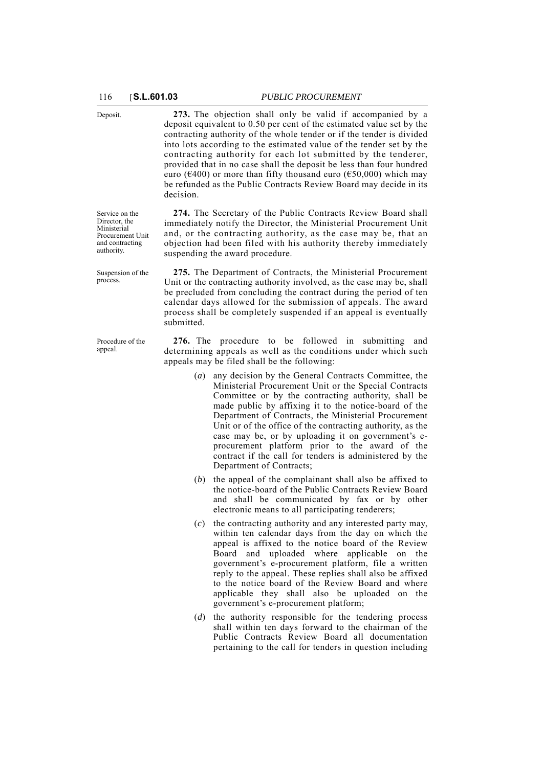Deposit.

**273.** The objection shall only be valid if accompanied by a deposit equivalent to 0.50 per cent of the estimated value set by the contracting authority of the whole tender or if the tender is divided into lots according to the estimated value of the tender set by the contracting authority for each lot submitted by the tenderer, provided that in no case shall the deposit be less than four hundred euro (€400) or more than fifty thousand euro (€50,000) which may be refunded as the Public Contracts Review Board may decide in its decision.

Service on the Director, the Ministerial Procurement Unit and contracting authority.

**274.** The Secretary of the Public Contracts Review Board shall immediately notify the Director, the Ministerial Procurement Unit and, or the contracting authority, as the case may be, that an objection had been filed with his authority thereby immediately suspending the award procedure.

Suspension of the process.

**275.** The Department of Contracts, the Ministerial Procurement Unit or the contracting authority involved, as the case may be, shall be precluded from concluding the contract during the period of ten calendar days allowed for the submission of appeals. The award process shall be completely suspended if an appeal is eventually submitted.

Procedure of the appeal.

**276.** The procedure to be followed in submitting and determining appeals as well as the conditions under which such appeals may be filed shall be the following:

(*a*) any decision by the General Contracts Committee, the Ministerial Procurement Unit or the Special Contracts Committee or by the contracting authority, shall be made public by affixing it to the notice-board of the Department of Contracts, the Ministerial Procurement Unit or of the office of the contracting authority, as the case may be, or by uploading it on government's e-procurement platform prior to the award of the contract if the call for tenders is administered by the Department of Contracts;

(*b*) the appeal of the complainant shall also be affixed to the notice-board of the Public Contracts Review Board and shall be communicated by fax or by other electronic means to all participating tenderers;

(*c*) the contracting authority and any interested party may, within ten calendar days from the day on which the appeal is affixed to the notice board of the Review Board and uploaded where applicable on the government's e-procurement platform, file a written reply to the appeal. These replies shall also be affixed to the notice board of the Review Board and where applicable they shall also be uploaded on the government's e-procurement platform;

(*d*) the authority responsible for the tendering process shall within ten days forward to the chairman of the Public Contracts Review Board all documentation pertaining to the call for tenders in question including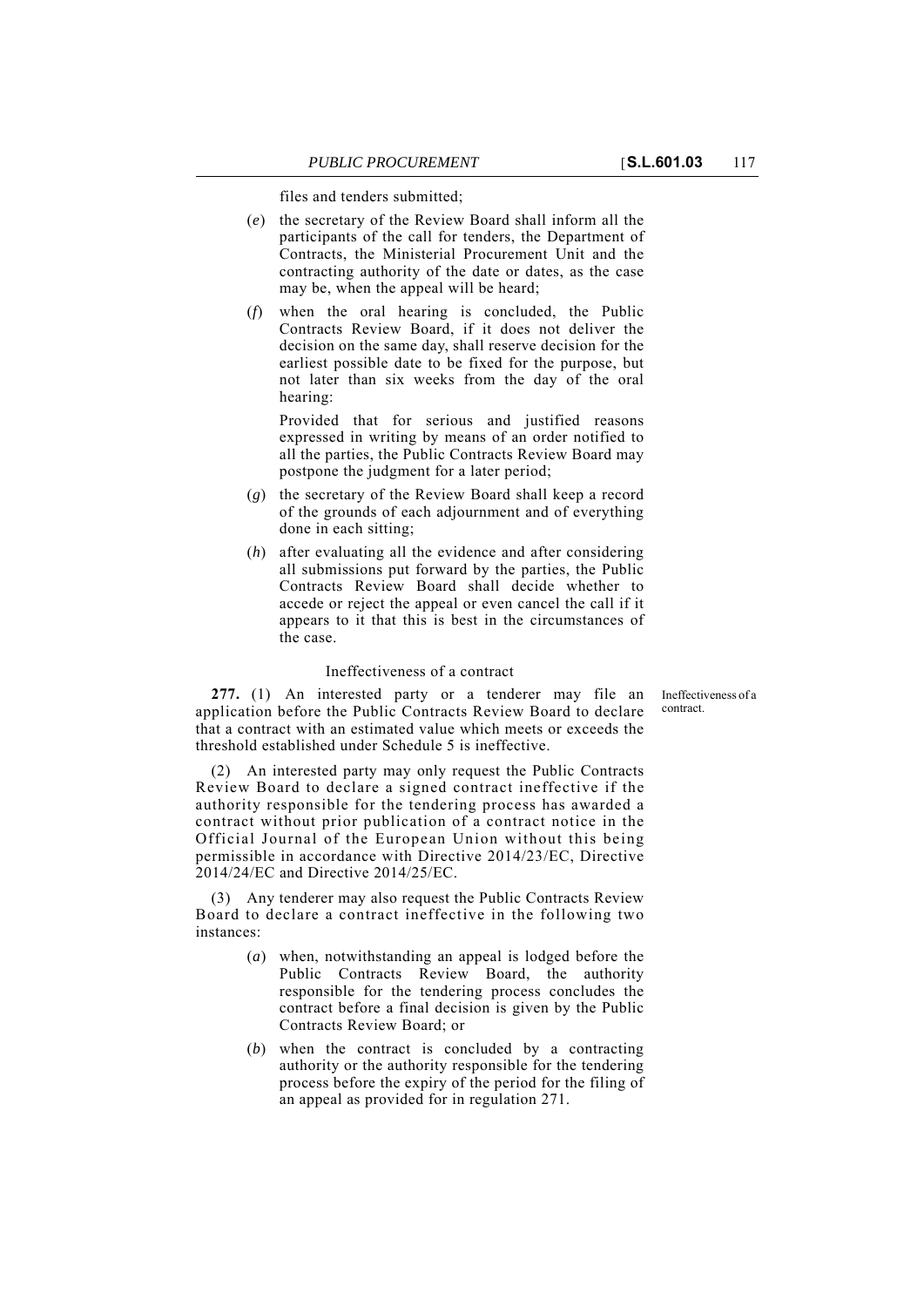files and tenders submitted;

(*e*) the secretary of the Review Board shall inform all the participants of the call for tenders, the Department of Contracts, the Ministerial Procurement Unit and the contracting authority of the date or dates, as the case may be, when the appeal will be heard;

(*f*) when the oral hearing is concluded, the Public Contracts Review Board, if it does not deliver the decision on the same day, shall reserve decision for the earliest possible date to be fixed for the purpose, but not later than six weeks from the day of the oral hearing:

Provided that for serious and justified reasons expressed in writing by means of an order notified to all the parties, the Public Contracts Review Board may postpone the judgment for a later period;

(*g*) the secretary of the Review Board shall keep a record of the grounds of each adjournment and of everything done in each sitting;

(*h*) after evaluating all the evidence and after considering all submissions put forward by the parties, the Public Contracts Review Board shall decide whether to accede or reject the appeal or even cancel the call if it appears to it that this is best in the circumstances of the case.

Ineffectiveness of a contract

Ineffectiveness of a contract.

**277.** (1) An interested party or a tenderer may file an application before the Public Contracts Review Board to declare that a contract with an estimated value which meets or exceeds the threshold established under Schedule 5 is ineffective.

(2) An interested party may only request the Public Contracts Review Board to declare a signed contract ineffective if the authority responsible for the tendering process has awarded a contract without prior publication of a contract notice in the Official Journal of the European Union without this being permissible in accordance with Directive 2014/23/EC, Directive 2014/24/EC and Directive 2014/25/EC.

(3) Any tenderer may also request the Public Contracts Review Board to declare a contract ineffective in the following two instances:

(*a*) when, notwithstanding an appeal is lodged before the Public Contracts Review Board, the authority responsible for the tendering process concludes the contract before a final decision is given by the Public Contracts Review Board; or

(*b*) when the contract is concluded by a contracting authority or the authority responsible for the tendering process before the expiry of the period for the filing of an appeal as provided for in regulation 271.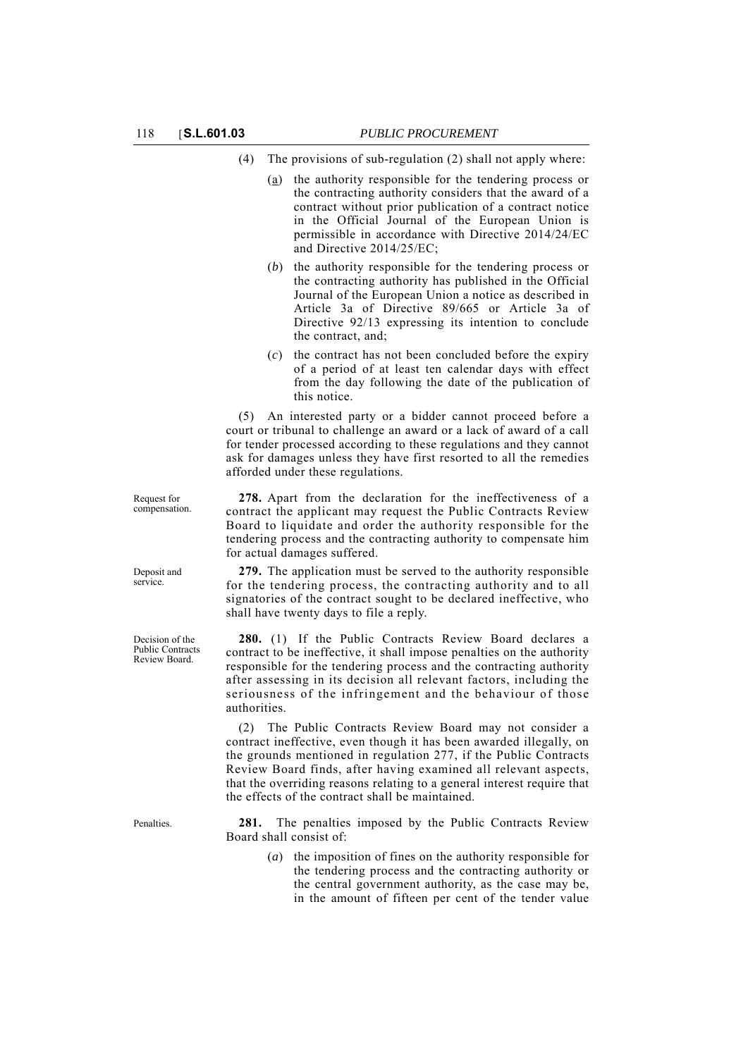(4) The provisions of sub-regulation (2) shall not apply where:

(a) the authority responsible for the tendering process or the contracting authority considers that the award of a contract without prior publication of a contract notice in the Official Journal of the European Union is permissible in accordance with Directive 2014/24/EC and Directive 2014/25/EC;

(*b*) the authority responsible for the tendering process or the contracting authority has published in the Official Journal of the European Union a notice as described in Article 3a of Directive 89/665 or Article 3a of Directive 92/13 expressing its intention to conclude the contract, and;

(*c*) the contract has not been concluded before the expiry of a period of at least ten calendar days with effect from the day following the date of the publication of this notice.

(5) An interested party or a bidder cannot proceed before a court or tribunal to challenge an award or a lack of award of a call for tender processed according to these regulations and they cannot ask for damages unless they have first resorted to all the remedies afforded under these regulations.

Request for compensation.

**278.** Apart from the declaration for the ineffectiveness of a contract the applicant may request the Public Contracts Review Board to liquidate and order the authority responsible for the tendering process and the contracting authority to compensate him for actual damages suffered.

Deposit and service.

**279.** The application must be served to the authority responsible for the tendering process, the contracting authority and to all signatories of the contract sought to be declared ineffective, who shall have twenty days to file a reply.

Decision of the Public Contracts Review Board.

**280.** (1) If the Public Contracts Review Board declares a contract to be ineffective, it shall impose penalties on the authority responsible for the tendering process and the contracting authority after assessing in its decision all relevant factors, including the seriousness of the infringement and the behaviour of those authorities.

(2) The Public Contracts Review Board may not consider a contract ineffective, even though it has been awarded illegally, on the grounds mentioned in regulation 277, if the Public Contracts Review Board finds, after having examined all relevant aspects, that the overriding reasons relating to a general interest require that the effects of the contract shall be maintained.

Penalties.

**281.** The penalties imposed by the Public Contracts Review Board shall consist of:

(*a*) the imposition of fines on the authority responsible for the tendering process and the contracting authority or the central government authority, as the case may be, in the amount of fifteen per cent of the tender value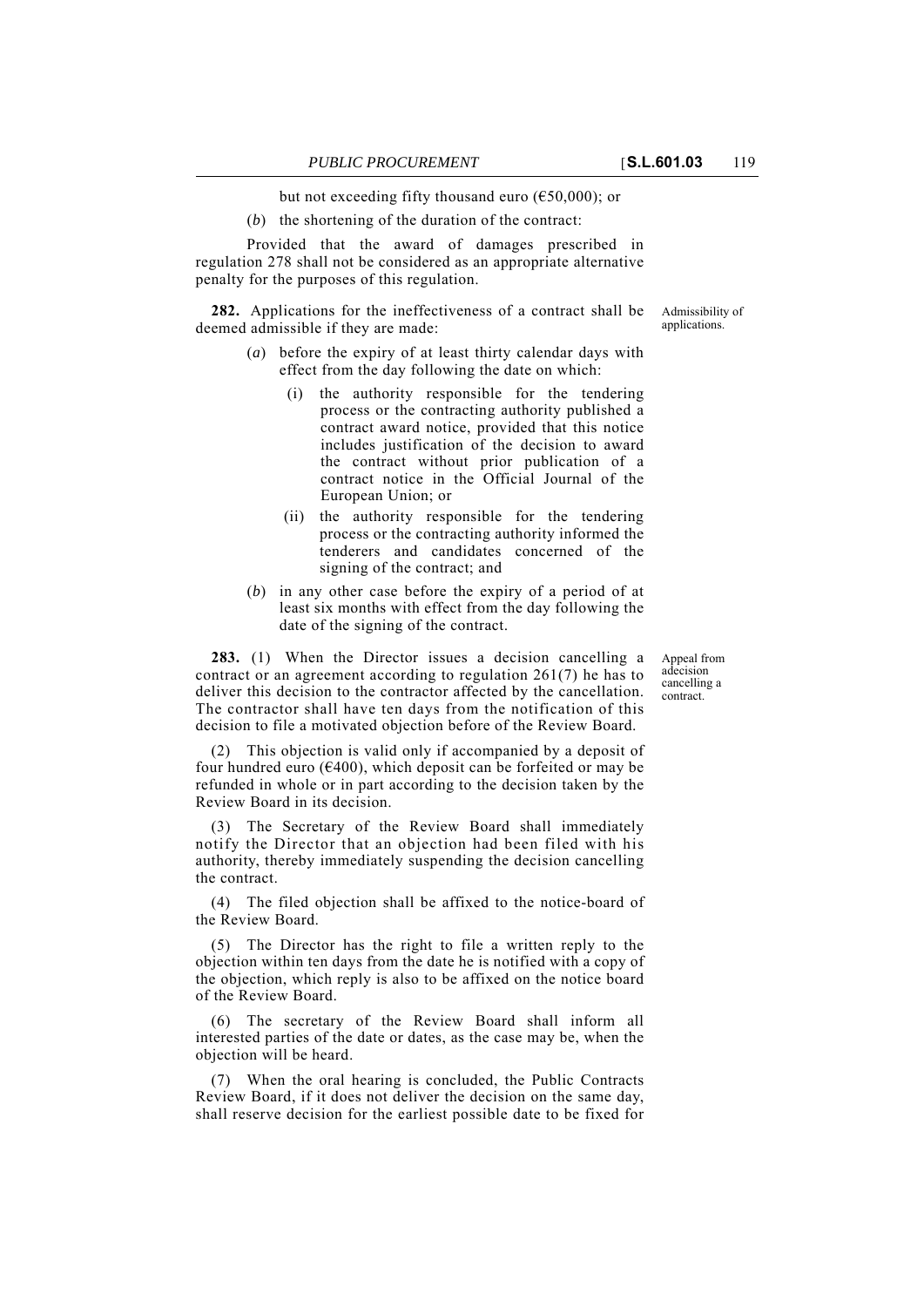but not exceeding fifty thousand euro (€50,000); or

(*b*) the shortening of the duration of the contract:

Provided that the award of damages prescribed in regulation 278 shall not be considered as an appropriate alternative penalty for the purposes of this regulation.

*Admissibility of applications.*

**282.** Applications for the ineffectiveness of a contract shall be deemed admissible if they are made:

(*a*) before the expiry of at least thirty calendar days with effect from the day following the date on which:

(i) the authority responsible for the tendering process or the contracting authority published a contract award notice, provided that this notice includes justification of the decision to award the contract without prior publication of a contract notice in the Official Journal of the European Union; or

(ii) the authority responsible for the tendering process or the contracting authority informed the tenderers and candidates concerned of the signing of the contract; and

(*b*) in any other case before the expiry of a period of at least six months with effect from the day following the date of the signing of the contract.

*Appeal from adecision cancelling a contract.*

**283.** (1) When the Director issues a decision cancelling a contract or an agreement according to regulation 261(7) he has to deliver this decision to the contractor affected by the cancellation. The contractor shall have ten days from the notification of this decision to file a motivated objection before of the Review Board.

(2) This objection is valid only if accompanied by a deposit of four hundred euro (€400), which deposit can be forfeited or may be refunded in whole or in part according to the decision taken by the Review Board in its decision.

(3) The Secretary of the Review Board shall immediately notify the Director that an objection had been filed with his authority, thereby immediately suspending the decision cancelling the contract.

(4) The filed objection shall be affixed to the notice-board of the Review Board.

(5) The Director has the right to file a written reply to the objection within ten days from the date he is notified with a copy of the objection, which reply is also to be affixed on the notice board of the Review Board.

(6) The secretary of the Review Board shall inform all interested parties of the date or dates, as the case may be, when the objection will be heard.

(7) When the oral hearing is concluded, the Public Contracts Review Board, if it does not deliver the decision on the same day, shall reserve decision for the earliest possible date to be fixed for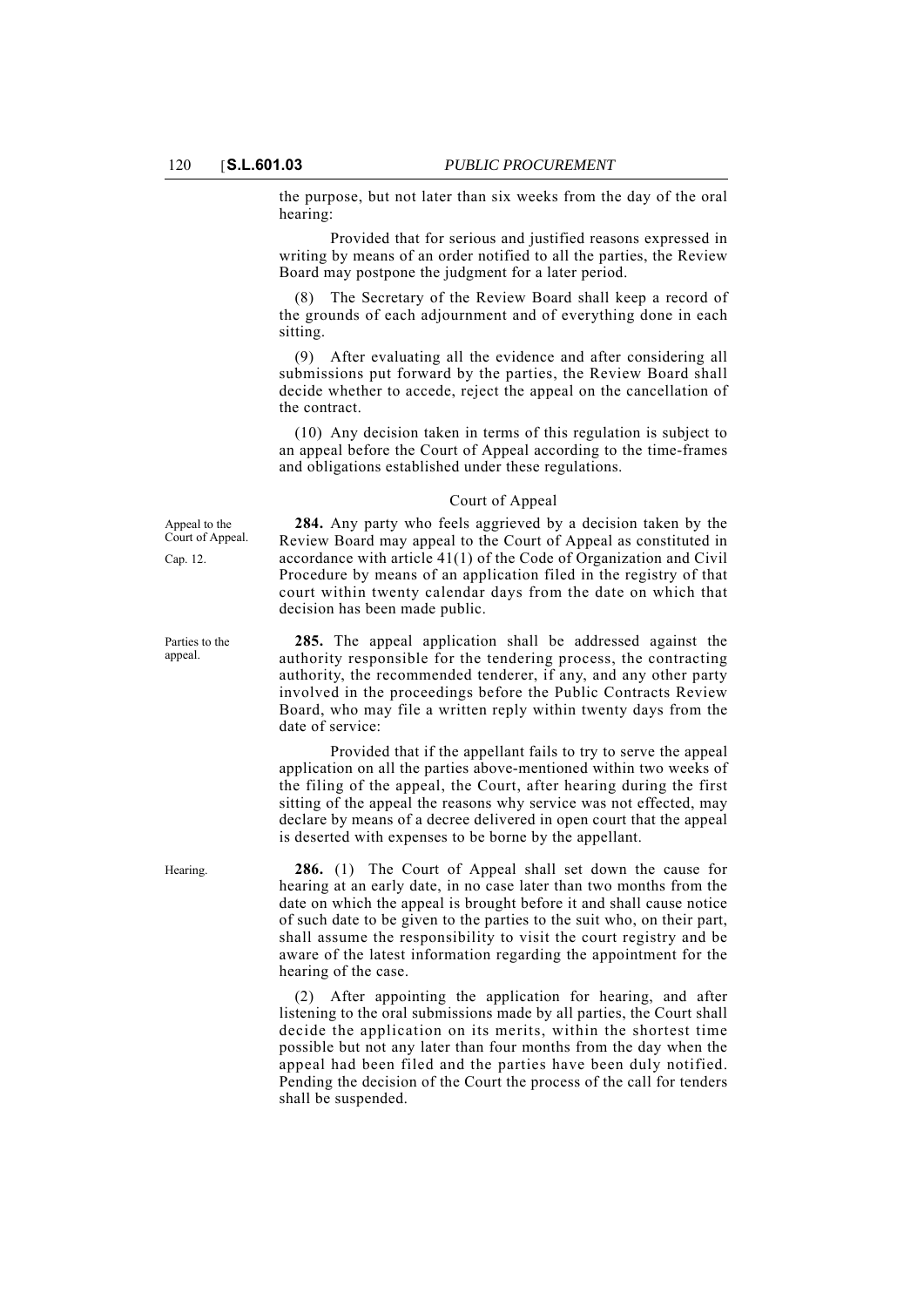the purpose, but not later than six weeks from the day of the oral hearing:

Provided that for serious and justified reasons expressed in writing by means of an order notified to all the parties, the Review Board may postpone the judgment for a later period.

(8) The Secretary of the Review Board shall keep a record of the grounds of each adjournment and of everything done in each sitting.

(9) After evaluating all the evidence and after considering all submissions put forward by the parties, the Review Board shall decide whether to accede, reject the appeal on the cancellation of the contract.

(10) Any decision taken in terms of this regulation is subject to an appeal before the Court of Appeal according to the time-frames and obligations established under these regulations.

## Court of Appeal

*Appeal to the Court of Appeal.*
*Cap. 12.*

**284.** Any party who feels aggrieved by a decision taken by the Review Board may appeal to the Court of Appeal as constituted in accordance with article 41(1) of the Code of Organization and Civil Procedure by means of an application filed in the registry of that court within twenty calendar days from the date on which that decision has been made public.

*Parties to the appeal.*

**285.** The appeal application shall be addressed against the authority responsible for the tendering process, the contracting authority, the recommended tenderer, if any, and any other party involved in the proceedings before the Public Contracts Review Board, who may file a written reply within twenty days from the date of service:

Provided that if the appellant fails to try to serve the appeal application on all the parties above-mentioned within two weeks of the filing of the appeal, the Court, after hearing during the first sitting of the appeal the reasons why service was not effected, may declare by means of a decree delivered in open court that the appeal is deserted with expenses to be borne by the appellant.

*Hearing.*

**286.** (1) The Court of Appeal shall set down the cause for hearing at an early date, in no case later than two months from the date on which the appeal is brought before it and shall cause notice of such date to be given to the parties to the suit who, on their part, shall assume the responsibility to visit the court registry and be aware of the latest information regarding the appointment for the hearing of the case.

(2) After appointing the application for hearing, and after listening to the oral submissions made by all parties, the Court shall decide the application on its merits, within the shortest time possible but not any later than four months from the day when the appeal had been filed and the parties have been duly notified. Pending the decision of the Court the process of the call for tenders shall be suspended.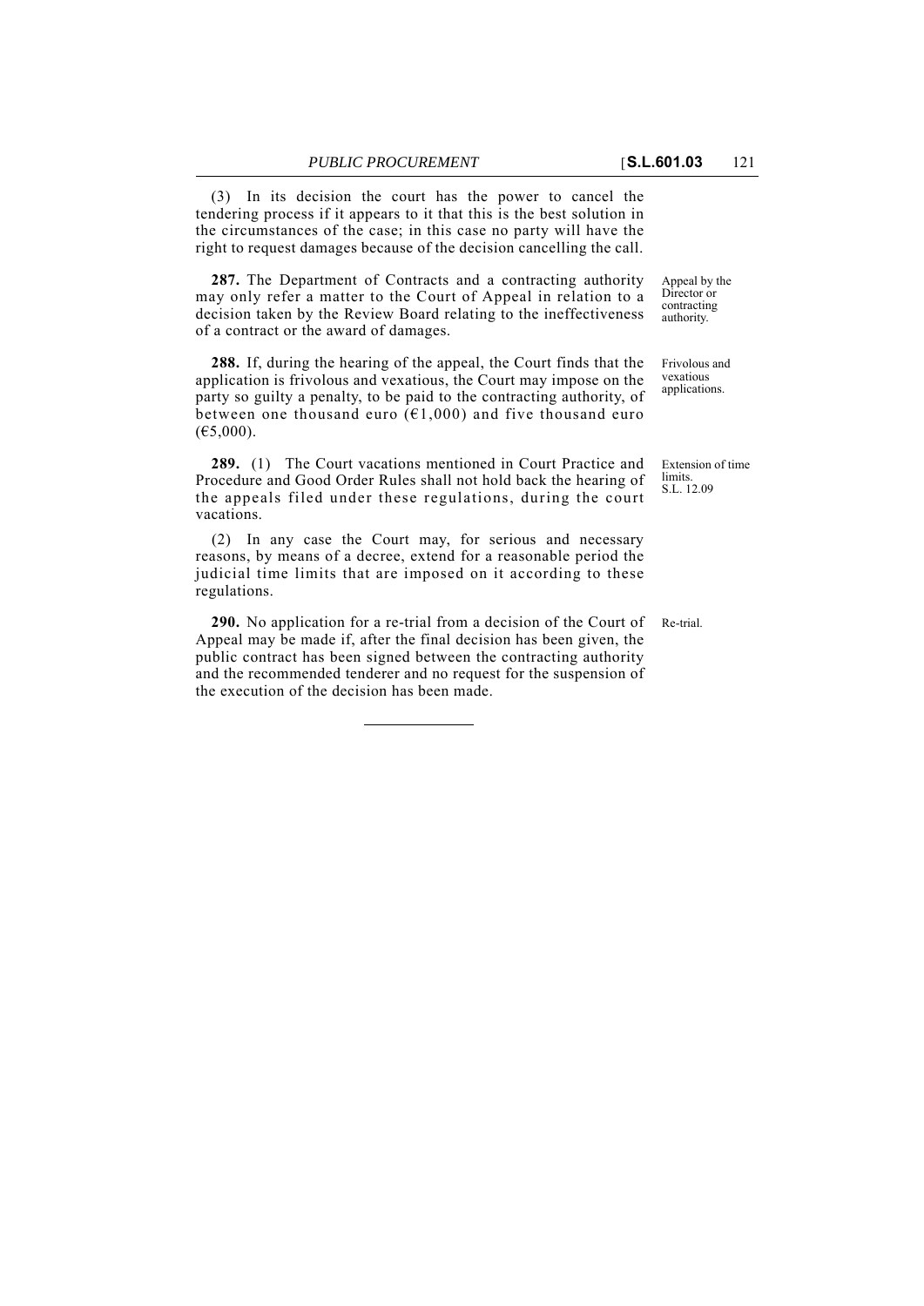(3) In its decision the court has the power to cancel the tendering process if it appears to it that this is the best solution in the circumstances of the case; in this case no party will have the right to request damages because of the decision cancelling the call.

*Appeal by the Director or contracting authority.*

**287.** The Department of Contracts and a contracting authority may only refer a matter to the Court of Appeal in relation to a decision taken by the Review Board relating to the ineffectiveness of a contract or the award of damages.

*Frivolous and vexatious applications.*

**288.** If, during the hearing of the appeal, the Court finds that the application is frivolous and vexatious, the Court may impose on the party so guilty a penalty, to be paid to the contracting authority, of between one thousand euro (€1,000) and five thousand euro (€5,000).

*Extension of time limits.*
*S.L. 12.09*

**289.** (1) The Court vacations mentioned in Court Practice and Procedure and Good Order Rules shall not hold back the hearing of the appeals filed under these regulations, during the court vacations.

(2) In any case the Court may, for serious and necessary reasons, by means of a decree, extend for a reasonable period the judicial time limits that are imposed on it according to these regulations.

*Re-trial.*

**290.** No application for a re-trial from a decision of the Court of Appeal may be made if, after the final decision has been given, the public contract has been signed between the contracting authority and the recommended tenderer and no request for the suspension of the execution of the decision has been made.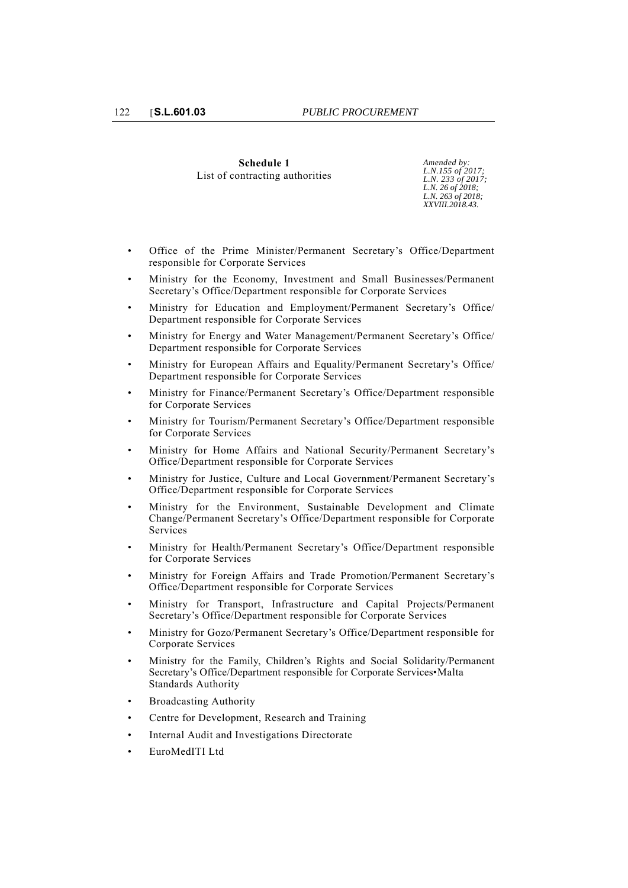## Schedule 1

List of contracting authorities

*Amended by:*
*L.N.155 of 2017;*
*L.N. 233 of 2017;*
*L.N. 26 of 2018;*
*L.N. 263 of 2018;*
*XXVIII.2018.43.*

- Office of the Prime Minister/Permanent Secretary's Office/Department responsible for Corporate Services
- Ministry for the Economy, Investment and Small Businesses/Permanent Secretary's Office/Department responsible for Corporate Services
- Ministry for Education and Employment/Permanent Secretary's Office/ Department responsible for Corporate Services
- Ministry for Energy and Water Management/Permanent Secretary's Office/ Department responsible for Corporate Services
- Ministry for European Affairs and Equality/Permanent Secretary's Office/ Department responsible for Corporate Services
- Ministry for Finance/Permanent Secretary's Office/Department responsible for Corporate Services
- Ministry for Tourism/Permanent Secretary's Office/Department responsible for Corporate Services
- Ministry for Home Affairs and National Security/Permanent Secretary's Office/Department responsible for Corporate Services
- Ministry for Justice, Culture and Local Government/Permanent Secretary's Office/Department responsible for Corporate Services
- Ministry for the Environment, Sustainable Development and Climate Change/Permanent Secretary's Office/Department responsible for Corporate Services
- Ministry for Health/Permanent Secretary's Office/Department responsible for Corporate Services
- Ministry for Foreign Affairs and Trade Promotion/Permanent Secretary's Office/Department responsible for Corporate Services
- Ministry for Transport, Infrastructure and Capital Projects/Permanent Secretary's Office/Department responsible for Corporate Services
- Ministry for Gozo/Permanent Secretary's Office/Department responsible for Corporate Services
- Ministry for the Family, Children's Rights and Social Solidarity/Permanent Secretary's Office/Department responsible for Corporate Services•Malta Standards Authority
- Broadcasting Authority
- Centre for Development, Research and Training
- Internal Audit and Investigations Directorate
- EuroMedITI Ltd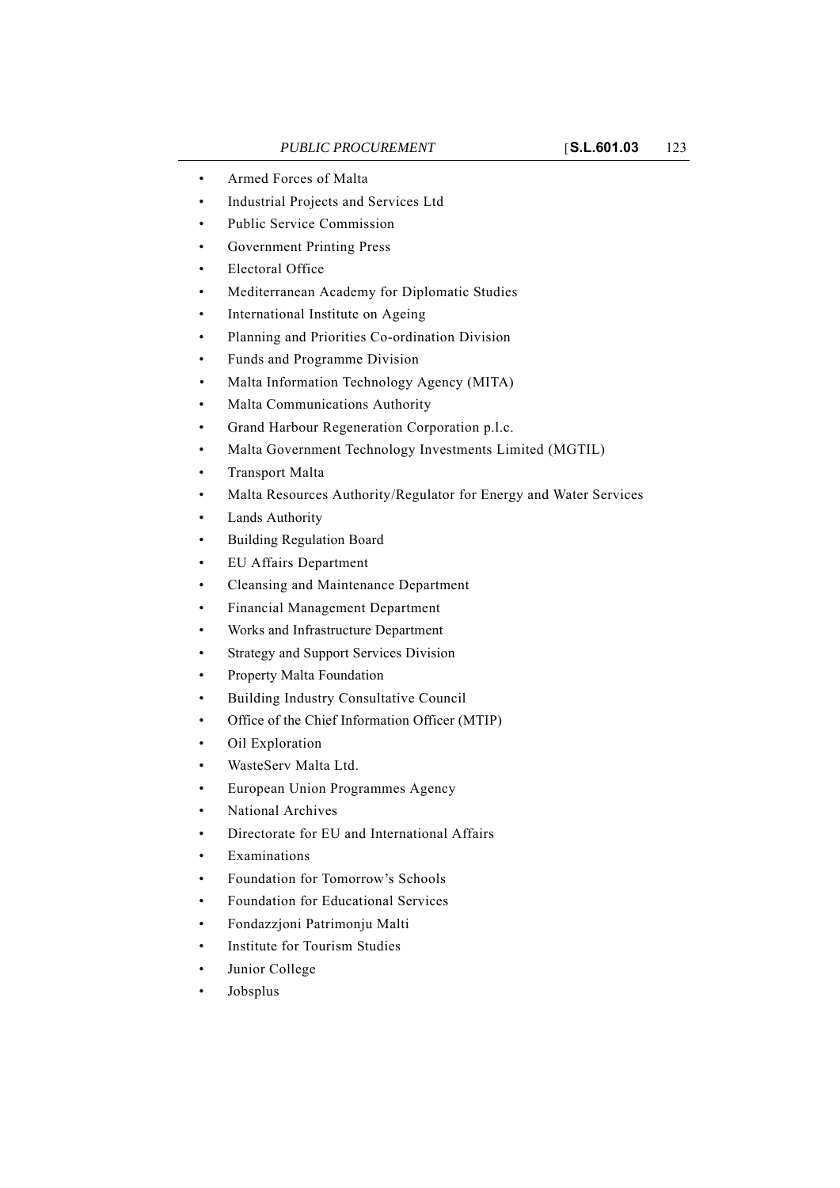- Armed Forces of Malta
- Industrial Projects and Services Ltd
- Public Service Commission
- Government Printing Press
- Electoral Office
- Mediterranean Academy for Diplomatic Studies
- International Institute on Ageing
- Planning and Priorities Co-ordination Division
- Funds and Programme Division
- Malta Information Technology Agency (MITA)
- Malta Communications Authority
- Grand Harbour Regeneration Corporation p.l.c.
- Malta Government Technology Investments Limited (MGTIL)
- Transport Malta
- Malta Resources Authority/Regulator for Energy and Water Services
- Lands Authority
- Building Regulation Board
- EU Affairs Department
- Cleansing and Maintenance Department
- Financial Management Department
- Works and Infrastructure Department
- Strategy and Support Services Division
- Property Malta Foundation
- Building Industry Consultative Council
- Office of the Chief Information Officer (MTIP)
- Oil Exploration
- WasteServ Malta Ltd.
- European Union Programmes Agency
- National Archives
- Directorate for EU and International Affairs
- Examinations
- Foundation for Tomorrow's Schools
- Foundation for Educational Services
- Fondazzjoni Patrimonju Malti
- Institute for Tourism Studies
- Junior College
- Jobsplus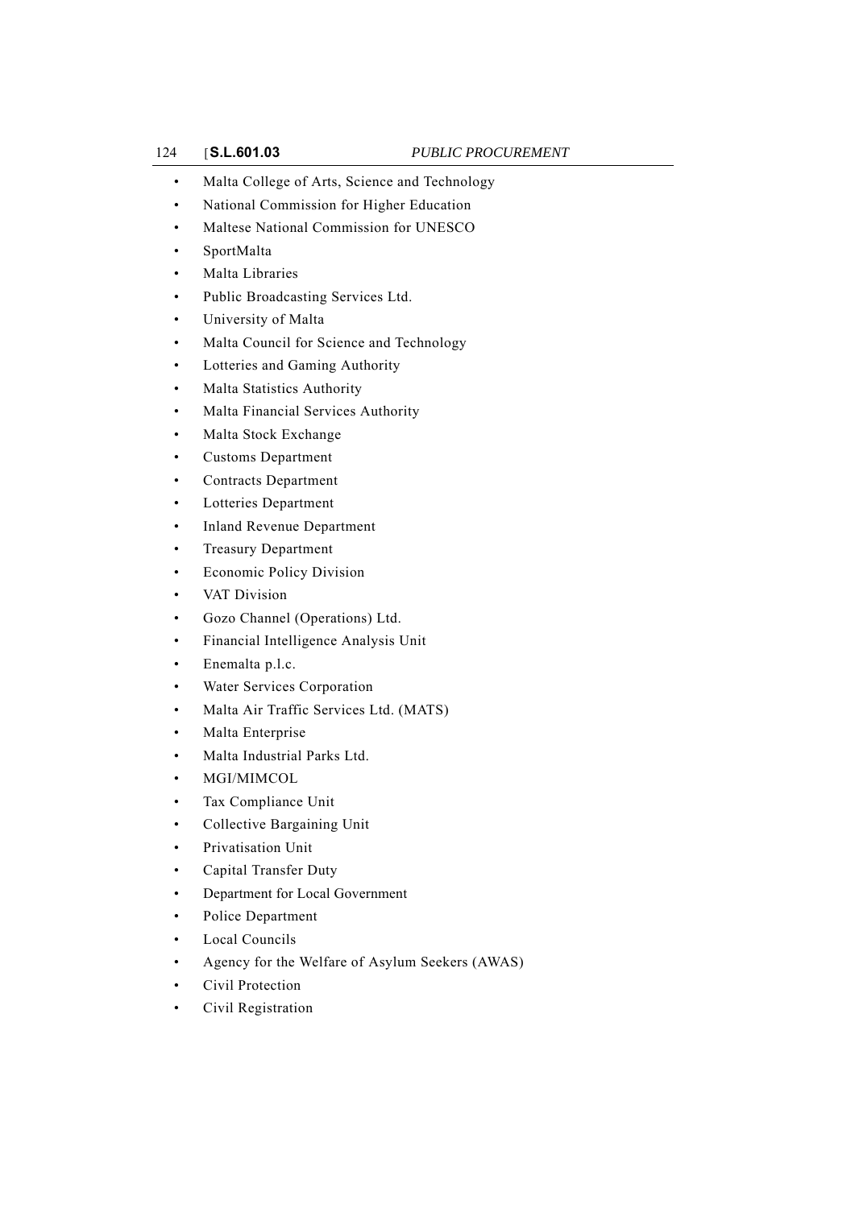- Malta College of Arts, Science and Technology
- National Commission for Higher Education
- Maltese National Commission for UNESCO
- SportMalta
- Malta Libraries
- Public Broadcasting Services Ltd.
- University of Malta
- Malta Council for Science and Technology
- Lotteries and Gaming Authority
- Malta Statistics Authority
- Malta Financial Services Authority
- Malta Stock Exchange
- Customs Department
- Contracts Department
- Lotteries Department
- Inland Revenue Department
- Treasury Department
- Economic Policy Division
- VAT Division
- Gozo Channel (Operations) Ltd.
- Financial Intelligence Analysis Unit
- Enemalta p.l.c.
- Water Services Corporation
- Malta Air Traffic Services Ltd. (MATS)
- Malta Enterprise
- Malta Industrial Parks Ltd.
- MGI/MIMCOL
- Tax Compliance Unit
- Collective Bargaining Unit
- Privatisation Unit
- Capital Transfer Duty
- Department for Local Government
- Police Department
- Local Councils
- Agency for the Welfare of Asylum Seekers (AWAS)
- Civil Protection
- Civil Registration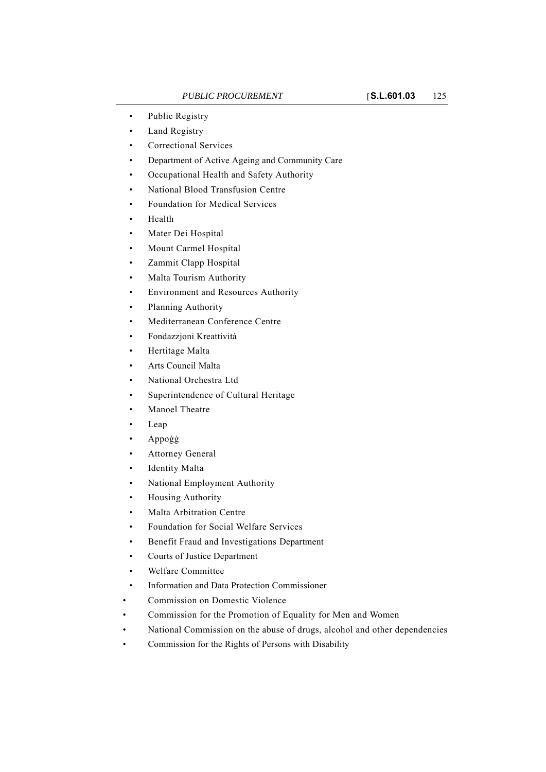- Public Registry
- Land Registry
- Correctional Services
- Department of Active Ageing and Community Care
- Occupational Health and Safety Authority
- National Blood Transfusion Centre
- Foundation for Medical Services
- Health
- Mater Dei Hospital
- Mount Carmel Hospital
- Zammit Clapp Hospital
- Malta Tourism Authority
- Environment and Resources Authority
- Planning Authority
- Mediterranean Conference Centre
- Fondazzjoni Kreattività
- Hertitage Malta
- Arts Council Malta
- National Orchestra Ltd
- Superintendence of Cultural Heritage
- Manoel Theatre
- Leap
- Appoġġ
- Attorney General
- Identity Malta
- National Employment Authority
- Housing Authority
- Malta Arbitration Centre
- Foundation for Social Welfare Services
- Benefit Fraud and Investigations Department
- Courts of Justice Department
- Welfare Committee
- Information and Data Protection Commissioner
- Commission on Domestic Violence
- Commission for the Promotion of Equality for Men and Women
- National Commission on the abuse of drugs, alcohol and other dependencies
- Commission for the Rights of Persons with Disability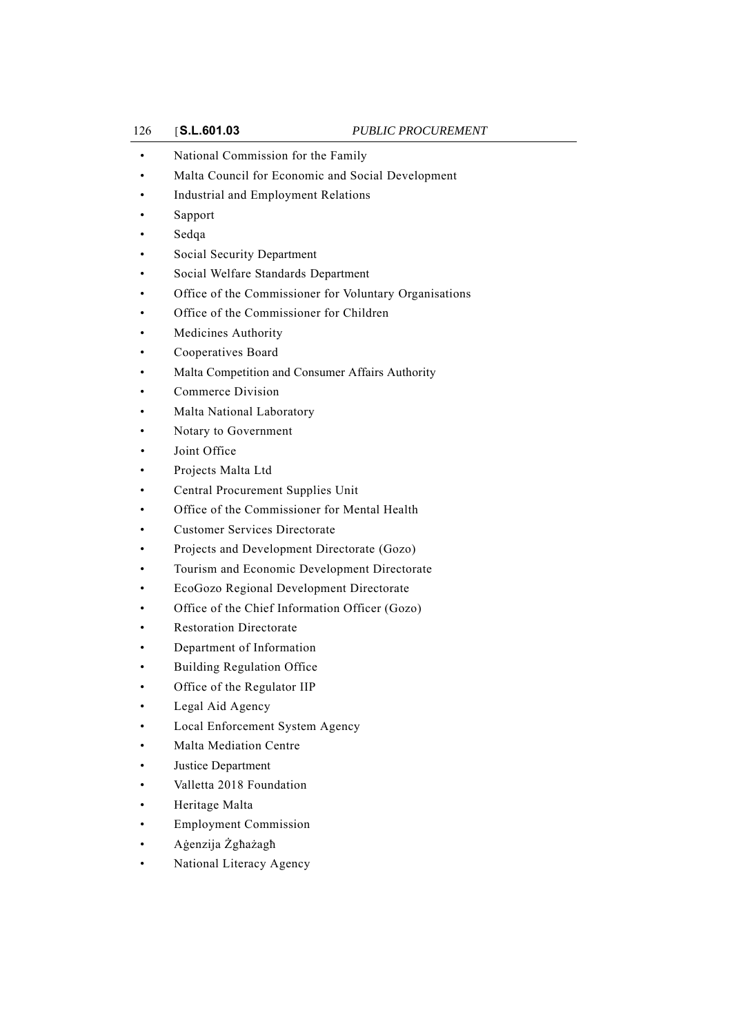- National Commission for the Family
- Malta Council for Economic and Social Development
- Industrial and Employment Relations
- Sapport
- Sedqa
- Social Security Department
- Social Welfare Standards Department
- Office of the Commissioner for Voluntary Organisations
- Office of the Commissioner for Children
- Medicines Authority
- Cooperatives Board
- Malta Competition and Consumer Affairs Authority
- Commerce Division
- Malta National Laboratory
- Notary to Government
- Joint Office
- Projects Malta Ltd
- Central Procurement Supplies Unit
- Office of the Commissioner for Mental Health
- Customer Services Directorate
- Projects and Development Directorate (Gozo)
- Tourism and Economic Development Directorate
- EcoGozo Regional Development Directorate
- Office of the Chief Information Officer (Gozo)
- Restoration Directorate
- Department of Information
- Building Regulation Office
- Office of the Regulator IIP
- Legal Aid Agency
- Local Enforcement System Agency
- Malta Mediation Centre
- Justice Department
- Valletta 2018 Foundation
- Heritage Malta
- Employment Commission
- Aġenzija Żgħażagħ
- National Literacy Agency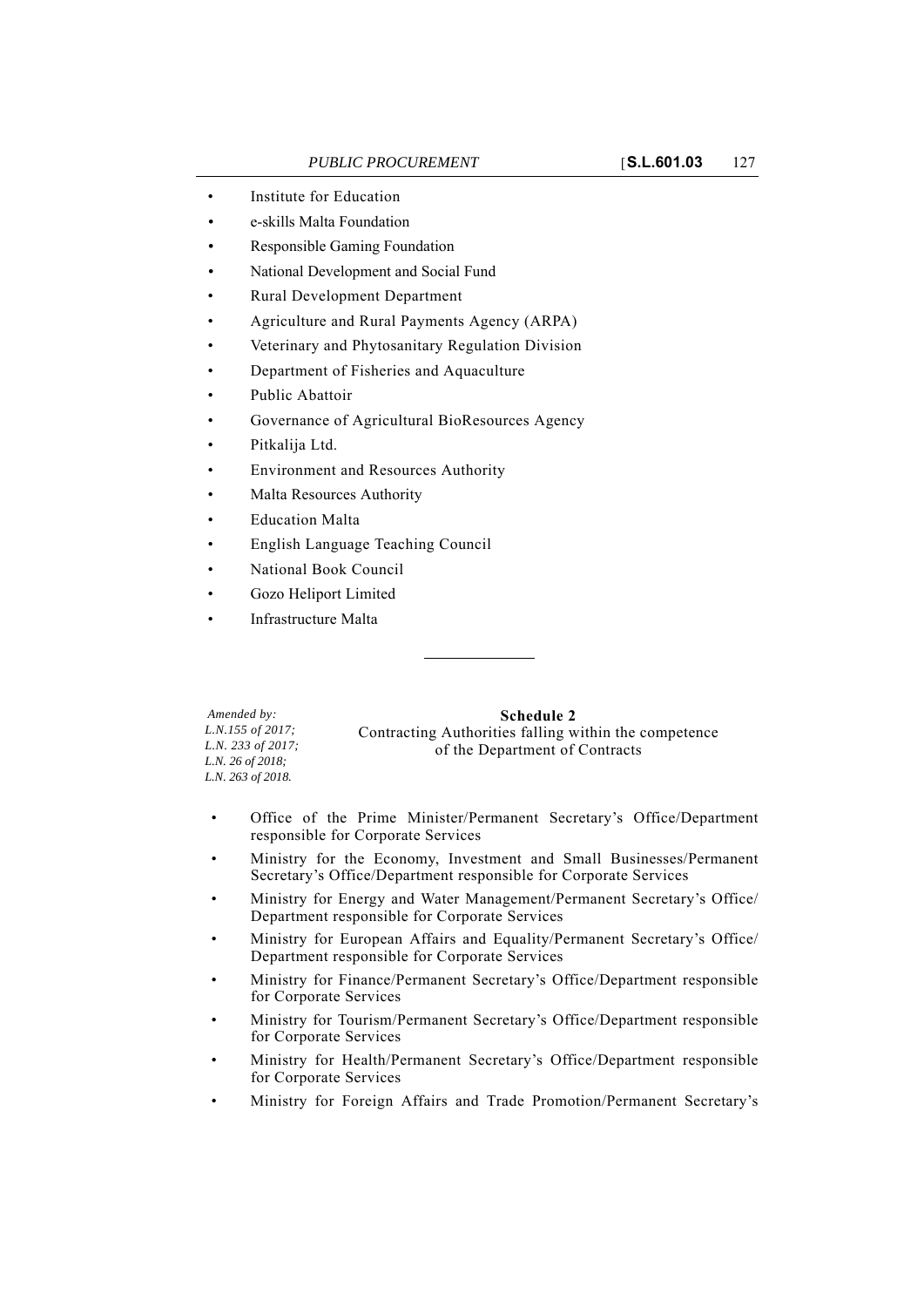- Institute for Education
- e-skills Malta Foundation
- Responsible Gaming Foundation
- National Development and Social Fund
- Rural Development Department
- Agriculture and Rural Payments Agency (ARPA)
- Veterinary and Phytosanitary Regulation Division
- Department of Fisheries and Aquaculture
- Public Abattoir
- Governance of Agricultural BioResources Agency
- Pitkalija Ltd.
- Environment and Resources Authority
- Malta Resources Authority
- Education Malta
- English Language Teaching Council
- National Book Council
- Gozo Heliport Limited
- Infrastructure Malta

---

*Amended by:*
*L.N.155 of 2017;*
*L.N. 233 of 2017;*
*L.N. 26 of 2018;*
*L.N. 263 of 2018.*

## Schedule 2

Contracting Authorities falling within the competence of the Department of Contracts

- Office of the Prime Minister/Permanent Secretary's Office/Department responsible for Corporate Services
- Ministry for the Economy, Investment and Small Businesses/Permanent Secretary's Office/Department responsible for Corporate Services
- Ministry for Energy and Water Management/Permanent Secretary's Office/ Department responsible for Corporate Services
- Ministry for European Affairs and Equality/Permanent Secretary's Office/ Department responsible for Corporate Services
- Ministry for Finance/Permanent Secretary's Office/Department responsible for Corporate Services
- Ministry for Tourism/Permanent Secretary's Office/Department responsible for Corporate Services
- Ministry for Health/Permanent Secretary's Office/Department responsible for Corporate Services
- Ministry for Foreign Affairs and Trade Promotion/Permanent Secretary's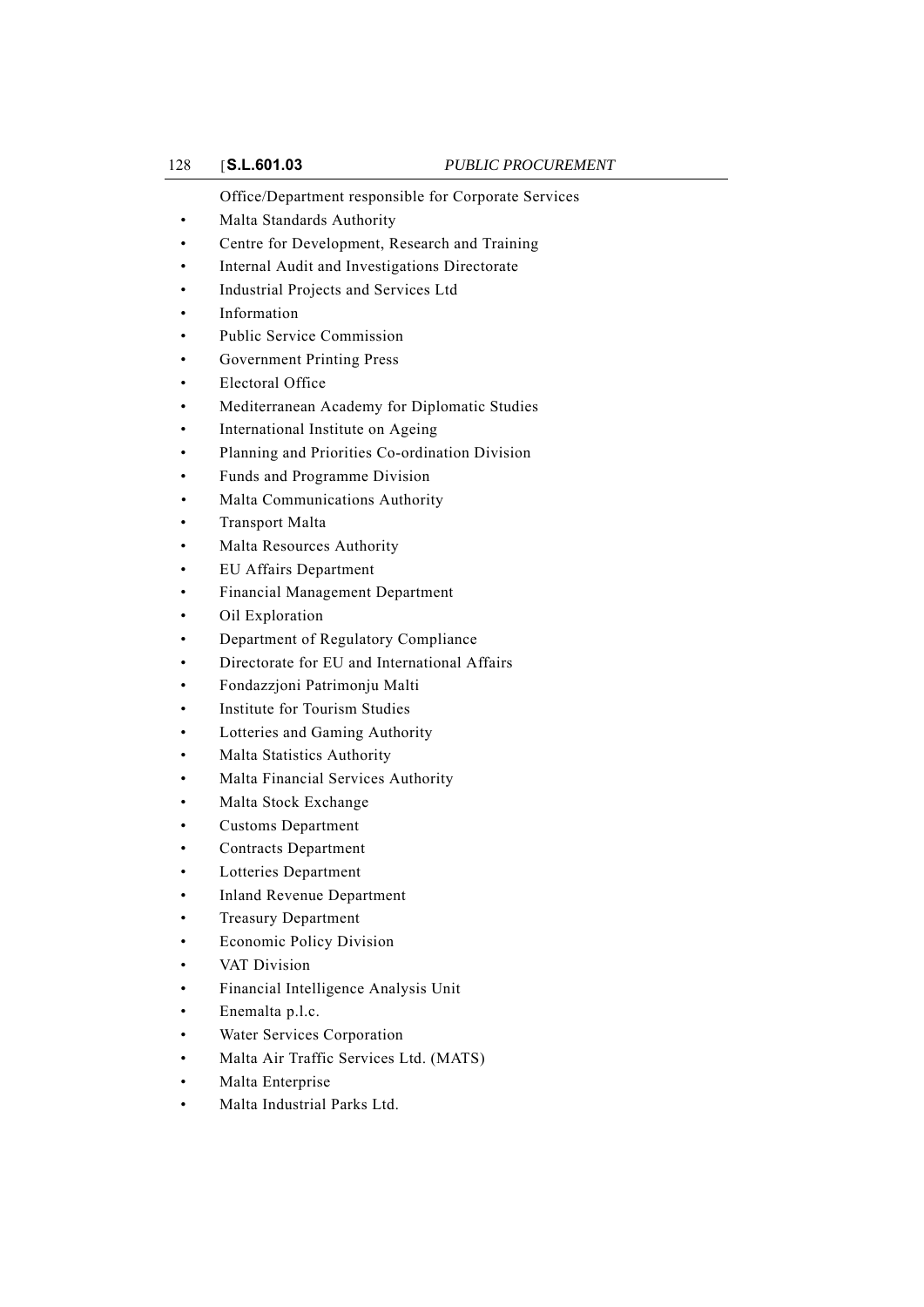Office/Department responsible for Corporate Services

- Malta Standards Authority
- Centre for Development, Research and Training
- Internal Audit and Investigations Directorate
- Industrial Projects and Services Ltd
- Information
- Public Service Commission
- Government Printing Press
- Electoral Office
- Mediterranean Academy for Diplomatic Studies
- International Institute on Ageing
- Planning and Priorities Co-ordination Division
- Funds and Programme Division
- Malta Communications Authority
- Transport Malta
- Malta Resources Authority
- EU Affairs Department
- Financial Management Department
- Oil Exploration
- Department of Regulatory Compliance
- Directorate for EU and International Affairs
- Fondazzjoni Patrimonju Malti
- Institute for Tourism Studies
- Lotteries and Gaming Authority
- Malta Statistics Authority
- Malta Financial Services Authority
- Malta Stock Exchange
- Customs Department
- Contracts Department
- Lotteries Department
- Inland Revenue Department
- Treasury Department
- Economic Policy Division
- VAT Division
- Financial Intelligence Analysis Unit
- Enemalta p.l.c.
- Water Services Corporation
- Malta Air Traffic Services Ltd. (MATS)
- Malta Enterprise
- Malta Industrial Parks Ltd.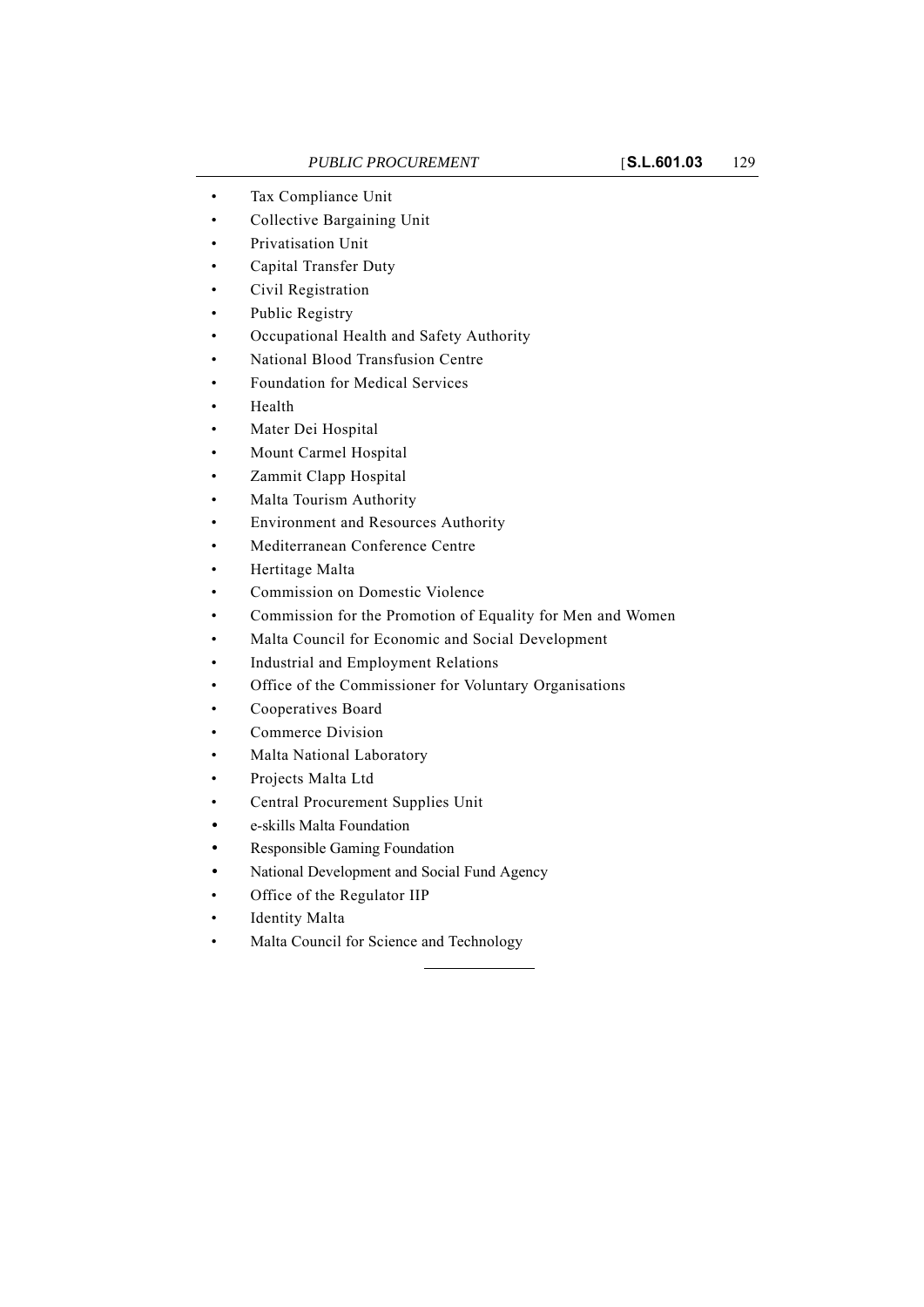- Tax Compliance Unit
- Collective Bargaining Unit
- Privatisation Unit
- Capital Transfer Duty
- Civil Registration
- Public Registry
- Occupational Health and Safety Authority
- National Blood Transfusion Centre
- Foundation for Medical Services
- Health
- Mater Dei Hospital
- Mount Carmel Hospital
- Zammit Clapp Hospital
- Malta Tourism Authority
- Environment and Resources Authority
- Mediterranean Conference Centre
- Hertitage Malta
- Commission on Domestic Violence
- Commission for the Promotion of Equality for Men and Women
- Malta Council for Economic and Social Development
- Industrial and Employment Relations
- Office of the Commissioner for Voluntary Organisations
- Cooperatives Board
- Commerce Division
- Malta National Laboratory
- Projects Malta Ltd
- Central Procurement Supplies Unit
- e-skills Malta Foundation
- Responsible Gaming Foundation
- National Development and Social Fund Agency
- Office of the Regulator IIP
- Identity Malta
- Malta Council for Science and Technology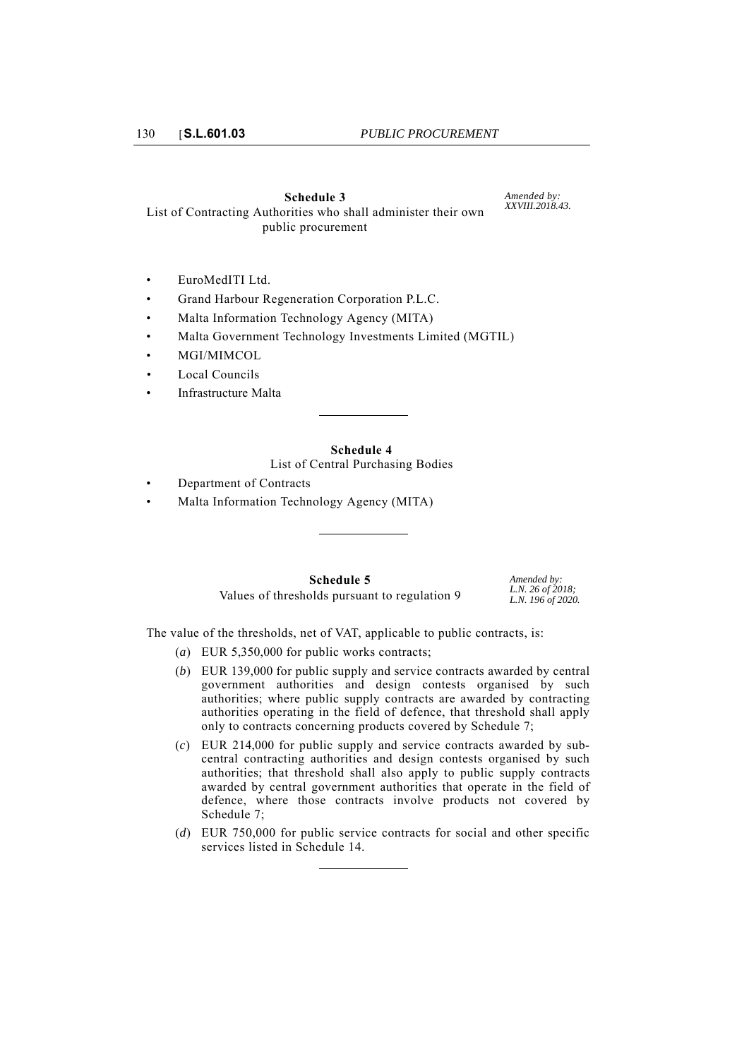## Schedule 3

*Amended by: XXVIII.2018.43.*

List of Contracting Authorities who shall administer their own public procurement

- EuroMedITI Ltd.
- Grand Harbour Regeneration Corporation P.L.C.
- Malta Information Technology Agency (MITA)
- Malta Government Technology Investments Limited (MGTIL)
- MGI/MIMCOL
- Local Councils
- Infrastructure Malta

## Schedule 4

List of Central Purchasing Bodies

- Department of Contracts
- Malta Information Technology Agency (MITA)

## Schedule 5

*Amended by: L.N. 26 of 2018; L.N. 196 of 2020.*

Values of thresholds pursuant to regulation 9

The value of the thresholds, net of VAT, applicable to public contracts, is:

(*a*) EUR 5,350,000 for public works contracts;

(*b*) EUR 139,000 for public supply and service contracts awarded by central government authorities and design contests organised by such authorities; where public supply contracts are awarded by contracting authorities operating in the field of defence, that threshold shall apply only to contracts concerning products covered by Schedule 7;

(*c*) EUR 214,000 for public supply and service contracts awarded by sub-central contracting authorities and design contests organised by such authorities; that threshold shall also apply to public supply contracts awarded by central government authorities that operate in the field of defence, where those contracts involve products not covered by Schedule 7;

(*d*) EUR 750,000 for public service contracts for social and other specific services listed in Schedule 14.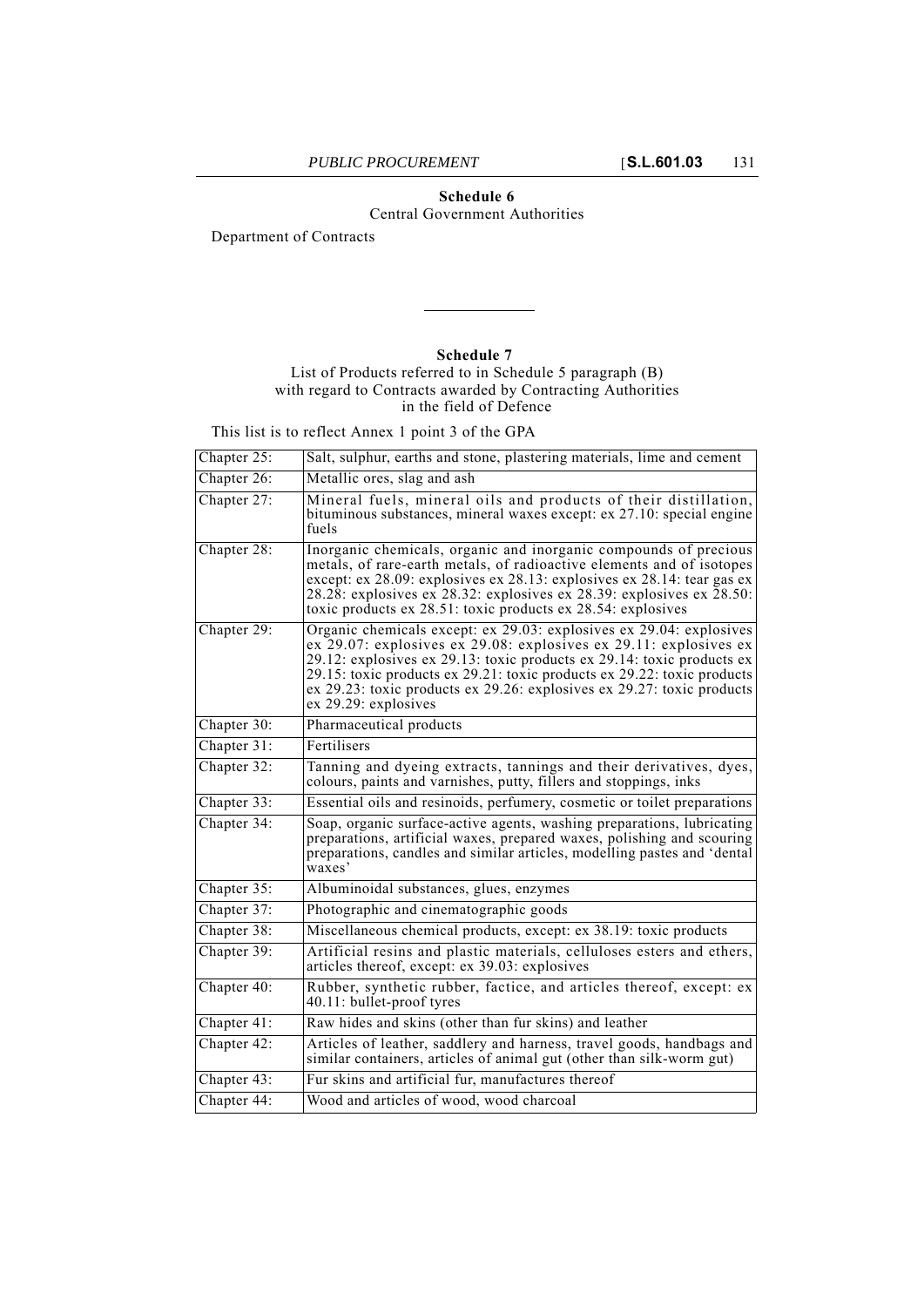## Schedule 6

Central Government Authorities

Department of Contracts

---

## Schedule 7

List of Products referred to in Schedule 5 paragraph (B) with regard to Contracts awarded by Contracting Authorities in the field of Defence

This list is to reflect Annex 1 point 3 of the GPA

| | |
|---|---|
| Chapter 25: | Salt, sulphur, earths and stone, plastering materials, lime and cement |
| Chapter 26: | Metallic ores, slag and ash |
| Chapter 27: | Mineral fuels, mineral oils and products of their distillation, bituminous substances, mineral waxes except: ex 27.10: special engine fuels |
| Chapter 28: | Inorganic chemicals, organic and inorganic compounds of precious metals, of rare-earth metals, of radioactive elements and of isotopes except: ex 28.09: explosives ex 28.13: explosives ex 28.14: tear gas ex 28.28: explosives ex 28.32: explosives ex 28.39: explosives ex 28.50: toxic products ex 28.51: toxic products ex 28.54: explosives |
| Chapter 29: | Organic chemicals except: ex 29.03: explosives ex 29.04: explosives ex 29.07: explosives ex 29.08: explosives ex 29.11: explosives ex 29.12: explosives ex 29.13: toxic products ex 29.14: toxic products ex 29.15: toxic products ex 29.21: toxic products ex 29.22: toxic products ex 29.23: toxic products ex 29.26: explosives ex 29.27: toxic products ex 29.29: explosives |
| Chapter 30: | Pharmaceutical products |
| Chapter 31: | Fertilisers |
| Chapter 32: | Tanning and dyeing extracts, tannings and their derivatives, dyes, colours, paints and varnishes, putty, fillers and stoppings, inks |
| Chapter 33: | Essential oils and resinoids, perfumery, cosmetic or toilet preparations |
| Chapter 34: | Soap, organic surface-active agents, washing preparations, lubricating preparations, artificial waxes, prepared waxes, polishing and scouring preparations, candles and similar articles, modelling pastes and 'dental waxes' |
| Chapter 35: | Albuminoidal substances, glues, enzymes |
| Chapter 37: | Photographic and cinematographic goods |
| Chapter 38: | Miscellaneous chemical products, except: ex 38.19: toxic products |
| Chapter 39: | Artificial resins and plastic materials, celluloses esters and ethers, articles thereof, except: ex 39.03: explosives |
| Chapter 40: | Rubber, synthetic rubber, factice, and articles thereof, except: ex 40.11: bullet-proof tyres |
| Chapter 41: | Raw hides and skins (other than fur skins) and leather |
| Chapter 42: | Articles of leather, saddlery and harness, travel goods, handbags and similar containers, articles of animal gut (other than silk-worm gut) |
| Chapter 43: | Fur skins and artificial fur, manufactures thereof |
| Chapter 44: | Wood and articles of wood, wood charcoal |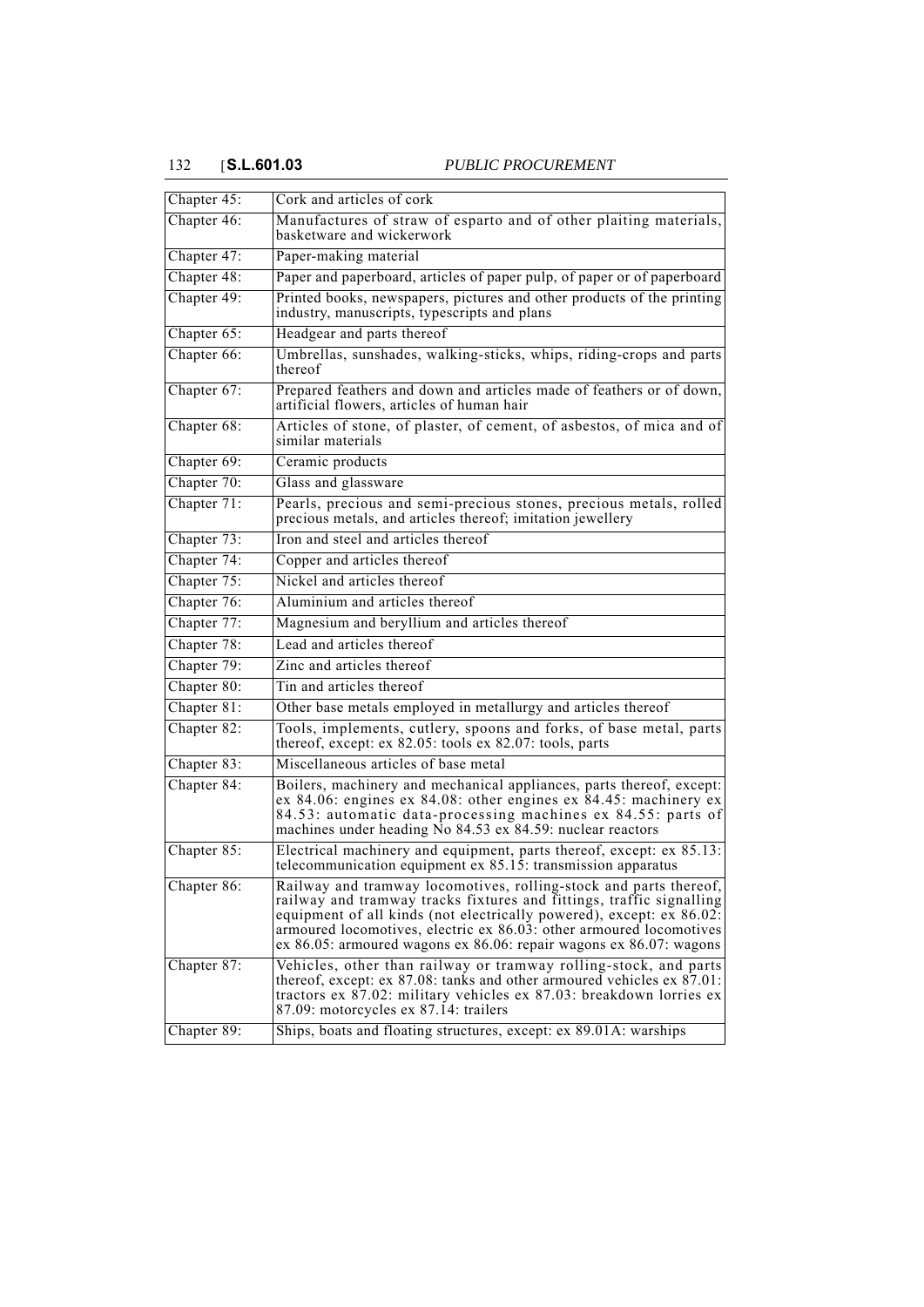| | |
|---|---|
| Chapter 45: | Cork and articles of cork |
| Chapter 46: | Manufactures of straw of esparto and of other plaiting materials, basketware and wickerwork |
| Chapter 47: | Paper-making material |
| Chapter 48: | Paper and paperboard, articles of paper pulp, of paper or of paperboard |
| Chapter 49: | Printed books, newspapers, pictures and other products of the printing industry, manuscripts, typescripts and plans |
| Chapter 65: | Headgear and parts thereof |
| Chapter 66: | Umbrellas, sunshades, walking-sticks, whips, riding-crops and parts thereof |
| Chapter 67: | Prepared feathers and down and articles made of feathers or of down, artificial flowers, articles of human hair |
| Chapter 68: | Articles of stone, of plaster, of cement, of asbestos, of mica and of similar materials |
| Chapter 69: | Ceramic products |
| Chapter 70: | Glass and glassware |
| Chapter 71: | Pearls, precious and semi-precious stones, precious metals, rolled precious metals, and articles thereof; imitation jewellery |
| Chapter 73: | Iron and steel and articles thereof |
| Chapter 74: | Copper and articles thereof |
| Chapter 75: | Nickel and articles thereof |
| Chapter 76: | Aluminium and articles thereof |
| Chapter 77: | Magnesium and beryllium and articles thereof |
| Chapter 78: | Lead and articles thereof |
| Chapter 79: | Zinc and articles thereof |
| Chapter 80: | Tin and articles thereof |
| Chapter 81: | Other base metals employed in metallurgy and articles thereof |
| Chapter 82: | Tools, implements, cutlery, spoons and forks, of base metal, parts thereof, except: ex 82.05: tools ex 82.07: tools, parts |
| Chapter 83: | Miscellaneous articles of base metal |
| Chapter 84: | Boilers, machinery and mechanical appliances, parts thereof, except: ex 84.06: engines ex 84.08: other engines ex 84.45: machinery ex 84.53: automatic data-processing machines ex 84.55: parts of machines under heading No 84.53 ex 84.59: nuclear reactors |
| Chapter 85: | Electrical machinery and equipment, parts thereof, except: ex 85.13: telecommunication equipment ex 85.15: transmission apparatus |
| Chapter 86: | Railway and tramway locomotives, rolling-stock and parts thereof, railway and tramway tracks fixtures and fittings, traffic signalling equipment of all kinds (not electrically powered), except: ex 86.02: armoured locomotives, electric ex 86.03: other armoured locomotives ex 86.05: armoured wagons ex 86.06: repair wagons ex 86.07: wagons |
| Chapter 87: | Vehicles, other than railway or tramway rolling-stock, and parts thereof, except: ex 87.08: tanks and other armoured vehicles ex 87.01: tractors ex 87.02: military vehicles ex 87.03: breakdown lorries ex 87.09: motorcycles ex 87.14: trailers |
| Chapter 89: | Ships, boats and floating structures, except: ex 89.01A: warships |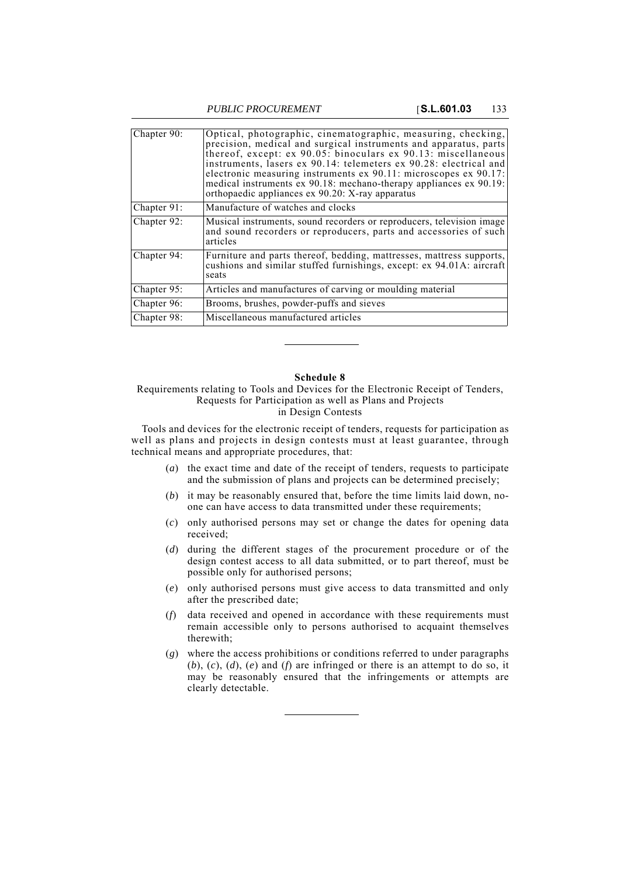| | |
|---|---|
| Chapter 90: | Optical, photographic, cinematographic, measuring, checking, precision, medical and surgical instruments and apparatus, parts thereof, except: ex 90.05: binoculars ex 90.13: miscellaneous instruments, lasers ex 90.14: telemeters ex 90.28: electrical and electronic measuring instruments ex 90.11: microscopes ex 90.17: medical instruments ex 90.18: mechano-therapy appliances ex 90.19: orthopaedic appliances ex 90.20: X-ray apparatus |
| Chapter 91: | Manufacture of watches and clocks |
| Chapter 92: | Musical instruments, sound recorders or reproducers, television image and sound recorders or reproducers, parts and accessories of such articles |
| Chapter 94: | Furniture and parts thereof, bedding, mattresses, mattress supports, cushions and similar stuffed furnishings, except: ex 94.01A: aircraft seats |
| Chapter 95: | Articles and manufactures of carving or moulding material |
| Chapter 96: | Brooms, brushes, powder-puffs and sieves |
| Chapter 98: | Miscellaneous manufactured articles |

## Schedule 8

Requirements relating to Tools and Devices for the Electronic Receipt of Tenders, Requests for Participation as well as Plans and Projects in Design Contests

Tools and devices for the electronic receipt of tenders, requests for participation as well as plans and projects in design contests must at least guarantee, through technical means and appropriate procedures, that:

(*a*) the exact time and date of the receipt of tenders, requests to participate and the submission of plans and projects can be determined precisely;

(*b*) it may be reasonably ensured that, before the time limits laid down, no-one can have access to data transmitted under these requirements;

(*c*) only authorised persons may set or change the dates for opening data received;

(*d*) during the different stages of the procurement procedure or of the design contest access to all data submitted, or to part thereof, must be possible only for authorised persons;

(*e*) only authorised persons must give access to data transmitted and only after the prescribed date;

(*f*) data received and opened in accordance with these requirements must remain accessible only to persons authorised to acquaint themselves therewith;

(*g*) where the access prohibitions or conditions referred to under paragraphs (*b*), (*c*), (*d*), (*e*) and (*f*) are infringed or there is an attempt to do so, it may be reasonably ensured that the infringements or attempts are clearly detectable.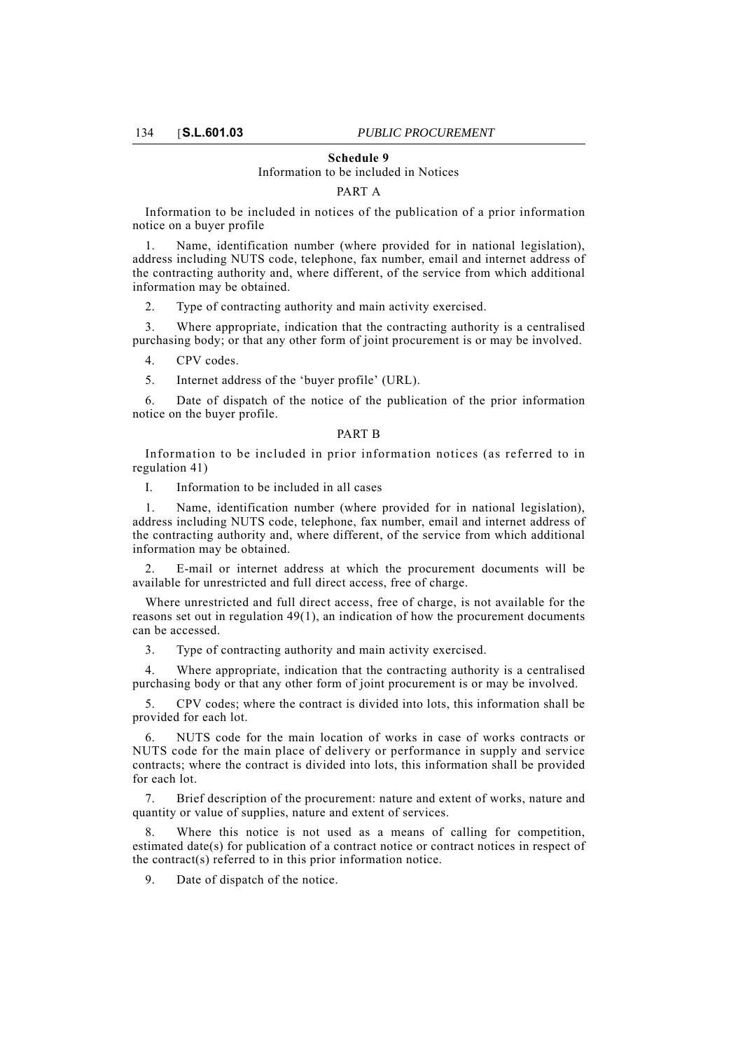## Schedule 9

Information to be included in Notices

PART A

Information to be included in notices of the publication of a prior information notice on a buyer profile

1. Name, identification number (where provided for in national legislation), address including NUTS code, telephone, fax number, email and internet address of the contracting authority and, where different, of the service from which additional information may be obtained.

2. Type of contracting authority and main activity exercised.

3. Where appropriate, indication that the contracting authority is a centralised purchasing body; or that any other form of joint procurement is or may be involved.

4. CPV codes.

5. Internet address of the 'buyer profile' (URL).

6. Date of dispatch of the notice of the publication of the prior information notice on the buyer profile.

PART B

Information to be included in prior information notices (as referred to in regulation 41)

I. Information to be included in all cases

1. Name, identification number (where provided for in national legislation), address including NUTS code, telephone, fax number, email and internet address of the contracting authority and, where different, of the service from which additional information may be obtained.

2. E-mail or internet address at which the procurement documents will be available for unrestricted and full direct access, free of charge.

Where unrestricted and full direct access, free of charge, is not available for the reasons set out in regulation 49(1), an indication of how the procurement documents can be accessed.

3. Type of contracting authority and main activity exercised.

4. Where appropriate, indication that the contracting authority is a centralised purchasing body or that any other form of joint procurement is or may be involved.

5. CPV codes; where the contract is divided into lots, this information shall be provided for each lot.

6. NUTS code for the main location of works in case of works contracts or NUTS code for the main place of delivery or performance in supply and service contracts; where the contract is divided into lots, this information shall be provided for each lot.

7. Brief description of the procurement: nature and extent of works, nature and quantity or value of supplies, nature and extent of services.

8. Where this notice is not used as a means of calling for competition, estimated date(s) for publication of a contract notice or contract notices in respect of the contract(s) referred to in this prior information notice.

9. Date of dispatch of the notice.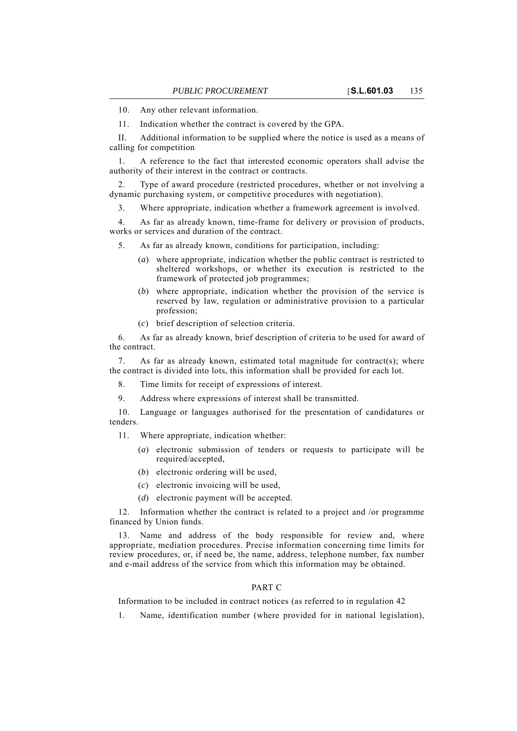10. Any other relevant information.

11. Indication whether the contract is covered by the GPA.

II. Additional information to be supplied where the notice is used as a means of calling for competition

1. A reference to the fact that interested economic operators shall advise the authority of their interest in the contract or contracts.

2. Type of award procedure (restricted procedures, whether or not involving a dynamic purchasing system, or competitive procedures with negotiation).

3. Where appropriate, indication whether a framework agreement is involved.

4. As far as already known, time-frame for delivery or provision of products, works or services and duration of the contract.

5. As far as already known, conditions for participation, including:

   (*a*) where appropriate, indication whether the public contract is restricted to sheltered workshops, or whether its execution is restricted to the framework of protected job programmes;

   (*b*) where appropriate, indication whether the provision of the service is reserved by law, regulation or administrative provision to a particular profession;

   (*c*) brief description of selection criteria.

6. As far as already known, brief description of criteria to be used for award of the contract.

7. As far as already known, estimated total magnitude for contract(s); where the contract is divided into lots, this information shall be provided for each lot.

8. Time limits for receipt of expressions of interest.

9. Address where expressions of interest shall be transmitted.

10. Language or languages authorised for the presentation of candidatures or tenders.

11. Where appropriate, indication whether:

   (*a*) electronic submission of tenders or requests to participate will be required/accepted,

   (*b*) electronic ordering will be used,

   (*c*) electronic invoicing will be used,

   (*d*) electronic payment will be accepted.

12. Information whether the contract is related to a project and /or programme financed by Union funds.

13. Name and address of the body responsible for review and, where appropriate, mediation procedures. Precise information concerning time limits for review procedures, or, if need be, the name, address, telephone number, fax number and e-mail address of the service from which this information may be obtained.

## PART C

Information to be included in contract notices (as referred to in regulation 42

1. Name, identification number (where provided for in national legislation),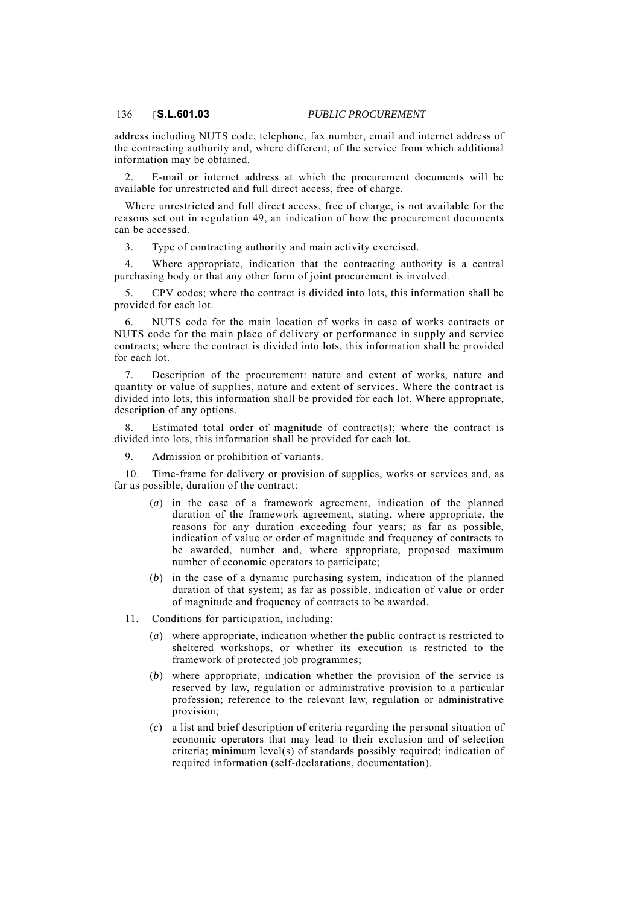address including NUTS code, telephone, fax number, email and internet address of the contracting authority and, where different, of the service from which additional information may be obtained.

2. E-mail or internet address at which the procurement documents will be available for unrestricted and full direct access, free of charge.

Where unrestricted and full direct access, free of charge, is not available for the reasons set out in regulation 49, an indication of how the procurement documents can be accessed.

3. Type of contracting authority and main activity exercised.

4. Where appropriate, indication that the contracting authority is a central purchasing body or that any other form of joint procurement is involved.

5. CPV codes; where the contract is divided into lots, this information shall be provided for each lot.

6. NUTS code for the main location of works in case of works contracts or NUTS code for the main place of delivery or performance in supply and service contracts; where the contract is divided into lots, this information shall be provided for each lot.

7. Description of the procurement: nature and extent of works, nature and quantity or value of supplies, nature and extent of services. Where the contract is divided into lots, this information shall be provided for each lot. Where appropriate, description of any options.

8. Estimated total order of magnitude of contract(s); where the contract is divided into lots, this information shall be provided for each lot.

9. Admission or prohibition of variants.

10. Time-frame for delivery or provision of supplies, works or services and, as far as possible, duration of the contract:

(*a*) in the case of a framework agreement, indication of the planned duration of the framework agreement, stating, where appropriate, the reasons for any duration exceeding four years; as far as possible, indication of value or order of magnitude and frequency of contracts to be awarded, number and, where appropriate, proposed maximum number of economic operators to participate;

(*b*) in the case of a dynamic purchasing system, indication of the planned duration of that system; as far as possible, indication of value or order of magnitude and frequency of contracts to be awarded.

11. Conditions for participation, including:

(*a*) where appropriate, indication whether the public contract is restricted to sheltered workshops, or whether its execution is restricted to the framework of protected job programmes;

(*b*) where appropriate, indication whether the provision of the service is reserved by law, regulation or administrative provision to a particular profession; reference to the relevant law, regulation or administrative provision;

(*c*) a list and brief description of criteria regarding the personal situation of economic operators that may lead to their exclusion and of selection criteria; minimum level(s) of standards possibly required; indication of required information (self-declarations, documentation).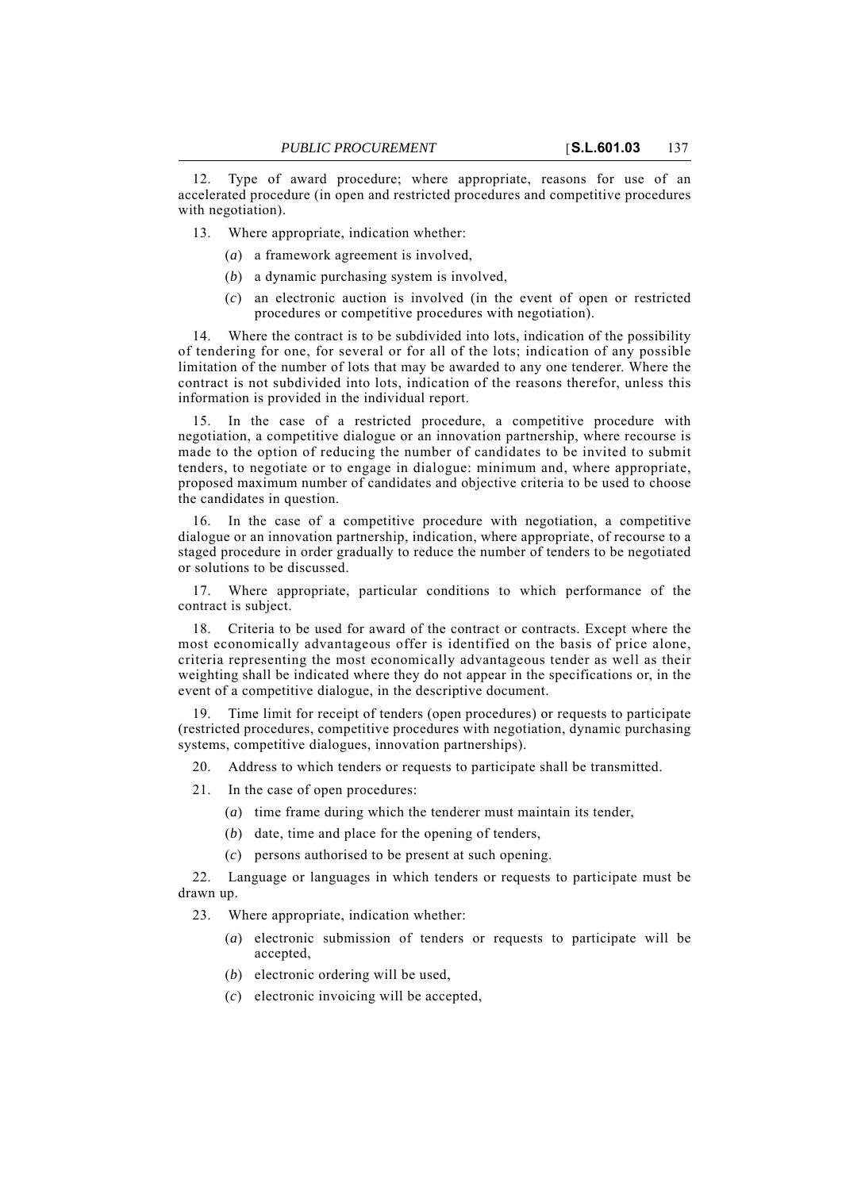12. Type of award procedure; where appropriate, reasons for use of an accelerated procedure (in open and restricted procedures and competitive procedures with negotiation).

13. Where appropriate, indication whether:

(*a*) a framework agreement is involved,

(*b*) a dynamic purchasing system is involved,

(*c*) an electronic auction is involved (in the event of open or restricted procedures or competitive procedures with negotiation).

14. Where the contract is to be subdivided into lots, indication of the possibility of tendering for one, for several or for all of the lots; indication of any possible limitation of the number of lots that may be awarded to any one tenderer. Where the contract is not subdivided into lots, indication of the reasons therefor, unless this information is provided in the individual report.

15. In the case of a restricted procedure, a competitive procedure with negotiation, a competitive dialogue or an innovation partnership, where recourse is made to the option of reducing the number of candidates to be invited to submit tenders, to negotiate or to engage in dialogue: minimum and, where appropriate, proposed maximum number of candidates and objective criteria to be used to choose the candidates in question.

16. In the case of a competitive procedure with negotiation, a competitive dialogue or an innovation partnership, indication, where appropriate, of recourse to a staged procedure in order gradually to reduce the number of tenders to be negotiated or solutions to be discussed.

17. Where appropriate, particular conditions to which performance of the contract is subject.

18. Criteria to be used for award of the contract or contracts. Except where the most economically advantageous offer is identified on the basis of price alone, criteria representing the most economically advantageous tender as well as their weighting shall be indicated where they do not appear in the specifications or, in the event of a competitive dialogue, in the descriptive document.

19. Time limit for receipt of tenders (open procedures) or requests to participate (restricted procedures, competitive procedures with negotiation, dynamic purchasing systems, competitive dialogues, innovation partnerships).

20. Address to which tenders or requests to participate shall be transmitted.

21. In the case of open procedures:

(*a*) time frame during which the tenderer must maintain its tender,

(*b*) date, time and place for the opening of tenders,

(*c*) persons authorised to be present at such opening.

22. Language or languages in which tenders or requests to participate must be drawn up.

23. Where appropriate, indication whether:

(*a*) electronic submission of tenders or requests to participate will be accepted,

(*b*) electronic ordering will be used,

(*c*) electronic invoicing will be accepted,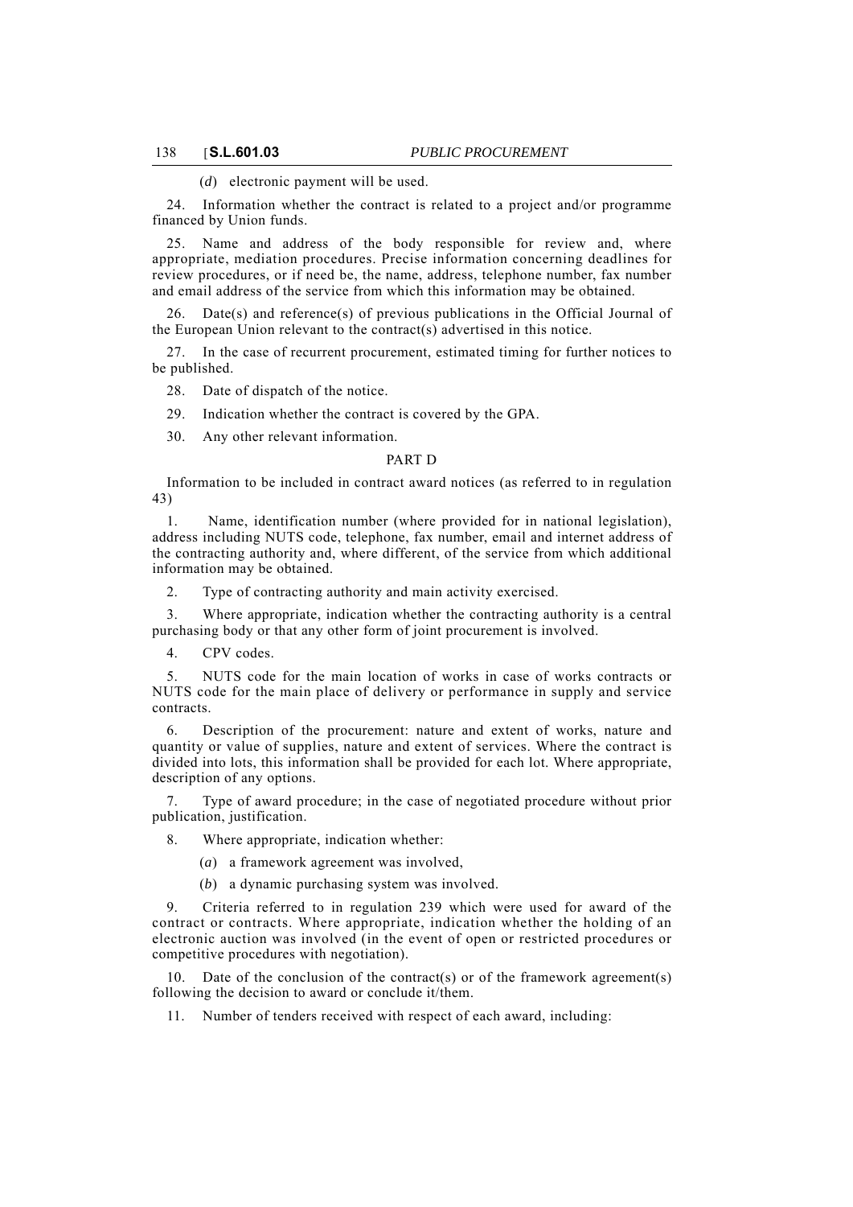(*d*) electronic payment will be used.

24. Information whether the contract is related to a project and/or programme financed by Union funds.

25. Name and address of the body responsible for review and, where appropriate, mediation procedures. Precise information concerning deadlines for review procedures, or if need be, the name, address, telephone number, fax number and email address of the service from which this information may be obtained.

26. Date(s) and reference(s) of previous publications in the Official Journal of the European Union relevant to the contract(s) advertised in this notice.

27. In the case of recurrent procurement, estimated timing for further notices to be published.

28. Date of dispatch of the notice.

29. Indication whether the contract is covered by the GPA.

30. Any other relevant information.

PART D

Information to be included in contract award notices (as referred to in regulation 43)

1. Name, identification number (where provided for in national legislation), address including NUTS code, telephone, fax number, email and internet address of the contracting authority and, where different, of the service from which additional information may be obtained.

2. Type of contracting authority and main activity exercised.

3. Where appropriate, indication whether the contracting authority is a central purchasing body or that any other form of joint procurement is involved.

4. CPV codes.

5. NUTS code for the main location of works in case of works contracts or NUTS code for the main place of delivery or performance in supply and service contracts.

6. Description of the procurement: nature and extent of works, nature and quantity or value of supplies, nature and extent of services. Where the contract is divided into lots, this information shall be provided for each lot. Where appropriate, description of any options.

7. Type of award procedure; in the case of negotiated procedure without prior publication, justification.

8. Where appropriate, indication whether:

(*a*) a framework agreement was involved,

(*b*) a dynamic purchasing system was involved.

9. Criteria referred to in regulation 239 which were used for award of the contract or contracts. Where appropriate, indication whether the holding of an electronic auction was involved (in the event of open or restricted procedures or competitive procedures with negotiation).

10. Date of the conclusion of the contract(s) or of the framework agreement(s) following the decision to award or conclude it/them.

11. Number of tenders received with respect of each award, including: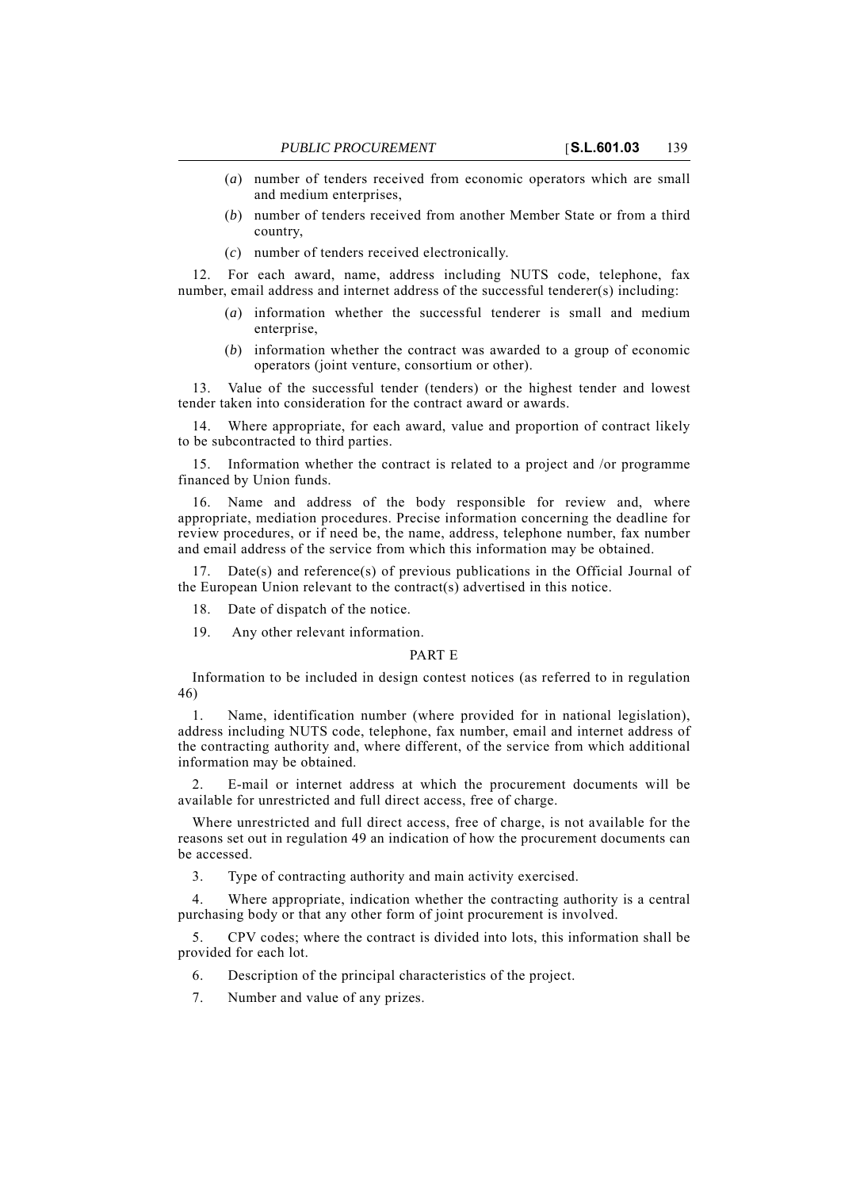(*a*) number of tenders received from economic operators which are small and medium enterprises,

(*b*) number of tenders received from another Member State or from a third country,

(*c*) number of tenders received electronically.

12. For each award, name, address including NUTS code, telephone, fax number, email address and internet address of the successful tenderer(s) including:

(*a*) information whether the successful tenderer is small and medium enterprise,

(*b*) information whether the contract was awarded to a group of economic operators (joint venture, consortium or other).

13. Value of the successful tender (tenders) or the highest tender and lowest tender taken into consideration for the contract award or awards.

14. Where appropriate, for each award, value and proportion of contract likely to be subcontracted to third parties.

15. Information whether the contract is related to a project and /or programme financed by Union funds.

16. Name and address of the body responsible for review and, where appropriate, mediation procedures. Precise information concerning the deadline for review procedures, or if need be, the name, address, telephone number, fax number and email address of the service from which this information may be obtained.

17. Date(s) and reference(s) of previous publications in the Official Journal of the European Union relevant to the contract(s) advertised in this notice.

18. Date of dispatch of the notice.

19. Any other relevant information.

PART E

Information to be included in design contest notices (as referred to in regulation 46)

1. Name, identification number (where provided for in national legislation), address including NUTS code, telephone, fax number, email and internet address of the contracting authority and, where different, of the service from which additional information may be obtained.

2. E-mail or internet address at which the procurement documents will be available for unrestricted and full direct access, free of charge.

Where unrestricted and full direct access, free of charge, is not available for the reasons set out in regulation 49 an indication of how the procurement documents can be accessed.

3. Type of contracting authority and main activity exercised.

4. Where appropriate, indication whether the contracting authority is a central purchasing body or that any other form of joint procurement is involved.

5. CPV codes; where the contract is divided into lots, this information shall be provided for each lot.

6. Description of the principal characteristics of the project.

7. Number and value of any prizes.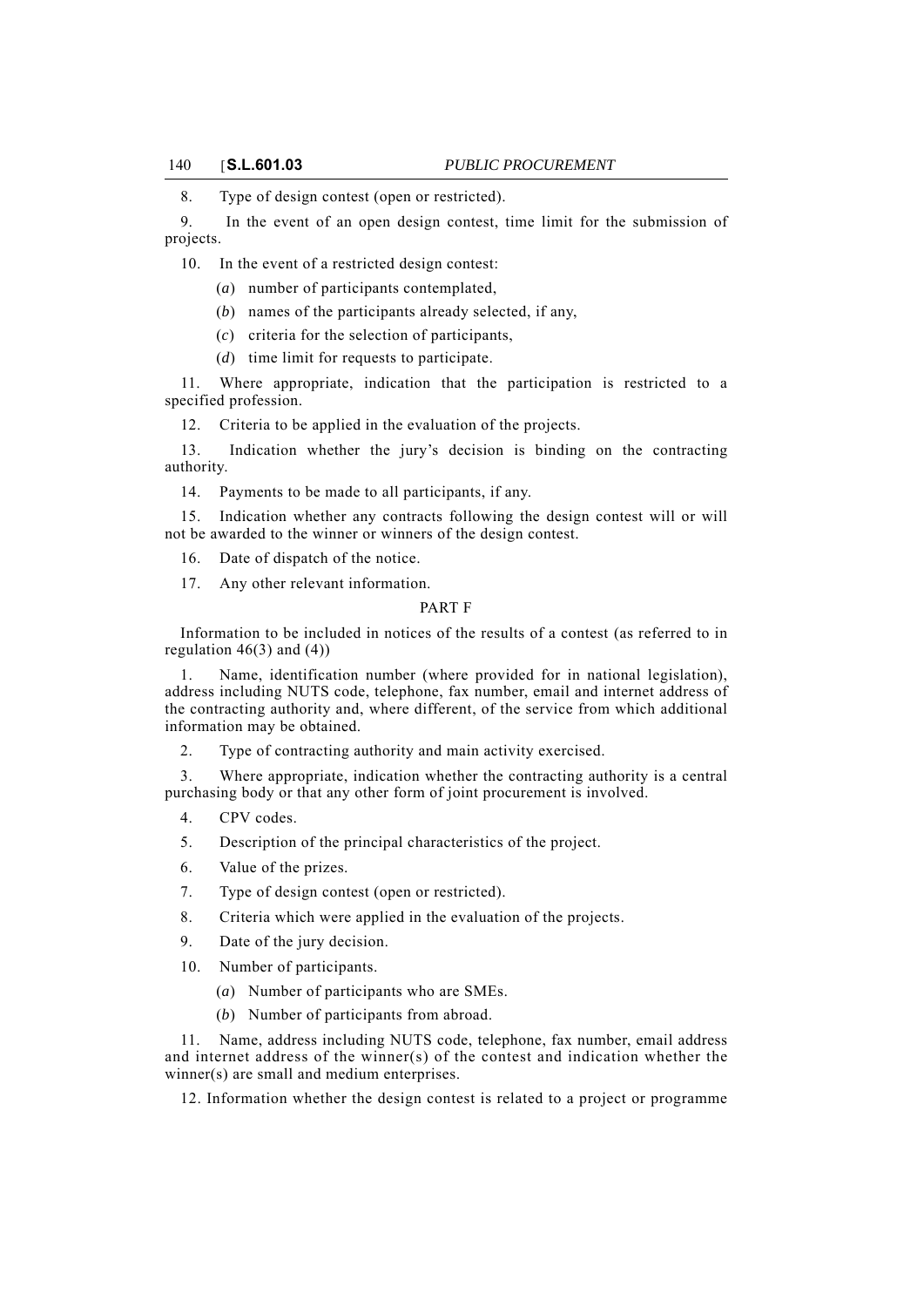8. Type of design contest (open or restricted).

9. In the event of an open design contest, time limit for the submission of projects.

10. In the event of a restricted design contest:

(*a*) number of participants contemplated,

(*b*) names of the participants already selected, if any,

(*c*) criteria for the selection of participants,

(*d*) time limit for requests to participate.

11. Where appropriate, indication that the participation is restricted to a specified profession.

12. Criteria to be applied in the evaluation of the projects.

13. Indication whether the jury's decision is binding on the contracting authority.

14. Payments to be made to all participants, if any.

15. Indication whether any contracts following the design contest will or will not be awarded to the winner or winners of the design contest.

16. Date of dispatch of the notice.

17. Any other relevant information.

PART F

Information to be included in notices of the results of a contest (as referred to in regulation 46(3) and (4))

1. Name, identification number (where provided for in national legislation), address including NUTS code, telephone, fax number, email and internet address of the contracting authority and, where different, of the service from which additional information may be obtained.

2. Type of contracting authority and main activity exercised.

3. Where appropriate, indication whether the contracting authority is a central purchasing body or that any other form of joint procurement is involved.

4. CPV codes.

5. Description of the principal characteristics of the project.

6. Value of the prizes.

7. Type of design contest (open or restricted).

8. Criteria which were applied in the evaluation of the projects.

9. Date of the jury decision.

10. Number of participants.

(*a*) Number of participants who are SMEs.

(*b*) Number of participants from abroad.

11. Name, address including NUTS code, telephone, fax number, email address and internet address of the winner(s) of the contest and indication whether the winner(s) are small and medium enterprises.

12. Information whether the design contest is related to a project or programme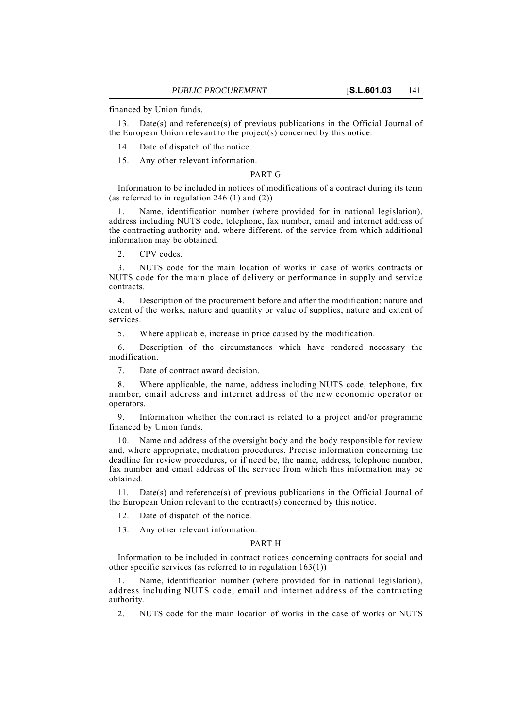financed by Union funds.

13. Date(s) and reference(s) of previous publications in the Official Journal of the European Union relevant to the project(s) concerned by this notice.

14. Date of dispatch of the notice.

15. Any other relevant information.

## PART G

Information to be included in notices of modifications of a contract during its term (as referred to in regulation 246 (1) and (2))

1. Name, identification number (where provided for in national legislation), address including NUTS code, telephone, fax number, email and internet address of the contracting authority and, where different, of the service from which additional information may be obtained.

2. CPV codes.

3. NUTS code for the main location of works in case of works contracts or NUTS code for the main place of delivery or performance in supply and service contracts.

4. Description of the procurement before and after the modification: nature and extent of the works, nature and quantity or value of supplies, nature and extent of services.

5. Where applicable, increase in price caused by the modification.

6. Description of the circumstances which have rendered necessary the modification.

7. Date of contract award decision.

8. Where applicable, the name, address including NUTS code, telephone, fax number, email address and internet address of the new economic operator or operators.

9. Information whether the contract is related to a project and/or programme financed by Union funds.

10. Name and address of the oversight body and the body responsible for review and, where appropriate, mediation procedures. Precise information concerning the deadline for review procedures, or if need be, the name, address, telephone number, fax number and email address of the service from which this information may be obtained.

11. Date(s) and reference(s) of previous publications in the Official Journal of the European Union relevant to the contract(s) concerned by this notice.

12. Date of dispatch of the notice.

13. Any other relevant information.

## PART H

Information to be included in contract notices concerning contracts for social and other specific services (as referred to in regulation 163(1))

1. Name, identification number (where provided for in national legislation), address including NUTS code, email and internet address of the contracting authority.

2. NUTS code for the main location of works in the case of works or NUTS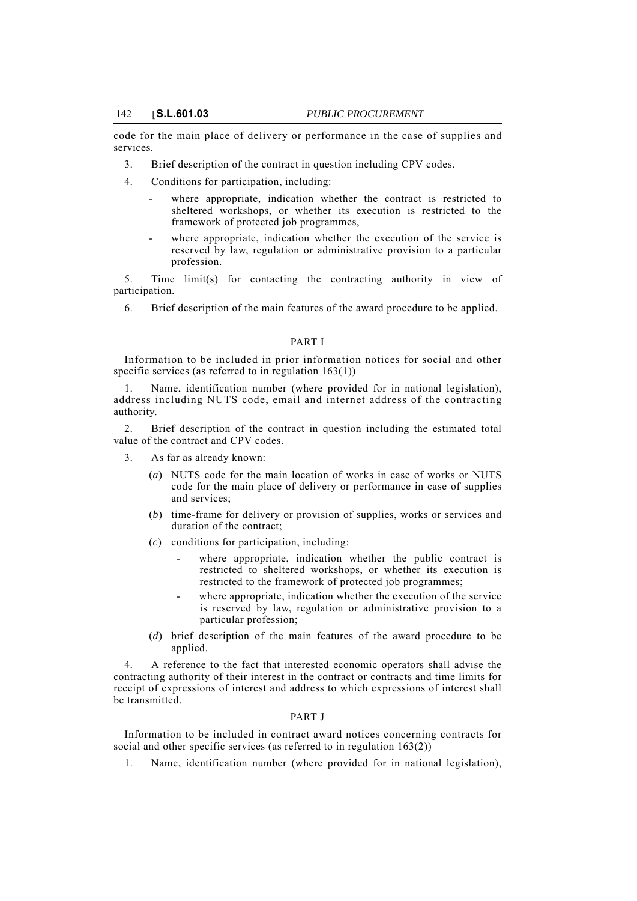code for the main place of delivery or performance in the case of supplies and services.

3. Brief description of the contract in question including CPV codes.

4. Conditions for participation, including:

- where appropriate, indication whether the contract is restricted to sheltered workshops, or whether its execution is restricted to the framework of protected job programmes,
- where appropriate, indication whether the execution of the service is reserved by law, regulation or administrative provision to a particular profession.

5. Time limit(s) for contacting the contracting authority in view of participation.

6. Brief description of the main features of the award procedure to be applied.

## PART I

Information to be included in prior information notices for social and other specific services (as referred to in regulation 163(1))

1. Name, identification number (where provided for in national legislation), address including NUTS code, email and internet address of the contracting authority.

2. Brief description of the contract in question including the estimated total value of the contract and CPV codes.

3. As far as already known:

(*a*) NUTS code for the main location of works in case of works or NUTS code for the main place of delivery or performance in case of supplies and services;

(*b*) time-frame for delivery or provision of supplies, works or services and duration of the contract;

(*c*) conditions for participation, including:

- where appropriate, indication whether the public contract is restricted to sheltered workshops, or whether its execution is restricted to the framework of protected job programmes;
- where appropriate, indication whether the execution of the service is reserved by law, regulation or administrative provision to a particular profession;

(*d*) brief description of the main features of the award procedure to be applied.

4. A reference to the fact that interested economic operators shall advise the contracting authority of their interest in the contract or contracts and time limits for receipt of expressions of interest and address to which expressions of interest shall be transmitted.

## PART J

Information to be included in contract award notices concerning contracts for social and other specific services (as referred to in regulation 163(2))

1. Name, identification number (where provided for in national legislation),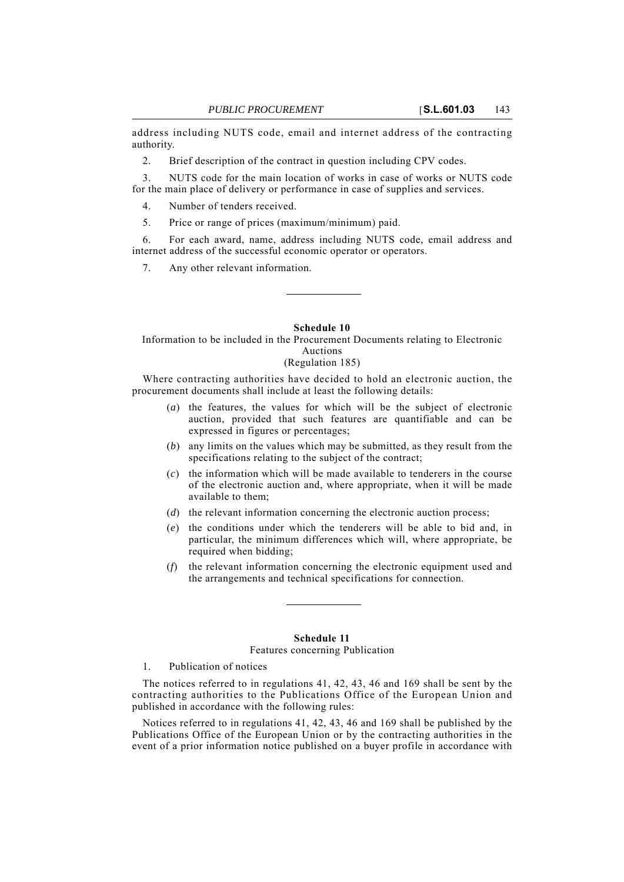address including NUTS code, email and internet address of the contracting authority.

2. Brief description of the contract in question including CPV codes.

3. NUTS code for the main location of works in case of works or NUTS code for the main place of delivery or performance in case of supplies and services.

4. Number of tenders received.

5. Price or range of prices (maximum/minimum) paid.

6. For each award, name, address including NUTS code, email address and internet address of the successful economic operator or operators.

7. Any other relevant information.

---

## Schedule 10

Information to be included in the Procurement Documents relating to Electronic Auctions
(Regulation 185)

Where contracting authorities have decided to hold an electronic auction, the procurement documents shall include at least the following details:

(*a*) the features, the values for which will be the subject of electronic auction, provided that such features are quantifiable and can be expressed in figures or percentages;

(*b*) any limits on the values which may be submitted, as they result from the specifications relating to the subject of the contract;

(*c*) the information which will be made available to tenderers in the course of the electronic auction and, where appropriate, when it will be made available to them;

(*d*) the relevant information concerning the electronic auction process;

(*e*) the conditions under which the tenderers will be able to bid and, in particular, the minimum differences which will, where appropriate, be required when bidding;

(*f*) the relevant information concerning the electronic equipment used and the arrangements and technical specifications for connection.

---

## Schedule 11

Features concerning Publication

1. Publication of notices

The notices referred to in regulations 41, 42, 43, 46 and 169 shall be sent by the contracting authorities to the Publications Office of the European Union and published in accordance with the following rules:

Notices referred to in regulations 41, 42, 43, 46 and 169 shall be published by the Publications Office of the European Union or by the contracting authorities in the event of a prior information notice published on a buyer profile in accordance with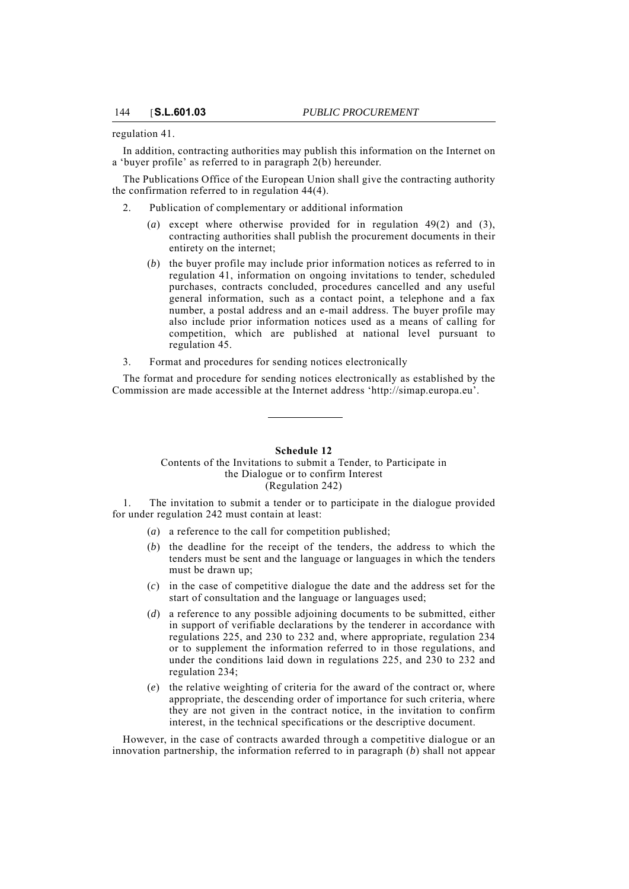regulation 41.

In addition, contracting authorities may publish this information on the Internet on a 'buyer profile' as referred to in paragraph 2(b) hereunder.

The Publications Office of the European Union shall give the contracting authority the confirmation referred to in regulation 44(4).

2. Publication of complementary or additional information

(*a*) except where otherwise provided for in regulation 49(2) and (3), contracting authorities shall publish the procurement documents in their entirety on the internet;

(*b*) the buyer profile may include prior information notices as referred to in regulation 41, information on ongoing invitations to tender, scheduled purchases, contracts concluded, procedures cancelled and any useful general information, such as a contact point, a telephone and a fax number, a postal address and an e-mail address. The buyer profile may also include prior information notices used as a means of calling for competition, which are published at national level pursuant to regulation 45.

3. Format and procedures for sending notices electronically

The format and procedure for sending notices electronically as established by the Commission are made accessible at the Internet address 'http://simap.europa.eu'.

---

**Schedule 12**

Contents of the Invitations to submit a Tender, to Participate in the Dialogue or to confirm Interest
(Regulation 242)

1. The invitation to submit a tender or to participate in the dialogue provided for under regulation 242 must contain at least:

(*a*) a reference to the call for competition published;

(*b*) the deadline for the receipt of the tenders, the address to which the tenders must be sent and the language or languages in which the tenders must be drawn up;

(*c*) in the case of competitive dialogue the date and the address set for the start of consultation and the language or languages used;

(*d*) a reference to any possible adjoining documents to be submitted, either in support of verifiable declarations by the tenderer in accordance with regulations 225, and 230 to 232 and, where appropriate, regulation 234 or to supplement the information referred to in those regulations, and under the conditions laid down in regulations 225, and 230 to 232 and regulation 234;

(*e*) the relative weighting of criteria for the award of the contract or, where appropriate, the descending order of importance for such criteria, where they are not given in the contract notice, in the invitation to confirm interest, in the technical specifications or the descriptive document.

However, in the case of contracts awarded through a competitive dialogue or an innovation partnership, the information referred to in paragraph (*b*) shall not appear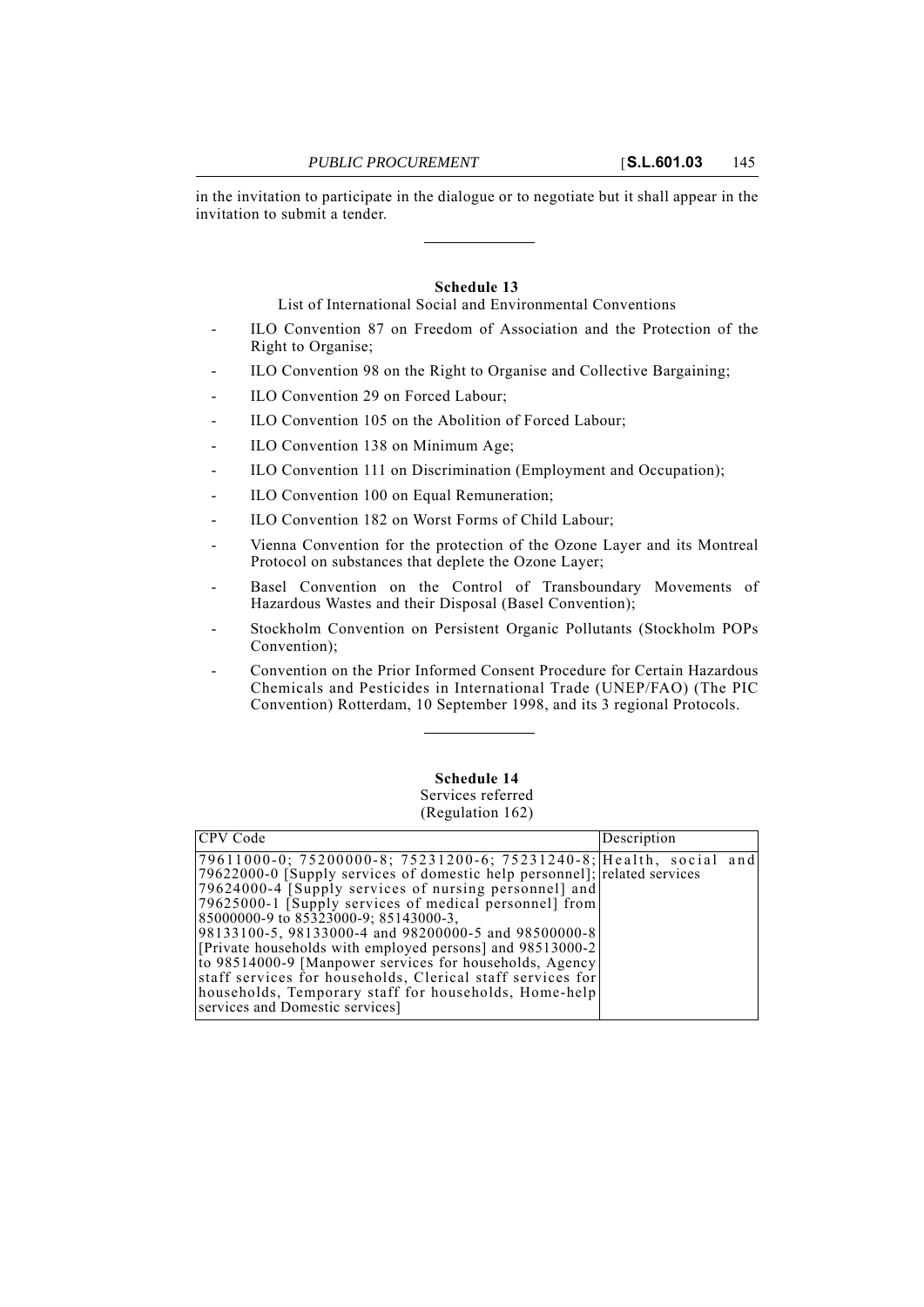in the invitation to participate in the dialogue or to negotiate but it shall appear in the invitation to submit a tender.

---

**Schedule 13**

List of International Social and Environmental Conventions

- ILO Convention 87 on Freedom of Association and the Protection of the Right to Organise;
- ILO Convention 98 on the Right to Organise and Collective Bargaining;
- ILO Convention 29 on Forced Labour;
- ILO Convention 105 on the Abolition of Forced Labour;
- ILO Convention 138 on Minimum Age;
- ILO Convention 111 on Discrimination (Employment and Occupation);
- ILO Convention 100 on Equal Remuneration;
- ILO Convention 182 on Worst Forms of Child Labour;
- Vienna Convention for the protection of the Ozone Layer and its Montreal Protocol on substances that deplete the Ozone Layer;
- Basel Convention on the Control of Transboundary Movements of Hazardous Wastes and their Disposal (Basel Convention);
- Stockholm Convention on Persistent Organic Pollutants (Stockholm POPs Convention);
- Convention on the Prior Informed Consent Procedure for Certain Hazardous Chemicals and Pesticides in International Trade (UNEP/FAO) (The PIC Convention) Rotterdam, 10 September 1998, and its 3 regional Protocols.

---

**Schedule 14**

Services referred

(Regulation 162)

| CPV Code | Description |
|---|---|
| 79611000-0; 75200000-8; 75231200-6; 75231240-8; 79622000-0 [Supply services of domestic help personnel]; 79624000-4 [Supply services of nursing personnel] and 79625000-1 [Supply services of medical personnel] from 85000000-9 to 85323000-9; 85143000-3, 98133100-5, 98133000-4 and 98200000-5 and 98500000-8 [Private households with employed persons] and 98513000-2 to 98514000-9 [Manpower services for households, Agency staff services for households, Clerical staff services for households, Temporary staff for households, Home-help services and Domestic services] | Health, social and related services |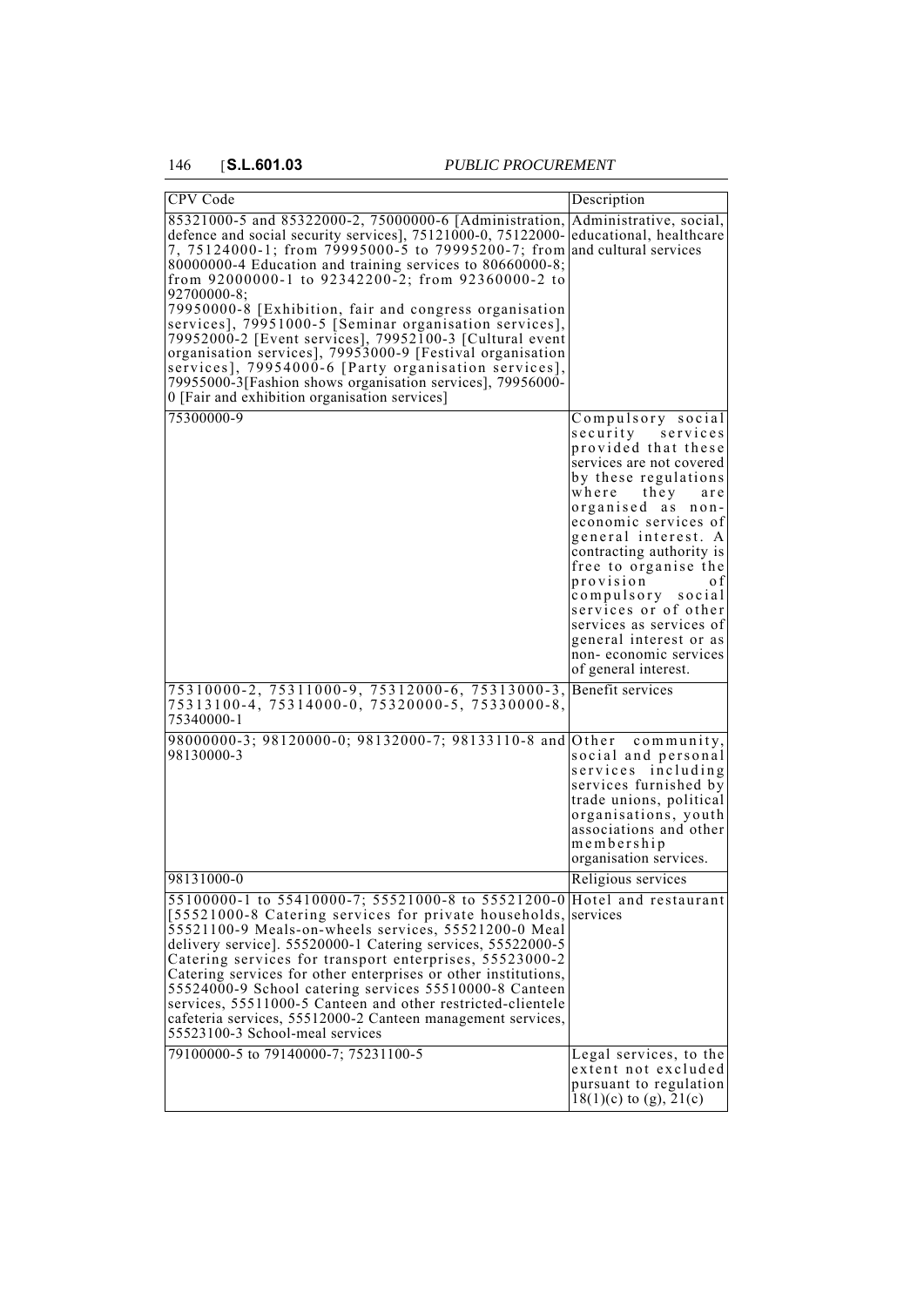| CPV Code | Description |
| --- | --- |
| 85321000-5 and 85322000-2, 75000000-6 [Administration, defence and social security services], 75121000-0, 75122000-7, 75124000-1; from 79995000-5 to 79995200-7; from 80000000-4 Education and training services to 80660000-8; from 92000000-1 to 92342200-2; from 92360000-2 to 92700000-8;<br>79950000-8 [Exhibition, fair and congress organisation services], 79951000-5 [Seminar organisation services], 79952000-2 [Event services], 79952100-3 [Cultural event organisation services], 79953000-9 [Festival organisation services], 79954000-6 [Party organisation services], 79955000-3[Fashion shows organisation services], 79956000-0 [Fair and exhibition organisation services] | Administrative, social, educational, healthcare and cultural services |
| 75300000-9 | Compulsory social security services provided that these services are not covered by these regulations where they are organised as non-economic services of general interest. A contracting authority is free to organise the provision of compulsory social services or of other services as services of general interest or as non- economic services of general interest. |
| 75310000-2, 75311000-9, 75312000-6, 75313000-3, 75313100-4, 75314000-0, 75320000-5, 75330000-8, 75340000-1 | Benefit services |
| 98000000-3; 98120000-0; 98132000-7; 98133110-8 and 98130000-3 | Other community, social and personal services including services furnished by trade unions, political organisations, youth associations and other membership organisation services. |
| 98131000-0 | Religious services |
| 55100000-1 to 55410000-7; 55521000-8 to 55521200-0 [55521000-8 Catering services for private households, 55521100-9 Meals-on-wheels services, 55521200-0 Meal delivery service]. 55520000-1 Catering services, 55522000-5 Catering services for transport enterprises, 55523000-2 Catering services for other enterprises or other institutions, 55524000-9 School catering services 55510000-8 Canteen services, 55511000-5 Canteen and other restricted-clientele cafeteria services, 55512000-2 Canteen management services, 55523100-3 School-meal services | Hotel and restaurant services |
| 79100000-5 to 79140000-7; 75231100-5 | Legal services, to the extent not excluded pursuant to regulation 18(1)(c) to (g), 21(c) |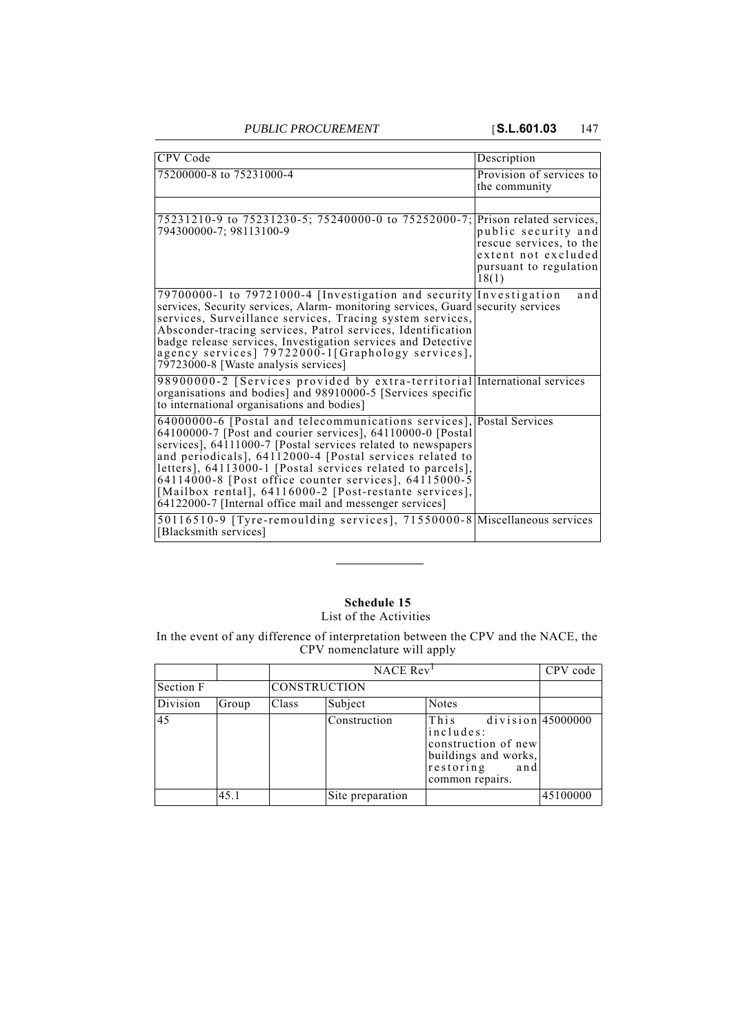| CPV Code | Description |
|---|---|
| 75200000-8 to 75231000-4 | Provision of services to the community |
| | |
| 75231210-9 to 75231230-5; 75240000-0 to 75252000-7; 794300000-7; 98113100-9 | Prison related services, public security and rescue services, to the extent not excluded pursuant to regulation 18(1) |
| 79700000-1 to 79721000-4 [Investigation and security services, Security services, Alarm- monitoring services, Guard services, Surveillance services, Tracing system services, Absconder-tracing services, Patrol services, Identification badge release services, Investigation services and Detective agency services] 79722000-1[Graphology services], 79723000-8 [Waste analysis services] | Investigation and security services |
| 98900000-2 [Services provided by extra-territorial organisations and bodies] and 98910000-5 [Services specific to international organisations and bodies] | International services |
| 64000000-6 [Postal and telecommunications services], 64100000-7 [Post and courier services], 64110000-0 [Postal services], 64111000-7 [Postal services related to newspapers and periodicals], 64112000-4 [Postal services related to letters], 64113000-1 [Postal services related to parcels], 64114000-8 [Post office counter services], 64115000-5 [Mailbox rental], 64116000-2 [Post-restante services], 64122000-7 [Internal office mail and messenger services] | Postal Services |
| 50116510-9 [Tyre-remoulding services], 71550000-8 [Blacksmith services] | Miscellaneous services |

## Schedule 15

List of the Activities

In the event of any difference of interpretation between the CPV and the NACE, the CPV nomenclature will apply

| | | NACE Rev[1] | | | CPV code |
|---|---|---|---|---|---|
| Section F | | CONSTRUCTION | | | |
| Division | Group | Class | Subject | Notes | |
| 45 | | | Construction | This division includes: construction of new buildings and works, restoring and common repairs. | 45000000 |
| | 45.1 | | Site preparation | | 45100000 |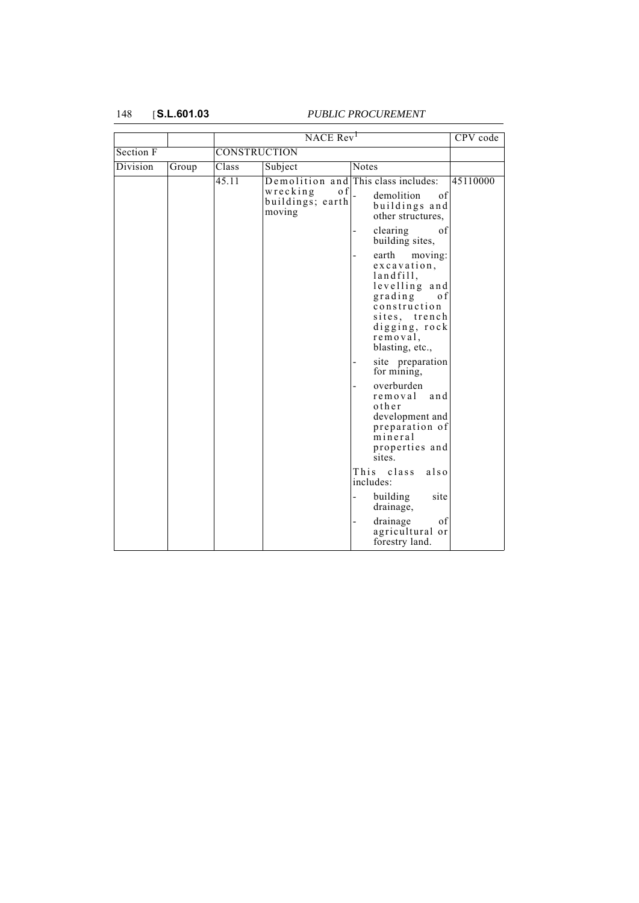|  |  | NACE Rev[1] |  |  | CPV code |
|---|---|---|---|---|---|
| Section F |  | CONSTRUCTION |  |  |  |
| Division | Group | Class | Subject | Notes |  |
|  |  | 45.11 | Demolition and wrecking of buildings; earth moving | This class includes:<br>- demolition of buildings and other structures,<br>- clearing of building sites,<br>- earth moving: excavation, landfill, levelling and grading of construction sites, trench digging, rock removal, blasting, etc.,<br>- site preparation for mining,<br>- overburden removal and other development and preparation of mineral properties and sites.<br>This class also includes:<br>- building site drainage,<br>- drainage of agricultural or forestry land. | 45110000 |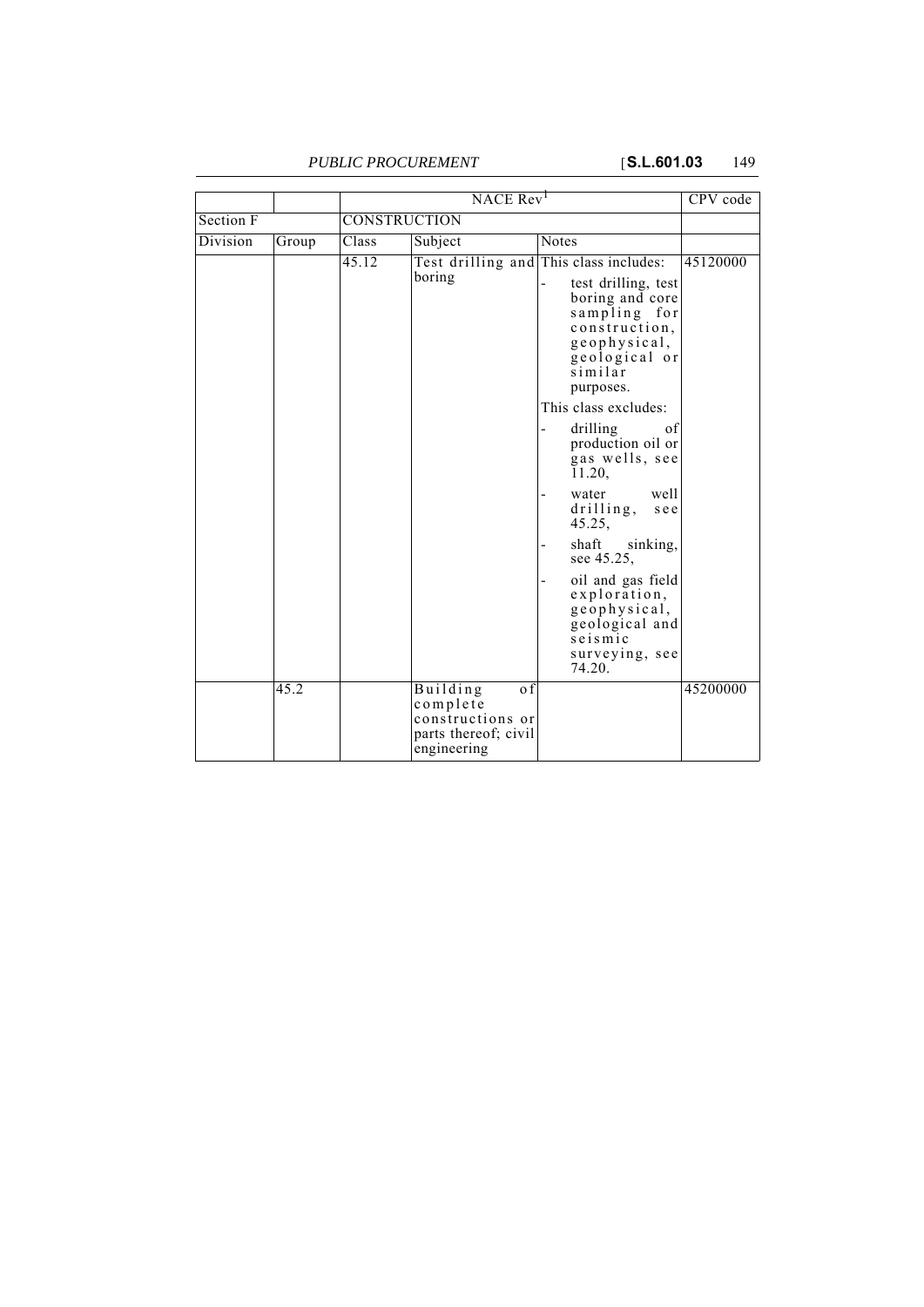| | | NACE Rev[1] | | | CPV code |
|---|---|---|---|---|---|
| Section F | | CONSTRUCTION | | | |
| Division | Group | Class | Subject | Notes | |
| | | 45.12 | Test drilling and boring | This class includes:<br>- test drilling, test boring and core sampling for construction, geophysical, geological or similar purposes.<br>This class excludes:<br>- drilling of production oil or gas wells, see 11.20,<br>- water well drilling, see 45.25,<br>- shaft sinking, see 45.25,<br>- oil and gas field exploration, geophysical, geological and seismic surveying, see 74.20. | 45120000 |
| | 45.2 | | Building of complete constructions or parts thereof; civil engineering | | 45200000 |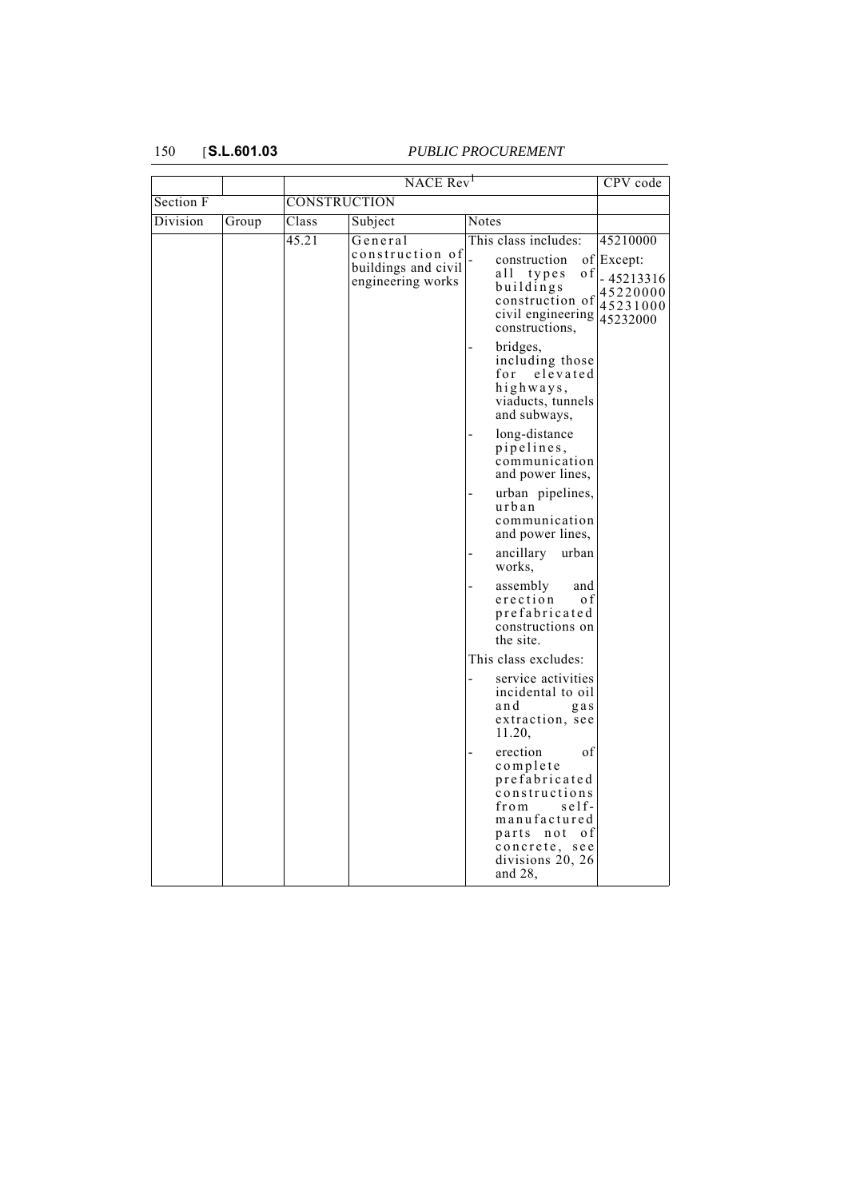| | | NACE Rev[1] | | | CPV code |
|---|---|---|---|---|---|
| Section F | | CONSTRUCTION | | | |
| Division | Group | Class | Subject | Notes | |
| | | 45.21 | General construction of buildings and civil engineering works | This class includes:<br>- construction of all types of buildings construction of civil engineering constructions,<br>- bridges, including those for elevated highways, viaducts, tunnels and subways,<br>- long-distance pipelines, communication and power lines,<br>- urban pipelines, urban communication and power lines,<br>- ancillary urban works,<br>- assembly and erection of prefabricated constructions on the site.<br>This class excludes:<br>- service activities incidental to oil and gas extraction, see 11.20,<br>- erection of complete prefabricated constructions from self-manufactured parts not of concrete, see divisions 20, 26 and 28, | 45210000<br>Except:<br>- 45213316<br>45220000<br>45231000<br>45232000 |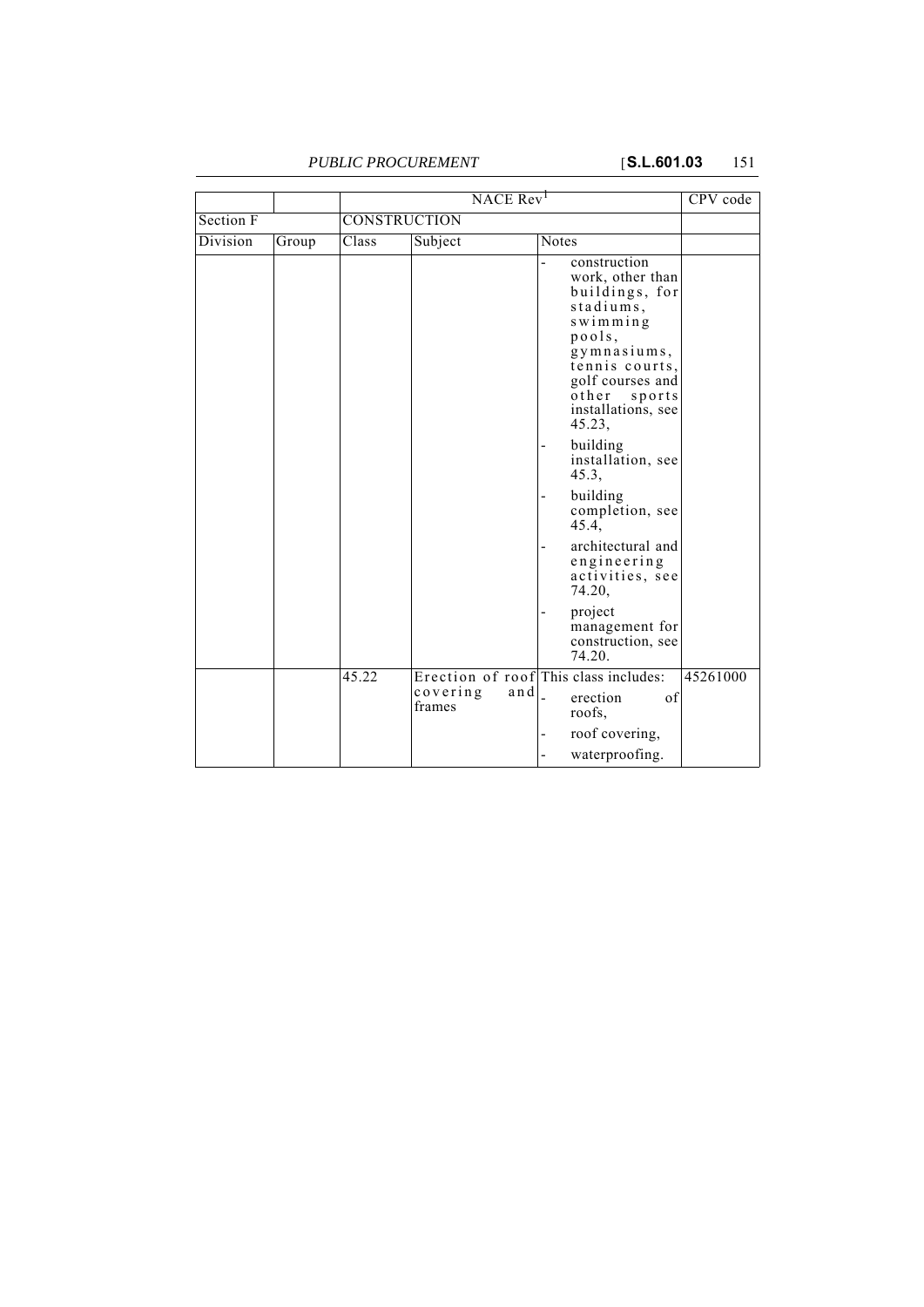| | | NACE Rev[1] | | | CPV code |
|---|---|---|---|---|---|
| Section F | | CONSTRUCTION | | | |
| Division | Group | Class | Subject | Notes | |
| | | | | - construction work, other than buildings, for stadiums, swimming pools, gymnasiums, tennis courts, golf courses and other sports installations, see 45.23,<br>- building installation, see 45.3,<br>- building completion, see 45.4,<br>- architectural and engineering activities, see 74.20,<br>- project management for construction, see 74.20. | |
| | | 45.22 | Erection of roof covering and frames | This class includes:<br>- erection of roofs,<br>- roof covering,<br>- waterproofing. | 45261000 |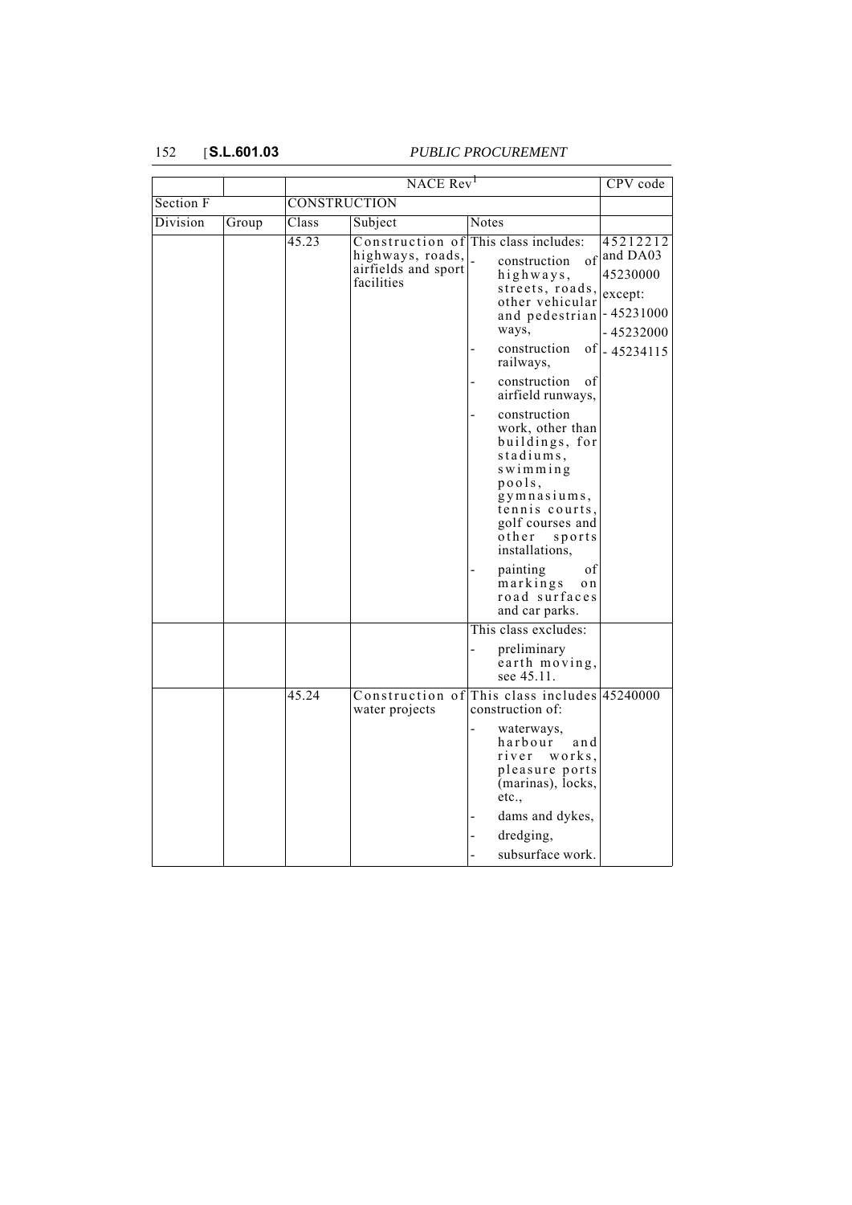| | | NACE Rev[1] | | | CPV code |
|---|---|---|---|---|---|
| Section F | | CONSTRUCTION | | | |
| Division | Group | Class | Subject | Notes | |
| | | 45.23 | Construction of highways, roads, airfields and sport facilities | This class includes:<br>- construction of highways, streets, roads, other vehicular and pedestrian ways,<br>- construction of railways,<br>- construction of airfield runways,<br>- construction work, other than buildings, for stadiums, swimming pools, gymnasiums, tennis courts, golf courses and other sports installations,<br>- painting of markings on road surfaces and car parks. | 45212212 and DA03<br>45230000<br>except:<br>- 45231000<br>- 45232000<br>- 45234115 |
| | | | | This class excludes:<br>- preliminary earth moving, see 45.11. | |
| | | 45.24 | Construction of water projects | This class includes construction of:<br>- waterways, harbour and river works, pleasure ports (marinas), locks, etc.,<br>- dams and dykes,<br>- dredging,<br>- subsurface work. | 45240000 |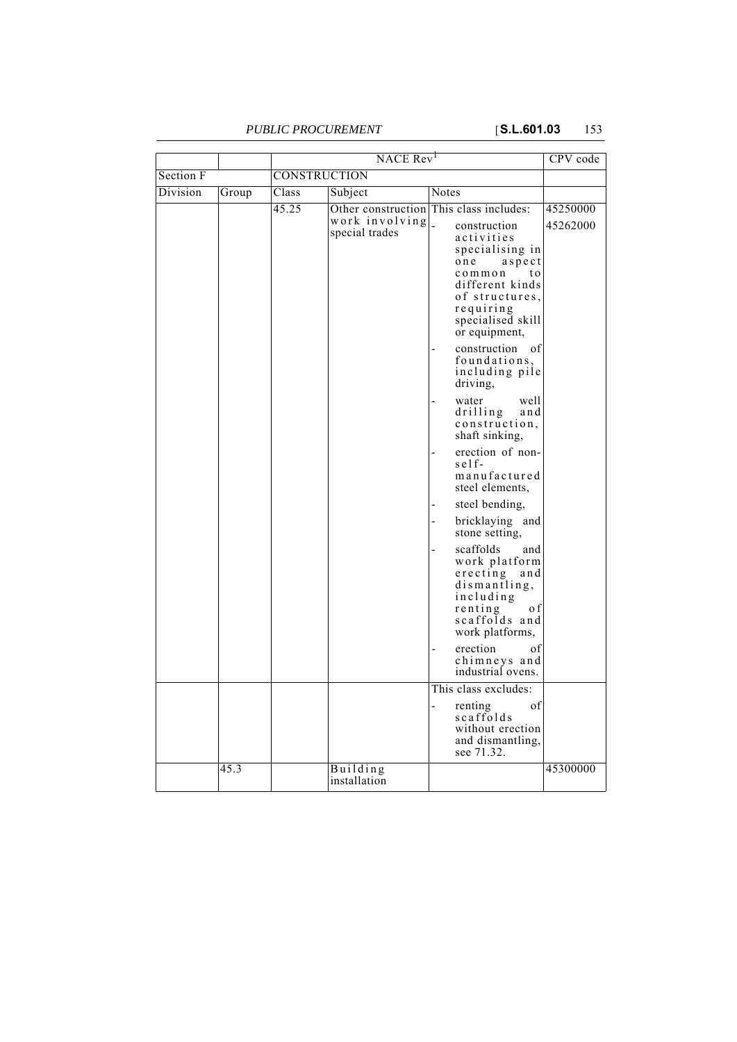| | | NACE Rev[1] | | | CPV code |
|---|---|---|---|---|---|
| Section F | | CONSTRUCTION | | | |
| Division | Group | Class | Subject | Notes | |
| | | 45.25 | Other construction work involving special trades | This class includes:<br>- construction activities specialising in one aspect common to different kinds of structures, requiring specialised skill or equipment,<br>- construction of foundations, including pile driving,<br>- water well drilling and construction, shaft sinking,<br>- erection of non-self-manufactured steel elements,<br>- steel bending,<br>- bricklaying and stone setting,<br>- scaffolds and work platform erecting and dismantling, including renting of scaffolds and work platforms,<br>- erection of chimneys and industrial ovens. | 45250000<br>45262000 |
| | | | | This class excludes:<br>- renting of scaffolds without erection and dismantling, see 71.32. | |
| | 45.3 | | Building installation | | 45300000 |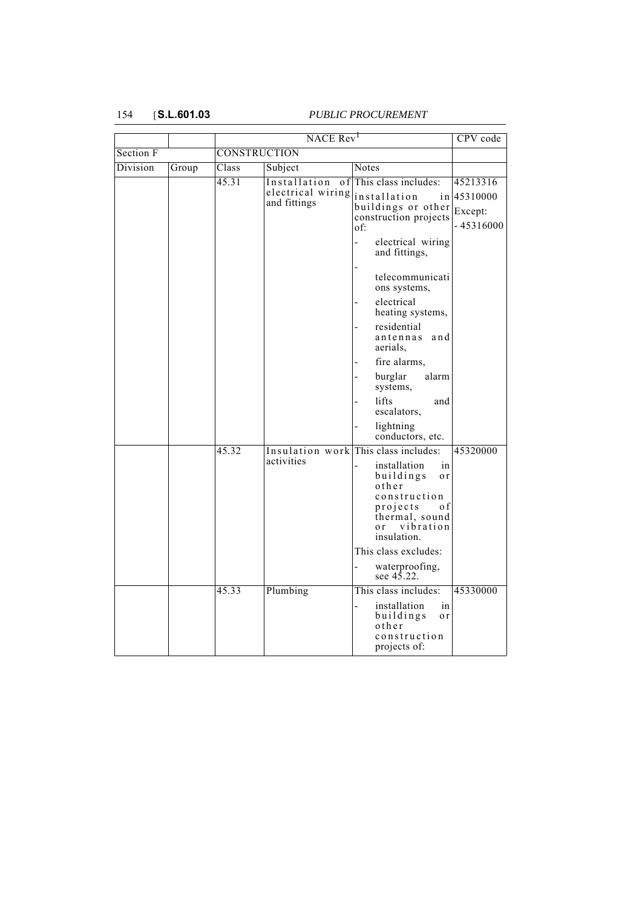| | | NACE Rev[1] | | | CPV code |
|---|---|---|---|---|---|
| Section F | | CONSTRUCTION | | | |
| Division | Group | Class | Subject | Notes | |
| | | 45.31 | Installation of electrical wiring and fittings | This class includes: installation in buildings or other construction projects of: - electrical wiring and fittings, - telecommunications systems, - electrical heating systems, - residential antennas and aerials, - fire alarms, - burglar alarm systems, - lifts and escalators, - lightning conductors, etc. | 45213316 45310000 Except: - 45316000 |
| | | 45.32 | Insulation work activities | This class includes: - installation in buildings or other construction projects of thermal, sound or vibration insulation. This class excludes: - waterproofing, see 45.22. | 45320000 |
| | | 45.33 | Plumbing | This class includes: - installation in buildings or other construction projects of: | 45330000 |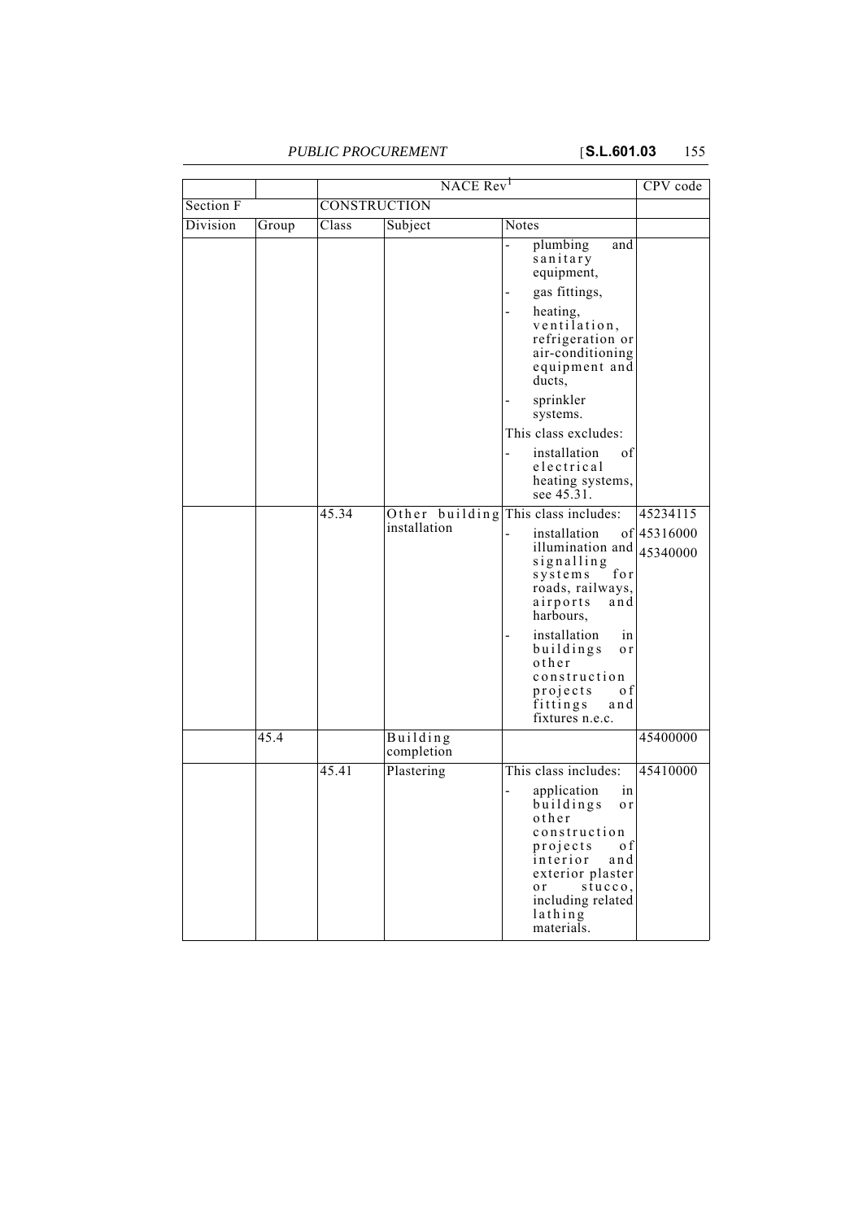| | | NACE Rev[1] | | | CPV code |
|---|---|---|---|---|---|
| Section F | | CONSTRUCTION | | | |
| Division | Group | Class | Subject | Notes | |
| | | | | - plumbing and sanitary equipment,<br>- gas fittings,<br>- heating, ventilation, refrigeration or air-conditioning equipment and ducts,<br>- sprinkler systems.<br>This class excludes:<br>- installation of electrical heating systems, see 45.31. | |
| | | 45.34 | Other building installation | This class includes:<br>- installation of illumination and signalling systems for roads, railways, airports and harbours,<br>- installation in buildings or other construction projects of fittings and fixtures n.e.c. | 45234115<br>45316000<br>45340000 |
| | 45.4 | | Building completion | | 45400000 |
| | | 45.41 | Plastering | This class includes:<br>- application in buildings or other construction projects of interior and exterior plaster or stucco, including related lathing materials. | 45410000 |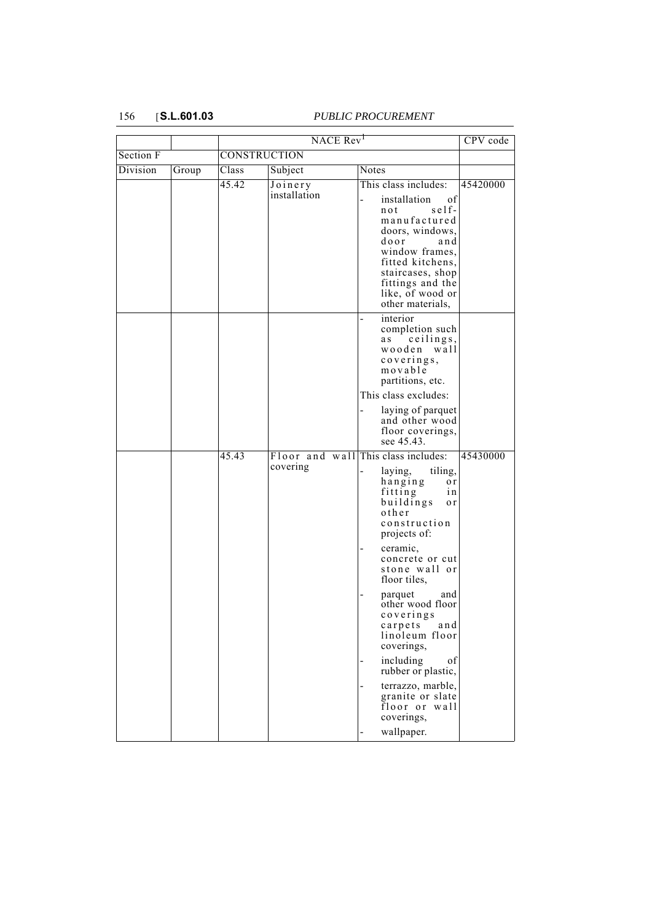| | | NACE Rev[1] | | | CPV code |
|---|---|---|---|---|---|
| Section F | | CONSTRUCTION | | | |
| Division | Group | Class | Subject | Notes | |
| | | 45.42 | Joinery installation | This class includes:<br>- installation of not self-manufactured doors, windows, door and window frames, fitted kitchens, staircases, shop fittings and the like, of wood or other materials, | 45420000 |
| | | | | - interior completion such as ceilings, wooden wall coverings, movable partitions, etc.<br>This class excludes:<br>- laying of parquet and other wood floor coverings, see 45.43. | |
| | | 45.43 | Floor and wall covering | This class includes:<br>- laying, tiling, hanging or fitting in buildings or other construction projects of:<br>- ceramic, concrete or cut stone wall or floor tiles,<br>- parquet and other wood floor coverings carpets and linoleum floor coverings,<br>- including of rubber or plastic,<br>- terrazzo, marble, granite or slate floor or wall coverings,<br>- wallpaper. | 45430000 |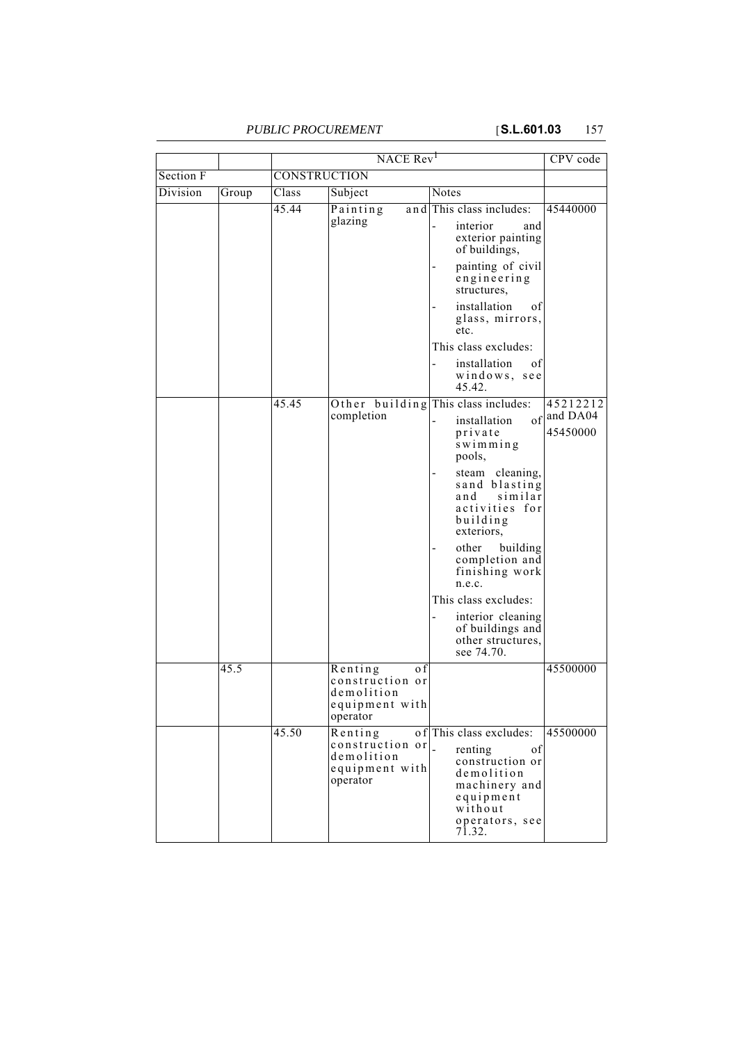| | | NACE Rev[1] | | | CPV code |
|---|---|---|---|---|---|
| Section F | | CONSTRUCTION | | | |
| Division | Group | Class | Subject | Notes | |
| | | 45.44 | Painting and glazing | This class includes:<br>- interior and exterior painting of buildings,<br>- painting of civil engineering structures,<br>- installation of glass, mirrors, etc.<br>This class excludes:<br>- installation of windows, see 45.42. | 45440000 |
| | | 45.45 | Other building completion | This class includes:<br>- installation of private swimming pools,<br>- steam cleaning, sand blasting and similar activities for building exteriors,<br>- other building completion and finishing work n.e.c.<br>This class excludes:<br>- interior cleaning of buildings and other structures, see 74.70. | 45212212 and DA04<br>45450000 |
| | 45.5 | | Renting of construction or demolition equipment with operator | | 45500000 |
| | | 45.50 | Renting of construction or demolition equipment with operator | This class excludes:<br>- renting of construction or demolition machinery and equipment without operators, see 71.32. | 45500000 |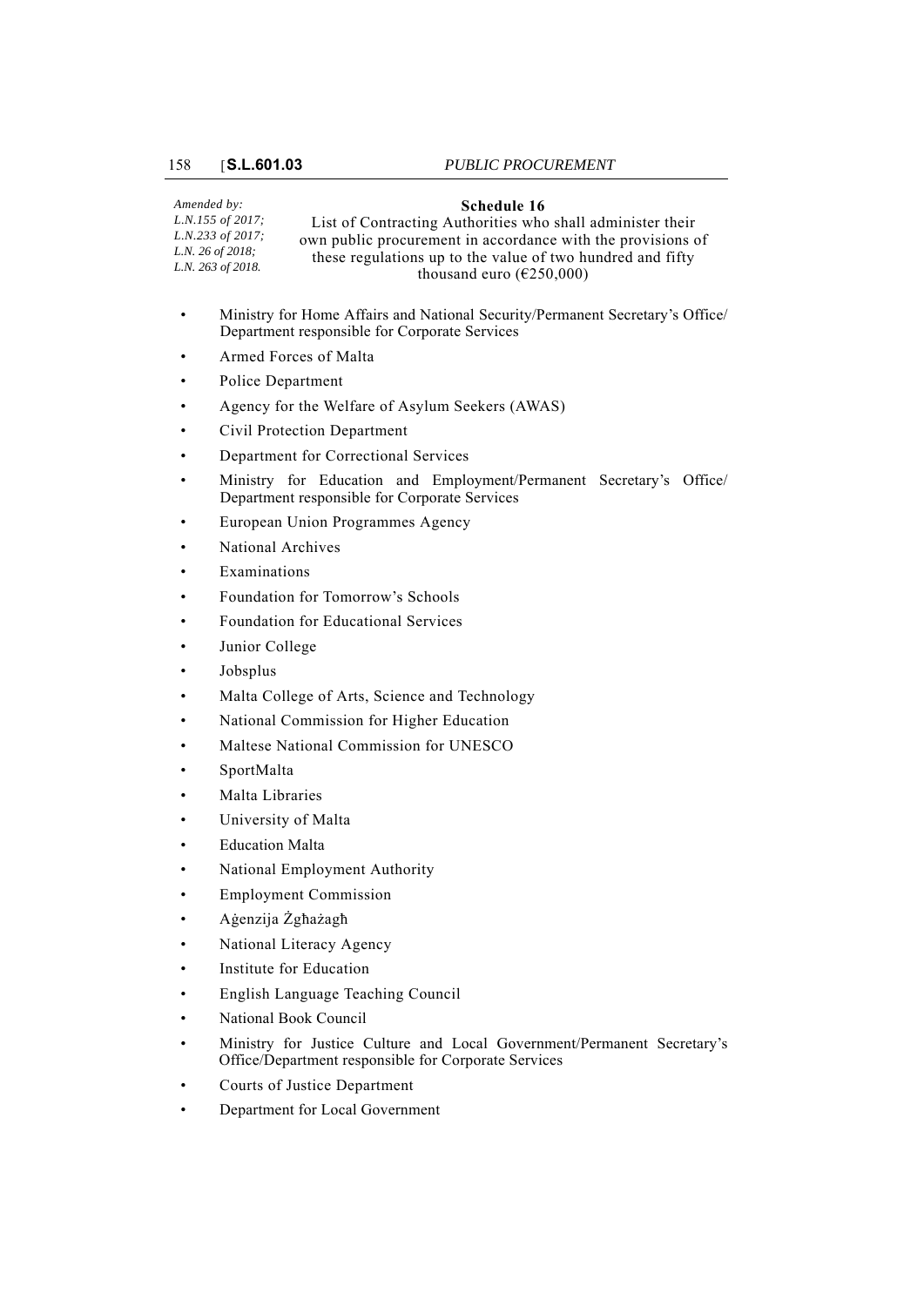*Amended by:*
*L.N.155 of 2017;*
*L.N.233 of 2017;*
*L.N. 26 of 2018;*
*L.N. 263 of 2018.*

## Schedule 16

List of Contracting Authorities who shall administer their own public procurement in accordance with the provisions of these regulations up to the value of two hundred and fifty thousand euro (€250,000)

- Ministry for Home Affairs and National Security/Permanent Secretary's Office/ Department responsible for Corporate Services
- Armed Forces of Malta
- Police Department
- Agency for the Welfare of Asylum Seekers (AWAS)
- Civil Protection Department
- Department for Correctional Services
- Ministry for Education and Employment/Permanent Secretary's Office/ Department responsible for Corporate Services
- European Union Programmes Agency
- National Archives
- Examinations
- Foundation for Tomorrow's Schools
- Foundation for Educational Services
- Junior College
- Jobsplus
- Malta College of Arts, Science and Technology
- National Commission for Higher Education
- Maltese National Commission for UNESCO
- SportMalta
- Malta Libraries
- University of Malta
- Education Malta
- National Employment Authority
- Employment Commission
- Aġenzija Żgħażagħ
- National Literacy Agency
- Institute for Education
- English Language Teaching Council
- National Book Council
- Ministry for Justice Culture and Local Government/Permanent Secretary's Office/Department responsible for Corporate Services
- Courts of Justice Department
- Department for Local Government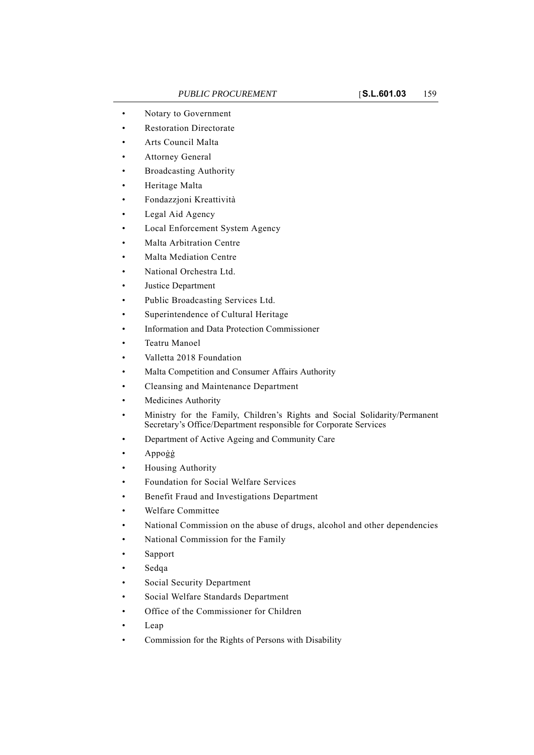- Notary to Government
- Restoration Directorate
- Arts Council Malta
- Attorney General
- Broadcasting Authority
- Heritage Malta
- Fondazzjoni Kreattività
- Legal Aid Agency
- Local Enforcement System Agency
- Malta Arbitration Centre
- Malta Mediation Centre
- National Orchestra Ltd.
- Justice Department
- Public Broadcasting Services Ltd.
- Superintendence of Cultural Heritage
- Information and Data Protection Commissioner
- Teatru Manoel
- Valletta 2018 Foundation
- Malta Competition and Consumer Affairs Authority
- Cleansing and Maintenance Department
- Medicines Authority
- Ministry for the Family, Children's Rights and Social Solidarity/Permanent Secretary's Office/Department responsible for Corporate Services
- Department of Active Ageing and Community Care
- Appoġġ
- Housing Authority
- Foundation for Social Welfare Services
- Benefit Fraud and Investigations Department
- Welfare Committee
- National Commission on the abuse of drugs, alcohol and other dependencies
- National Commission for the Family
- Sapport
- Sedqa
- Social Security Department
- Social Welfare Standards Department
- Office of the Commissioner for Children
- Leap
- Commission for the Rights of Persons with Disability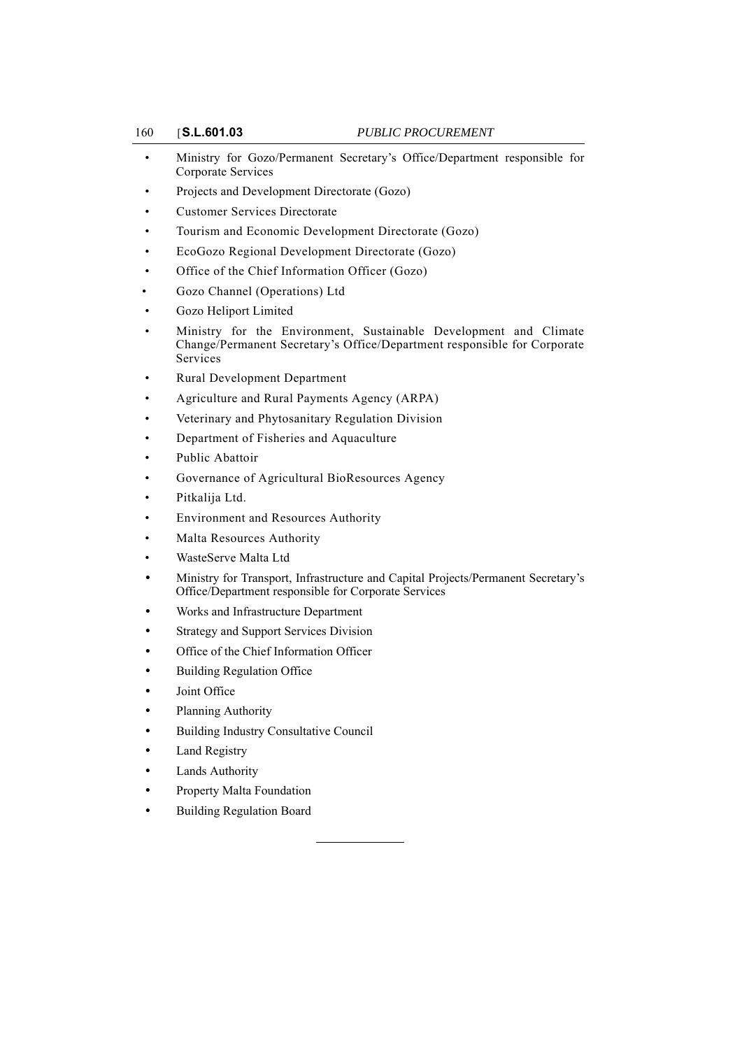- Ministry for Gozo/Permanent Secretary's Office/Department responsible for Corporate Services
- Projects and Development Directorate (Gozo)
- Customer Services Directorate
- Tourism and Economic Development Directorate (Gozo)
- EcoGozo Regional Development Directorate (Gozo)
- Office of the Chief Information Officer (Gozo)
- Gozo Channel (Operations) Ltd
- Gozo Heliport Limited
- Ministry for the Environment, Sustainable Development and Climate Change/Permanent Secretary's Office/Department responsible for Corporate Services
- Rural Development Department
- Agriculture and Rural Payments Agency (ARPA)
- Veterinary and Phytosanitary Regulation Division
- Department of Fisheries and Aquaculture
- Public Abattoir
- Governance of Agricultural BioResources Agency
- Pitkalija Ltd.
- Environment and Resources Authority
- Malta Resources Authority
- WasteServe Malta Ltd
- Ministry for Transport, Infrastructure and Capital Projects/Permanent Secretary's Office/Department responsible for Corporate Services
- Works and Infrastructure Department
- Strategy and Support Services Division
- Office of the Chief Information Officer
- Building Regulation Office
- Joint Office
- Planning Authority
- Building Industry Consultative Council
- Land Registry
- Lands Authority
- Property Malta Foundation
- Building Regulation Board